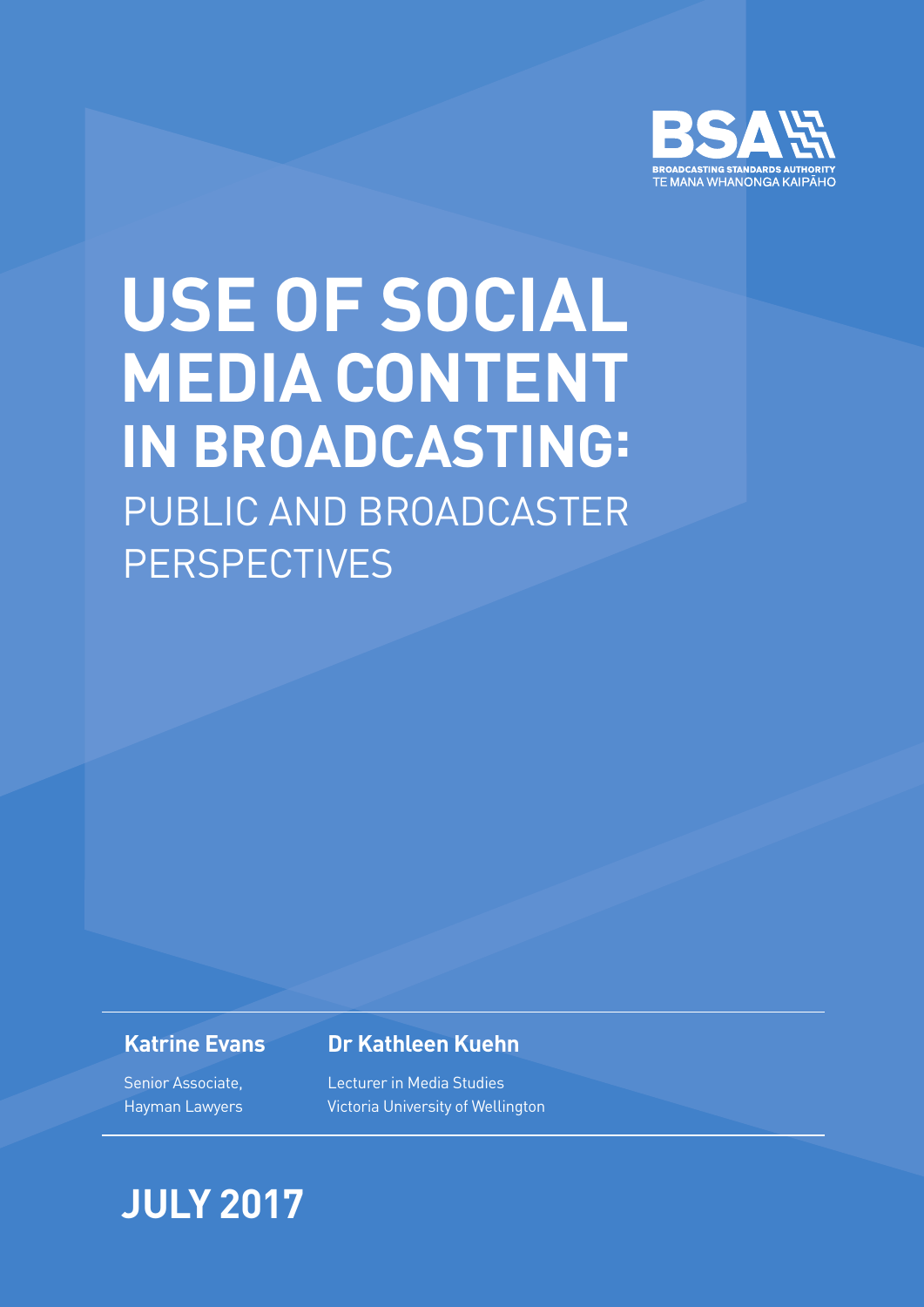BSA

BROADCASTING STANDARDS AUTHORITY
TE MANA WHANONGA KAIPĀHO

# USE OF SOCIAL MEDIA CONTENT IN BROADCASTING:

## PUBLIC AND BROADCASTER PERSPECTIVES

**Katrine Evans**

Senior Associate,
Hayman Lawyers

**Dr Kathleen Kuehn**

Lecturer in Media Studies
Victoria University of Wellington

**JULY 2017**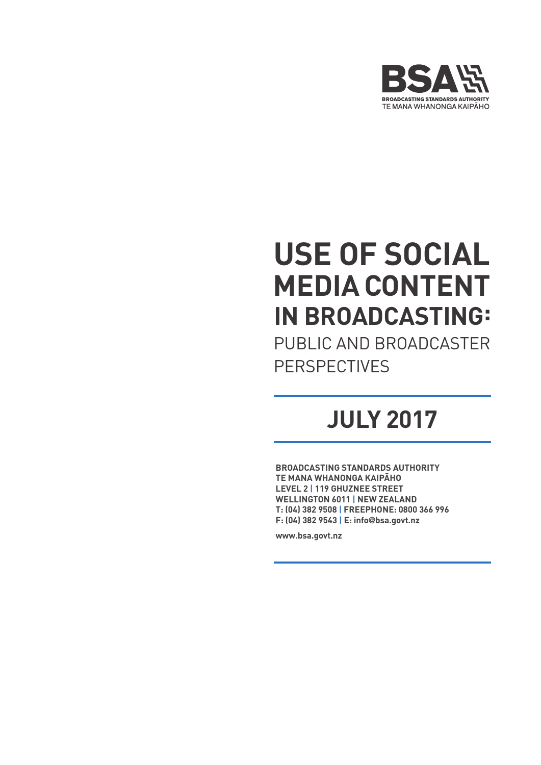BSA

BROADCASTING STANDARDS AUTHORITY
TE MANA WHANONGA KAIPĀHO

# USE OF SOCIAL MEDIA CONTENT IN BROADCASTING:

## PUBLIC AND BROADCASTER PERSPECTIVES

## JULY 2017

**BROADCASTING STANDARDS AUTHORITY**
**TE MANA WHANONGA KAIPĀHO**
**LEVEL 2 | 119 GHUZNEE STREET**
**WELLINGTON 6011 | NEW ZEALAND**
**T: (04) 382 9508 | FREEPHONE: 0800 366 996**
**F: (04) 382 9543 | E: info@bsa.govt.nz**

**www.bsa.govt.nz**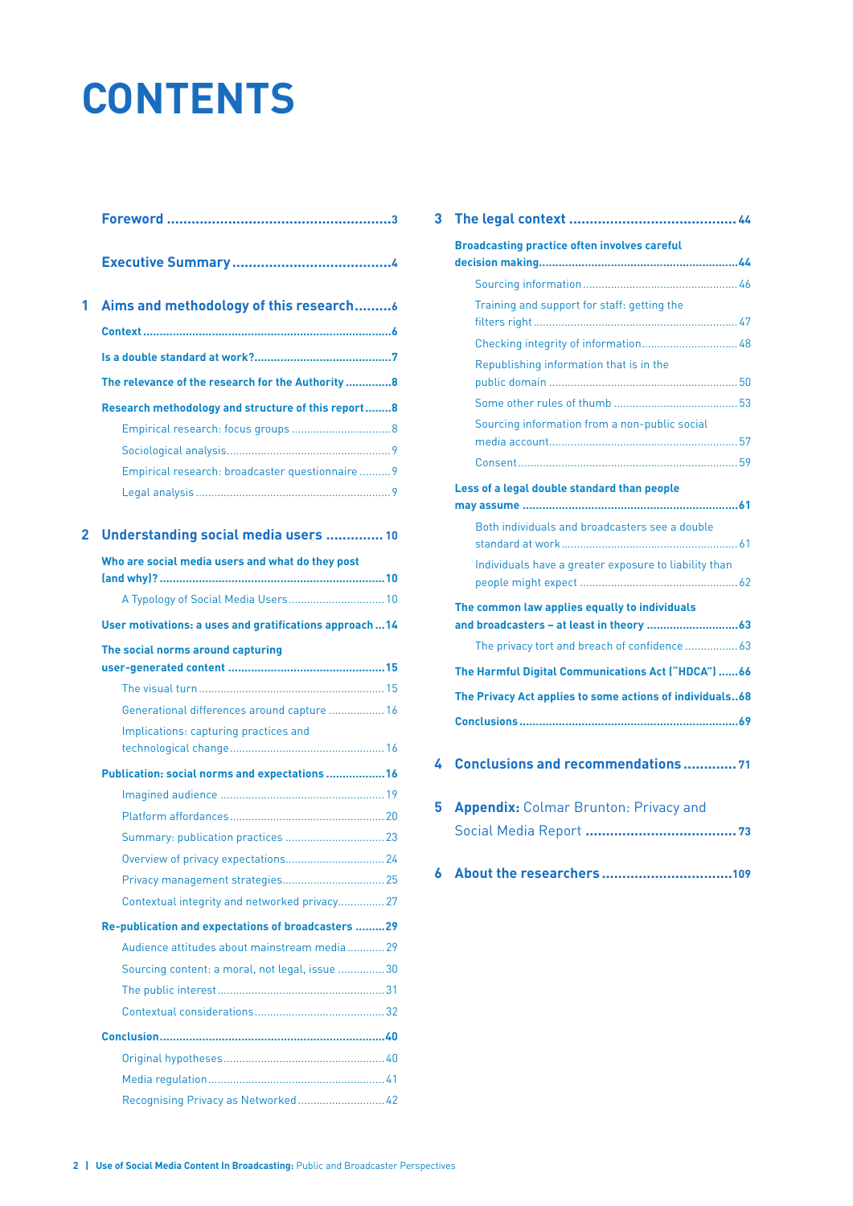# CONTENTS

Foreword ........................................................3

Executive Summary ........................................4

**1 Aims and methodology of this research.........6**

- Context ........................................................6
- Is a double standard at work?...........................7
- The relevance of the research for the Authority ..............8
- Research methodology and structure of this report........8
  - Empirical research: focus groups ................................8
  - Sociological analysis.....................................................9
  - Empirical research: broadcaster questionnaire ..........9
  - Legal analysis ..............................................................9

**2 Understanding social media users .............. 10**

- Who are social media users and what do they post (and why)? ......................................................10
  - A Typology of Social Media Users...............................10
- User motivations: a uses and gratifications approach ...14
- The social norms around capturing user-generated content ...............................................15
  - The visual turn ............................................................15
  - Generational differences around capture ..................16
  - Implications: capturing practices and technological change...................................................16
- Publication: social norms and expectations ..................16
  - Imagined audience .....................................................19
  - Platform affordances...................................................20
  - Summary: publication practices ................................23
  - Overview of privacy expectations................................24
  - Privacy management strategies..................................25
  - Contextual integrity and networked privacy...............27
- Re-publication and expectations of broadcasters .........29
  - Audience attitudes about mainstream media ............29
  - Sourcing content: a moral, not legal, issue ...............30
  - The public interest......................................................31
  - Contextual considerations..........................................32
- Conclusion.....................................................................40
  - Original hypotheses ....................................................40
  - Media regulation.........................................................41
  - Recognising Privacy as Networked ............................42

**3 The legal context .........................................44**

- Broadcasting practice often involves careful decision making...........................................................44
  - Sourcing information ..................................................46
  - Training and support for staff: getting the filters right .................................................................47
  - Checking integrity of information...............................48
  - Republishing information that is in the public domain ............................................................50
  - Some other rules of thumb ........................................53
  - Sourcing information from a non-public social media account.............................................................57
  - Consent.......................................................................59
- Less of a legal double standard than people may assume .................................................................61
  - Both individuals and broadcasters see a double standard at work........................................................61
  - Individuals have a greater exposure to liability than people might expect ..................................................62
- The common law applies equally to individuals and broadcasters – at least in theory ............................63
  - The privacy tort and breach of confidence .................63
- The Harmful Digital Communications Act ("HDCA") ......66
- The Privacy Act applies to some actions of individuals..68
- Conclusions ...................................................................69

**4 Conclusions and recommendations ............. 71**

**5 Appendix:** Colmar Brunton: Privacy and Social Media Report ..................................... 73

**6 About the researchers ................................109**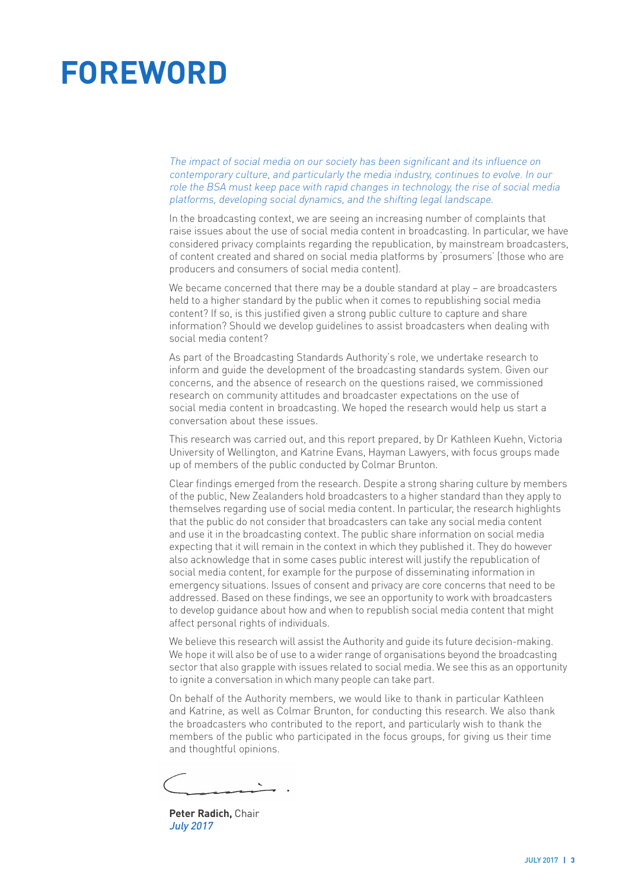# FOREWORD

*The impact of social media on our society has been significant and its influence on contemporary culture, and particularly the media industry, continues to evolve. In our role the BSA must keep pace with rapid changes in technology, the rise of social media platforms, developing social dynamics, and the shifting legal landscape.*

In the broadcasting context, we are seeing an increasing number of complaints that raise issues about the use of social media content in broadcasting. In particular, we have considered privacy complaints regarding the republication, by mainstream broadcasters, of content created and shared on social media platforms by 'prosumers' (those who are producers and consumers of social media content).

We became concerned that there may be a double standard at play – are broadcasters held to a higher standard by the public when it comes to republishing social media content? If so, is this justified given a strong public culture to capture and share information? Should we develop guidelines to assist broadcasters when dealing with social media content?

As part of the Broadcasting Standards Authority's role, we undertake research to inform and guide the development of the broadcasting standards system. Given our concerns, and the absence of research on the questions raised, we commissioned research on community attitudes and broadcaster expectations on the use of social media content in broadcasting. We hoped the research would help us start a conversation about these issues.

This research was carried out, and this report prepared, by Dr Kathleen Kuehn, Victoria University of Wellington, and Katrine Evans, Hayman Lawyers, with focus groups made up of members of the public conducted by Colmar Brunton.

Clear findings emerged from the research. Despite a strong sharing culture by members of the public, New Zealanders hold broadcasters to a higher standard than they apply to themselves regarding use of social media content. In particular, the research highlights that the public do not consider that broadcasters can take any social media content and use it in the broadcasting context. The public share information on social media expecting that it will remain in the context in which they published it. They do however also acknowledge that in some cases public interest will justify the republication of social media content, for example for the purpose of disseminating information in emergency situations. Issues of consent and privacy are core concerns that need to be addressed. Based on these findings, we see an opportunity to work with broadcasters to develop guidance about how and when to republish social media content that might affect personal rights of individuals.

We believe this research will assist the Authority and guide its future decision-making. We hope it will also be of use to a wider range of organisations beyond the broadcasting sector that also grapple with issues related to social media. We see this as an opportunity to ignite a conversation in which many people can take part.

On behalf of the Authority members, we would like to thank in particular Kathleen and Katrine, as well as Colmar Brunton, for conducting this research. We also thank the broadcasters who contributed to the report, and particularly wish to thank the members of the public who participated in the focus groups, for giving us their time and thoughtful opinions.

**Peter Radich,** Chair
*July 2017*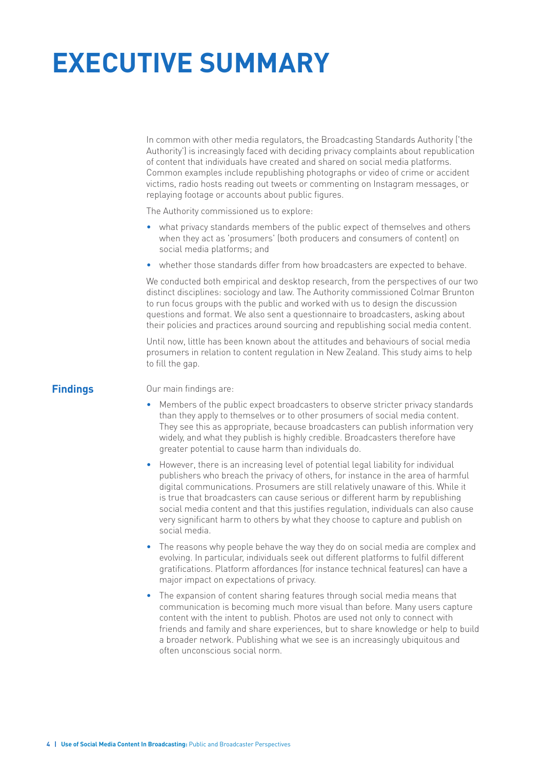# EXECUTIVE SUMMARY

In common with other media regulators, the Broadcasting Standards Authority ('the Authority') is increasingly faced with deciding privacy complaints about republication of content that individuals have created and shared on social media platforms. Common examples include republishing photographs or video of crime or accident victims, radio hosts reading out tweets or commenting on Instagram messages, or replaying footage or accounts about public figures.

The Authority commissioned us to explore:

- what privacy standards members of the public expect of themselves and others when they act as 'prosumers' (both producers and consumers of content) on social media platforms; and
- whether those standards differ from how broadcasters are expected to behave.

We conducted both empirical and desktop research, from the perspectives of our two distinct disciplines: sociology and law. The Authority commissioned Colmar Brunton to run focus groups with the public and worked with us to design the discussion questions and format. We also sent a questionnaire to broadcasters, asking about their policies and practices around sourcing and republishing social media content.

Until now, little has been known about the attitudes and behaviours of social media prosumers in relation to content regulation in New Zealand. This study aims to help to fill the gap.

## Findings

Our main findings are:

- Members of the public expect broadcasters to observe stricter privacy standards than they apply to themselves or to other prosumers of social media content. They see this as appropriate, because broadcasters can publish information very widely, and what they publish is highly credible. Broadcasters therefore have greater potential to cause harm than individuals do.
- However, there is an increasing level of potential legal liability for individual publishers who breach the privacy of others, for instance in the area of harmful digital communications. Prosumers are still relatively unaware of this. While it is true that broadcasters can cause serious or different harm by republishing social media content and that this justifies regulation, individuals can also cause very significant harm to others by what they choose to capture and publish on social media.
- The reasons why people behave the way they do on social media are complex and evolving. In particular, individuals seek out different platforms to fulfil different gratifications. Platform affordances (for instance technical features) can have a major impact on expectations of privacy.
- The expansion of content sharing features through social media means that communication is becoming much more visual than before. Many users capture content with the intent to publish. Photos are used not only to connect with friends and family and share experiences, but to share knowledge or help to build a broader network. Publishing what we see is an increasingly ubiquitous and often unconscious social norm.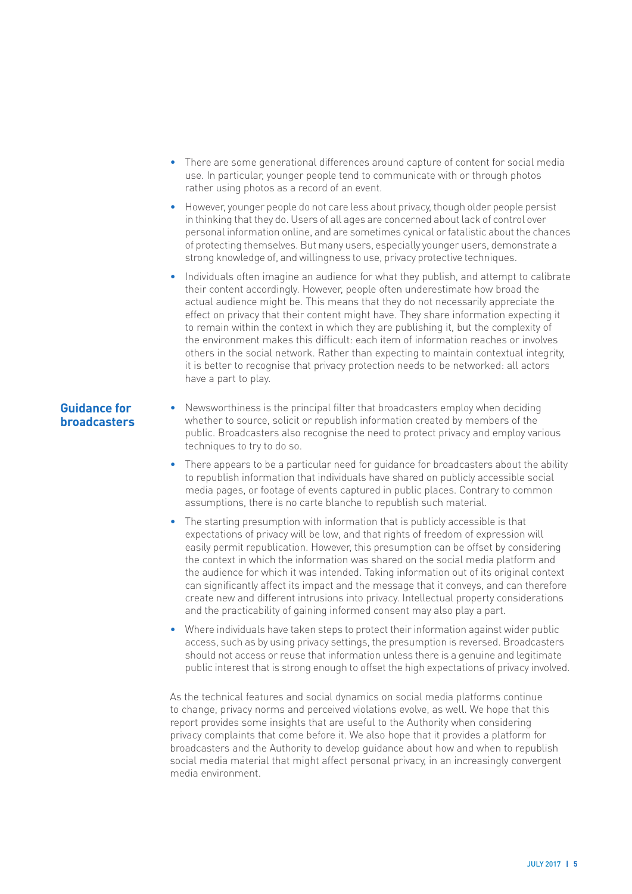- There are some generational differences around capture of content for social media use. In particular, younger people tend to communicate with or through photos rather using photos as a record of an event.
- However, younger people do not care less about privacy, though older people persist in thinking that they do. Users of all ages are concerned about lack of control over personal information online, and are sometimes cynical or fatalistic about the chances of protecting themselves. But many users, especially younger users, demonstrate a strong knowledge of, and willingness to use, privacy protective techniques.
- Individuals often imagine an audience for what they publish, and attempt to calibrate their content accordingly. However, people often underestimate how broad the actual audience might be. This means that they do not necessarily appreciate the effect on privacy that their content might have. They share information expecting it to remain within the context in which they are publishing it, but the complexity of the environment makes this difficult: each item of information reaches or involves others in the social network. Rather than expecting to maintain contextual integrity, it is better to recognise that privacy protection needs to be networked: all actors have a part to play.

## Guidance for broadcasters

- Newsworthiness is the principal filter that broadcasters employ when deciding whether to source, solicit or republish information created by members of the public. Broadcasters also recognise the need to protect privacy and employ various techniques to try to do so.
- There appears to be a particular need for guidance for broadcasters about the ability to republish information that individuals have shared on publicly accessible social media pages, or footage of events captured in public places. Contrary to common assumptions, there is no carte blanche to republish such material.
- The starting presumption with information that is publicly accessible is that expectations of privacy will be low, and that rights of freedom of expression will easily permit republication. However, this presumption can be offset by considering the context in which the information was shared on the social media platform and the audience for which it was intended. Taking information out of its original context can significantly affect its impact and the message that it conveys, and can therefore create new and different intrusions into privacy. Intellectual property considerations and the practicability of gaining informed consent may also play a part.
- Where individuals have taken steps to protect their information against wider public access, such as by using privacy settings, the presumption is reversed. Broadcasters should not access or reuse that information unless there is a genuine and legitimate public interest that is strong enough to offset the high expectations of privacy involved.

As the technical features and social dynamics on social media platforms continue to change, privacy norms and perceived violations evolve, as well. We hope that this report provides some insights that are useful to the Authority when considering privacy complaints that come before it. We also hope that it provides a platform for broadcasters and the Authority to develop guidance about how and when to republish social media material that might affect personal privacy, in an increasingly convergent media environment.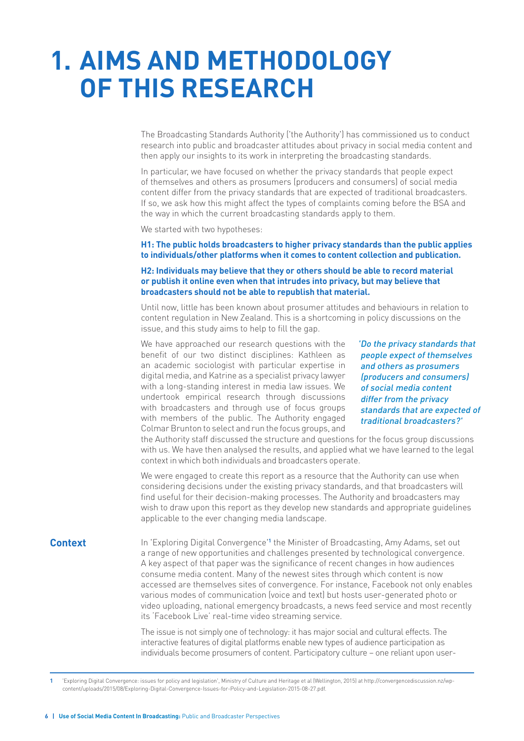# 1. AIMS AND METHODOLOGY OF THIS RESEARCH

The Broadcasting Standards Authority ('the Authority') has commissioned us to conduct research into public and broadcaster attitudes about privacy in social media content and then apply our insights to its work in interpreting the broadcasting standards.

In particular, we have focused on whether the privacy standards that people expect of themselves and others as prosumers (producers and consumers) of social media content differ from the privacy standards that are expected of traditional broadcasters. If so, we ask how this might affect the types of complaints coming before the BSA and the way in which the current broadcasting standards apply to them.

We started with two hypotheses:

**H1: The public holds broadcasters to higher privacy standards than the public applies to individuals/other platforms when it comes to content collection and publication.**

**H2: Individuals may believe that they or others should be able to record material or publish it online even when that intrudes into privacy, but may believe that broadcasters should not be able to republish that material.**

Until now, little has been known about prosumer attitudes and behaviours in relation to content regulation in New Zealand. This is a shortcoming in policy discussions on the issue, and this study aims to help to fill the gap.

We have approached our research questions with the benefit of our two distinct disciplines: Kathleen as an academic sociologist with particular expertise in digital media, and Katrine as a specialist privacy lawyer with a long-standing interest in media law issues. We undertook empirical research through discussions with broadcasters and through use of focus groups with members of the public. The Authority engaged Colmar Brunton to select and run the focus groups, and the Authority staff discussed the structure and questions for the focus group discussions with us. We have then analysed the results, and applied what we have learned to the legal context in which both individuals and broadcasters operate.

*'Do the privacy standards that people expect of themselves and others as prosumers (producers and consumers) of social media content differ from the privacy standards that are expected of traditional broadcasters?'*

We were engaged to create this report as a resource that the Authority can use when considering decisions under the existing privacy standards, and that broadcasters will find useful for their decision-making processes. The Authority and broadcasters may wish to draw upon this report as they develop new standards and appropriate guidelines applicable to the ever changing media landscape.

## Context

In 'Exploring Digital Convergence'[1] the Minister of Broadcasting, Amy Adams, set out a range of new opportunities and challenges presented by technological convergence. A key aspect of that paper was the significance of recent changes in how audiences consume media content. Many of the newest sites through which content is now accessed are themselves sites of convergence. For instance, Facebook not only enables various modes of communication (voice and text) but hosts user-generated photo or video uploading, national emergency broadcasts, a news feed service and most recently its 'Facebook Live' real-time video streaming service.

The issue is not simply one of technology: it has major social and cultural effects. The interactive features of digital platforms enable new types of audience participation as individuals become prosumers of content. Participatory culture – one reliant upon user-

---

1 'Exploring Digital Convergence: issues for policy and legislation', Ministry of Culture and Heritage et al (Wellington, 2015) at http://convergencediscussion.nz/wp-content/uploads/2015/08/Exploring-Digital-Convergence-Issues-for-Policy-and-Legislation-2015-08-27.pdf.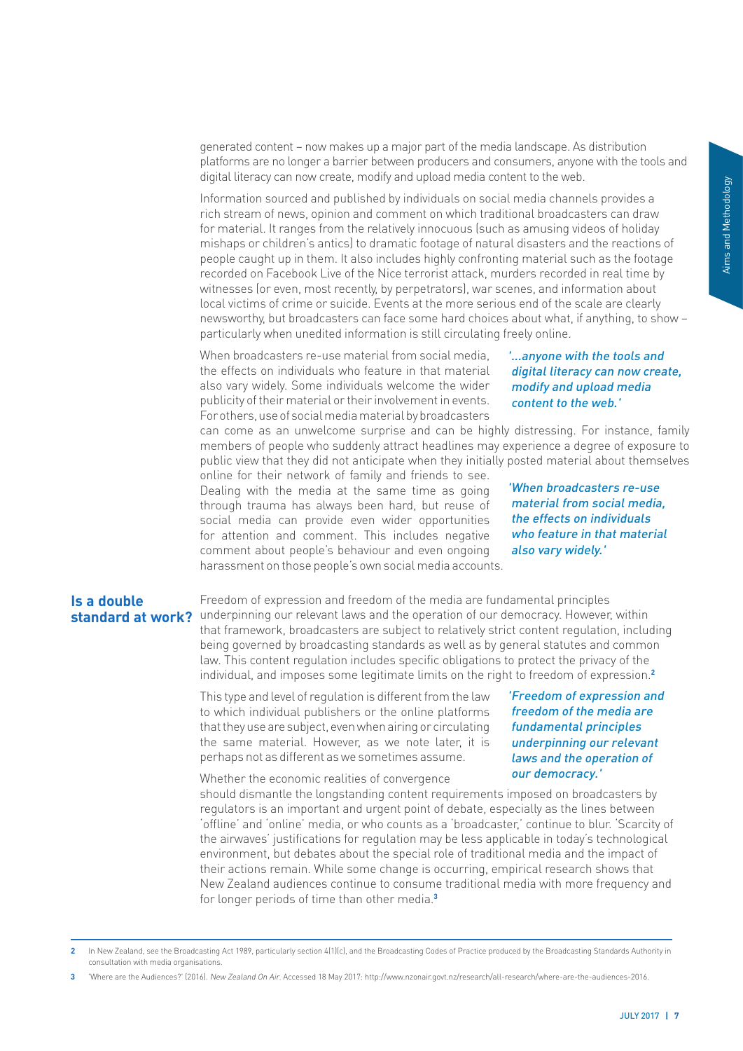generated content – now makes up a major part of the media landscape. As distribution platforms are no longer a barrier between producers and consumers, anyone with the tools and digital literacy can now create, modify and upload media content to the web.

Information sourced and published by individuals on social media channels provides a rich stream of news, opinion and comment on which traditional broadcasters can draw for material. It ranges from the relatively innocuous (such as amusing videos of holiday mishaps or children's antics) to dramatic footage of natural disasters and the reactions of people caught up in them. It also includes highly confronting material such as the footage recorded on Facebook Live of the Nice terrorist attack, murders recorded in real time by witnesses (or even, most recently, by perpetrators), war scenes, and information about local victims of crime or suicide. Events at the more serious end of the scale are clearly newsworthy, but broadcasters can face some hard choices about what, if anything, to show – particularly when unedited information is still circulating freely online.

When broadcasters re-use material from social media, the effects on individuals who feature in that material also vary widely. Some individuals welcome the wider publicity of their material or their involvement in events. For others, use of social media material by broadcasters can come as an unwelcome surprise and can be highly distressing. For instance, family members of people who suddenly attract headlines may experience a degree of exposure to public view that they did not anticipate when they initially posted material about themselves online for their network of family and friends to see. Dealing with the media at the same time as going through trauma has always been hard, but reuse of social media can provide even wider opportunities for attention and comment. This includes negative comment about people's behaviour and even ongoing harassment on those people's own social media accounts.

> *'...anyone with the tools and digital literacy can now create, modify and upload media content to the web.'*

> *'When broadcasters re-use material from social media, the effects on individuals who feature in that material also vary widely.'*

## Is a double standard at work?

Freedom of expression and freedom of the media are fundamental principles underpinning our relevant laws and the operation of our democracy. However, within that framework, broadcasters are subject to relatively strict content regulation, including being governed by broadcasting standards as well as by general statutes and common law. This content regulation includes specific obligations to protect the privacy of the individual, and imposes some legitimate limits on the right to freedom of expression.[2]

This type and level of regulation is different from the law to which individual publishers or the online platforms that they use are subject, even when airing or circulating the same material. However, as we note later, it is perhaps not as different as we sometimes assume.

> *'Freedom of expression and freedom of the media are fundamental principles underpinning our relevant laws and the operation of our democracy.'*

Whether the economic realities of convergence should dismantle the longstanding content requirements imposed on broadcasters by regulators is an important and urgent point of debate, especially as the lines between 'offline' and 'online' media, or who counts as a 'broadcaster,' continue to blur. 'Scarcity of the airwaves' justifications for regulation may be less applicable in today's technological environment, but debates about the special role of traditional media and the impact of their actions remain. While some change is occurring, empirical research shows that New Zealand audiences continue to consume traditional media with more frequency and for longer periods of time than other media.[3]

---

2 In New Zealand, see the Broadcasting Act 1989, particularly section 4(1)(c), and the Broadcasting Codes of Practice produced by the Broadcasting Standards Authority in consultation with media organisations.

3 'Where are the Audiences?' (2016). *New Zealand On Air*. Accessed 18 May 2017: http://www.nzonair.govt.nz/research/all-research/where-are-the-audiences-2016.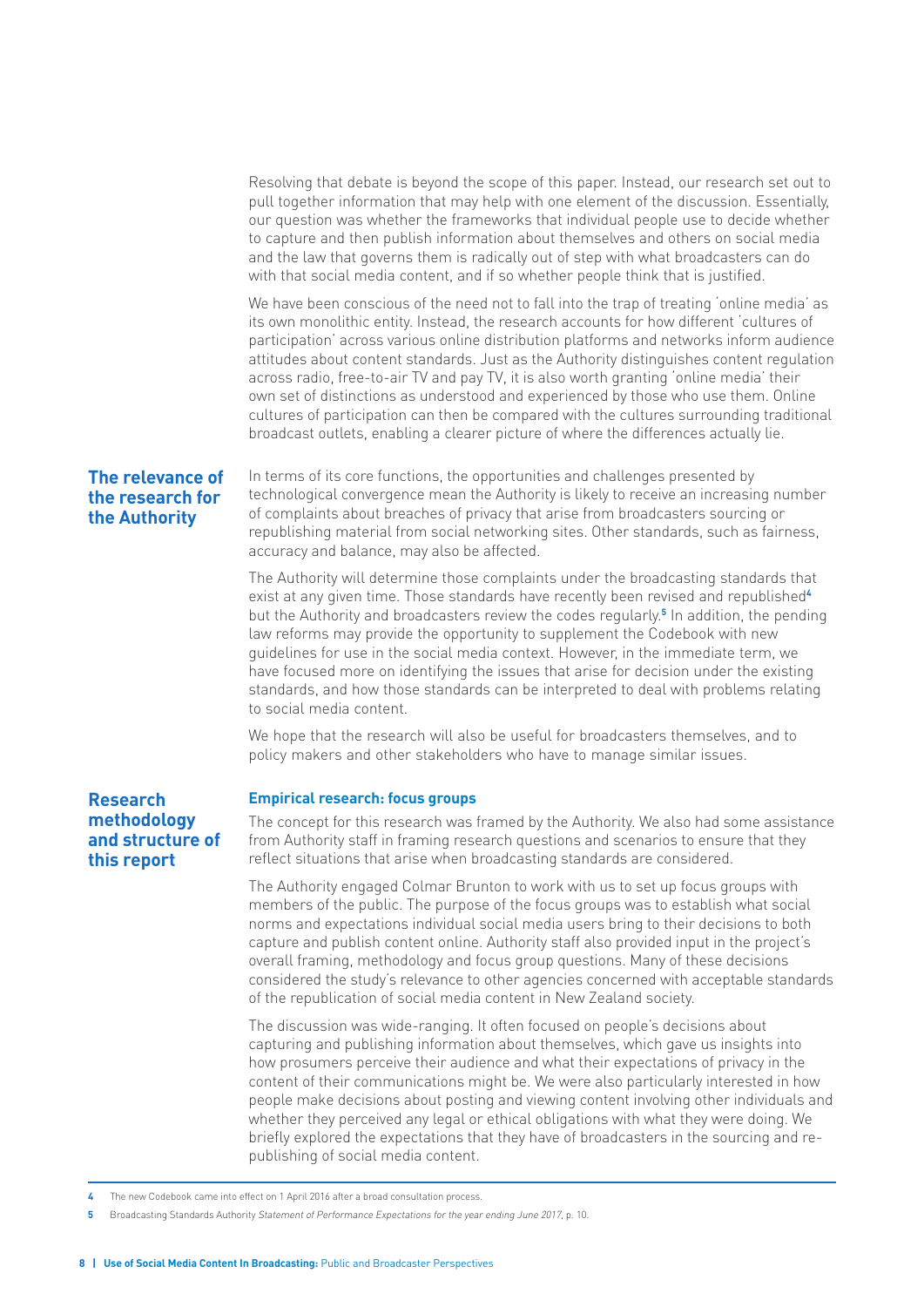Resolving that debate is beyond the scope of this paper. Instead, our research set out to pull together information that may help with one element of the discussion. Essentially, our question was whether the frameworks that individual people use to decide whether to capture and then publish information about themselves and others on social media and the law that governs them is radically out of step with what broadcasters can do with that social media content, and if so whether people think that is justified.

We have been conscious of the need not to fall into the trap of treating 'online media' as its own monolithic entity. Instead, the research accounts for how different 'cultures of participation' across various online distribution platforms and networks inform audience attitudes about content standards. Just as the Authority distinguishes content regulation across radio, free-to-air TV and pay TV, it is also worth granting 'online media' their own set of distinctions as understood and experienced by those who use them. Online cultures of participation can then be compared with the cultures surrounding traditional broadcast outlets, enabling a clearer picture of where the differences actually lie.

## The relevance of the research for the Authority

In terms of its core functions, the opportunities and challenges presented by technological convergence mean the Authority is likely to receive an increasing number of complaints about breaches of privacy that arise from broadcasters sourcing or republishing material from social networking sites. Other standards, such as fairness, accuracy and balance, may also be affected.

The Authority will determine those complaints under the broadcasting standards that exist at any given time. Those standards have recently been revised and republished[4] but the Authority and broadcasters review the codes regularly.[5] In addition, the pending law reforms may provide the opportunity to supplement the Codebook with new guidelines for use in the social media context. However, in the immediate term, we have focused more on identifying the issues that arise for decision under the existing standards, and how those standards can be interpreted to deal with problems relating to social media content.

We hope that the research will also be useful for broadcasters themselves, and to policy makers and other stakeholders who have to manage similar issues.

## Research methodology and structure of this report

### Empirical research: focus groups

The concept for this research was framed by the Authority. We also had some assistance from Authority staff in framing research questions and scenarios to ensure that they reflect situations that arise when broadcasting standards are considered.

The Authority engaged Colmar Brunton to work with us to set up focus groups with members of the public. The purpose of the focus groups was to establish what social norms and expectations individual social media users bring to their decisions to both capture and publish content online. Authority staff also provided input in the project's overall framing, methodology and focus group questions. Many of these decisions considered the study's relevance to other agencies concerned with acceptable standards of the republication of social media content in New Zealand society.

The discussion was wide-ranging. It often focused on people's decisions about capturing and publishing information about themselves, which gave us insights into how prosumers perceive their audience and what their expectations of privacy in the content of their communications might be. We were also particularly interested in how people make decisions about posting and viewing content involving other individuals and whether they perceived any legal or ethical obligations with what they were doing. We briefly explored the expectations that they have of broadcasters in the sourcing and re-publishing of social media content.

---

4 The new Codebook came into effect on 1 April 2016 after a broad consultation process.

5 Broadcasting Standards Authority *Statement of Performance Expectations for the year ending June 2017*, p. 10.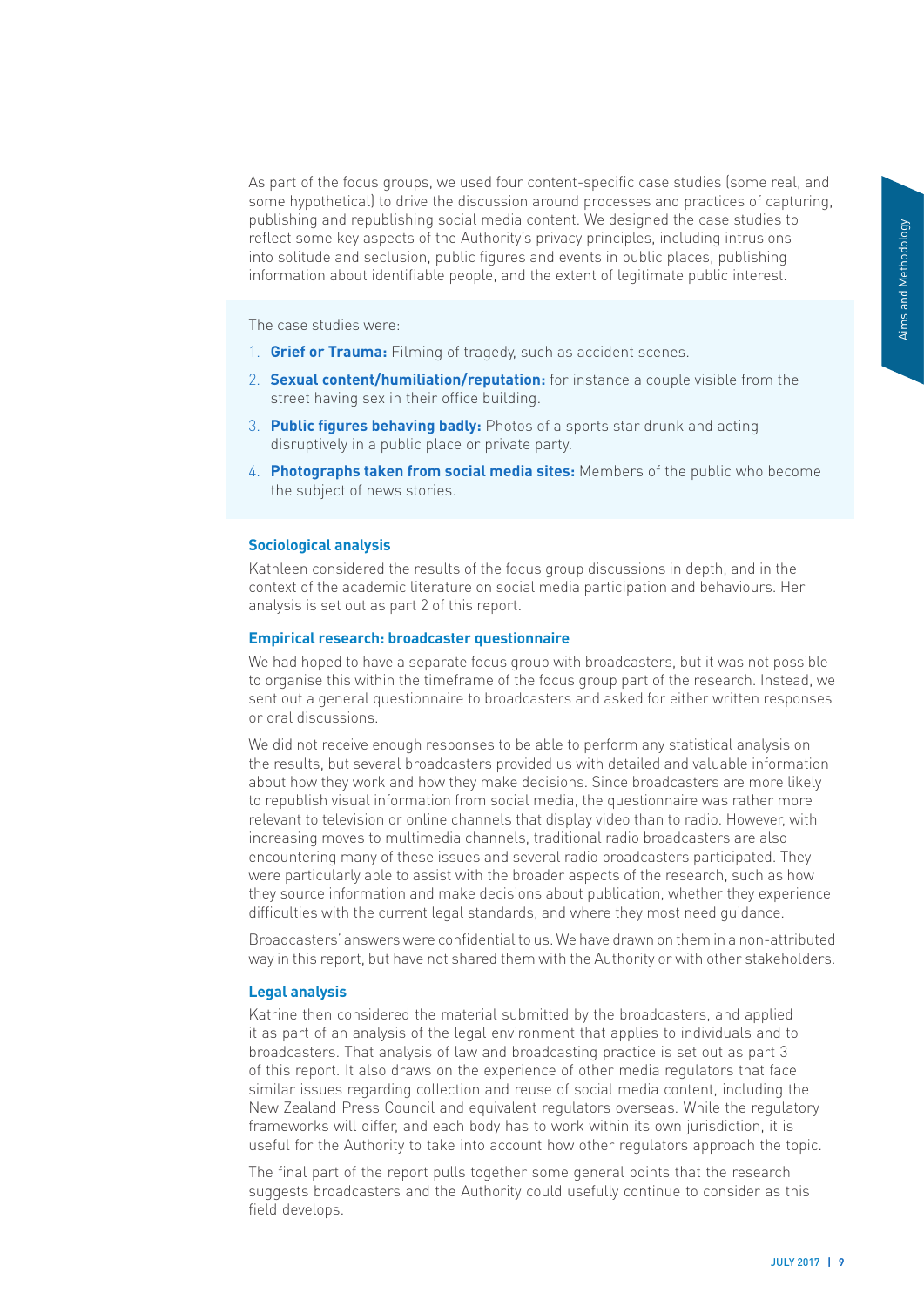As part of the focus groups, we used four content-specific case studies (some real, and some hypothetical) to drive the discussion around processes and practices of capturing, publishing and republishing social media content. We designed the case studies to reflect some key aspects of the Authority's privacy principles, including intrusions into solitude and seclusion, public figures and events in public places, publishing information about identifiable people, and the extent of legitimate public interest.

The case studies were:

1. **Grief or Trauma:** Filming of tragedy, such as accident scenes.
2. **Sexual content/humiliation/reputation:** for instance a couple visible from the street having sex in their office building.
3. **Public figures behaving badly:** Photos of a sports star drunk and acting disruptively in a public place or private party.
4. **Photographs taken from social media sites:** Members of the public who become the subject of news stories.

### Sociological analysis

Kathleen considered the results of the focus group discussions in depth, and in the context of the academic literature on social media participation and behaviours. Her analysis is set out as part 2 of this report.

### Empirical research: broadcaster questionnaire

We had hoped to have a separate focus group with broadcasters, but it was not possible to organise this within the timeframe of the focus group part of the research. Instead, we sent out a general questionnaire to broadcasters and asked for either written responses or oral discussions.

We did not receive enough responses to be able to perform any statistical analysis on the results, but several broadcasters provided us with detailed and valuable information about how they work and how they make decisions. Since broadcasters are more likely to republish visual information from social media, the questionnaire was rather more relevant to television or online channels that display video than to radio. However, with increasing moves to multimedia channels, traditional radio broadcasters are also encountering many of these issues and several radio broadcasters participated. They were particularly able to assist with the broader aspects of the research, such as how they source information and make decisions about publication, whether they experience difficulties with the current legal standards, and where they most need guidance.

Broadcasters' answers were confidential to us. We have drawn on them in a non-attributed way in this report, but have not shared them with the Authority or with other stakeholders.

### Legal analysis

Katrine then considered the material submitted by the broadcasters, and applied it as part of an analysis of the legal environment that applies to individuals and to broadcasters. That analysis of law and broadcasting practice is set out as part 3 of this report. It also draws on the experience of other media regulators that face similar issues regarding collection and reuse of social media content, including the New Zealand Press Council and equivalent regulators overseas. While the regulatory frameworks will differ, and each body has to work within its own jurisdiction, it is useful for the Authority to take into account how other regulators approach the topic.

The final part of the report pulls together some general points that the research suggests broadcasters and the Authority could usefully continue to consider as this field develops.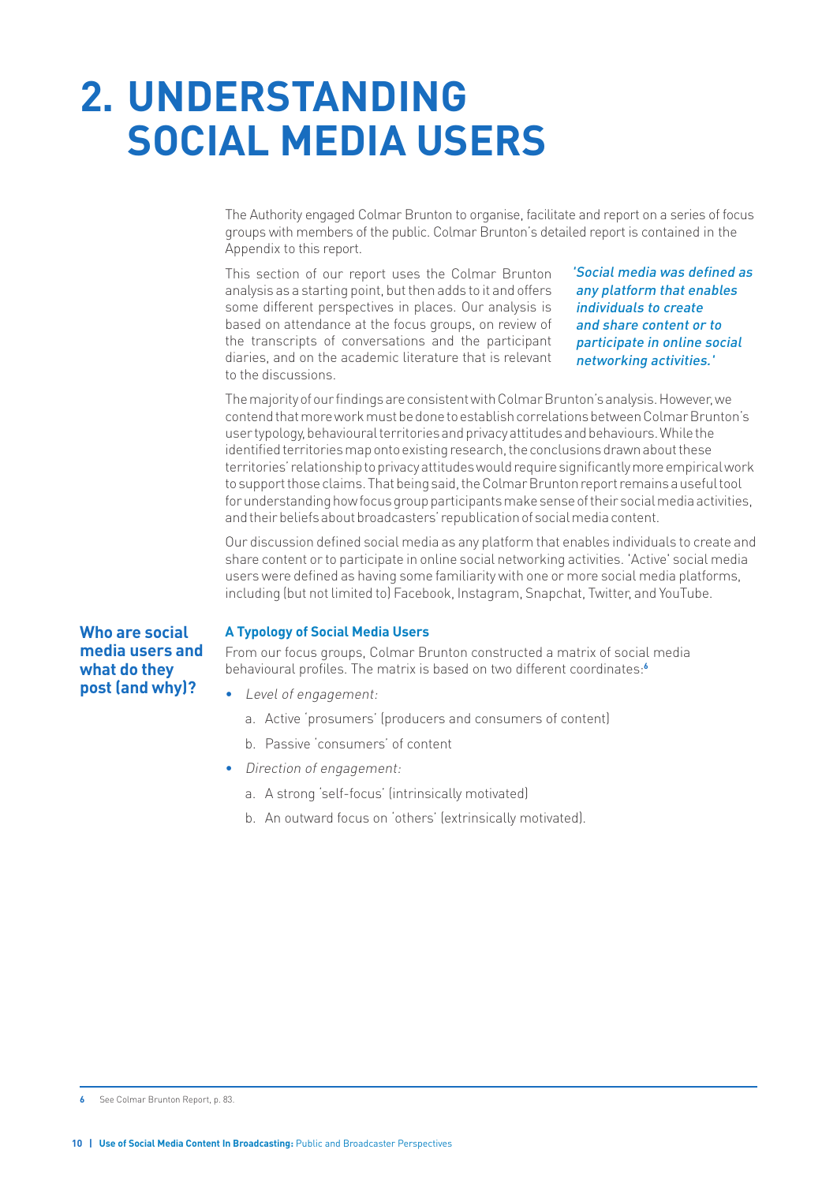# 2. UNDERSTANDING SOCIAL MEDIA USERS

The Authority engaged Colmar Brunton to organise, facilitate and report on a series of focus groups with members of the public. Colmar Brunton's detailed report is contained in the Appendix to this report.

This section of our report uses the Colmar Brunton analysis as a starting point, but then adds to it and offers some different perspectives in places. Our analysis is based on attendance at the focus groups, on review of the transcripts of conversations and the participant diaries, and on the academic literature that is relevant to the discussions.

*'Social media was defined as any platform that enables individuals to create and share content or to participate in online social networking activities.'*

The majority of our findings are consistent with Colmar Brunton's analysis. However, we contend that more work must be done to establish correlations between Colmar Brunton's user typology, behavioural territories and privacy attitudes and behaviours. While the identified territories map onto existing research, the conclusions drawn about these territories' relationship to privacy attitudes would require significantly more empirical work to support those claims. That being said, the Colmar Brunton report remains a useful tool for understanding how focus group participants make sense of their social media activities, and their beliefs about broadcasters' republication of social media content.

Our discussion defined social media as any platform that enables individuals to create and share content or to participate in online social networking activities. 'Active' social media users were defined as having some familiarity with one or more social media platforms, including (but not limited to) Facebook, Instagram, Snapchat, Twitter, and YouTube.

## Who are social media users and what do they post (and why)?

### A Typology of Social Media Users

From our focus groups, Colmar Brunton constructed a matrix of social media behavioural profiles. The matrix is based on two different coordinates:[6]

- *Level of engagement:*
  a. Active 'prosumers' (producers and consumers of content)
  b. Passive 'consumers' of content
- *Direction of engagement:*
  a. A strong 'self-focus' (intrinsically motivated)
  b. An outward focus on 'others' (extrinsically motivated).

[6] See Colmar Brunton Report, p. 83.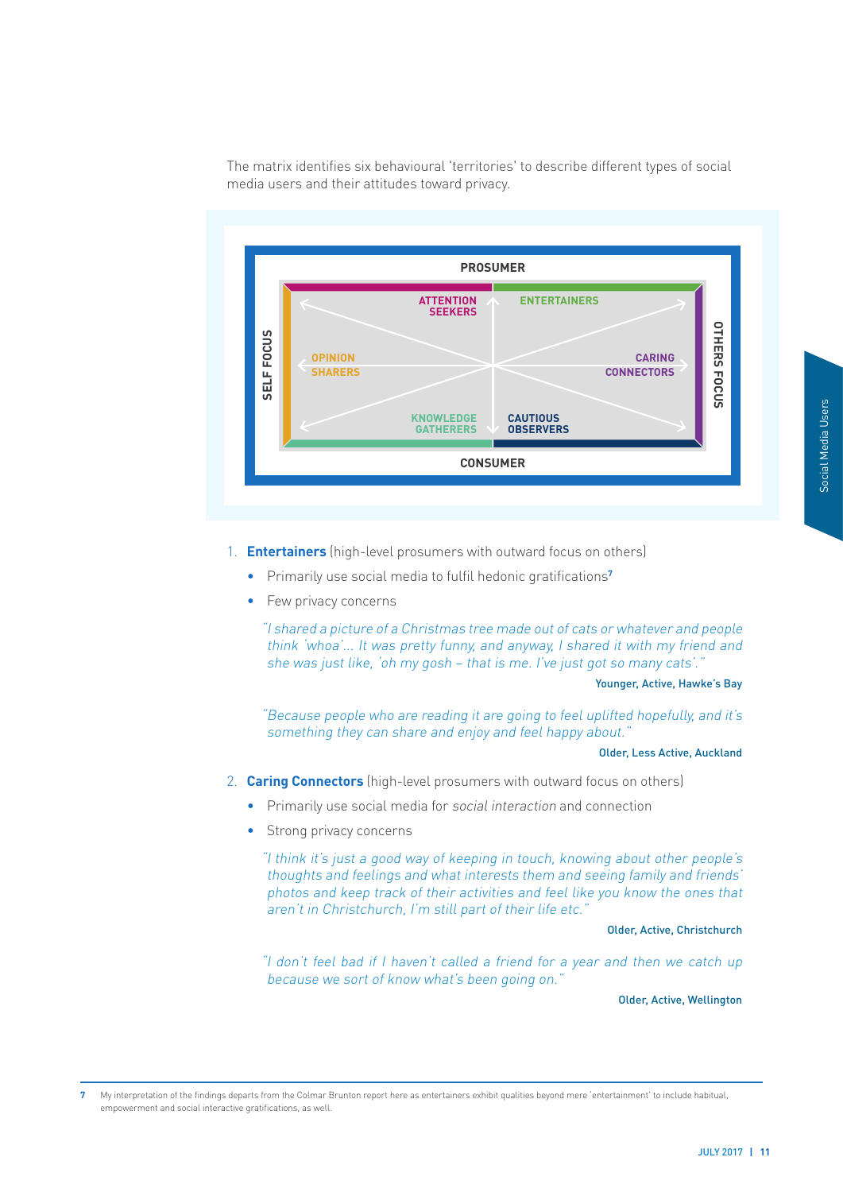The matrix identifies six behavioural 'territories' to describe different types of social media users and their attitudes toward privacy.

PROSUMER

SELF FOCUS

OTHERS FOCUS

CONSUMER

ATTENTION SEEKERS

ENTERTAINERS

OPINION SHARERS

CARING CONNECTORS

KNOWLEDGE GATHERERS

CAUTIOUS OBSERVERS

1. **Entertainers** (high-level prosumers with outward focus on others)
   - Primarily use social media to fulfil hedonic gratifications[7]
   - Few privacy concerns

   *"I shared a picture of a Christmas tree made out of cats or whatever and people think 'whoa'... It was pretty funny, and anyway, I shared it with my friend and she was just like, 'oh my gosh – that is me. I've just got so many cats'."*

   Younger, Active, Hawke's Bay

   *"Because people who are reading it are going to feel uplifted hopefully, and it's something they can share and enjoy and feel happy about."*

   Older, Less Active, Auckland

2. **Caring Connectors** (high-level prosumers with outward focus on others)
   - Primarily use social media for *social interaction* and connection
   - Strong privacy concerns

   *"I think it's just a good way of keeping in touch, knowing about other people's thoughts and feelings and what interests them and seeing family and friends' photos and keep track of their activities and feel like you know the ones that aren't in Christchurch, I'm still part of their life etc."*

   Older, Active, Christchurch

   *"I don't feel bad if I haven't called a friend for a year and then we catch up because we sort of know what's been going on."*

   Older, Active, Wellington

7 My interpretation of the findings departs from the Colmar Brunton report here as entertainers exhibit qualities beyond mere 'entertainment' to include habitual, empowerment and social interactive gratifications, as well.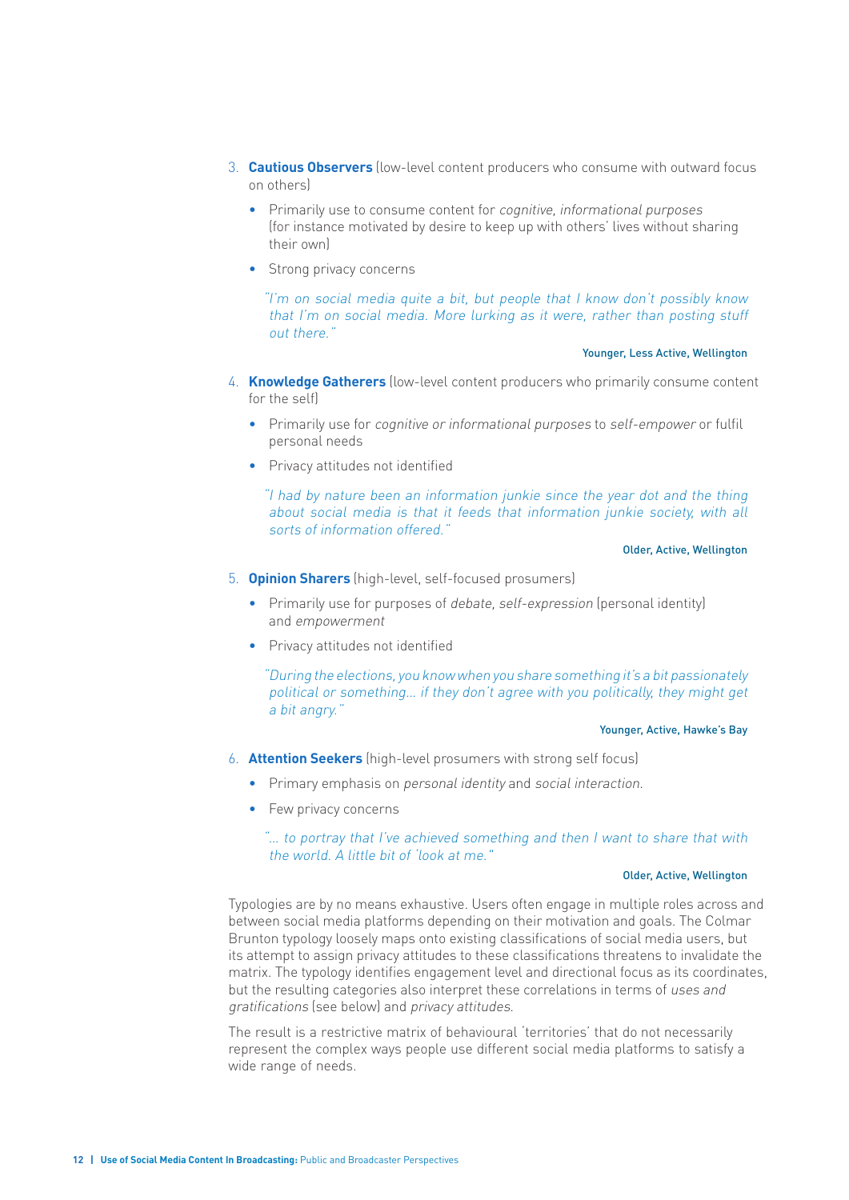3. **Cautious Observers** (low-level content producers who consume with outward focus on others)

   - Primarily use to consume content for *cognitive, informational purposes* (for instance motivated by desire to keep up with others' lives without sharing their own)
   - Strong privacy concerns

   > *"I'm on social media quite a bit, but people that I know don't possibly know that I'm on social media. More lurking as it were, rather than posting stuff out there."*
   >
   > Younger, Less Active, Wellington

4. **Knowledge Gatherers** (low-level content producers who primarily consume content for the self)

   - Primarily use for *cognitive or informational purposes* to *self-empower* or fulfil personal needs
   - Privacy attitudes not identified

   > *"I had by nature been an information junkie since the year dot and the thing about social media is that it feeds that information junkie society, with all sorts of information offered."*
   >
   > Older, Active, Wellington

5. **Opinion Sharers** (high-level, self-focused prosumers)

   - Primarily use for purposes of *debate, self-expression* (personal identity) and *empowerment*
   - Privacy attitudes not identified

   > *"During the elections, you know when you share something it's a bit passionately political or something… if they don't agree with you politically, they might get a bit angry."*
   >
   > Younger, Active, Hawke's Bay

6. **Attention Seekers** (high-level prosumers with strong self focus)

   - Primary emphasis on *personal identity* and *social interaction.*
   - Few privacy concerns

   > *"… to portray that I've achieved something and then I want to share that with the world. A little bit of 'look at me."*
   >
   > Older, Active, Wellington

Typologies are by no means exhaustive. Users often engage in multiple roles across and between social media platforms depending on their motivation and goals. The Colmar Brunton typology loosely maps onto existing classifications of social media users, but its attempt to assign privacy attitudes to these classifications threatens to invalidate the matrix. The typology identifies engagement level and directional focus as its coordinates, but the resulting categories also interpret these correlations in terms of *uses and gratifications* (see below) and *privacy attitudes.*

The result is a restrictive matrix of behavioural 'territories' that do not necessarily represent the complex ways people use different social media platforms to satisfy a wide range of needs.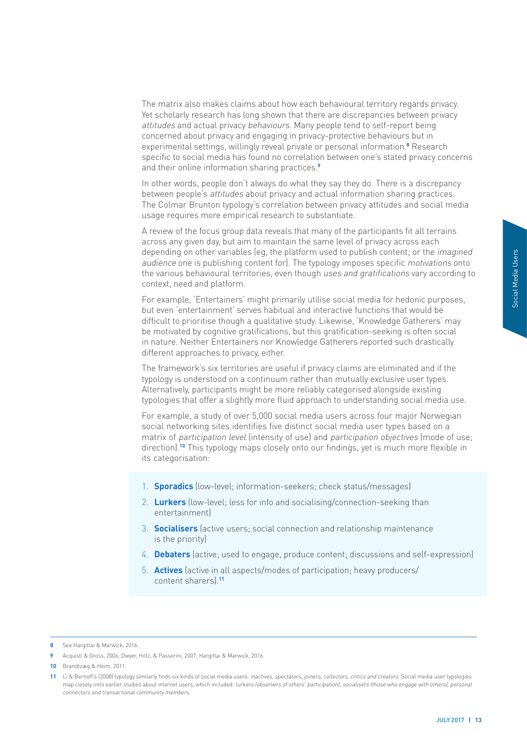The matrix also makes claims about how each behavioural territory regards privacy. Yet scholarly research has long shown that there are discrepancies between privacy *attitudes* and actual privacy *behaviours*. Many people tend to self-report being concerned about privacy and engaging in privacy-protective behaviours but in experimental settings, willingly reveal private or personal information.[8] Research specific to social media has found no correlation between one's stated privacy concerns and their online information sharing practices.[9]

In other words, people don't always do what they say they do. There is a discrepancy between people's *attitudes* about privacy and actual information sharing practices. The Colmar Brunton typology's correlation between privacy attitudes and social media usage requires more empirical research to substantiate.

A review of the focus group data reveals that many of the participants fit all terrains across any given day, but aim to maintain the same level of privacy across each depending on other variables (eg, the platform used to publish content; or the *imagined audience* one is publishing content for). The typology imposes specific *motivations* onto the various behavioural territories, even though *uses and gratifications* vary according to context, need and platform.

For example, 'Entertainers' might primarily utilise social media for hedonic purposes, but even 'entertainment' serves habitual and interactive functions that would be difficult to prioritise though a qualitative study. Likewise, 'Knowledge Gatherers' may be motivated by cognitive gratifications, but this gratification-seeking is often social in nature. Neither Entertainers nor Knowledge Gatherers reported such drastically different approaches to privacy, either.

The framework's six territories are useful if privacy claims are eliminated and if the typology is understood on a continuum rather than mutually exclusive user types. Alternatively, participants might be more reliably categorised alongside existing typologies that offer a slightly more fluid approach to understanding social media use.

For example, a study of over 5,000 social media users across four major Norwegian social networking sites identifies five distinct social media user types based on a matrix of *participation level* (intensity of use) and *participation objectives* (mode of use; direction).[10] This typology maps closely onto our findings, yet is much more flexible in its categorisation:

1. **Sporadics** (low-level; information-seekers; check status/messages)
2. **Lurkers** (low-level; less for info and socialising/connection-seeking than entertainment)
3. **Socialisers** (active users; social connection and relationship maintenance is the priority)
4. **Debaters** (active; used to engage, produce content; discussions and self-expression)
5. **Actives** (active in all aspects/modes of participation; heavy producers/ content sharers).[11]

---

8 See Hargittai & Marwick, 2016.

9 Acquisti & Gross, 2006; Dwyer, Hiltz, & Passerini, 2007; Hargittai & Marwick, 2016.

10 Brandtzæg & Heim, 2011.

11 Li & Bernoff's (2008) typology similarly finds six kinds of social media users: *inactives, spectators, joiners, collectors, critics and creators*. Social media user typologies map closely onto earlier studies about internet users, which included: *lurkers (observers of others' participation), socialisers (those who engage with others), personal connectors and transactional community members*.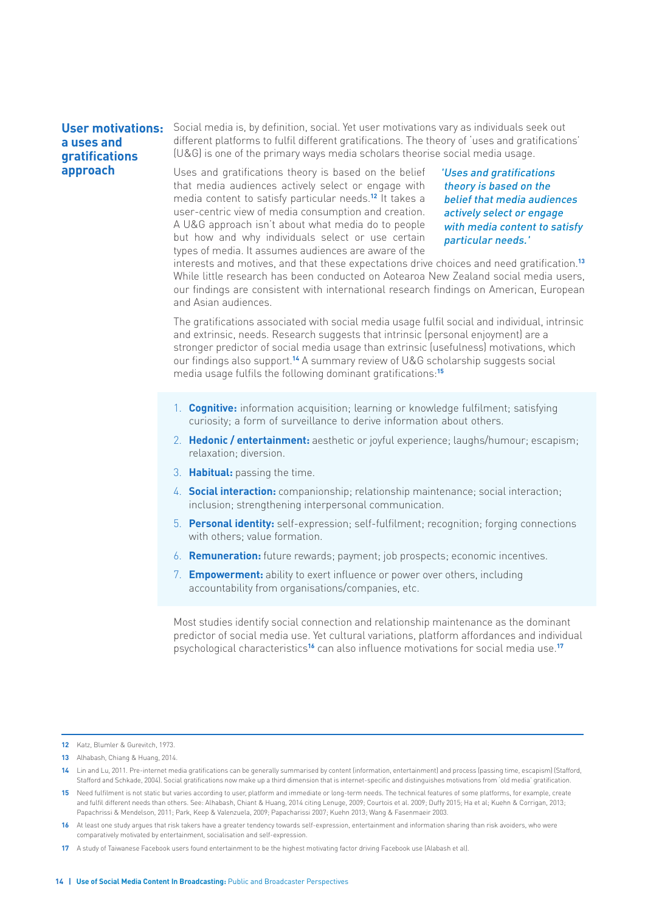## User motivations: a uses and gratifications approach

Social media is, by definition, social. Yet user motivations vary as individuals seek out different platforms to fulfil different gratifications. The theory of 'uses and gratifications' (U&G) is one of the primary ways media scholars theorise social media usage.

*'Uses and gratifications theory is based on the belief that media audiences actively select or engage with media content to satisfy particular needs.'*

Uses and gratifications theory is based on the belief that media audiences actively select or engage with media content to satisfy particular needs.[12] It takes a user-centric view of media consumption and creation. A U&G approach isn't about what media do to people but how and why individuals select or use certain types of media. It assumes audiences are aware of the interests and motives, and that these expectations drive choices and need gratification.[13] While little research has been conducted on Aotearoa New Zealand social media users, our findings are consistent with international research findings on American, European and Asian audiences.

The gratifications associated with social media usage fulfil social and individual, intrinsic and extrinsic, needs. Research suggests that intrinsic (personal enjoyment) are a stronger predictor of social media usage than extrinsic (usefulness) motivations, which our findings also support.[14] A summary review of U&G scholarship suggests social media usage fulfils the following dominant gratifications:[15]

1. **Cognitive:** information acquisition; learning or knowledge fulfilment; satisfying curiosity; a form of surveillance to derive information about others.
2. **Hedonic / entertainment:** aesthetic or joyful experience; laughs/humour; escapism; relaxation; diversion.
3. **Habitual:** passing the time.
4. **Social interaction:** companionship; relationship maintenance; social interaction; inclusion; strengthening interpersonal communication.
5. **Personal identity:** self-expression; self-fulfilment; recognition; forging connections with others; value formation.
6. **Remuneration:** future rewards; payment; job prospects; economic incentives.
7. **Empowerment:** ability to exert influence or power over others, including accountability from organisations/companies, etc.

Most studies identify social connection and relationship maintenance as the dominant predictor of social media use. Yet cultural variations, platform affordances and individual psychological characteristics[16] can also influence motivations for social media use.[17]

---

12 Katz, Blumler & Gurevitch, 1973.

13 Alhabash, Chiang & Huang, 2014.

14 Lin and Lu, 2011. Pre-internet media gratifications can be generally summarised by content (information, entertainment) and process (passing time, escapism) (Stafford, Stafford and Schkade, 2004). Social gratifications now make up a third dimension that is internet-specific and distinguishes motivations from 'old media' gratification.

15 Need fulfilment is not static but varies according to user, platform and immediate or long-term needs. The technical features of some platforms, for example, create and fulfil different needs than others. See: Alhabash, Chiant & Huang, 2014 citing Lenuge, 2009; Courtois et al. 2009; Duffy 2015; Ha et al; Kuehn & Corrigan, 2013; Papachrissi & Mendelson, 2011; Park, Keep & Valenzuela, 2009; Papacharissi 2007; Kuehn 2013; Wang & Fasenmaeir 2003.

16 At least one study argues that risk takers have a greater tendency towards self-expression, entertainment and information sharing than risk avoiders, who were comparatively motivated by entertainment, socialisation and self-expression.

17 A study of Taiwanese Facebook users found entertainment to be the highest motivating factor driving Facebook use (Alabash et al).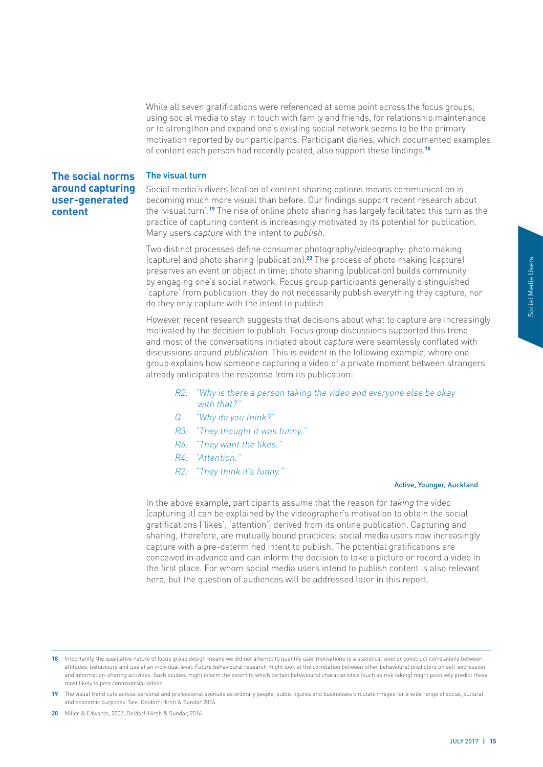While all seven gratifications were referenced at some point across the focus groups, using social media to stay in touch with family and friends, for relationship maintenance or to strengthen and expand one's existing social network seems to be the primary motivation reported by our participants. Participant diaries, which documented examples of content each person had recently posted, also support these findings.[18]

## The social norms around capturing user-generated content

### The visual turn

Social media's diversification of content sharing options means communication is becoming much more visual than before. Our findings support recent research about the 'visual turn'.[19] The rise of online photo sharing has largely facilitated this turn as the practice of capturing content is increasingly motivated by its potential for publication. Many users *capture* with the intent to *publish*.

Two distinct processes define consumer photography/videography: photo making (capture) and photo sharing (publication).[20] The process of photo making (capture) preserves an event or object in time; photo sharing (publication) builds community by engaging one's social network. Focus group participants generally distinguished 'capture' from publication; they do not necessarily publish everything they capture, nor do they only capture with the intent to publish.

However, recent research suggests that decisions about what to capture are increasingly motivated by the decision to publish. Focus group discussions supported this trend and most of the conversations initiated about *capture* were seamlessly conflated with discussions around *publication*. This is evident in the following example, where one group explains how someone capturing a video of a private moment between strangers already anticipates the response from its publication:

> *R2: "Why is there a person taking the video and everyone else be okay with that?"*
>
> *Q "Why do you think?"*
>
> *R3: "They thought it was funny."*
>
> *R6: "They want the likes."*
>
> *R4: "Attention."*
>
> *R2: "They think it's funny."*
>
> Active, Younger, Auckland

In the above example, participants assume that the reason for *taking* the video (capturing it) can be explained by the videographer's motivation to obtain the social gratifications ('likes', 'attention') derived from its online publication. Capturing and sharing, therefore, are mutually bound practices: social media users now increasingly capture with a pre-determined intent to publish. The potential gratifications are conceived in advance and can inform the decision to take a picture or record a video in the first place. For whom social media users intend to publish content is also relevant here, but the question of audiences will be addressed later in this report.

---

18 Importantly, the qualitative nature of focus group design means we did not attempt to quantify user motivations to a statistical level or construct correlations between attitudes, behaviours and use at an individual level. Future behavioural research might look at the correlation between other behavioural predictors on self-expression and information-sharing activities. Such studies might inform the extent to which certain behavioural characteristics (such as risk taking) might positively predict those most likely to post controversial videos.

19 The visual trend cuts across personal and professional avenues as ordinary people, public figures and businesses circulate images for a wide range of social, cultural and economic purposes. See: Oeldorf-Hirsh & Sundar 2016.

20 Miller & Edwards, 2007; Oeldorf-Hirsh & Sundar, 2016.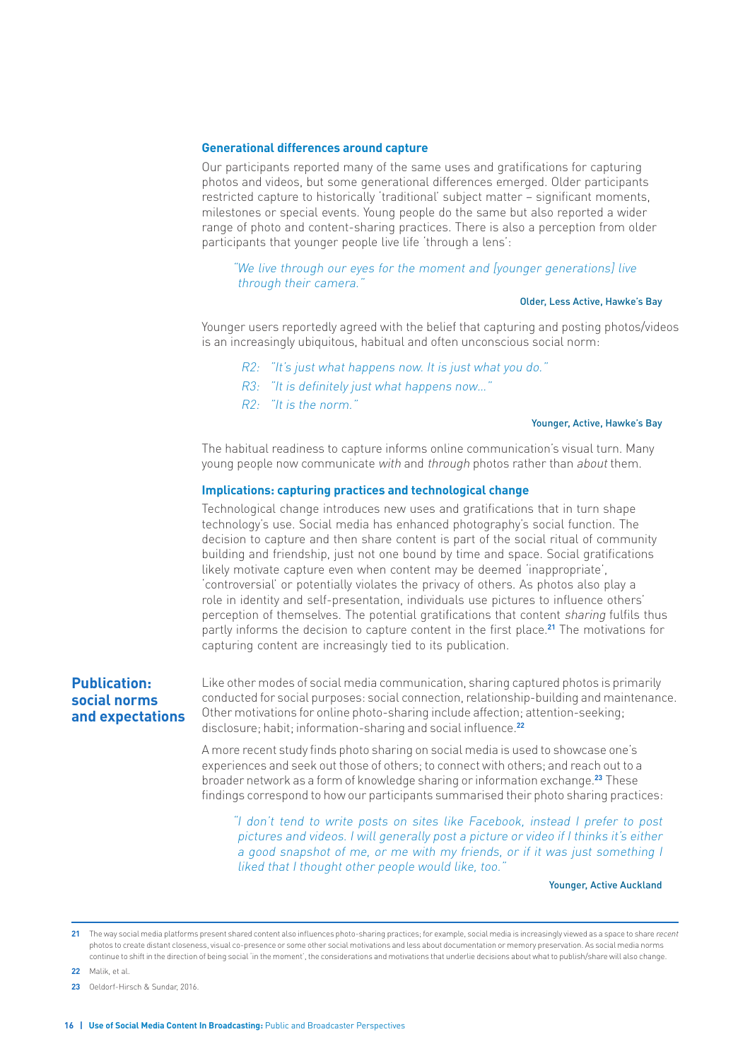### Generational differences around capture

Our participants reported many of the same uses and gratifications for capturing photos and videos, but some generational differences emerged. Older participants restricted capture to historically 'traditional' subject matter – significant moments, milestones or special events. Young people do the same but also reported a wider range of photo and content-sharing practices. There is also a perception from older participants that younger people live life 'through a lens':

> *"We live through our eyes for the moment and [younger generations] live through their camera."*
>
> Older, Less Active, Hawke's Bay

Younger users reportedly agreed with the belief that capturing and posting photos/videos is an increasingly ubiquitous, habitual and often unconscious social norm:

> *R2: "It's just what happens now. It is just what you do."*
>
> *R3: "It is definitely just what happens now..."*
>
> *R2: "It is the norm."*
>
> Younger, Active, Hawke's Bay

The habitual readiness to capture informs online communication's visual turn. Many young people now communicate *with* and *through* photos rather than *about* them.

### Implications: capturing practices and technological change

Technological change introduces new uses and gratifications that in turn shape technology's use. Social media has enhanced photography's social function. The decision to capture and then share content is part of the social ritual of community building and friendship, just not one bound by time and space. Social gratifications likely motivate capture even when content may be deemed 'inappropriate', 'controversial' or potentially violates the privacy of others. As photos also play a role in identity and self-presentation, individuals use pictures to influence others' perception of themselves. The potential gratifications that content *sharing* fulfils thus partly informs the decision to capture content in the first place.[21] The motivations for capturing content are increasingly tied to its publication.

## Publication: social norms and expectations

Like other modes of social media communication, sharing captured photos is primarily conducted for social purposes: social connection, relationship-building and maintenance. Other motivations for online photo-sharing include affection; attention-seeking; disclosure; habit; information-sharing and social influence.[22]

A more recent study finds photo sharing on social media is used to showcase one's experiences and seek out those of others; to connect with others; and reach out to a broader network as a form of knowledge sharing or information exchange.[23] These findings correspond to how our participants summarised their photo sharing practices:

> *"I don't tend to write posts on sites like Facebook, instead I prefer to post pictures and videos. I will generally post a picture or video if I thinks it's either a good snapshot of me, or me with my friends, or if it was just something I liked that I thought other people would like, too."*
>
> Younger, Active Auckland

---

21 The way social media platforms present shared content also influences photo-sharing practices; for example, social media is increasingly viewed as a space to share *recent* photos to create distant closeness, visual co-presence or some other social motivations and less about documentation or memory preservation. As social media norms continue to shift in the direction of being social 'in the moment', the considerations and motivations that underlie decisions about what to publish/share will also change.

22 Malik, et al.

23 Oeldorf-Hirsch & Sundar, 2016.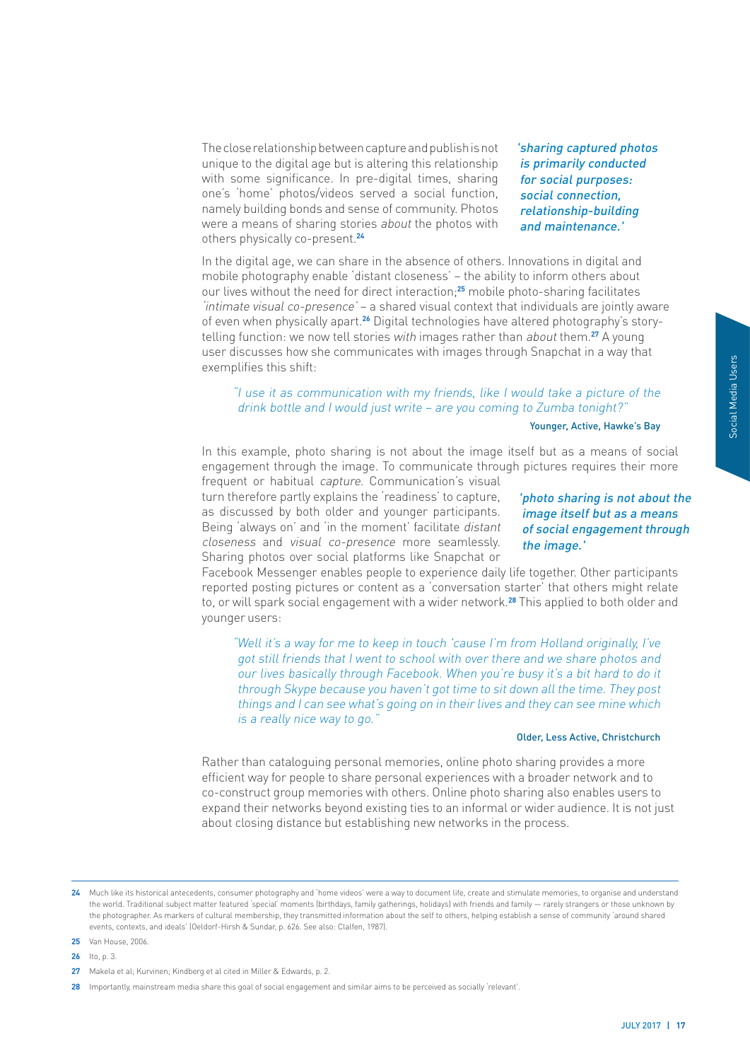The close relationship between capture and publish is not unique to the digital age but is altering this relationship with some significance. In pre-digital times, sharing one's 'home' photos/videos served a social function, namely building bonds and sense of community. Photos were a means of sharing stories *about* the photos with others physically co-present.[24]

*'sharing captured photos is primarily conducted for social purposes: social connection, relationship-building and maintenance.'*

In the digital age, we can share in the absence of others. Innovations in digital and mobile photography enable 'distant closeness' – the ability to inform others about our lives without the need for direct interaction;[25] mobile photo-sharing facilitates *'intimate visual co-presence'* – a shared visual context that individuals are jointly aware of even when physically apart.[26] Digital technologies have altered photography's story-telling function: we now tell stories *with* images rather than *about* them.[27] A young user discusses how she communicates with images through Snapchat in a way that exemplifies this shift:

> *"I use it as communication with my friends, like I would take a picture of the drink bottle and I would just write – are you coming to Zumba tonight?"*
>
> Younger, Active, Hawke's Bay

In this example, photo sharing is not about the image itself but as a means of social engagement through the image. To communicate through pictures requires their more frequent or habitual *capture*. Communication's visual turn therefore partly explains the 'readiness' to capture, as discussed by both older and younger participants. Being 'always on' and 'in the moment' facilitate *distant closeness* and *visual co-presence* more seamlessly. Sharing photos over social platforms like Snapchat or Facebook Messenger enables people to experience daily life together. Other participants reported posting pictures or content as a 'conversation starter' that others might relate to, or will spark social engagement with a wider network.[28] This applied to both older and younger users:

*'photo sharing is not about the image itself but as a means of social engagement through the image.'*

> *"Well it's a way for me to keep in touch 'cause I'm from Holland originally, I've got still friends that I went to school with over there and we share photos and our lives basically through Facebook. When you're busy it's a bit hard to do it through Skype because you haven't got time to sit down all the time. They post things and I can see what's going on in their lives and they can see mine which is a really nice way to go."*
>
> Older, Less Active, Christchurch

Rather than cataloguing personal memories, online photo sharing provides a more efficient way for people to share personal experiences with a broader network and to co-construct group memories with others. Online photo sharing also enables users to expand their networks beyond existing ties to an informal or wider audience. It is not just about closing distance but establishing new networks in the process.

---

**24** Much like its historical antecedents, consumer photography and 'home videos' were a way to document life, create and stimulate memories, to organise and understand the world. Traditional subject matter featured 'special' moments (birthdays, family gatherings, holidays) with friends and family — rarely strangers or those unknown by the photographer. As markers of cultural membership, they transmitted information about the self to others, helping establish a sense of community 'around shared events, contexts, and ideals' (Oeldorf-Hirsh & Sundar, p. 626. See also: Clalfen, 1987).

**25** Van House, 2006.

**26** Ito, p. 3.

**27** Makela et al; Kurvinen; Kindberg et al cited in Miller & Edwards, p. 2.

**28** Importantly, mainstream media share this goal of social engagement and similar aims to be perceived as socially 'relevant'.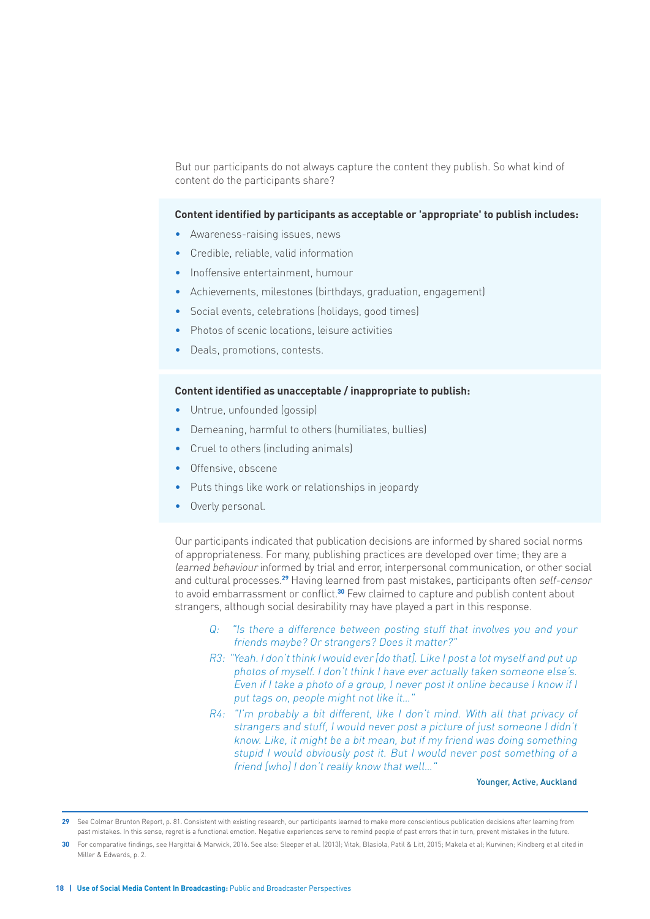But our participants do not always capture the content they publish. So what kind of content do the participants share?

**Content identified by participants as acceptable or 'appropriate' to publish includes:**

- Awareness-raising issues, news
- Credible, reliable, valid information
- Inoffensive entertainment, humour
- Achievements, milestones (birthdays, graduation, engagement)
- Social events, celebrations (holidays, good times)
- Photos of scenic locations, leisure activities
- Deals, promotions, contests.

**Content identified as unacceptable / inappropriate to publish:**

- Untrue, unfounded (gossip)
- Demeaning, harmful to others (humiliates, bullies)
- Cruel to others (including animals)
- Offensive, obscene
- Puts things like work or relationships in jeopardy
- Overly personal.

Our participants indicated that publication decisions are informed by shared social norms of appropriateness. For many, publishing practices are developed over time; they are a *learned behaviour* informed by trial and error, interpersonal communication, or other social and cultural processes.[29] Having learned from past mistakes, participants often *self-censor* to avoid embarrassment or conflict.[30] Few claimed to capture and publish content about strangers, although social desirability may have played a part in this response.

> *Q: "Is there a difference between posting stuff that involves you and your friends maybe? Or strangers? Does it matter?"*
>
> *R3: "Yeah. I don't think I would ever [do that]. Like I post a lot myself and put up photos of myself. I don't think I have ever actually taken someone else's. Even if I take a photo of a group, I never post it online because I know if I put tags on, people might not like it…"*
>
> *R4: "I'm probably a bit different, like I don't mind. With all that privacy of strangers and stuff, I would never post a picture of just someone I didn't know. Like, it might be a bit mean, but if my friend was doing something stupid I would obviously post it. But I would never post something of a friend [who] I don't really know that well…"*
>
> Younger, Active, Auckland

---

29 See Colmar Brunton Report, p. 81. Consistent with existing research, our participants learned to make more conscientious publication decisions after learning from past mistakes. In this sense, regret is a functional emotion. Negative experiences serve to remind people of past errors that in turn, prevent mistakes in the future.

30 For comparative findings, see Hargittai & Marwick, 2016. See also: Sleeper et al. (2013); Vitak, Blasiola, Patil & Litt, 2015; Makela et al; Kurvinen; Kindberg et al cited in Miller & Edwards, p. 2.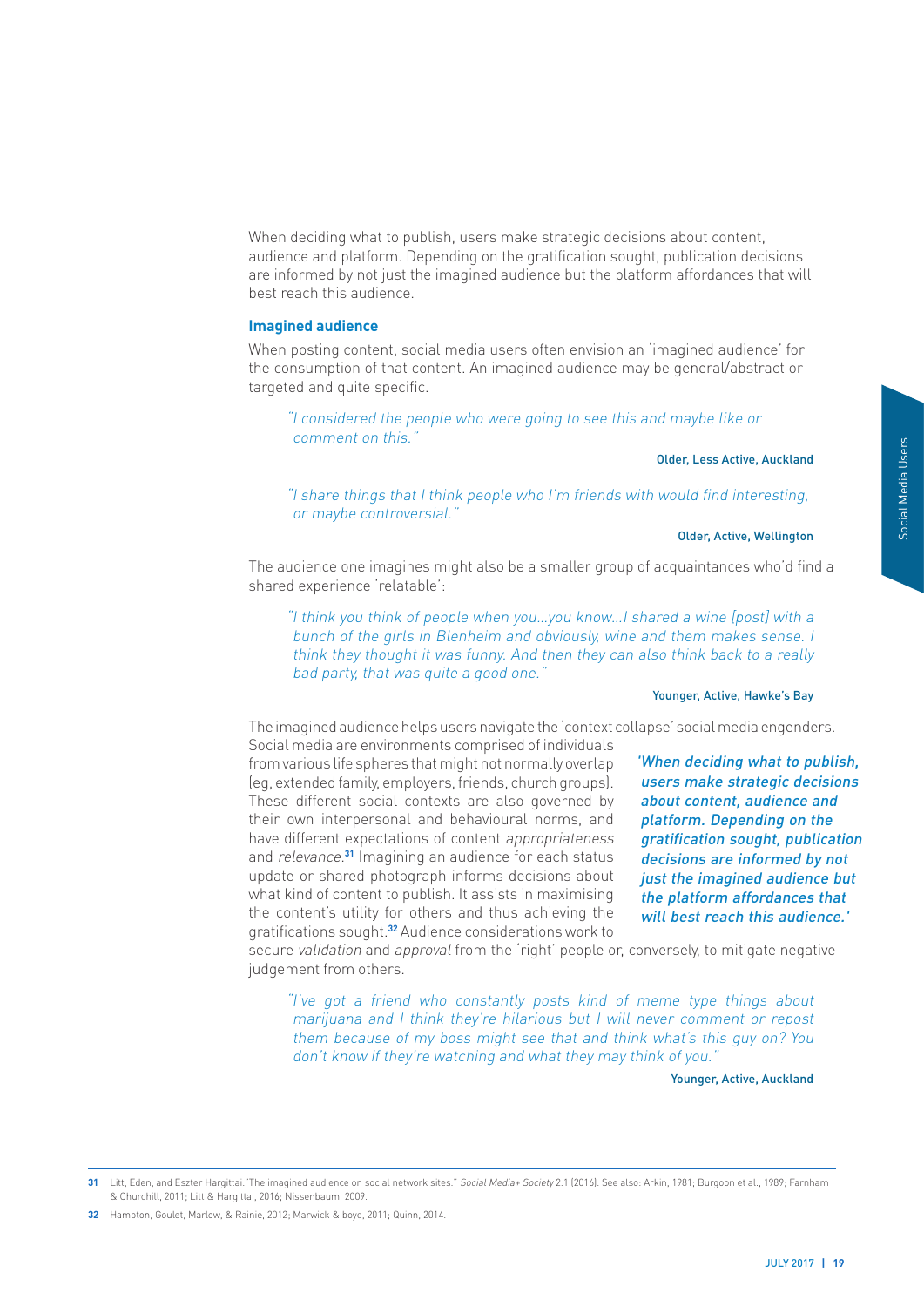When deciding what to publish, users make strategic decisions about content, audience and platform. Depending on the gratification sought, publication decisions are informed by not just the imagined audience but the platform affordances that will best reach this audience.

### Imagined audience

When posting content, social media users often envision an 'imagined audience' for the consumption of that content. An imagined audience may be general/abstract or targeted and quite specific.

> *"I considered the people who were going to see this and maybe like or comment on this."*
>
> Older, Less Active, Auckland

> *"I share things that I think people who I'm friends with would find interesting, or maybe controversial."*
>
> Older, Active, Wellington

The audience one imagines might also be a smaller group of acquaintances who'd find a shared experience 'relatable':

> *"I think you think of people when you…you know…I shared a wine [post] with a bunch of the girls in Blenheim and obviously, wine and them makes sense. I think they thought it was funny. And then they can also think back to a really bad party, that was quite a good one."*
>
> Younger, Active, Hawke's Bay

The imagined audience helps users navigate the 'context collapse' social media engenders. Social media are environments comprised of individuals from various life spheres that might not normally overlap (eg, extended family, employers, friends, church groups). These different social contexts are also governed by their own interpersonal and behavioural norms, and have different expectations of content *appropriateness* and *relevance*.[31] Imagining an audience for each status update or shared photograph informs decisions about what kind of content to publish. It assists in maximising the content's utility for others and thus achieving the gratifications sought.[32] Audience considerations work to secure *validation* and *approval* from the 'right' people or, conversely, to mitigate negative judgement from others.

> *'When deciding what to publish, users make strategic decisions about content, audience and platform. Depending on the gratification sought, publication decisions are informed by not just the imagined audience but the platform affordances that will best reach this audience.'*

> *"I've got a friend who constantly posts kind of meme type things about marijuana and I think they're hilarious but I will never comment or repost them because of my boss might see that and think what's this guy on? You don't know if they're watching and what they may think of you."*
>
> Younger, Active, Auckland

---

31 Litt, Eden, and Eszter Hargittai. "The imagined audience on social network sites." *Social Media+ Society* 2.1 (2016). See also: Arkin, 1981; Burgoon et al., 1989; Farnham & Churchill, 2011; Litt & Hargittai, 2016; Nissenbaum, 2009.

32 Hampton, Goulet, Marlow, & Rainie, 2012; Marwick & boyd, 2011; Quinn, 2014.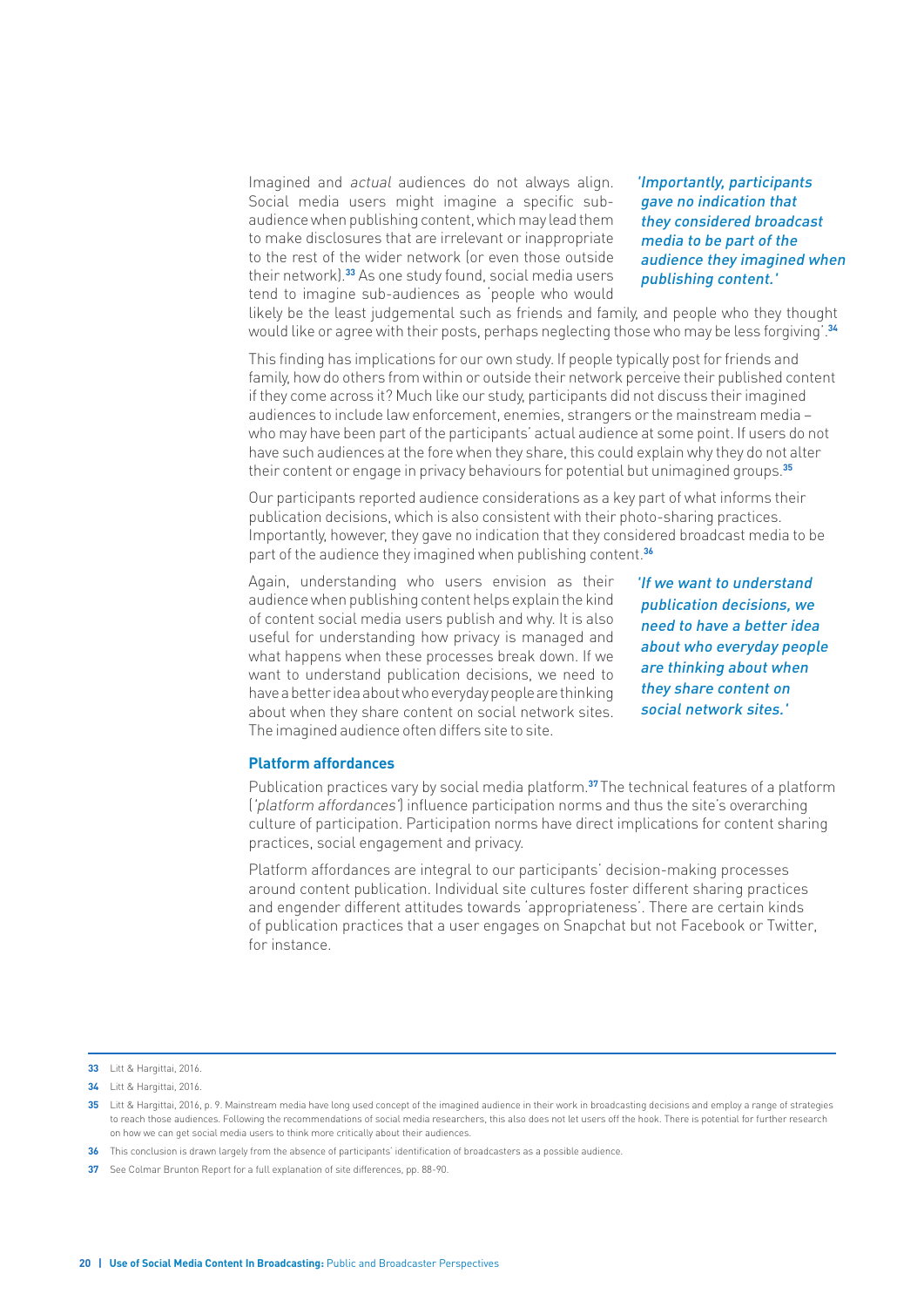Imagined and *actual* audiences do not always align. Social media users might imagine a specific sub-audience when publishing content, which may lead them to make disclosures that are irrelevant or inappropriate to the rest of the wider network (or even those outside their network).[33] As one study found, social media users tend to imagine sub-audiences as 'people who would likely be the least judgemental such as friends and family, and people who they thought would like or agree with their posts, perhaps neglecting those who may be less forgiving'.[34]

*'Importantly, participants gave no indication that they considered broadcast media to be part of the audience they imagined when publishing content.'*

This finding has implications for our own study. If people typically post for friends and family, how do others from within or outside their network perceive their published content if they come across it? Much like our study, participants did not discuss their imagined audiences to include law enforcement, enemies, strangers or the mainstream media – who may have been part of the participants' actual audience at some point. If users do not have such audiences at the fore when they share, this could explain why they do not alter their content or engage in privacy behaviours for potential but unimagined groups.[35]

Our participants reported audience considerations as a key part of what informs their publication decisions, which is also consistent with their photo-sharing practices. Importantly, however, they gave no indication that they considered broadcast media to be part of the audience they imagined when publishing content.[36]

Again, understanding who users envision as their audience when publishing content helps explain the kind of content social media users publish and why. It is also useful for understanding how privacy is managed and what happens when these processes break down. If we want to understand publication decisions, we need to have a better idea about who everyday people are thinking about when they share content on social network sites. The imagined audience often differs site to site.

*'If we want to understand publication decisions, we need to have a better idea about who everyday people are thinking about when they share content on social network sites.'*

### Platform affordances

Publication practices vary by social media platform.[37] The technical features of a platform (*'platform affordances'*) influence participation norms and thus the site's overarching culture of participation. Participation norms have direct implications for content sharing practices, social engagement and privacy.

Platform affordances are integral to our participants' decision-making processes around content publication. Individual site cultures foster different sharing practices and engender different attitudes towards 'appropriateness'. There are certain kinds of publication practices that a user engages on Snapchat but not Facebook or Twitter, for instance.

---

**33** Litt & Hargittai, 2016.

**34** Litt & Hargittai, 2016.

**35** Litt & Hargittai, 2016, p. 9. Mainstream media have long used concept of the imagined audience in their work in broadcasting decisions and employ a range of strategies to reach those audiences. Following the recommendations of social media researchers, this also does not let users off the hook. There is potential for further research on how we can get social media users to think more critically about their audiences.

**36** This conclusion is drawn largely from the absence of participants' identification of broadcasters as a possible audience.

**37** See Colmar Brunton Report for a full explanation of site differences, pp. 88-90.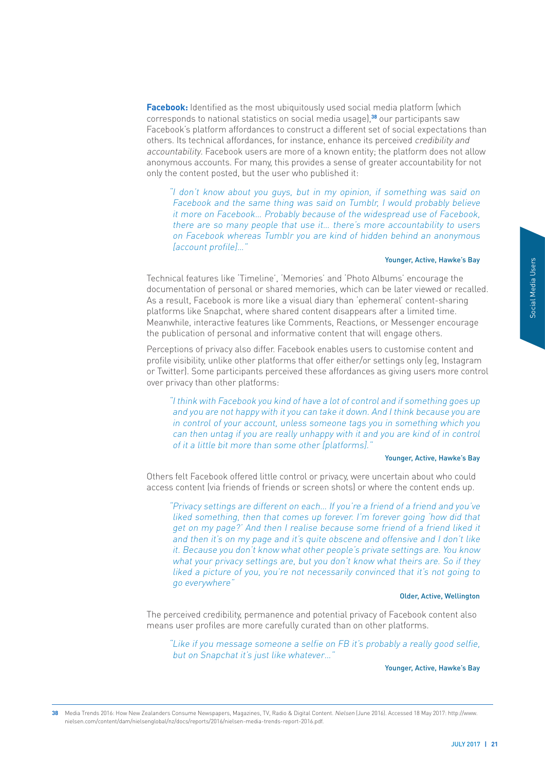**Facebook:** Identified as the most ubiquitously used social media platform (which corresponds to national statistics on social media usage),[38] our participants saw Facebook's platform affordances to construct a different set of social expectations than others. Its technical affordances, for instance, enhance its perceived *credibility and accountability*. Facebook users are more of a known entity; the platform does not allow anonymous accounts. For many, this provides a sense of greater accountability for not only the content posted, but the user who published it:

> *"I don't know about you guys, but in my opinion, if something was said on Facebook and the same thing was said on Tumblr, I would probably believe it more on Facebook… Probably because of the widespread use of Facebook, there are so many people that use it… there's more accountability to users on Facebook whereas Tumblr you are kind of hidden behind an anonymous [account profile]…"*
>
> Younger, Active, Hawke's Bay

Technical features like 'Timeline', 'Memories' and 'Photo Albums' encourage the documentation of personal or shared memories, which can be later viewed or recalled. As a result, Facebook is more like a visual diary than 'ephemeral' content-sharing platforms like Snapchat, where shared content disappears after a limited time. Meanwhile, interactive features like Comments, Reactions, or Messenger encourage the publication of personal and informative content that will engage others.

Perceptions of privacy also differ. Facebook enables users to customise content and profile visibility, unlike other platforms that offer either/or settings only (eg, Instagram or Twitter). Some participants perceived these affordances as giving users more control over privacy than other platforms:

> *"I think with Facebook you kind of have a lot of control and if something goes up and you are not happy with it you can take it down. And I think because you are in control of your account, unless someone tags you in something which you can then untag if you are really unhappy with it and you are kind of in control of it a little bit more than some other [platforms]."*
>
> Younger, Active, Hawke's Bay

Others felt Facebook offered little control or privacy, were uncertain about who could access content (via friends of friends or screen shots) or where the content ends up.

> *"Privacy settings are different on each… If you're a friend of a friend and you've liked something, then that comes up forever. I'm forever going 'how did that get on my page?' And then I realise because some friend of a friend liked it and then it's on my page and it's quite obscene and offensive and I don't like it. Because you don't know what other people's private settings are. You know what your privacy settings are, but you don't know what theirs are. So if they liked a picture of you, you're not necessarily convinced that it's not going to go everywhere"*
>
> Older, Active, Wellington

The perceived credibility, permanence and potential privacy of Facebook content also means user profiles are more carefully curated than on other platforms.

> *"Like if you message someone a selfie on FB it's probably a really good selfie, but on Snapchat it's just like whatever…"*
>
> Younger, Active, Hawke's Bay

---

38 Media Trends 2016: How New Zealanders Consume Newspapers, Magazines, TV, Radio & Digital Content. *Nielsen* (June 2016). Accessed 18 May 2017: http://www.nielsen.com/content/dam/nielsenglobal/nz/docs/reports/2016/nielsen-media-trends-report-2016.pdf.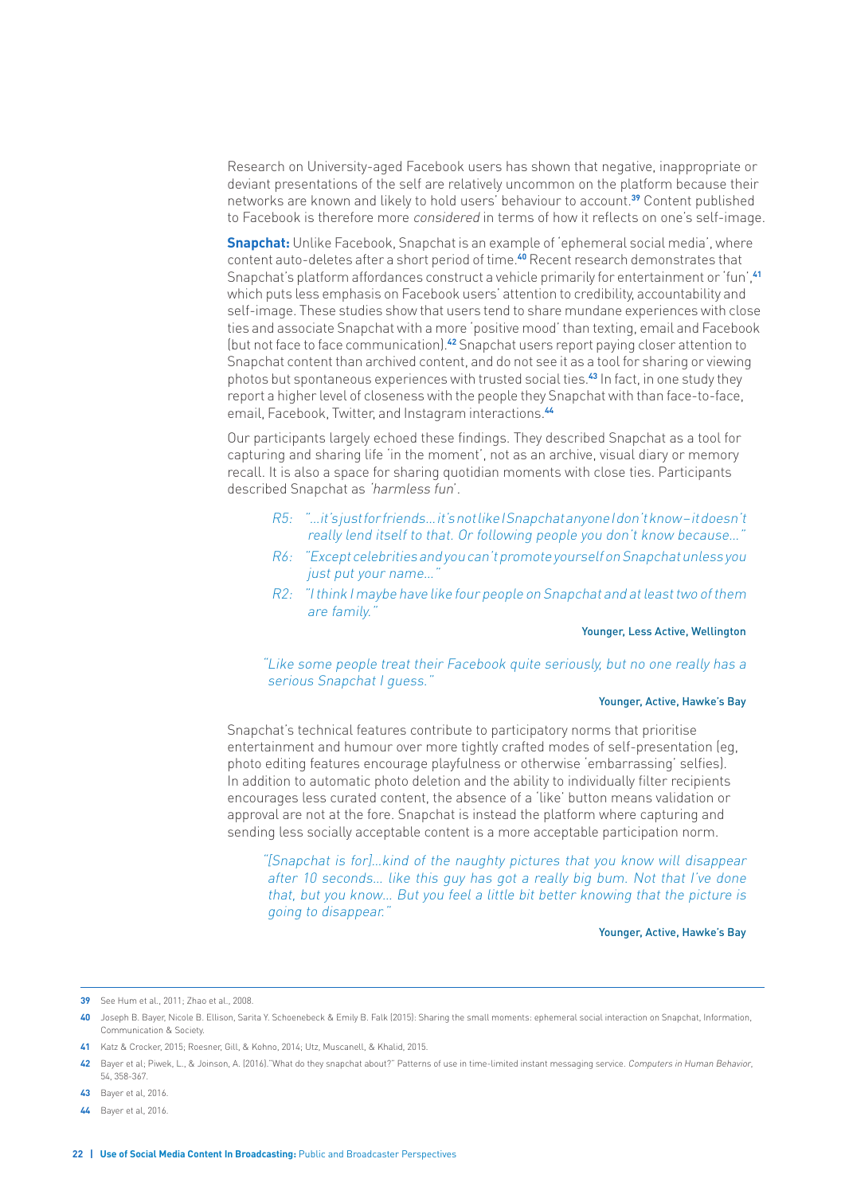Research on University-aged Facebook users has shown that negative, inappropriate or deviant presentations of the self are relatively uncommon on the platform because their networks are known and likely to hold users' behaviour to account.[39] Content published to Facebook is therefore more *considered* in terms of how it reflects on one's self-image.

**Snapchat:** Unlike Facebook, Snapchat is an example of 'ephemeral social media', where content auto-deletes after a short period of time.[40] Recent research demonstrates that Snapchat's platform affordances construct a vehicle primarily for entertainment or 'fun',[41] which puts less emphasis on Facebook users' attention to credibility, accountability and self-image. These studies show that users tend to share mundane experiences with close ties and associate Snapchat with a more 'positive mood' than texting, email and Facebook (but not face to face communication).[42] Snapchat users report paying closer attention to Snapchat content than archived content, and do not see it as a tool for sharing or viewing photos but spontaneous experiences with trusted social ties.[43] In fact, in one study they report a higher level of closeness with the people they Snapchat with than face-to-face, email, Facebook, Twitter, and Instagram interactions.[44]

Our participants largely echoed these findings. They described Snapchat as a tool for capturing and sharing life 'in the moment', not as an archive, visual diary or memory recall. It is also a space for sharing quotidian moments with close ties. Participants described Snapchat as *'harmless fun'*.

> *R5: "…it's just for friends… it's not like I Snapchat anyone I don't know – it doesn't really lend itself to that. Or following people you don't know because…"*
>
> *R6: "Except celebrities and you can't promote yourself on Snapchat unless you just put your name…"*
>
> *R2: "I think I maybe have like four people on Snapchat and at least two of them are family."*
>
> Younger, Less Active, Wellington

> *"Like some people treat their Facebook quite seriously, but no one really has a serious Snapchat I guess."*
>
> Younger, Active, Hawke's Bay

Snapchat's technical features contribute to participatory norms that prioritise entertainment and humour over more tightly crafted modes of self-presentation (eg, photo editing features encourage playfulness or otherwise 'embarrassing' selfies). In addition to automatic photo deletion and the ability to individually filter recipients encourages less curated content, the absence of a 'like' button means validation or approval are not at the fore. Snapchat is instead the platform where capturing and sending less socially acceptable content is a more acceptable participation norm.

> *"[Snapchat is for]…kind of the naughty pictures that you know will disappear after 10 seconds… like this guy has got a really big bum. Not that I've done that, but you know… But you feel a little bit better knowing that the picture is going to disappear."*
>
> Younger, Active, Hawke's Bay

---

39 See Hum et al., 2011; Zhao et al., 2008.

40 Joseph B. Bayer, Nicole B. Ellison, Sarita Y. Schoenebeck & Emily B. Falk (2015): Sharing the small moments: ephemeral social interaction on Snapchat, Information, Communication & Society.

41 Katz & Crocker, 2015; Roesner, Gill, & Kohno, 2014; Utz, Muscanell, & Khalid, 2015.

42 Bayer et al; Piwek, L., & Joinson, A. (2016)."What do they snapchat about?" Patterns of use in time-limited instant messaging service. *Computers in Human Behavior*, 54, 358-367.

43 Bayer et al, 2016.

44 Bayer et al, 2016.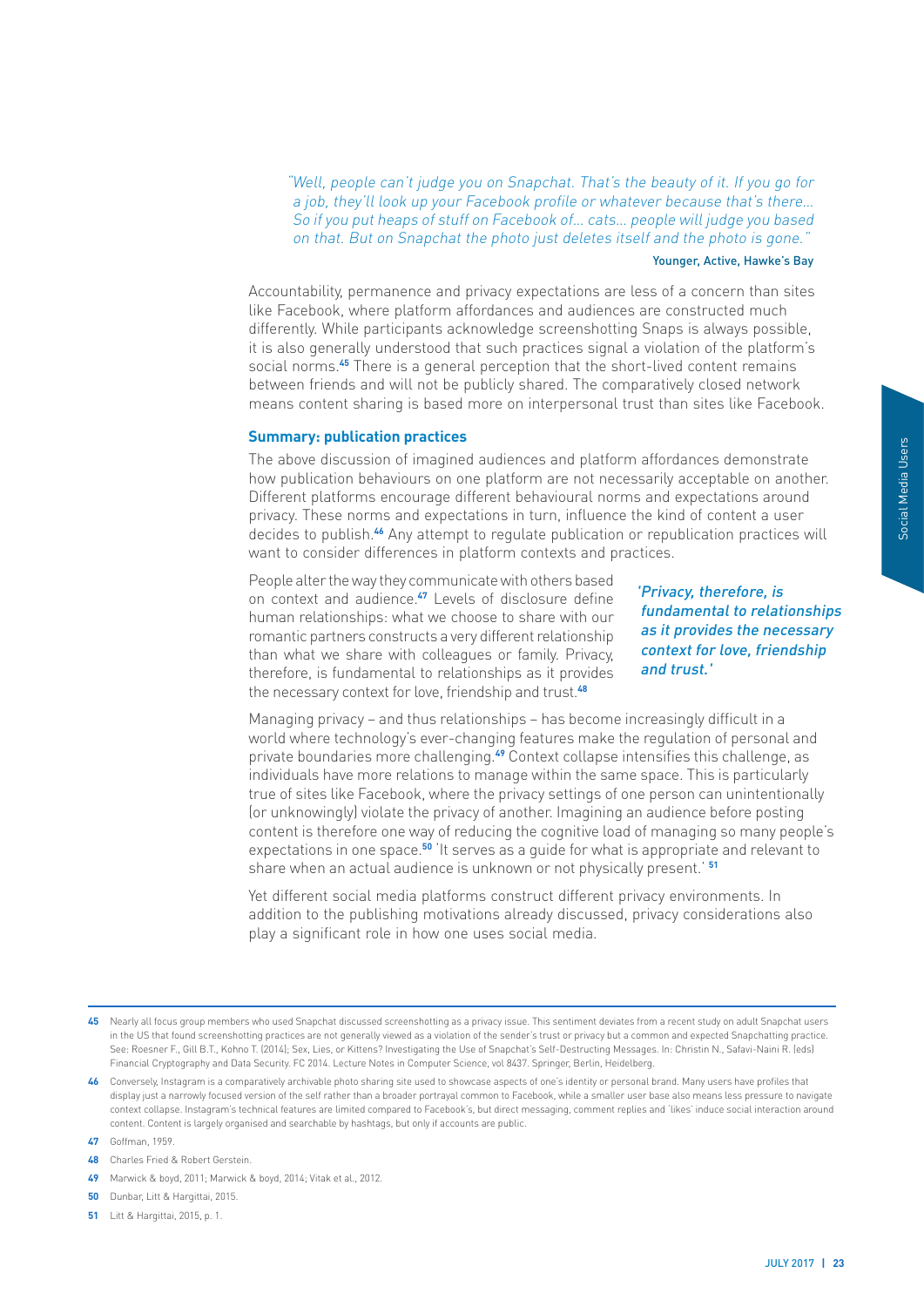*"Well, people can't judge you on Snapchat. That's the beauty of it. If you go for a job, they'll look up your Facebook profile or whatever because that's there… So if you put heaps of stuff on Facebook of… cats… people will judge you based on that. But on Snapchat the photo just deletes itself and the photo is gone."*

Younger, Active, Hawke's Bay

Accountability, permanence and privacy expectations are less of a concern than sites like Facebook, where platform affordances and audiences are constructed much differently. While participants acknowledge screenshotting Snaps is always possible, it is also generally understood that such practices signal a violation of the platform's social norms.[45] There is a general perception that the short-lived content remains between friends and will not be publicly shared. The comparatively closed network means content sharing is based more on interpersonal trust than sites like Facebook.

### Summary: publication practices

The above discussion of imagined audiences and platform affordances demonstrate how publication behaviours on one platform are not necessarily acceptable on another. Different platforms encourage different behavioural norms and expectations around privacy. These norms and expectations in turn, influence the kind of content a user decides to publish.[46] Any attempt to regulate publication or republication practices will want to consider differences in platform contexts and practices.

People alter the way they communicate with others based on context and audience.[47] Levels of disclosure define human relationships: what we choose to share with our romantic partners constructs a very different relationship than what we share with colleagues or family. Privacy, therefore, is fundamental to relationships as it provides the necessary context for love, friendship and trust.[48]

*'Privacy, therefore, is fundamental to relationships as it provides the necessary context for love, friendship and trust.'*

Managing privacy – and thus relationships – has become increasingly difficult in a world where technology's ever-changing features make the regulation of personal and private boundaries more challenging.[49] Context collapse intensifies this challenge, as individuals have more relations to manage within the same space. This is particularly true of sites like Facebook, where the privacy settings of one person can unintentionally (or unknowingly) violate the privacy of another. Imagining an audience before posting content is therefore one way of reducing the cognitive load of managing so many people's expectations in one space.[50] 'It serves as a guide for what is appropriate and relevant to share when an actual audience is unknown or not physically present.' [51]

Yet different social media platforms construct different privacy environments. In addition to the publishing motivations already discussed, privacy considerations also play a significant role in how one uses social media.

---

45 Nearly all focus group members who used Snapchat discussed screenshotting as a privacy issue. This sentiment deviates from a recent study on adult Snapchat users in the US that found screenshotting practices are not generally viewed as a violation of the sender's trust or privacy but a common and expected Snapchatting practice. See: Roesner F., Gill B.T., Kohno T. (2014); Sex, Lies, or Kittens? Investigating the Use of Snapchat's Self-Destructing Messages. In: Christin N., Safavi-Naini R. (eds) Financial Cryptography and Data Security. FC 2014. Lecture Notes in Computer Science, vol 8437. Springer, Berlin, Heidelberg.

46 Conversely, Instagram is a comparatively archivable photo sharing site used to showcase aspects of one's identity or personal brand. Many users have profiles that display just a narrowly focused version of the self rather than a broader portrayal common to Facebook, while a smaller user base also means less pressure to navigate context collapse. Instagram's technical features are limited compared to Facebook's, but direct messaging, comment replies and 'likes' induce social interaction around content. Content is largely organised and searchable by hashtags, but only if accounts are public.

47 Goffman, 1959.

48 Charles Fried & Robert Gerstein.

49 Marwick & boyd, 2011; Marwick & boyd, 2014; Vitak et al., 2012.

50 Dunbar, Litt & Hargittai, 2015.

51 Litt & Hargittai, 2015, p. 1.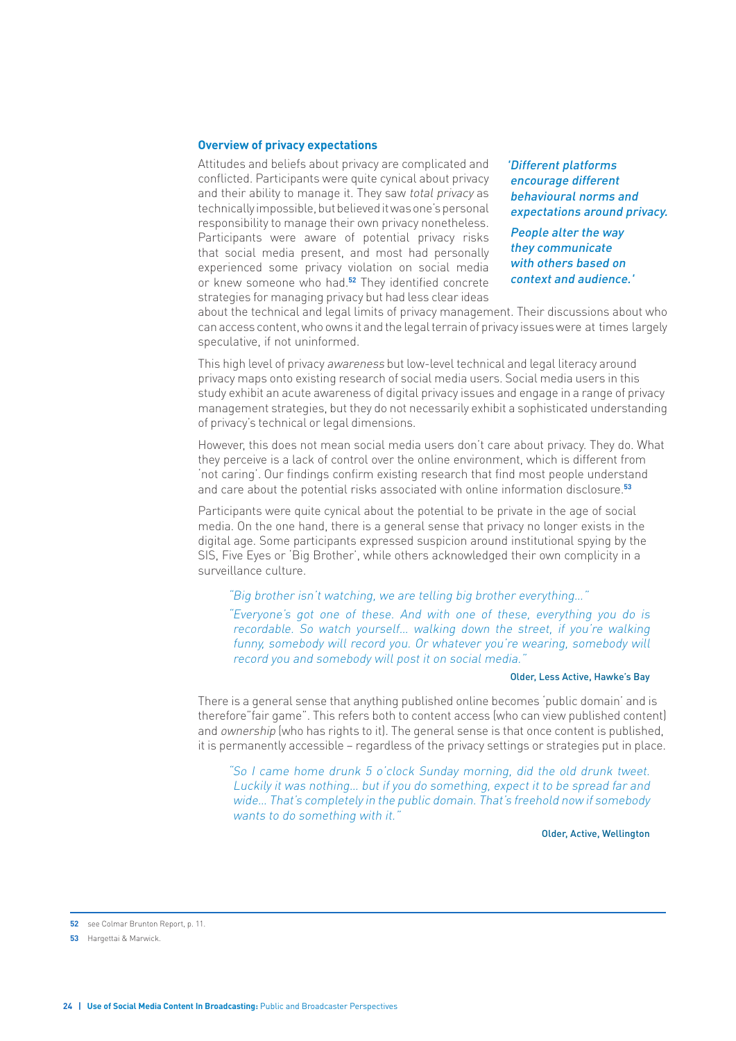### Overview of privacy expectations

Attitudes and beliefs about privacy are complicated and conflicted. Participants were quite cynical about privacy and their ability to manage it. They saw *total privacy* as technically impossible, but believed it was one's personal responsibility to manage their own privacy nonetheless. Participants were aware of potential privacy risks that social media present, and most had personally experienced some privacy violation on social media or knew someone who had.[52] They identified concrete strategies for managing privacy but had less clear ideas about the technical and legal limits of privacy management. Their discussions about who can access content, who owns it and the legal terrain of privacy issues were at times largely speculative, if not uninformed.

> *'Different platforms encourage different behavioural norms and expectations around privacy.*
>
> *People alter the way they communicate with others based on context and audience.'*

This high level of privacy *awareness* but low-level technical and legal literacy around privacy maps onto existing research of social media users. Social media users in this study exhibit an acute awareness of digital privacy issues and engage in a range of privacy management strategies, but they do not necessarily exhibit a sophisticated understanding of privacy's technical or legal dimensions.

However, this does not mean social media users don't care about privacy. They do. What they perceive is a lack of control over the online environment, which is different from 'not caring'. Our findings confirm existing research that find most people understand and care about the potential risks associated with online information disclosure.[53]

Participants were quite cynical about the potential to be private in the age of social media. On the one hand, there is a general sense that privacy no longer exists in the digital age. Some participants expressed suspicion around institutional spying by the SIS, Five Eyes or 'Big Brother', while others acknowledged their own complicity in a surveillance culture.

> *"Big brother isn't watching, we are telling big brother everything..."*
>
> *"Everyone's got one of these. And with one of these, everything you do is recordable. So watch yourself... walking down the street, if you're walking funny, somebody will record you. Or whatever you're wearing, somebody will record you and somebody will post it on social media."*
>
> Older, Less Active, Hawke's Bay

There is a general sense that anything published online becomes 'public domain' and is therefore"fair game". This refers both to content access (who can view published content) and *ownership* (who has rights to it). The general sense is that once content is published, it is permanently accessible – regardless of the privacy settings or strategies put in place.

> *"So I came home drunk 5 o'clock Sunday morning, did the old drunk tweet. Luckily it was nothing... but if you do something, expect it to be spread far and wide... That's completely in the public domain. That's freehold now if somebody wants to do something with it."*
>
> Older, Active, Wellington

---

[52] see Colmar Brunton Report, p. 11.

[53] Hargettai & Marwick.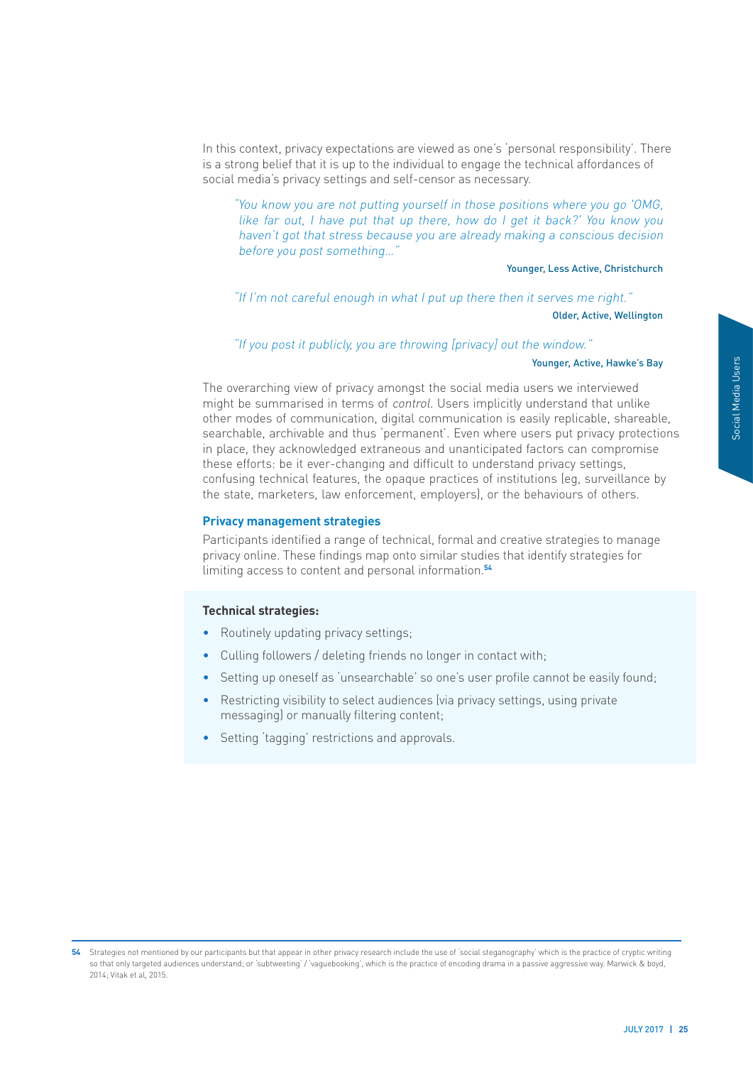In this context, privacy expectations are viewed as one's 'personal responsibility'. There is a strong belief that it is up to the individual to engage the technical affordances of social media's privacy settings and self-censor as necessary.

> *"You know you are not putting yourself in those positions where you go 'OMG, like far out, I have put that up there, how do I get it back?' You know you haven't got that stress because you are already making a conscious decision before you post something..."*
>
> Younger, Less Active, Christchurch

> *"If I'm not careful enough in what I put up there then it serves me right."*
>
> Older, Active, Wellington

> *"If you post it publicly, you are throwing [privacy] out the window."*
>
> Younger, Active, Hawke's Bay

The overarching view of privacy amongst the social media users we interviewed might be summarised in terms of *control*. Users implicitly understand that unlike other modes of communication, digital communication is easily replicable, shareable, searchable, archivable and thus 'permanent'. Even where users put privacy protections in place, they acknowledged extraneous and unanticipated factors can compromise these efforts: be it ever-changing and difficult to understand privacy settings, confusing technical features, the opaque practices of institutions (eg, surveillance by the state, marketers, law enforcement, employers), or the behaviours of others.

### Privacy management strategies

Participants identified a range of technical, formal and creative strategies to manage privacy online. These findings map onto similar studies that identify strategies for limiting access to content and personal information.[54]

**Technical strategies:**

- Routinely updating privacy settings;
- Culling followers / deleting friends no longer in contact with;
- Setting up oneself as 'unsearchable' so one's user profile cannot be easily found;
- Restricting visibility to select audiences (via privacy settings, using private messaging) or manually filtering content;
- Setting 'tagging' restrictions and approvals.

---

54 Strategies not mentioned by our participants but that appear in other privacy research include the use of 'social steganography' which is the practice of cryptic writing so that only targeted audiences understand; or 'subtweeting' / 'vaguebooking', which is the practice of encoding drama in a passive aggressive way. Marwick & boyd, 2014; Vitak et al, 2015.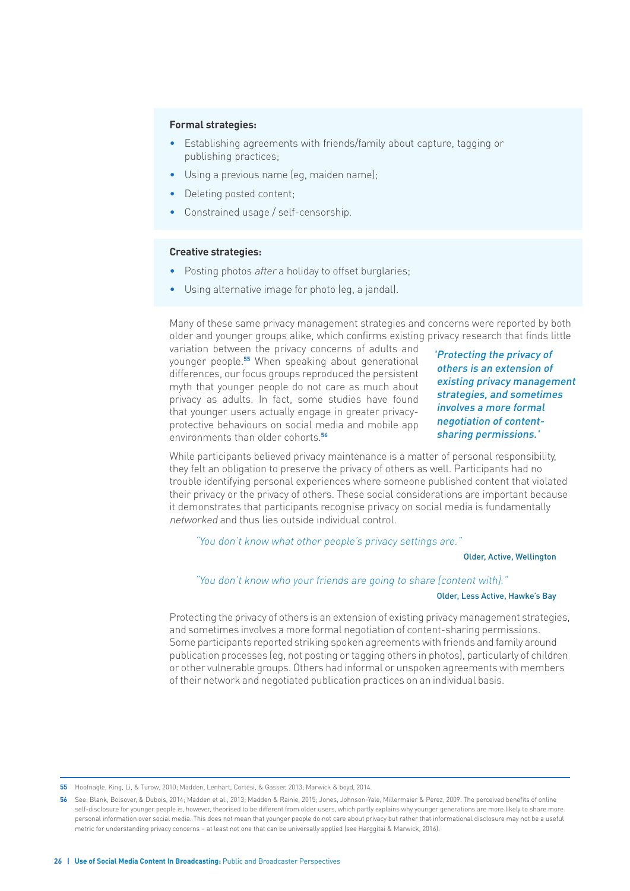**Formal strategies:**

- Establishing agreements with friends/family about capture, tagging or publishing practices;
- Using a previous name (eg, maiden name);
- Deleting posted content;
- Constrained usage / self-censorship.

**Creative strategies:**

- Posting photos *after* a holiday to offset burglaries;
- Using alternative image for photo (eg, a jandal).

Many of these same privacy management strategies and concerns were reported by both older and younger groups alike, which confirms existing privacy research that finds little variation between the privacy concerns of adults and younger people.[55] When speaking about generational differences, our focus groups reproduced the persistent myth that younger people do not care as much about privacy as adults. In fact, some studies have found that younger users actually engage in greater privacy-protective behaviours on social media and mobile app environments than older cohorts.[56]

> *'Protecting the privacy of others is an extension of existing privacy management strategies, and sometimes involves a more formal negotiation of content-sharing permissions.'*

While participants believed privacy maintenance is a matter of personal responsibility, they felt an obligation to preserve the privacy of others as well. Participants had no trouble identifying personal experiences where someone published content that violated their privacy or the privacy of others. These social considerations are important because it demonstrates that participants recognise privacy on social media is fundamentally *networked* and thus lies outside individual control.

> *"You don't know what other people's privacy settings are."*
>
> Older, Active, Wellington

> *"You don't know who your friends are going to share [content with]."*
>
> Older, Less Active, Hawke's Bay

Protecting the privacy of others is an extension of existing privacy management strategies, and sometimes involves a more formal negotiation of content-sharing permissions. Some participants reported striking spoken agreements with friends and family around publication processes (eg, not posting or tagging others in photos), particularly of children or other vulnerable groups. Others had informal or unspoken agreements with members of their network and negotiated publication practices on an individual basis.

---

55 Hoofnagle, King, Li, & Turow, 2010; Madden, Lenhart, Cortesi, & Gasser, 2013; Marwick & boyd, 2014.

56 See: Blank, Bolsover, & Dubois, 2014; Madden et al., 2013; Madden & Rainie, 2015; Jones, Johnson-Yale, Millermaier & Perez, 2009. The perceived benefits of online self-disclosure for younger people is, however, theorised to be different from older users, which partly explains why younger generations are more likely to share more personal information over social media. This does not mean that younger people do not care about privacy but rather that informational disclosure may not be a useful metric for understanding privacy concerns – at least not one that can be universally applied (see Harggitai & Marwick, 2016).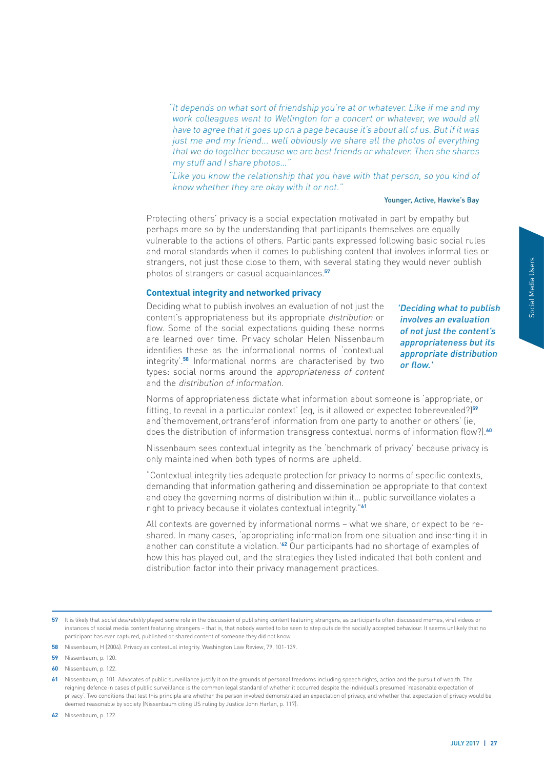*"It depends on what sort of friendship you're at or whatever. Like if me and my work colleagues went to Wellington for a concert or whatever, we would all have to agree that it goes up on a page because it's about all of us. But if it was just me and my friend… well obviously we share all the photos of everything that we do together because we are best friends or whatever. Then she shares my stuff and I share photos…"*

*"Like you know the relationship that you have with that person, so you kind of know whether they are okay with it or not."*

Younger, Active, Hawke's Bay

Protecting others' privacy is a social expectation motivated in part by empathy but perhaps more so by the understanding that participants themselves are equally vulnerable to the actions of others. Participants expressed following basic social rules and moral standards when it comes to publishing content that involves informal ties or strangers, not just those close to them, with several stating they would never publish photos of strangers or casual acquaintances.[57]

### Contextual integrity and networked privacy

Deciding what to publish involves an evaluation of not just the content's appropriateness but its appropriate *distribution* or flow. Some of the social expectations guiding these norms are learned over time. Privacy scholar Helen Nissenbaum identifies these as the informational norms of 'contextual integrity'.[58] Informational norms are characterised by two types: social norms around the *appropriateness of content* and the *distribution of information*.

*'Deciding what to publish involves an evaluation of not just the content's appropriateness but its appropriate distribution or flow.'*

Norms of appropriateness dictate what information about someone is 'appropriate, or fitting, to reveal in a particular context' (eg, is it allowed or expected to be revealed?)[59] and 'the movement, or transfer of information from one party to another or others' (ie, does the distribution of information transgress contextual norms of information flow?).[60]

Nissenbaum sees contextual integrity as the 'benchmark of privacy' because privacy is only maintained when both types of norms are upheld.

"Contextual integrity ties adequate protection for privacy to norms of specific contexts, demanding that information gathering and dissemination be appropriate to that context and obey the governing norms of distribution within it… public surveillance violates a right to privacy because it violates contextual integrity."[61]

All contexts are governed by informational norms – what we share, or expect to be re-shared. In many cases, 'appropriating information from one situation and inserting it in another can constitute a violation.'[62] Our participants had no shortage of examples of how this has played out, and the strategies they listed indicated that both content and distribution factor into their privacy management practices.

---

57 It is likely that *social desirability* played some role in the discussion of publishing content featuring strangers, as participants often discussed memes, viral videos or instances of social media content featuring strangers – that is, that nobody wanted to be seen to step outside the socially accepted behaviour. It seems unlikely that no participant has ever captured, published or shared content of someone they did not know.

58 Nissenbaum, H (2004). Privacy as contextual integrity. Washington Law Review, 79, 101-139.

59 Nissenbaum, p. 120.

60 Nissenbaum, p. 122.

61 Nissenbaum, p. 101. Advocates of public surveillance justify it on the grounds of personal freedoms including speech rights, action and the pursuit of wealth. The reigning defence in cases of public surveillance is the common legal standard of whether it occurred despite the individual's presumed 'reasonable expectation of privacy'. Two conditions that test this principle are whether the person involved demonstrated an expectation of privacy, and whether that expectation of privacy would be deemed reasonable by society (Nissenbaum citing US ruling by Justice John Harlan, p. 117).

62 Nissenbaum, p. 122.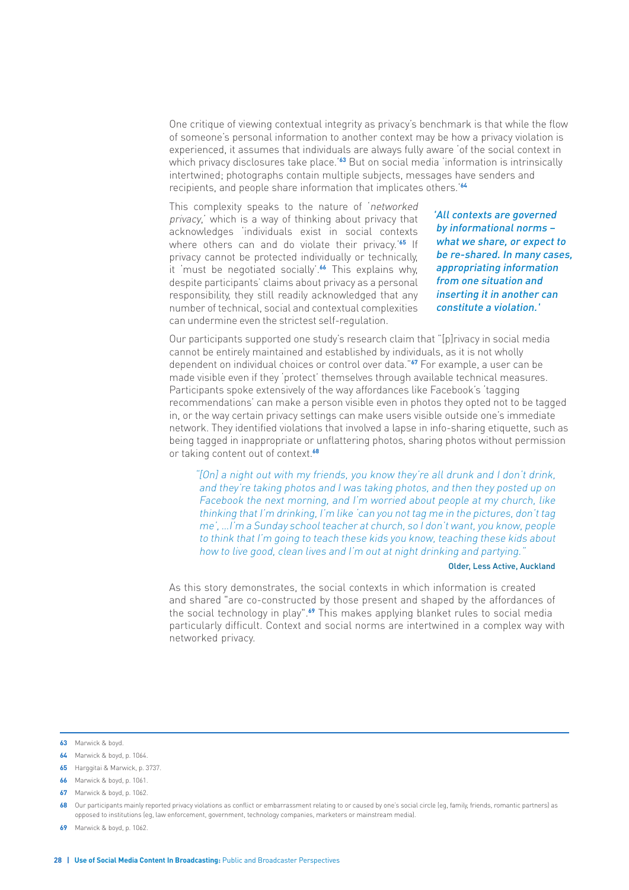One critique of viewing contextual integrity as privacy's benchmark is that while the flow of someone's personal information to another context may be how a privacy violation is experienced, it assumes that individuals are always fully aware 'of the social context in which privacy disclosures take place.'[63] But on social media 'information is intrinsically intertwined; photographs contain multiple subjects, messages have senders and recipients, and people share information that implicates others.'[64]

This complexity speaks to the nature of '*networked privacy*,' which is a way of thinking about privacy that acknowledges 'individuals exist in social contexts where others can and do violate their privacy.'[65] If privacy cannot be protected individually or technically, it 'must be negotiated socially'.[66] This explains why, despite participants' claims about privacy as a personal responsibility, they still readily acknowledged that any number of technical, social and contextual complexities can undermine even the strictest self-regulation.

> *'All contexts are governed by informational norms – what we share, or expect to be re-shared. In many cases, appropriating information from one situation and inserting it in another can constitute a violation.'*

Our participants supported one study's research claim that "[p]rivacy in social media cannot be entirely maintained and established by individuals, as it is not wholly dependent on individual choices or control over data."[67] For example, a user can be made visible even if they 'protect' themselves through available technical measures. Participants spoke extensively of the way affordances like Facebook's 'tagging recommendations' can make a person visible even in photos they opted not to be tagged in, or the way certain privacy settings can make users visible outside one's immediate network. They identified violations that involved a lapse in info-sharing etiquette, such as being tagged in inappropriate or unflattering photos, sharing photos without permission or taking content out of context.[68]

> *"[On] a night out with my friends, you know they're all drunk and I don't drink, and they're taking photos and I was taking photos, and then they posted up on Facebook the next morning, and I'm worried about people at my church, like thinking that I'm drinking, I'm like 'can you not tag me in the pictures, don't tag me', ...I'm a Sunday school teacher at church, so I don't want, you know, people to think that I'm going to teach these kids you know, teaching these kids about how to live good, clean lives and I'm out at night drinking and partying."*
>
> Older, Less Active, Auckland

As this story demonstrates, the social contexts in which information is created and shared "are co-constructed by those present and shaped by the affordances of the social technology in play".[69] This makes applying blanket rules to social media particularly difficult. Context and social norms are intertwined in a complex way with networked privacy.

---

63 Marwick & boyd.

64 Marwick & boyd, p. 1064.

65 Harggitai & Marwick, p. 3737.

66 Marwick & boyd, p. 1061.

67 Marwick & boyd, p. 1062.

68 Our participants mainly reported privacy violations as conflict or embarrassment relating to or caused by one's social circle (eg, family, friends, romantic partners) as opposed to institutions (eg, law enforcement, government, technology companies, marketers or mainstream media).

69 Marwick & boyd, p. 1062.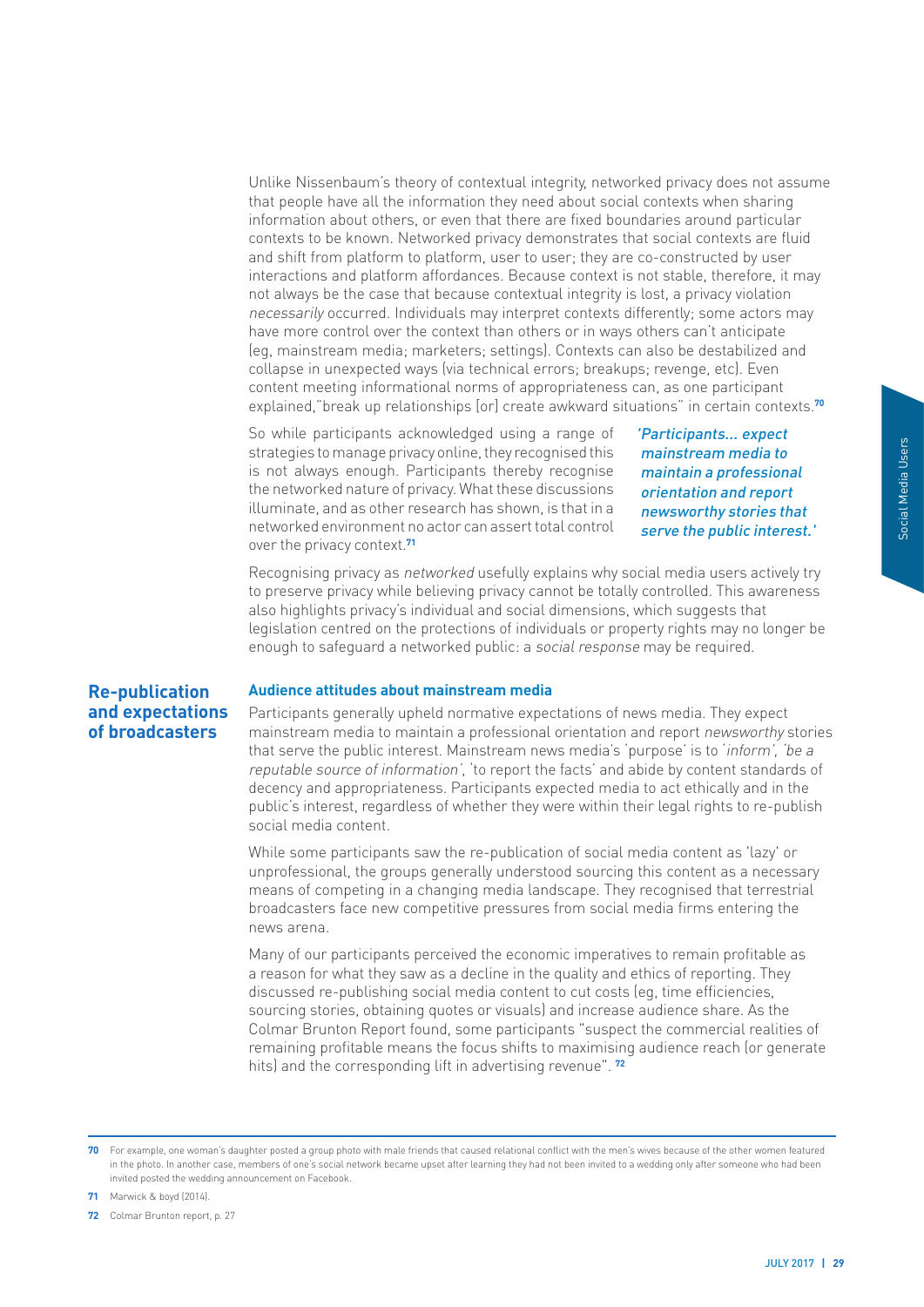Unlike Nissenbaum's theory of contextual integrity, networked privacy does not assume that people have all the information they need about social contexts when sharing information about others, or even that there are fixed boundaries around particular contexts to be known. Networked privacy demonstrates that social contexts are fluid and shift from platform to platform, user to user; they are co-constructed by user interactions and platform affordances. Because context is not stable, therefore, it may not always be the case that because contextual integrity is lost, a privacy violation *necessarily* occurred. Individuals may interpret contexts differently; some actors may have more control over the context than others or in ways others can't anticipate (eg, mainstream media; marketers; settings). Contexts can also be destabilized and collapse in unexpected ways (via technical errors; breakups; revenge, etc). Even content meeting informational norms of appropriateness can, as one participant explained,"break up relationships [or] create awkward situations" in certain contexts.[70]

So while participants acknowledged using a range of strategies to manage privacy online, they recognised this is not always enough. Participants thereby recognise the networked nature of privacy. What these discussions illuminate, and as other research has shown, is that in a networked environment no actor can assert total control over the privacy context.[71]

*'Participants... expect mainstream media to maintain a professional orientation and report newsworthy stories that serve the public interest.'*

Recognising privacy as *networked* usefully explains why social media users actively try to preserve privacy while believing privacy cannot be totally controlled. This awareness also highlights privacy's individual and social dimensions, which suggests that legislation centred on the protections of individuals or property rights may no longer be enough to safeguard a networked public: a *social response* may be required.

## Re-publication and expectations of broadcasters

### Audience attitudes about mainstream media

Participants generally upheld normative expectations of news media. They expect mainstream media to maintain a professional orientation and report *newsworthy* stories that serve the public interest. Mainstream news media's 'purpose' is to '*inform', 'be a reputable source of information'*, 'to report the facts' and abide by content standards of decency and appropriateness. Participants expected media to act ethically and in the public's interest, regardless of whether they were within their legal rights to re-publish social media content.

While some participants saw the re-publication of social media content as 'lazy' or unprofessional, the groups generally understood sourcing this content as a necessary means of competing in a changing media landscape. They recognised that terrestrial broadcasters face new competitive pressures from social media firms entering the news arena.

Many of our participants perceived the economic imperatives to remain profitable as a reason for what they saw as a decline in the quality and ethics of reporting. They discussed re-publishing social media content to cut costs (eg, time efficiencies, sourcing stories, obtaining quotes or visuals) and increase audience share. As the Colmar Brunton Report found, some participants "suspect the commercial realities of remaining profitable means the focus shifts to maximising audience reach (or generate hits) and the corresponding lift in advertising revenue". [72]

---

[70] For example, one woman's daughter posted a group photo with male friends that caused relational conflict with the men's wives because of the other women featured in the photo. In another case, members of one's social network became upset after learning they had not been invited to a wedding only after someone who had been invited posted the wedding announcement on Facebook.

[71] Marwick & boyd (2014).

[72] Colmar Brunton report, p. 27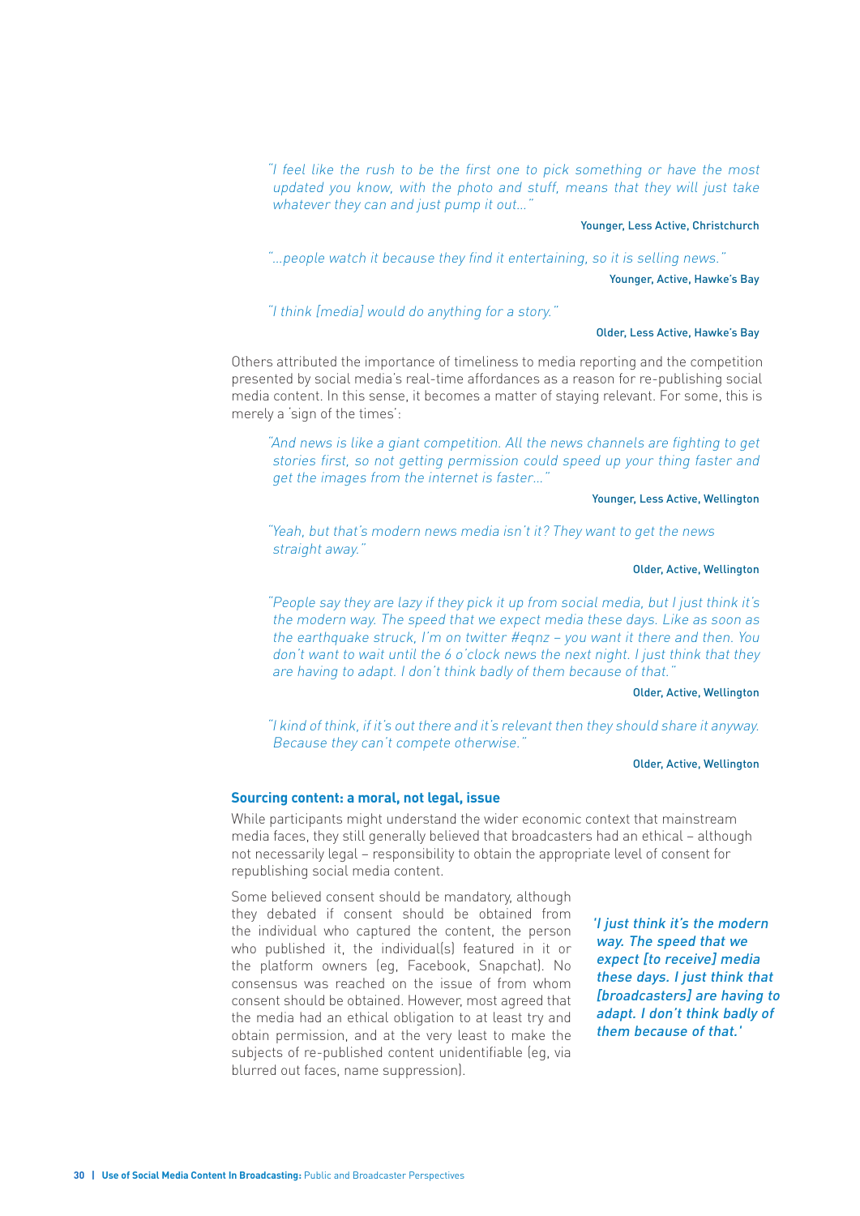*"I feel like the rush to be the first one to pick something or have the most updated you know, with the photo and stuff, means that they will just take whatever they can and just pump it out…"*

Younger, Less Active, Christchurch

*"…people watch it because they find it entertaining, so it is selling news."*

Younger, Active, Hawke's Bay

*"I think [media] would do anything for a story."*

Older, Less Active, Hawke's Bay

Others attributed the importance of timeliness to media reporting and the competition presented by social media's real-time affordances as a reason for re-publishing social media content. In this sense, it becomes a matter of staying relevant. For some, this is merely a 'sign of the times':

*"And news is like a giant competition. All the news channels are fighting to get stories first, so not getting permission could speed up your thing faster and get the images from the internet is faster…"*

Younger, Less Active, Wellington

*"Yeah, but that's modern news media isn't it? They want to get the news straight away."*

Older, Active, Wellington

*"People say they are lazy if they pick it up from social media, but I just think it's the modern way. The speed that we expect media these days. Like as soon as the earthquake struck, I'm on twitter #eqnz – you want it there and then. You don't want to wait until the 6 o'clock news the next night. I just think that they are having to adapt. I don't think badly of them because of that."*

Older, Active, Wellington

*"I kind of think, if it's out there and it's relevant then they should share it anyway. Because they can't compete otherwise."*

Older, Active, Wellington

### Sourcing content: a moral, not legal, issue

While participants might understand the wider economic context that mainstream media faces, they still generally believed that broadcasters had an ethical – although not necessarily legal – responsibility to obtain the appropriate level of consent for republishing social media content.

Some believed consent should be mandatory, although they debated if consent should be obtained from the individual who captured the content, the person who published it, the individual(s) featured in it or the platform owners (eg, Facebook, Snapchat). No consensus was reached on the issue of from whom consent should be obtained. However, most agreed that the media had an ethical obligation to at least try and obtain permission, and at the very least to make the subjects of re-published content unidentifiable (eg, via blurred out faces, name suppression).

*'I just think it's the modern way. The speed that we expect [to receive] media these days. I just think that [broadcasters] are having to adapt. I don't think badly of them because of that.'*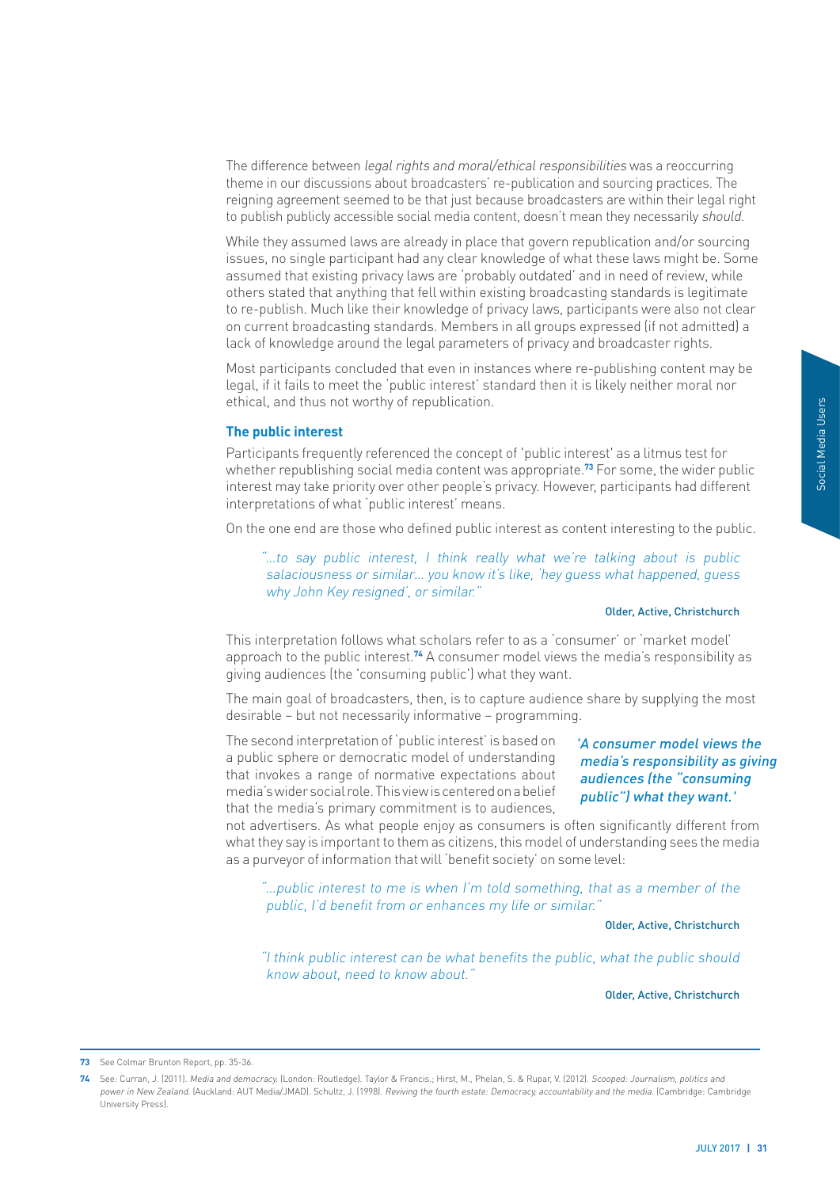The difference between *legal rights and moral/ethical responsibilities* was a reoccurring theme in our discussions about broadcasters' re-publication and sourcing practices. The reigning agreement seemed to be that just because broadcasters are within their legal right to publish publicly accessible social media content, doesn't mean they necessarily *should*.

While they assumed laws are already in place that govern republication and/or sourcing issues, no single participant had any clear knowledge of what these laws might be. Some assumed that existing privacy laws are 'probably outdated' and in need of review, while others stated that anything that fell within existing broadcasting standards is legitimate to re-publish. Much like their knowledge of privacy laws, participants were also not clear on current broadcasting standards. Members in all groups expressed (if not admitted) a lack of knowledge around the legal parameters of privacy and broadcaster rights.

Most participants concluded that even in instances where re-publishing content may be legal, if it fails to meet the 'public interest' standard then it is likely neither moral nor ethical, and thus not worthy of republication.

### The public interest

Participants frequently referenced the concept of 'public interest' as a litmus test for whether republishing social media content was appropriate.[73] For some, the wider public interest may take priority over other people's privacy. However, participants had different interpretations of what 'public interest' means.

On the one end are those who defined public interest as content interesting to the public.

> *"...to say public interest, I think really what we're talking about is public salaciousness or similar... you know it's like, 'hey guess what happened, guess why John Key resigned', or similar."*
>
> Older, Active, Christchurch

This interpretation follows what scholars refer to as a 'consumer' or 'market model' approach to the public interest.[74] A consumer model views the media's responsibility as giving audiences (the 'consuming public') what they want.

The main goal of broadcasters, then, is to capture audience share by supplying the most desirable – but not necessarily informative – programming.

The second interpretation of 'public interest' is based on a public sphere or democratic model of understanding that invokes a range of normative expectations about media's wider social role. This view is centered on a belief that the media's primary commitment is to audiences, not advertisers. As what people enjoy as consumers is often significantly different from what they say is important to them as citizens, this model of understanding sees the media as a purveyor of information that will 'benefit society' on some level:

*'A consumer model views the media's responsibility as giving audiences (the "consuming public") what they want.'*

> *"...public interest to me is when I'm told something, that as a member of the public, I'd benefit from or enhances my life or similar."*
>
> Older, Active, Christchurch

> *"I think public interest can be what benefits the public, what the public should know about, need to know about."*
>
> Older, Active, Christchurch

---

**73** See Colmar Brunton Report, pp. 35-36.

**74** See: Curran, J. (2011). *Media and democracy.* (London: Routledge). Taylor & Francis.; Hirst, M., Phelan, S. & Rupar, V. (2012). *Scooped: Journalism, politics and power in New Zealand.* (Auckland: AUT Media/JMAD). Schultz, J. (1998). *Reviving the fourth estate: Democracy, accountability and the media.* (Cambridge: Cambridge University Press).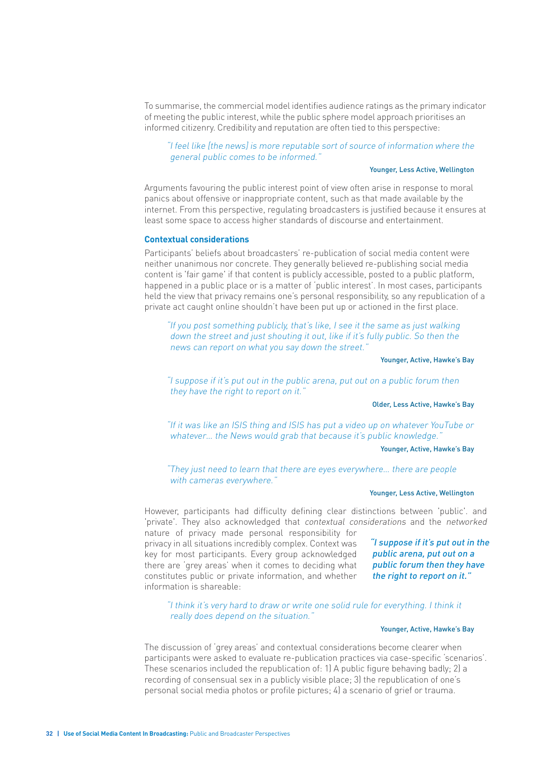To summarise, the commercial model identifies audience ratings as the primary indicator of meeting the public interest, while the public sphere model approach prioritises an informed citizenry. Credibility and reputation are often tied to this perspective:

> *"I feel like [the news] is more reputable sort of source of information where the general public comes to be informed."*
>
> Younger, Less Active, Wellington

Arguments favouring the public interest point of view often arise in response to moral panics about offensive or inappropriate content, such as that made available by the internet. From this perspective, regulating broadcasters is justified because it ensures at least some space to access higher standards of discourse and entertainment.

### Contextual considerations

Participants' beliefs about broadcasters' re-publication of social media content were neither unanimous nor concrete. They generally believed re-publishing social media content is 'fair game' if that content is publicly accessible, posted to a public platform, happened in a public place or is a matter of 'public interest'. In most cases, participants held the view that privacy remains one's personal responsibility, so any republication of a private act caught online shouldn't have been put up or actioned in the first place.

> *"If you post something publicly, that's like, I see it the same as just walking down the street and just shouting it out, like if it's fully public. So then the news can report on what you say down the street."*
>
> Younger, Active, Hawke's Bay

> *"I suppose if it's put out in the public arena, put out on a public forum then they have the right to report on it."*
>
> Older, Less Active, Hawke's Bay

> *"If it was like an ISIS thing and ISIS has put a video up on whatever YouTube or whatever… the News would grab that because it's public knowledge."*
>
> Younger, Active, Hawke's Bay

> *"They just need to learn that there are eyes everywhere… there are people with cameras everywhere."*
>
> Younger, Less Active, Wellington

However, participants had difficulty defining clear distinctions between 'public'. and 'private'. They also acknowledged that *contextual considerations* and the *networked* nature of privacy made personal responsibility for privacy in all situations incredibly complex. Context was key for most participants. Every group acknowledged there are 'grey areas' when it comes to deciding what constitutes public or private information, and whether information is shareable:

> ***"I suppose if it's put out in the public arena, put out on a public forum then they have the right to report on it."***

> *"I think it's very hard to draw or write one solid rule for everything. I think it really does depend on the situation."*
>
> Younger, Active, Hawke's Bay

The discussion of 'grey areas' and contextual considerations become clearer when participants were asked to evaluate re-publication practices via case-specific 'scenarios'. These scenarios included the republication of: 1) A public figure behaving badly; 2) a recording of consensual sex in a publicly visible place; 3) the republication of one's personal social media photos or profile pictures; 4) a scenario of grief or trauma.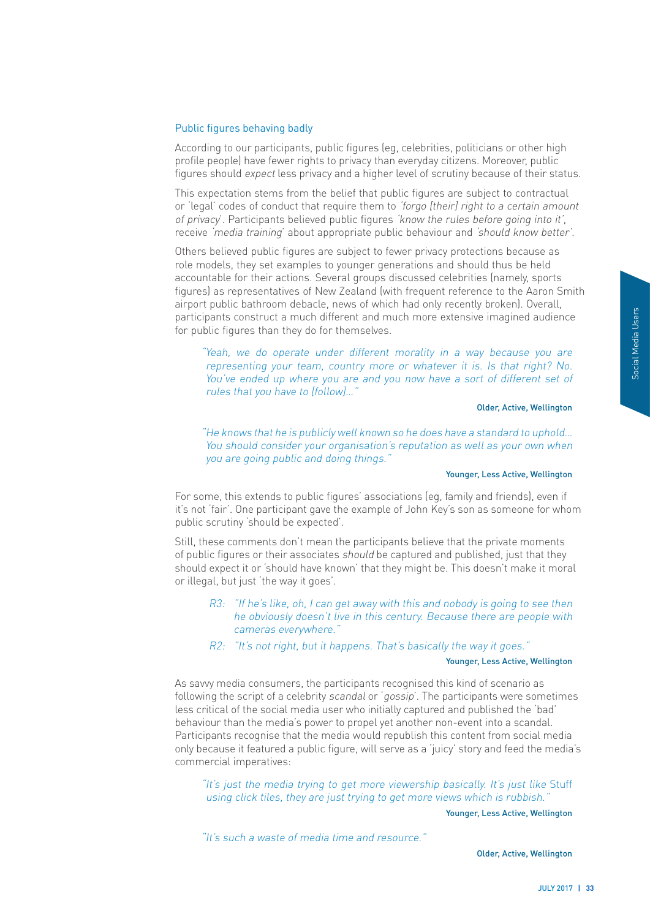### Public figures behaving badly

According to our participants, public figures (eg, celebrities, politicians or other high profile people) have fewer rights to privacy than everyday citizens. Moreover, public figures should *expect* less privacy and a higher level of scrutiny because of their status.

This expectation stems from the belief that public figures are subject to contractual or 'legal' codes of conduct that require them to *'forgo [their] right to a certain amount of privacy'*. Participants believed public figures *'know the rules before going into it'*, receive *'media training'* about appropriate public behaviour and *'should know better'*.

Others believed public figures are subject to fewer privacy protections because as role models, they set examples to younger generations and should thus be held accountable for their actions. Several groups discussed celebrities (namely, sports figures) as representatives of New Zealand (with frequent reference to the Aaron Smith airport public bathroom debacle, news of which had only recently broken). Overall, participants construct a much different and much more extensive imagined audience for public figures than they do for themselves.

> *"Yeah, we do operate under different morality in a way because you are representing your team, country more or whatever it is. Is that right? No. You've ended up where you are and you now have a sort of different set of rules that you have to [follow]..."*
>
> Older, Active, Wellington

> *"He knows that he is publicly well known so he does have a standard to uphold... You should consider your organisation's reputation as well as your own when you are going public and doing things."*
>
> Younger, Less Active, Wellington

For some, this extends to public figures' associations (eg, family and friends), even if it's not 'fair'. One participant gave the example of John Key's son as someone for whom public scrutiny 'should be expected'.

Still, these comments don't mean the participants believe that the private moments of public figures or their associates *should* be captured and published, just that they should expect it or 'should have known' that they might be. This doesn't make it moral or illegal, but just 'the way it goes'.

> R3: *"If he's like, oh, I can get away with this and nobody is going to see then he obviously doesn't live in this century. Because there are people with cameras everywhere."*
>
> R2: *"It's not right, but it happens. That's basically the way it goes."*
>
> Younger, Less Active, Wellington

As savvy media consumers, the participants recognised this kind of scenario as following the script of a celebrity *scandal* or '*gossip*'. The participants were sometimes less critical of the social media user who initially captured and published the 'bad' behaviour than the media's power to propel yet another non-event into a scandal. Participants recognise that the media would republish this content from social media only because it featured a public figure, will serve as a 'juicy' story and feed the media's commercial imperatives:

> *"It's just the media trying to get more viewership basically. It's just like* Stuff *using click tiles, they are just trying to get more views which is rubbish."*
>
> Younger, Less Active, Wellington

> *"It's such a waste of media time and resource."*
>
> Older, Active, Wellington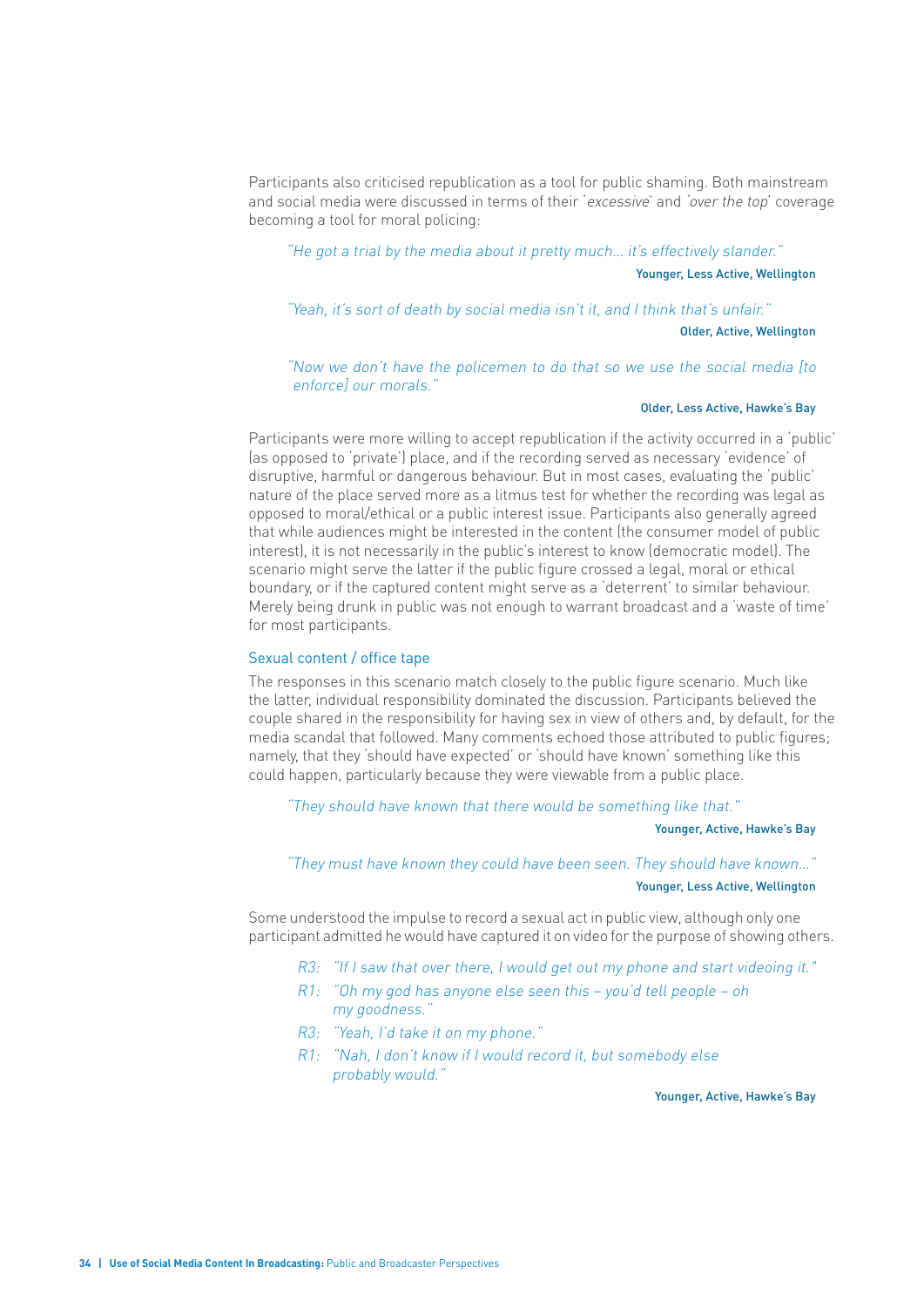Participants also criticised republication as a tool for public shaming. Both mainstream and social media were discussed in terms of their '*excessive*' and '*over the top*' coverage becoming a tool for moral policing:

> *"He got a trial by the media about it pretty much… it's effectively slander."*
>
> Younger, Less Active, Wellington

> *"Yeah, it's sort of death by social media isn't it, and I think that's unfair."*
>
> Older, Active, Wellington

> *"Now we don't have the policemen to do that so we use the social media [to enforce] our morals."*
>
> Older, Less Active, Hawke's Bay

Participants were more willing to accept republication if the activity occurred in a 'public' (as opposed to 'private') place, and if the recording served as necessary 'evidence' of disruptive, harmful or dangerous behaviour. But in most cases, evaluating the 'public' nature of the place served more as a litmus test for whether the recording was legal as opposed to moral/ethical or a public interest issue. Participants also generally agreed that while audiences might be interested in the content (the consumer model of public interest), it is not necessarily in the public's interest to know (democratic model). The scenario might serve the latter if the public figure crossed a legal, moral or ethical boundary, or if the captured content might serve as a 'deterrent' to similar behaviour. Merely being drunk in public was not enough to warrant broadcast and a 'waste of time' for most participants.

### Sexual content / office tape

The responses in this scenario match closely to the public figure scenario. Much like the latter, individual responsibility dominated the discussion. Participants believed the couple shared in the responsibility for having sex in view of others and, by default, for the media scandal that followed. Many comments echoed those attributed to public figures; namely, that they 'should have expected' or 'should have known' something like this could happen, particularly because they were viewable from a public place.

> *"They should have known that there would be something like that."*
>
> Younger, Active, Hawke's Bay

> *"They must have known they could have been seen. They should have known…"*
>
> Younger, Less Active, Wellington

Some understood the impulse to record a sexual act in public view, although only one participant admitted he would have captured it on video for the purpose of showing others.

> *R3: "If I saw that over there, I would get out my phone and start videoing it."*
>
> *R1: "Oh my god has anyone else seen this – you'd tell people – oh my goodness."*
>
> *R3: "Yeah, I'd take it on my phone."*
>
> *R1: "Nah, I don't know if I would record it, but somebody else probably would."*
>
> Younger, Active, Hawke's Bay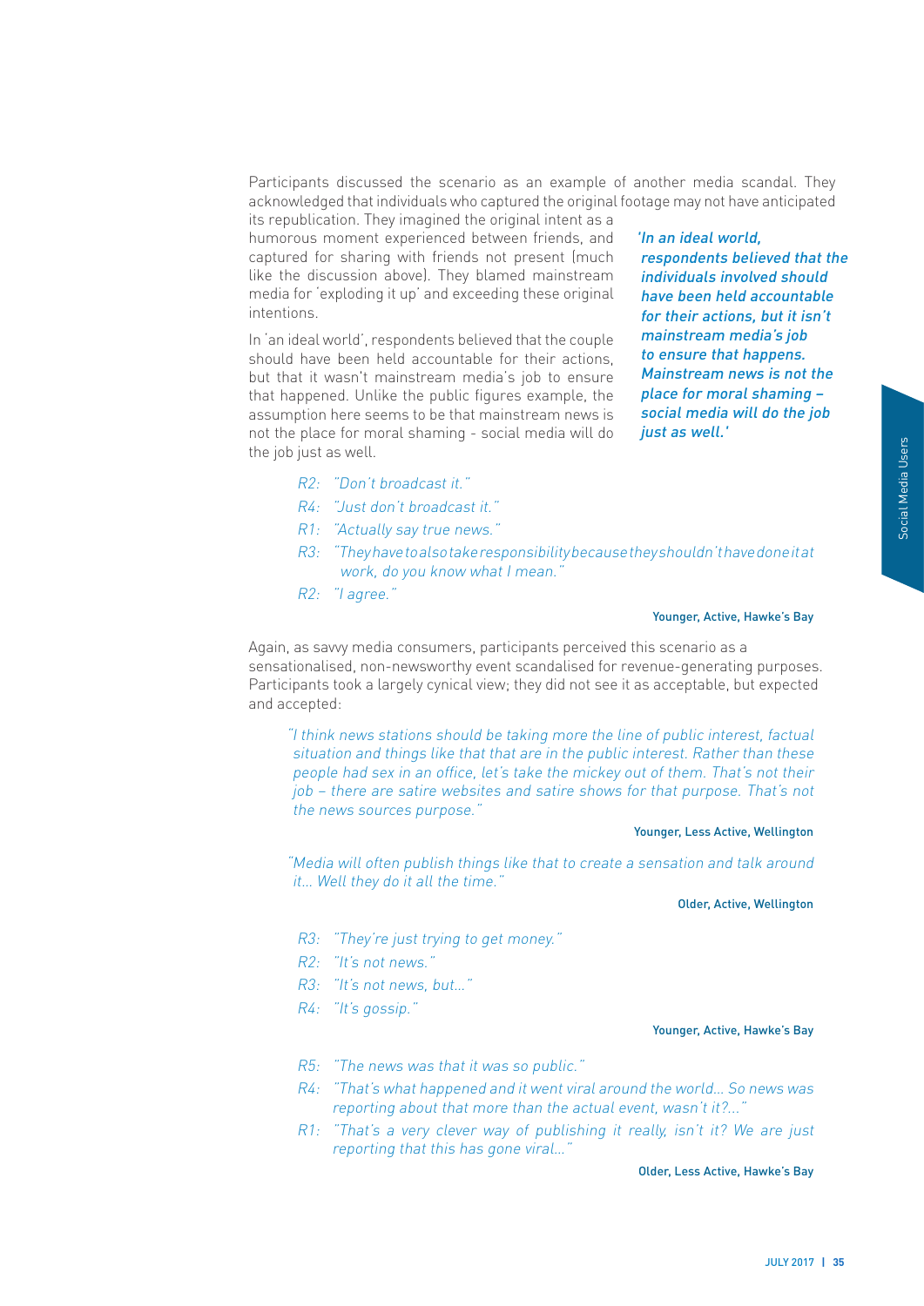Participants discussed the scenario as an example of another media scandal. They acknowledged that individuals who captured the original footage may not have anticipated its republication. They imagined the original intent as a humorous moment experienced between friends, and captured for sharing with friends not present (much like the discussion above). They blamed mainstream media for 'exploding it up' and exceeding these original intentions.

In 'an ideal world', respondents believed that the couple should have been held accountable for their actions, but that it wasn't mainstream media's job to ensure that happened. Unlike the public figures example, the assumption here seems to be that mainstream news is not the place for moral shaming - social media will do the job just as well.

*'In an ideal world, respondents believed that the individuals involved should have been held accountable for their actions, but it isn't mainstream media's job to ensure that happens. Mainstream news is not the place for moral shaming – social media will do the job just as well.'*

*R2: "Don't broadcast it."*

*R4: "Just don't broadcast it."*

*R1: "Actually say true news."*

*R3: "They have to also take responsibility because they shouldn't have done it at work, do you know what I mean."*

*R2: "I agree."*

Younger, Active, Hawke's Bay

Again, as savvy media consumers, participants perceived this scenario as a sensationalised, non-newsworthy event scandalised for revenue-generating purposes. Participants took a largely cynical view; they did not see it as acceptable, but expected and accepted:

*"I think news stations should be taking more the line of public interest, factual situation and things like that that are in the public interest. Rather than these people had sex in an office, let's take the mickey out of them. That's not their job – there are satire websites and satire shows for that purpose. That's not the news sources purpose."*

Younger, Less Active, Wellington

*"Media will often publish things like that to create a sensation and talk around it... Well they do it all the time."*

Older, Active, Wellington

*R3: "They're just trying to get money."*

*R2: "It's not news."*

*R3: "It's not news, but..."*

*R4: "It's gossip."*

Younger, Active, Hawke's Bay

*R5: "The news was that it was so public."*

*R4: "That's what happened and it went viral around the world... So news was reporting about that more than the actual event, wasn't it?..."*

*R1: "That's a very clever way of publishing it really, isn't it? We are just reporting that this has gone viral..."*

Older, Less Active, Hawke's Bay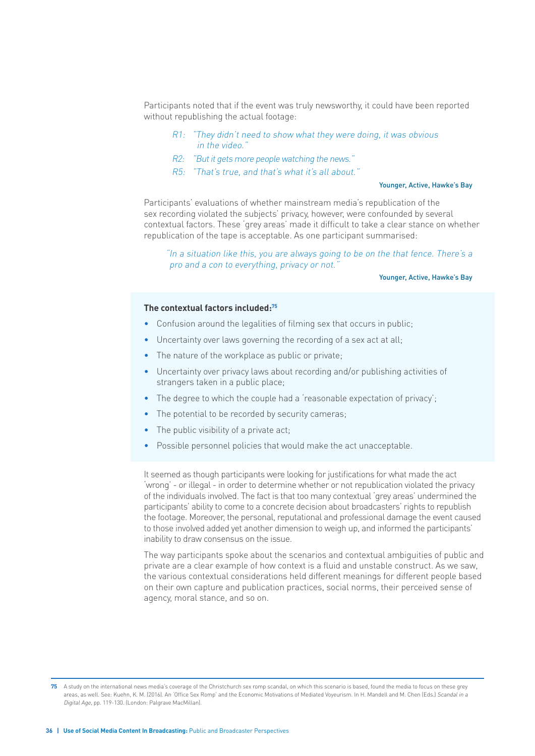Participants noted that if the event was truly newsworthy, it could have been reported without republishing the actual footage:

> *R1: "They didn't need to show what they were doing, it was obvious in the video."*
>
> *R2: "But it gets more people watching the news."*
>
> *R5: "That's true, and that's what it's all about."*
>
> Younger, Active, Hawke's Bay

Participants' evaluations of whether mainstream media's republication of the sex recording violated the subjects' privacy, however, were confounded by several contextual factors. These 'grey areas' made it difficult to take a clear stance on whether republication of the tape is acceptable. As one participant summarised:

> *"In a situation like this, you are always going to be on the that fence. There's a pro and a con to everything, privacy or not."*
>
> Younger, Active, Hawke's Bay

**The contextual factors included:**[75]

- Confusion around the legalities of filming sex that occurs in public;
- Uncertainty over laws governing the recording of a sex act at all;
- The nature of the workplace as public or private;
- Uncertainty over privacy laws about recording and/or publishing activities of strangers taken in a public place;
- The degree to which the couple had a 'reasonable expectation of privacy';
- The potential to be recorded by security cameras;
- The public visibility of a private act;
- Possible personnel policies that would make the act unacceptable.

It seemed as though participants were looking for justifications for what made the act 'wrong' - or illegal - in order to determine whether or not republication violated the privacy of the individuals involved. The fact is that too many contextual 'grey areas' undermined the participants' ability to come to a concrete decision about broadcasters' rights to republish the footage. Moreover, the personal, reputational and professional damage the event caused to those involved added yet another dimension to weigh up, and informed the participants' inability to draw consensus on the issue.

The way participants spoke about the scenarios and contextual ambiguities of public and private are a clear example of how context is a fluid and unstable construct. As we saw, the various contextual considerations held different meanings for different people based on their own capture and publication practices, social norms, their perceived sense of agency, moral stance, and so on.

---

[75] A study on the international news media's coverage of the Christchurch sex romp scandal, on which this scenario is based, found the media to focus on these grey areas, as well. See: Kuehn, K. M. (2016). An 'Office Sex Romp' and the Economic Motivations of Mediated Voyeurism. In H. Mandell and M. Chen (Eds.) *Scandal in a Digital Age*, pp. 119-130. (London: Palgrave MacMillan).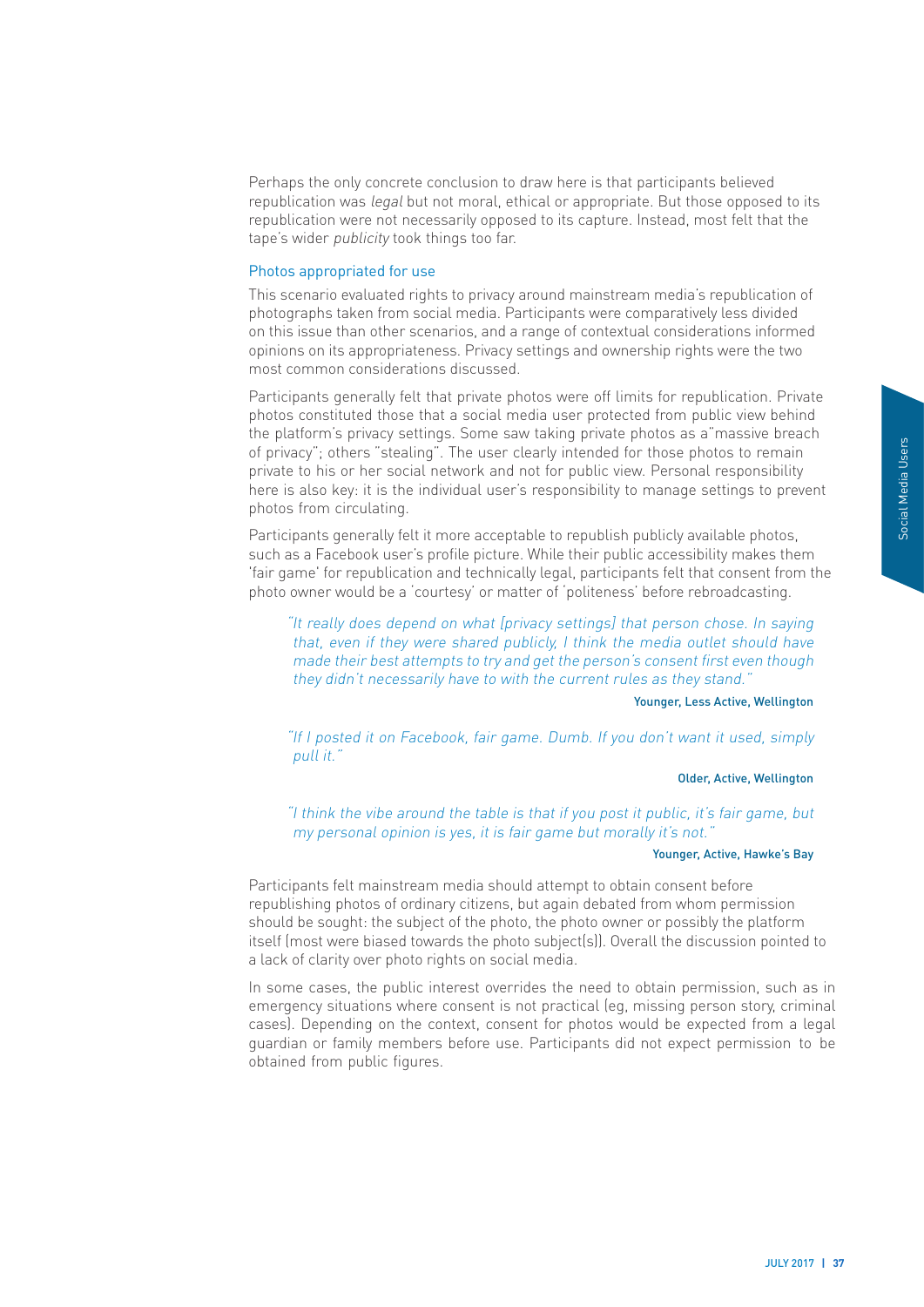Perhaps the only concrete conclusion to draw here is that participants believed republication was *legal* but not moral, ethical or appropriate. But those opposed to its republication were not necessarily opposed to its capture. Instead, most felt that the tape's wider *publicity* took things too far.

### Photos appropriated for use

This scenario evaluated rights to privacy around mainstream media's republication of photographs taken from social media. Participants were comparatively less divided on this issue than other scenarios, and a range of contextual considerations informed opinions on its appropriateness. Privacy settings and ownership rights were the two most common considerations discussed.

Participants generally felt that private photos were off limits for republication. Private photos constituted those that a social media user protected from public view behind the platform's privacy settings. Some saw taking private photos as a"massive breach of privacy"; others "stealing". The user clearly intended for those photos to remain private to his or her social network and not for public view. Personal responsibility here is also key: it is the individual user's responsibility to manage settings to prevent photos from circulating.

Participants generally felt it more acceptable to republish publicly available photos, such as a Facebook user's profile picture. While their public accessibility makes them 'fair game' for republication and technically legal, participants felt that consent from the photo owner would be a 'courtesy' or matter of 'politeness' before rebroadcasting.

> *"It really does depend on what [privacy settings] that person chose. In saying that, even if they were shared publicly, I think the media outlet should have made their best attempts to try and get the person's consent first even though they didn't necessarily have to with the current rules as they stand."*
>
> Younger, Less Active, Wellington

> *"If I posted it on Facebook, fair game. Dumb. If you don't want it used, simply pull it."*
>
> Older, Active, Wellington

> *"I think the vibe around the table is that if you post it public, it's fair game, but my personal opinion is yes, it is fair game but morally it's not."*
>
> Younger, Active, Hawke's Bay

Participants felt mainstream media should attempt to obtain consent before republishing photos of ordinary citizens, but again debated from whom permission should be sought: the subject of the photo, the photo owner or possibly the platform itself (most were biased towards the photo subject(s)). Overall the discussion pointed to a lack of clarity over photo rights on social media.

In some cases, the public interest overrides the need to obtain permission, such as in emergency situations where consent is not practical (eg, missing person story, criminal cases). Depending on the context, consent for photos would be expected from a legal guardian or family members before use. Participants did not expect permission to be obtained from public figures.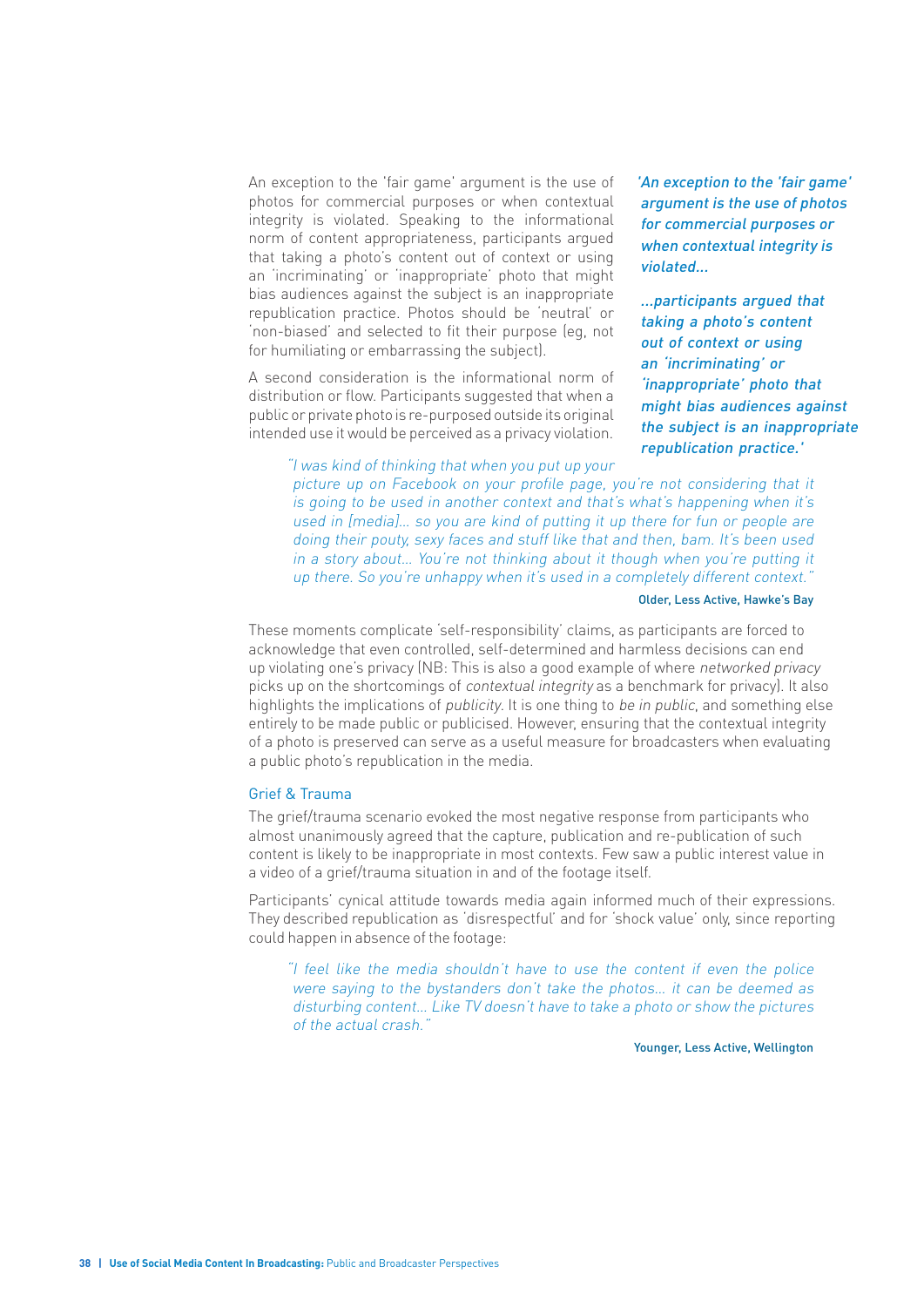An exception to the 'fair game' argument is the use of photos for commercial purposes or when contextual integrity is violated. Speaking to the informational norm of content appropriateness, participants argued that taking a photo's content out of context or using an 'incriminating' or 'inappropriate' photo that might bias audiences against the subject is an inappropriate republication practice. Photos should be 'neutral' or 'non-biased' and selected to fit their purpose (eg, not for humiliating or embarrassing the subject).

A second consideration is the informational norm of distribution or flow. Participants suggested that when a public or private photo is re-purposed outside its original intended use it would be perceived as a privacy violation.

*'An exception to the 'fair game' argument is the use of photos for commercial purposes or when contextual integrity is violated...*

*...participants argued that taking a photo's content out of context or using an 'incriminating' or 'inappropriate' photo that might bias audiences against the subject is an inappropriate republication practice.'*

> *"I was kind of thinking that when you put up your picture up on Facebook on your profile page, you're not considering that it is going to be used in another context and that's what's happening when it's used in [media]... so you are kind of putting it up there for fun or people are doing their pouty, sexy faces and stuff like that and then, bam. It's been used in a story about... You're not thinking about it though when you're putting it up there. So you're unhappy when it's used in a completely different context."*
>
> Older, Less Active, Hawke's Bay

These moments complicate 'self-responsibility' claims, as participants are forced to acknowledge that even controlled, self-determined and harmless decisions can end up violating one's privacy (NB: This is also a good example of where *networked privacy* picks up on the shortcomings of *contextual integrity* as a benchmark for privacy). It also highlights the implications of *publicity*. It is one thing to *be in public*, and something else entirely to be made public or publicised. However, ensuring that the contextual integrity of a photo is preserved can serve as a useful measure for broadcasters when evaluating a public photo's republication in the media.

### Grief & Trauma

The grief/trauma scenario evoked the most negative response from participants who almost unanimously agreed that the capture, publication and re-publication of such content is likely to be inappropriate in most contexts. Few saw a public interest value in a video of a grief/trauma situation in and of the footage itself.

Participants' cynical attitude towards media again informed much of their expressions. They described republication as 'disrespectful' and for 'shock value' only, since reporting could happen in absence of the footage:

> *"I feel like the media shouldn't have to use the content if even the police were saying to the bystanders don't take the photos... it can be deemed as disturbing content... Like TV doesn't have to take a photo or show the pictures of the actual crash."*
>
> Younger, Less Active, Wellington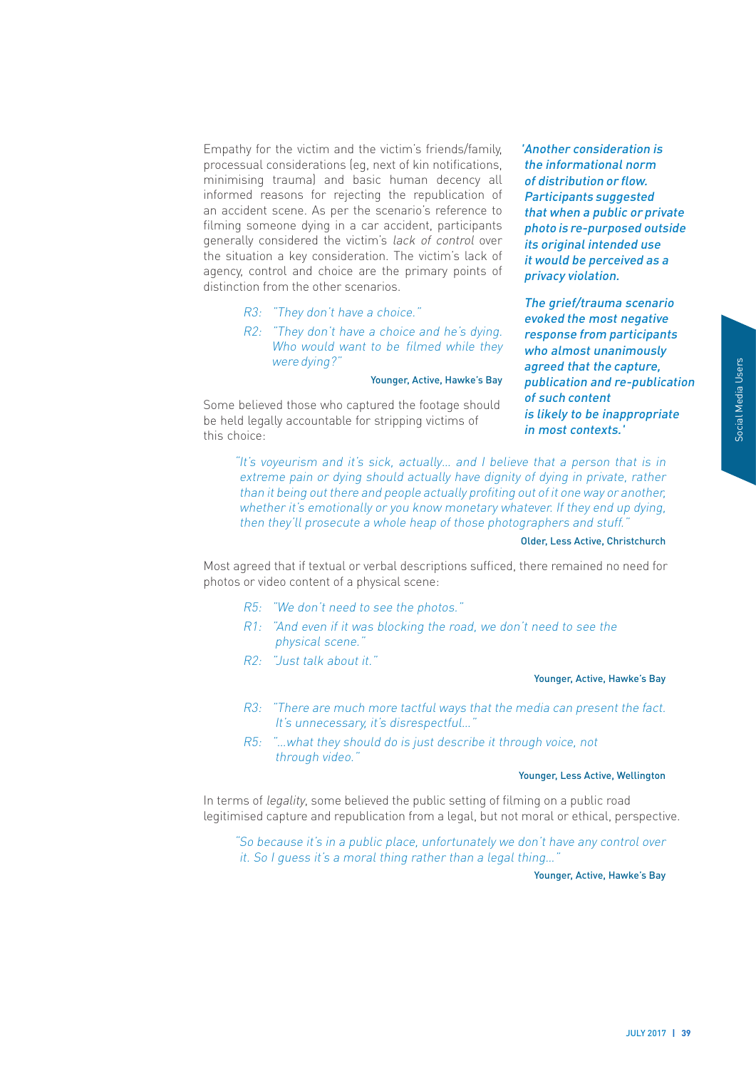Empathy for the victim and the victim's friends/family, processual considerations (eg, next of kin notifications, minimising trauma) and basic human decency all informed reasons for rejecting the republication of an accident scene. As per the scenario's reference to filming someone dying in a car accident, participants generally considered the victim's *lack of control* over the situation a key consideration. The victim's lack of agency, control and choice are the primary points of distinction from the other scenarios.

> R3: *"They don't have a choice."*
>
> R2: *"They don't have a choice and he's dying. Who would want to be filmed while they were dying?"*
>
> Younger, Active, Hawke's Bay

Some believed those who captured the footage should be held legally accountable for stripping victims of this choice:

> *"It's voyeurism and it's sick, actually... and I believe that a person that is in extreme pain or dying should actually have dignity of dying in private, rather than it being out there and people actually profiting out of it one way or another, whether it's emotionally or you know monetary whatever. If they end up dying, then they'll prosecute a whole heap of those photographers and stuff."*
>
> Older, Less Active, Christchurch

Most agreed that if textual or verbal descriptions sufficed, there remained no need for photos or video content of a physical scene:

> R5: *"We don't need to see the photos."*
>
> R1: *"And even if it was blocking the road, we don't need to see the physical scene."*
>
> R2: *"Just talk about it."*
>
> Younger, Active, Hawke's Bay

> R3: *"There are much more tactful ways that the media can present the fact. It's unnecessary, it's disrespectful..."*
>
> R5: *"...what they should do is just describe it through voice, not through video."*
>
> Younger, Less Active, Wellington

In terms of *legality*, some believed the public setting of filming on a public road legitimised capture and republication from a legal, but not moral or ethical, perspective.

> *"So because it's in a public place, unfortunately we don't have any control over it. So I guess it's a moral thing rather than a legal thing..."*
>
> Younger, Active, Hawke's Bay

***'Another consideration is the informational norm of distribution or flow. Participants suggested that when a public or private photo is re-purposed outside its original intended use it would be perceived as a privacy violation.***

***The grief/trauma scenario evoked the most negative response from participants who almost unanimously agreed that the capture, publication and re-publication of such content is likely to be inappropriate in most contexts.'***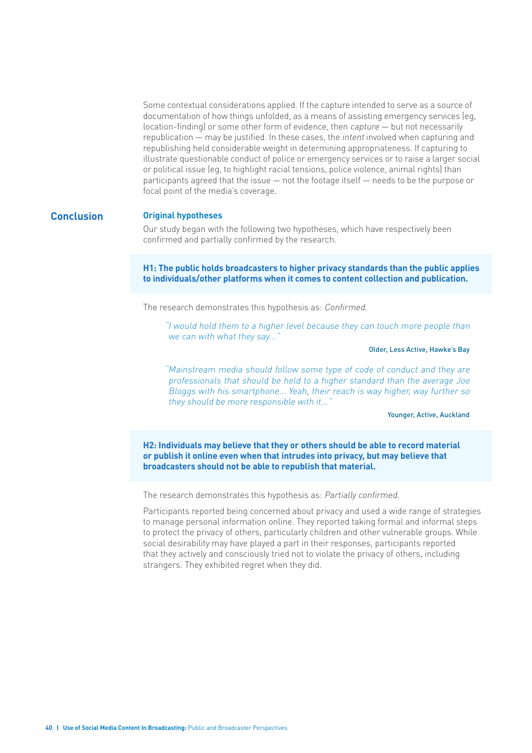Some contextual considerations applied. If the capture intended to serve as a source of documentation of how things unfolded, as a means of assisting emergency services (eg, location-finding) or some other form of evidence, then *capture* — but not necessarily republication — may be justified. In these cases, the *intent* involved when capturing and republishing held considerable weight in determining appropriateness. If capturing to illustrate questionable conduct of police or emergency services or to raise a larger social or political issue (eg, to highlight racial tensions, police violence, animal rights) than participants agreed that the issue — not the footage itself — needs to be the purpose or focal point of the media's coverage.

## Conclusion

### Original hypotheses

Our study began with the following two hypotheses, which have respectively been confirmed and partially confirmed by the research.

**H1: The public holds broadcasters to higher privacy standards than the public applies to individuals/other platforms when it comes to content collection and publication.**

The research demonstrates this hypothesis as: *Confirmed.*

> *"I would hold them to a higher level because they can touch more people than we can with what they say..."*
>
> Older, Less Active, Hawke's Bay

> *"Mainstream media should follow some type of code of conduct and they are professionals that should be held to a higher standard than the average Joe Bloggs with his smartphone... Yeah, their reach is way higher, way further so they should be more responsible with it..."*
>
> Younger, Active, Auckland

**H2: Individuals may believe that they or others should be able to record material or publish it online even when that intrudes into privacy, but may believe that broadcasters should not be able to republish that material.**

The research demonstrates this hypothesis as: *Partially confirmed.*

Participants reported being concerned about privacy and used a wide range of strategies to manage personal information online. They reported taking formal and informal steps to protect the privacy of others, particularly children and other vulnerable groups. While social desirability may have played a part in their responses, participants reported that they actively and consciously tried not to violate the privacy of others, including strangers. They exhibited regret when they did.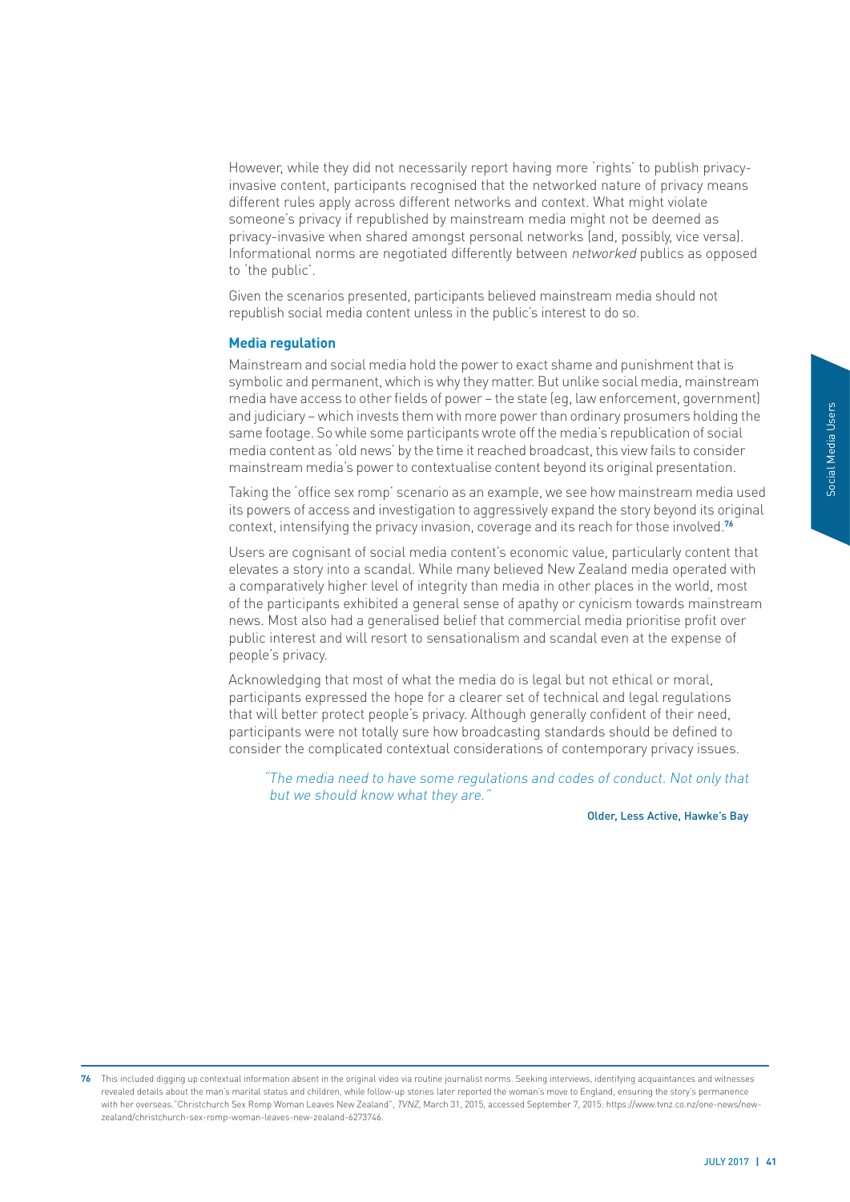However, while they did not necessarily report having more 'rights' to publish privacy-invasive content, participants recognised that the networked nature of privacy means different rules apply across different networks and context. What might violate someone's privacy if republished by mainstream media might not be deemed as privacy-invasive when shared amongst personal networks (and, possibly, vice versa). Informational norms are negotiated differently between *networked* publics as opposed to 'the public'.

Given the scenarios presented, participants believed mainstream media should not republish social media content unless in the public's interest to do so.

### Media regulation

Mainstream and social media hold the power to exact shame and punishment that is symbolic and permanent, which is why they matter. But unlike social media, mainstream media have access to other fields of power – the state (eg, law enforcement, government) and judiciary – which invests them with more power than ordinary prosumers holding the same footage. So while some participants wrote off the media's republication of social media content as 'old news' by the time it reached broadcast, this view fails to consider mainstream media's power to contextualise content beyond its original presentation.

Taking the 'office sex romp' scenario as an example, we see how mainstream media used its powers of access and investigation to aggressively expand the story beyond its original context, intensifying the privacy invasion, coverage and its reach for those involved.[76]

Users are cognisant of social media content's economic value, particularly content that elevates a story into a scandal. While many believed New Zealand media operated with a comparatively higher level of integrity than media in other places in the world, most of the participants exhibited a general sense of apathy or cynicism towards mainstream news. Most also had a generalised belief that commercial media prioritise profit over public interest and will resort to sensationalism and scandal even at the expense of people's privacy.

Acknowledging that most of what the media do is legal but not ethical or moral, participants expressed the hope for a clearer set of technical and legal regulations that will better protect people's privacy. Although generally confident of their need, participants were not totally sure how broadcasting standards should be defined to consider the complicated contextual considerations of contemporary privacy issues.

> *"The media need to have some regulations and codes of conduct. Not only that but we should know what they are."*
>
> Older, Less Active, Hawke's Bay

---

76 This included digging up contextual information absent in the original video via routine journalist norms. Seeking interviews, identifying acquaintances and witnesses revealed details about the man's marital status and children, while follow-up stories later reported the woman's move to England, ensuring the story's permanence with her overseas."Christchurch Sex Romp Woman Leaves New Zealand", *TVNZ*, March 31, 2015, accessed September 7, 2015: https://www.tvnz.co.nz/one-news/new-zealand/christchurch-sex-romp-woman-leaves-new-zealand-6273746.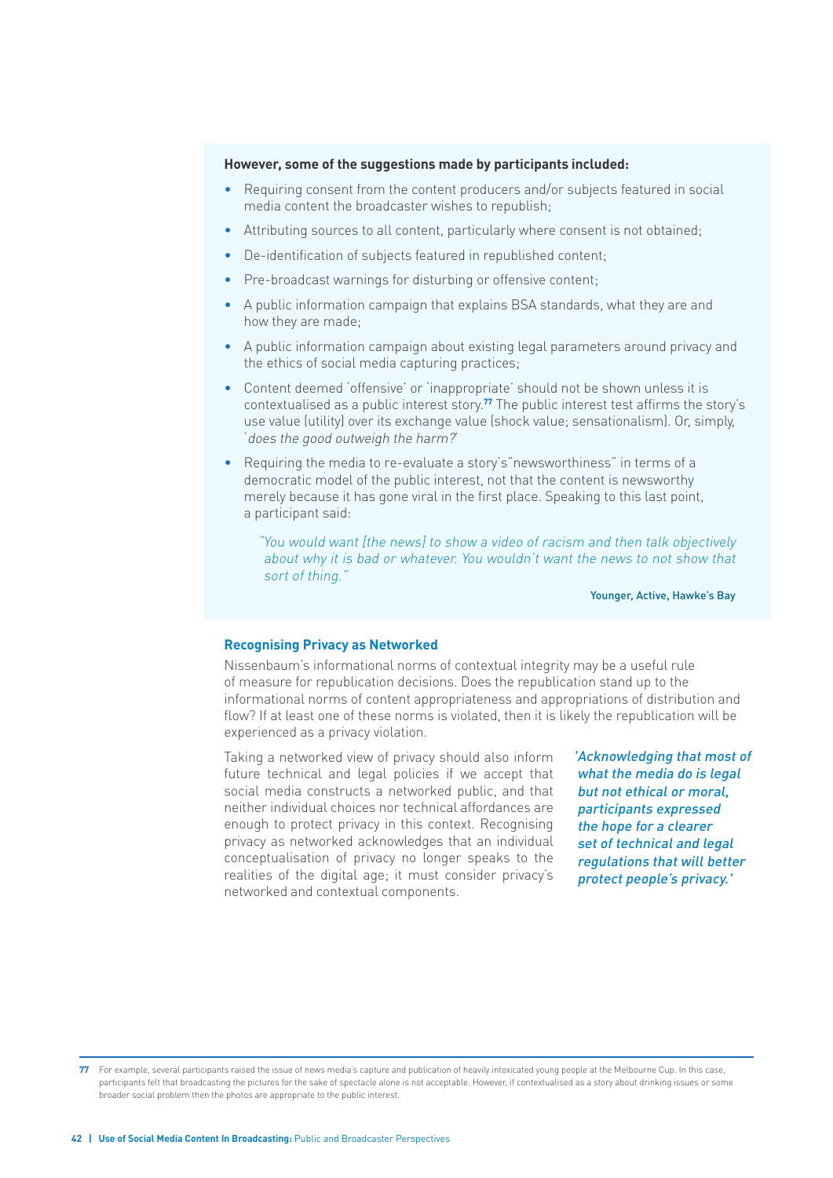**However, some of the suggestions made by participants included:**

- Requiring consent from the content producers and/or subjects featured in social media content the broadcaster wishes to republish;
- Attributing sources to all content, particularly where consent is not obtained;
- De-identification of subjects featured in republished content;
- Pre-broadcast warnings for disturbing or offensive content;
- A public information campaign that explains BSA standards, what they are and how they are made;
- A public information campaign about existing legal parameters around privacy and the ethics of social media capturing practices;
- Content deemed 'offensive' or 'inappropriate' should not be shown unless it is contextualised as a public interest story.[77] The public interest test affirms the story's use value (utility) over its exchange value (shock value; sensationalism). Or, simply, '*does the good outweigh the harm?*'
- Requiring the media to re-evaluate a story's"newsworthiness" in terms of a democratic model of the public interest, not that the content is newsworthy merely because it has gone viral in the first place. Speaking to this last point, a participant said:

> *"You would want [the news] to show a video of racism and then talk objectively about why it is bad or whatever. You wouldn't want the news to not show that sort of thing."*
>
> Younger, Active, Hawke's Bay

### Recognising Privacy as Networked

Nissenbaum's informational norms of contextual integrity may be a useful rule of measure for republication decisions. Does the republication stand up to the informational norms of content appropriateness and appropriations of distribution and flow? If at least one of these norms is violated, then it is likely the republication will be experienced as a privacy violation.

Taking a networked view of privacy should also inform future technical and legal policies if we accept that social media constructs a networked public, and that neither individual choices nor technical affordances are enough to protect privacy in this context. Recognising privacy as networked acknowledges that an individual conceptualisation of privacy no longer speaks to the realities of the digital age; it must consider privacy's networked and contextual components.

> *'Acknowledging that most of what the media do is legal but not ethical or moral, participants expressed the hope for a clearer set of technical and legal regulations that will better protect people's privacy.'*

---

77 For example, several participants raised the issue of news media's capture and publication of heavily intoxicated young people at the Melbourne Cup. In this case, participants felt that broadcasting the pictures for the sake of spectacle alone is not acceptable. However, if contextualised as a story about drinking issues or some broader social problem then the photos are appropriate to the public interest.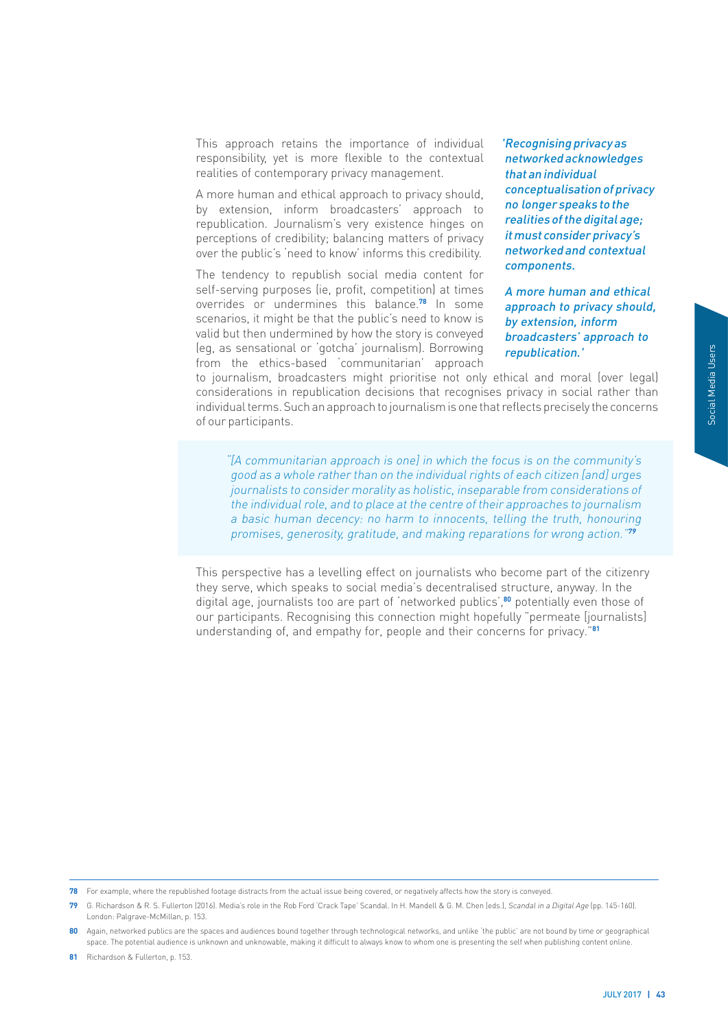This approach retains the importance of individual responsibility, yet is more flexible to the contextual realities of contemporary privacy management.

A more human and ethical approach to privacy should, by extension, inform broadcasters' approach to republication. Journalism's very existence hinges on perceptions of credibility; balancing matters of privacy over the public's 'need to know' informs this credibility.

The tendency to republish social media content for self-serving purposes (ie, profit, competition) at times overrides or undermines this balance.[78] In some scenarios, it might be that the public's need to know is valid but then undermined by how the story is conveyed (eg, as sensational or 'gotcha' journalism). Borrowing from the ethics-based 'communitarian' approach to journalism, broadcasters might prioritise not only ethical and moral (over legal) considerations in republication decisions that recognises privacy in social rather than individual terms. Such an approach to journalism is one that reflects precisely the concerns of our participants.

> *'Recognising privacy as networked acknowledges that an individual conceptualisation of privacy no longer speaks to the realities of the digital age; it must consider privacy's networked and contextual components.*
>
> *A more human and ethical approach to privacy should, by extension, inform broadcasters' approach to republication.'*

> *"[A communitarian approach is one] in which the focus is on the community's good as a whole rather than on the individual rights of each citizen [and] urges journalists to consider morality as holistic, inseparable from considerations of the individual role, and to place at the centre of their approaches to journalism a basic human decency: no harm to innocents, telling the truth, honouring promises, generosity, gratitude, and making reparations for wrong action."*[79]

This perspective has a levelling effect on journalists who become part of the citizenry they serve, which speaks to social media's decentralised structure, anyway. In the digital age, journalists too are part of 'networked publics',[80] potentially even those of our participants. Recognising this connection might hopefully "permeate [journalists] understanding of, and empathy for, people and their concerns for privacy."[81]

---

[78] For example, where the republished footage distracts from the actual issue being covered, or negatively affects how the story is conveyed.

[79] G. Richardson & R. S. Fullerton (2016). Media's role in the Rob Ford 'Crack Tape' Scandal. In H. Mandell & G. M. Chen (eds.), *Scandal in a Digital Age* (pp. 145-160). London: Palgrave-McMillan, p. 153.

[80] Again, networked publics are the spaces and audiences bound together through technological networks, and unlike 'the public' are not bound by time or geographical space. The potential audience is unknown and unknowable, making it difficult to always know to whom one is presenting the self when publishing content online.

[81] Richardson & Fullerton, p. 153.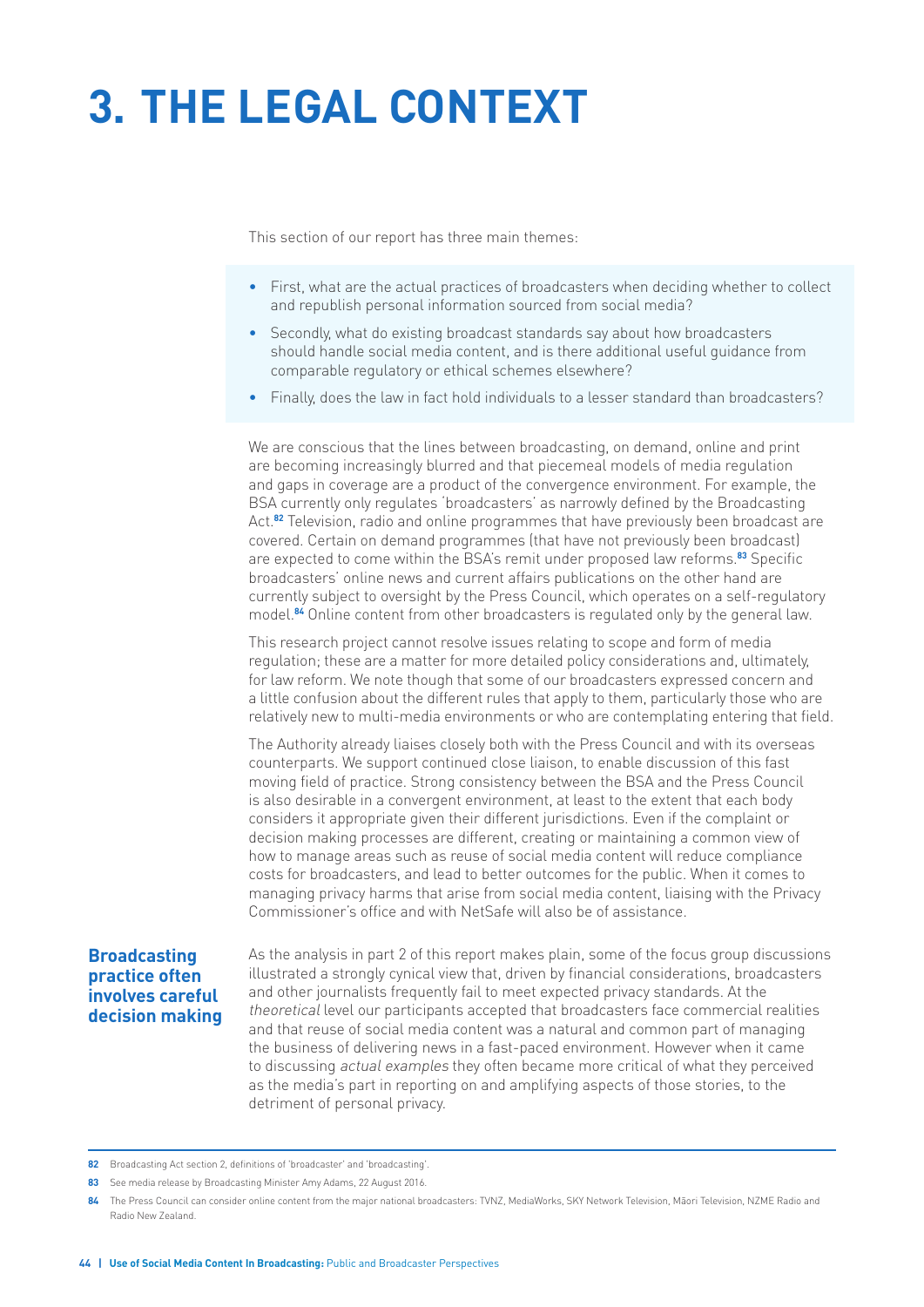# 3. THE LEGAL CONTEXT

This section of our report has three main themes:

- First, what are the actual practices of broadcasters when deciding whether to collect and republish personal information sourced from social media?
- Secondly, what do existing broadcast standards say about how broadcasters should handle social media content, and is there additional useful guidance from comparable regulatory or ethical schemes elsewhere?
- Finally, does the law in fact hold individuals to a lesser standard than broadcasters?

We are conscious that the lines between broadcasting, on demand, online and print are becoming increasingly blurred and that piecemeal models of media regulation and gaps in coverage are a product of the convergence environment. For example, the BSA currently only regulates 'broadcasters' as narrowly defined by the Broadcasting Act.[82] Television, radio and online programmes that have previously been broadcast are covered. Certain on demand programmes (that have not previously been broadcast) are expected to come within the BSA's remit under proposed law reforms.[83] Specific broadcasters' online news and current affairs publications on the other hand are currently subject to oversight by the Press Council, which operates on a self-regulatory model.[84] Online content from other broadcasters is regulated only by the general law.

This research project cannot resolve issues relating to scope and form of media regulation; these are a matter for more detailed policy considerations and, ultimately, for law reform. We note though that some of our broadcasters expressed concern and a little confusion about the different rules that apply to them, particularly those who are relatively new to multi-media environments or who are contemplating entering that field.

The Authority already liaises closely both with the Press Council and with its overseas counterparts. We support continued close liaison, to enable discussion of this fast moving field of practice. Strong consistency between the BSA and the Press Council is also desirable in a convergent environment, at least to the extent that each body considers it appropriate given their different jurisdictions. Even if the complaint or decision making processes are different, creating or maintaining a common view of how to manage areas such as reuse of social media content will reduce compliance costs for broadcasters, and lead to better outcomes for the public. When it comes to managing privacy harms that arise from social media content, liaising with the Privacy Commissioner's office and with NetSafe will also be of assistance.

## Broadcasting practice often involves careful decision making

As the analysis in part 2 of this report makes plain, some of the focus group discussions illustrated a strongly cynical view that, driven by financial considerations, broadcasters and other journalists frequently fail to meet expected privacy standards. At the *theoretical* level our participants accepted that broadcasters face commercial realities and that reuse of social media content was a natural and common part of managing the business of delivering news in a fast-paced environment. However when it came to discussing *actual examples* they often became more critical of what they perceived as the media's part in reporting on and amplifying aspects of those stories, to the detriment of personal privacy.

---

82 Broadcasting Act section 2, definitions of 'broadcaster' and 'broadcasting'.

83 See media release by Broadcasting Minister Amy Adams, 22 August 2016.

84 The Press Council can consider online content from the major national broadcasters: TVNZ, MediaWorks, SKY Network Television, Māori Television, NZME Radio and Radio New Zealand.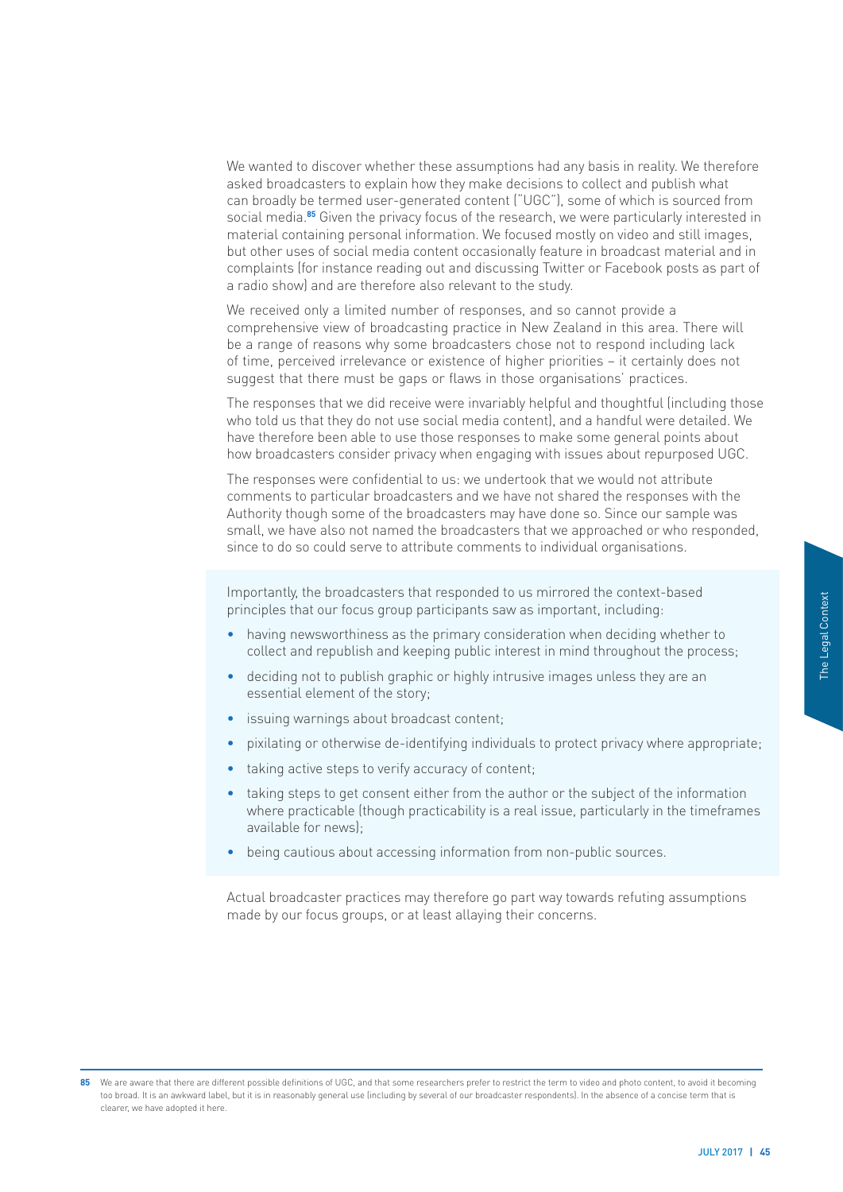We wanted to discover whether these assumptions had any basis in reality. We therefore asked broadcasters to explain how they make decisions to collect and publish what can broadly be termed user-generated content ("UGC"), some of which is sourced from social media.[85] Given the privacy focus of the research, we were particularly interested in material containing personal information. We focused mostly on video and still images, but other uses of social media content occasionally feature in broadcast material and in complaints (for instance reading out and discussing Twitter or Facebook posts as part of a radio show) and are therefore also relevant to the study.

We received only a limited number of responses, and so cannot provide a comprehensive view of broadcasting practice in New Zealand in this area. There will be a range of reasons why some broadcasters chose not to respond including lack of time, perceived irrelevance or existence of higher priorities – it certainly does not suggest that there must be gaps or flaws in those organisations' practices.

The responses that we did receive were invariably helpful and thoughtful (including those who told us that they do not use social media content), and a handful were detailed. We have therefore been able to use those responses to make some general points about how broadcasters consider privacy when engaging with issues about repurposed UGC.

The responses were confidential to us: we undertook that we would not attribute comments to particular broadcasters and we have not shared the responses with the Authority though some of the broadcasters may have done so. Since our sample was small, we have also not named the broadcasters that we approached or who responded, since to do so could serve to attribute comments to individual organisations.

Importantly, the broadcasters that responded to us mirrored the context-based principles that our focus group participants saw as important, including:

- having newsworthiness as the primary consideration when deciding whether to collect and republish and keeping public interest in mind throughout the process;
- deciding not to publish graphic or highly intrusive images unless they are an essential element of the story;
- issuing warnings about broadcast content;
- pixilating or otherwise de-identifying individuals to protect privacy where appropriate;
- taking active steps to verify accuracy of content;
- taking steps to get consent either from the author or the subject of the information where practicable (though practicability is a real issue, particularly in the timeframes available for news);
- being cautious about accessing information from non-public sources.

Actual broadcaster practices may therefore go part way towards refuting assumptions made by our focus groups, or at least allaying their concerns.

---

[85] We are aware that there are different possible definitions of UGC, and that some researchers prefer to restrict the term to video and photo content, to avoid it becoming too broad. It is an awkward label, but it is in reasonably general use (including by several of our broadcaster respondents). In the absence of a concise term that is clearer, we have adopted it here.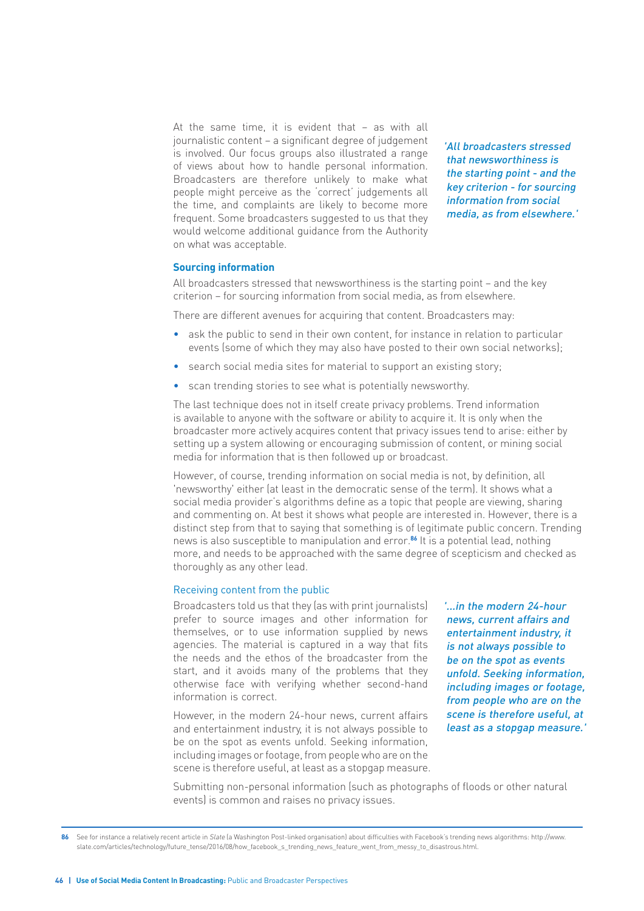At the same time, it is evident that – as with all journalistic content – a significant degree of judgement is involved. Our focus groups also illustrated a range of views about how to handle personal information. Broadcasters are therefore unlikely to make what people might perceive as the 'correct' judgements all the time, and complaints are likely to become more frequent. Some broadcasters suggested to us that they would welcome additional guidance from the Authority on what was acceptable.

*'All broadcasters stressed that newsworthiness is the starting point - and the key criterion - for sourcing information from social media, as from elsewhere.'*

### Sourcing information

All broadcasters stressed that newsworthiness is the starting point – and the key criterion – for sourcing information from social media, as from elsewhere.

There are different avenues for acquiring that content. Broadcasters may:

- ask the public to send in their own content, for instance in relation to particular events (some of which they may also have posted to their own social networks);
- search social media sites for material to support an existing story;
- scan trending stories to see what is potentially newsworthy.

The last technique does not in itself create privacy problems. Trend information is available to anyone with the software or ability to acquire it. It is only when the broadcaster more actively acquires content that privacy issues tend to arise: either by setting up a system allowing or encouraging submission of content, or mining social media for information that is then followed up or broadcast.

However, of course, trending information on social media is not, by definition, all 'newsworthy' either (at least in the democratic sense of the term). It shows what a social media provider's algorithms define as a topic that people are viewing, sharing and commenting on. At best it shows what people are interested in. However, there is a distinct step from that to saying that something is of legitimate public concern. Trending news is also susceptible to manipulation and error.[86] It is a potential lead, nothing more, and needs to be approached with the same degree of scepticism and checked as thoroughly as any other lead.

#### Receiving content from the public

Broadcasters told us that they (as with print journalists) prefer to source images and other information for themselves, or to use information supplied by news agencies. The material is captured in a way that fits the needs and the ethos of the broadcaster from the start, and it avoids many of the problems that they otherwise face with verifying whether second-hand information is correct.

However, in the modern 24-hour news, current affairs and entertainment industry, it is not always possible to be on the spot as events unfold. Seeking information, including images or footage, from people who are on the scene is therefore useful, at least as a stopgap measure.

*'...in the modern 24-hour news, current affairs and entertainment industry, it is not always possible to be on the spot as events unfold. Seeking information, including images or footage, from people who are on the scene is therefore useful, at least as a stopgap measure.'*

Submitting non-personal information (such as photographs of floods or other natural events) is common and raises no privacy issues.

---

86 See for instance a relatively recent article in *Slate* (a Washington Post-linked organisation) about difficulties with Facebook's trending news algorithms: http://www.slate.com/articles/technology/future_tense/2016/08/how_facebook_s_trending_news_feature_went_from_messy_to_disastrous.html.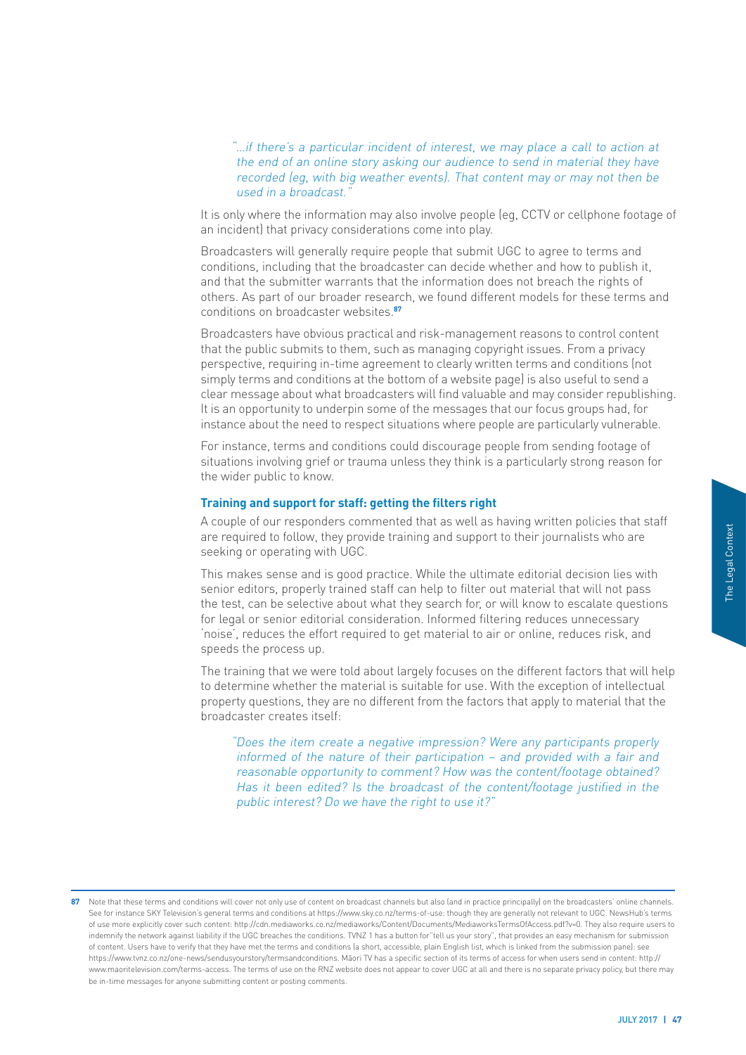*"…if there's a particular incident of interest, we may place a call to action at the end of an online story asking our audience to send in material they have recorded (eg, with big weather events). That content may or may not then be used in a broadcast."*

It is only where the information may also involve people (eg, CCTV or cellphone footage of an incident) that privacy considerations come into play.

Broadcasters will generally require people that submit UGC to agree to terms and conditions, including that the broadcaster can decide whether and how to publish it, and that the submitter warrants that the information does not breach the rights of others. As part of our broader research, we found different models for these terms and conditions on broadcaster websites.[87]

Broadcasters have obvious practical and risk-management reasons to control content that the public submits to them, such as managing copyright issues. From a privacy perspective, requiring in-time agreement to clearly written terms and conditions (not simply terms and conditions at the bottom of a website page) is also useful to send a clear message about what broadcasters will find valuable and may consider republishing. It is an opportunity to underpin some of the messages that our focus groups had, for instance about the need to respect situations where people are particularly vulnerable.

For instance, terms and conditions could discourage people from sending footage of situations involving grief or trauma unless they think is a particularly strong reason for the wider public to know.

### Training and support for staff: getting the filters right

A couple of our responders commented that as well as having written policies that staff are required to follow, they provide training and support to their journalists who are seeking or operating with UGC.

This makes sense and is good practice. While the ultimate editorial decision lies with senior editors, properly trained staff can help to filter out material that will not pass the test, can be selective about what they search for, or will know to escalate questions for legal or senior editorial consideration. Informed filtering reduces unnecessary 'noise', reduces the effort required to get material to air or online, reduces risk, and speeds the process up.

The training that we were told about largely focuses on the different factors that will help to determine whether the material is suitable for use. With the exception of intellectual property questions, they are no different from the factors that apply to material that the broadcaster creates itself:

*"Does the item create a negative impression? Were any participants properly informed of the nature of their participation – and provided with a fair and reasonable opportunity to comment? How was the content/footage obtained? Has it been edited? Is the broadcast of the content/footage justified in the public interest? Do we have the right to use it?"*

---

87 Note that these terms and conditions will cover not only use of content on broadcast channels but also (and in practice principally) on the broadcasters' online channels. See for instance SKY Television's general terms and conditions at https://www.sky.co.nz/terms-of-use: though they are generally not relevant to UGC. NewsHub's terms of use more explicitly cover such content: http://cdn.mediaworks.co.nz/mediaworks/Content/Documents/MediaworksTermsOfAccess.pdf?v=0. They also require users to indemnify the network against liability if the UGC breaches the conditions. TVNZ 1 has a button for "tell us your story", that provides an easy mechanism for submission of content. Users have to verify that they have met the terms and conditions (a short, accessible, plain English list, which is linked from the submission panel): see https://www.tvnz.co.nz/one-news/sendusyourstory/termsandconditions. Māori TV has a specific section of its terms of access for when users send in content: http://www.maoritelevision.com/terms-access. The terms of use on the RNZ website does not appear to cover UGC at all and there is no separate privacy policy, but there may be in-time messages for anyone submitting content or posting comments.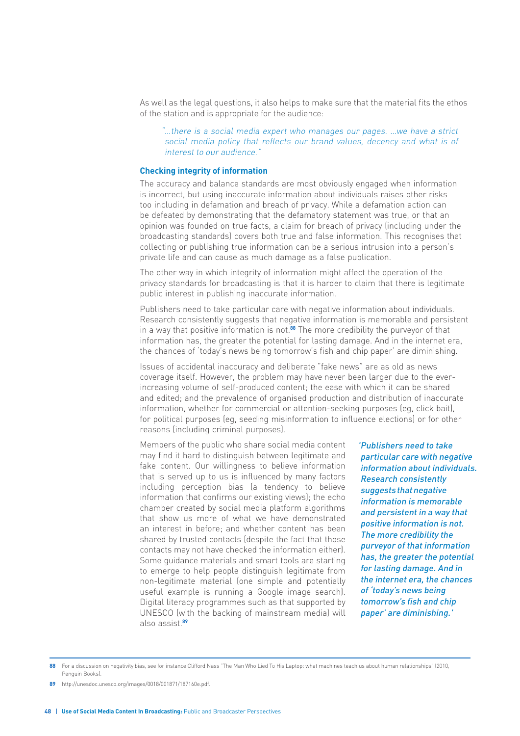As well as the legal questions, it also helps to make sure that the material fits the ethos of the station and is appropriate for the audience:

> *"...there is a social media expert who manages our pages. ...we have a strict social media policy that reflects our brand values, decency and what is of interest to our audience."*

### Checking integrity of information

The accuracy and balance standards are most obviously engaged when information is incorrect, but using inaccurate information about individuals raises other risks too including in defamation and breach of privacy. While a defamation action can be defeated by demonstrating that the defamatory statement was true, or that an opinion was founded on true facts, a claim for breach of privacy (including under the broadcasting standards) covers both true and false information. This recognises that collecting or publishing true information can be a serious intrusion into a person's private life and can cause as much damage as a false publication.

The other way in which integrity of information might affect the operation of the privacy standards for broadcasting is that it is harder to claim that there is legitimate public interest in publishing inaccurate information.

Publishers need to take particular care with negative information about individuals. Research consistently suggests that negative information is memorable and persistent in a way that positive information is not.[88] The more credibility the purveyor of that information has, the greater the potential for lasting damage. And in the internet era, the chances of 'today's news being tomorrow's fish and chip paper' are diminishing.

Issues of accidental inaccuracy and deliberate "fake news" are as old as news coverage itself. However, the problem may have never been larger due to the ever-increasing volume of self-produced content; the ease with which it can be shared and edited; and the prevalence of organised production and distribution of inaccurate information, whether for commercial or attention-seeking purposes (eg, click bait), for political purposes (eg, seeding misinformation to influence elections) or for other reasons (including criminal purposes).

Members of the public who share social media content may find it hard to distinguish between legitimate and fake content. Our willingness to believe information that is served up to us is influenced by many factors including perception bias (a tendency to believe information that confirms our existing views); the echo chamber created by social media platform algorithms that show us more of what we have demonstrated an interest in before; and whether content has been shared by trusted contacts (despite the fact that those contacts may not have checked the information either). Some guidance materials and smart tools are starting to emerge to help people distinguish legitimate from non-legitimate material (one simple and potentially useful example is running a Google image search). Digital literacy programmes such as that supported by UNESCO (with the backing of mainstream media) will also assist.[89]

> *'Publishers need to take particular care with negative information about individuals. Research consistently suggests that negative information is memorable and persistent in a way that positive information is not. The more credibility the purveyor of that information has, the greater the potential for lasting damage. And in the internet era, the chances of 'today's news being tomorrow's fish and chip paper' are diminishing.'*

---

88 For a discussion on negativity bias, see for instance Clifford Nass "The Man Who Lied To His Laptop: what machines teach us about human relationships" (2010, Penguin Books).

89 http://unesdoc.unesco.org/images/0018/001871/187160e.pdf.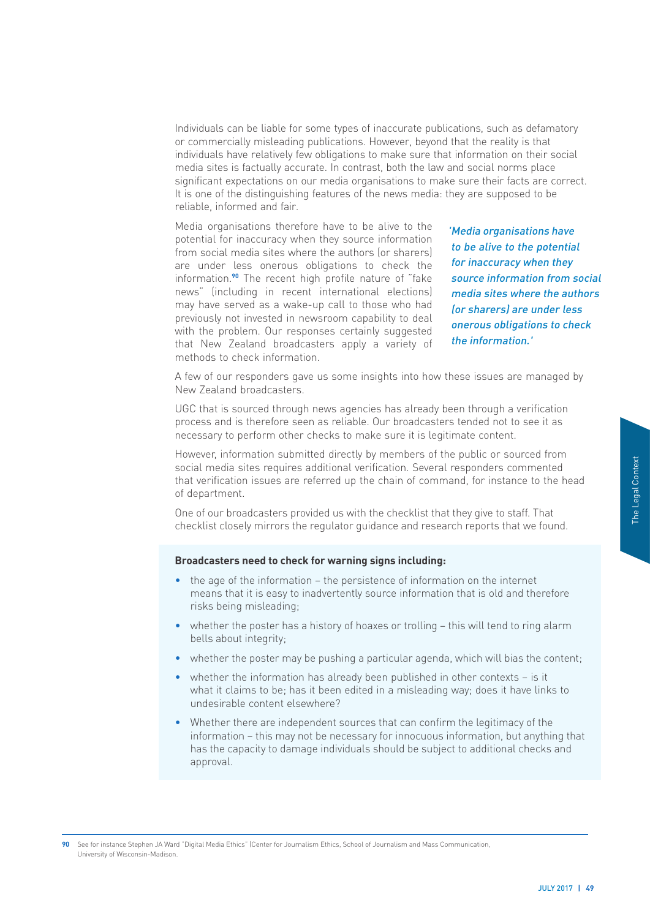Individuals can be liable for some types of inaccurate publications, such as defamatory or commercially misleading publications. However, beyond that the reality is that individuals have relatively few obligations to make sure that information on their social media sites is factually accurate. In contrast, both the law and social norms place significant expectations on our media organisations to make sure their facts are correct. It is one of the distinguishing features of the news media: they are supposed to be reliable, informed and fair.

Media organisations therefore have to be alive to the potential for inaccuracy when they source information from social media sites where the authors (or sharers) are under less onerous obligations to check the information.[90] The recent high profile nature of "fake news" (including in recent international elections) may have served as a wake-up call to those who had previously not invested in newsroom capability to deal with the problem. Our responses certainly suggested that New Zealand broadcasters apply a variety of methods to check information.

*'Media organisations have to be alive to the potential for inaccuracy when they source information from social media sites where the authors (or sharers) are under less onerous obligations to check the information.'*

A few of our responders gave us some insights into how these issues are managed by New Zealand broadcasters.

UGC that is sourced through news agencies has already been through a verification process and is therefore seen as reliable. Our broadcasters tended not to see it as necessary to perform other checks to make sure it is legitimate content.

However, information submitted directly by members of the public or sourced from social media sites requires additional verification. Several responders commented that verification issues are referred up the chain of command, for instance to the head of department.

One of our broadcasters provided us with the checklist that they give to staff. That checklist closely mirrors the regulator guidance and research reports that we found.

**Broadcasters need to check for warning signs including:**

- the age of the information – the persistence of information on the internet means that it is easy to inadvertently source information that is old and therefore risks being misleading;
- whether the poster has a history of hoaxes or trolling – this will tend to ring alarm bells about integrity;
- whether the poster may be pushing a particular agenda, which will bias the content;
- whether the information has already been published in other contexts – is it what it claims to be; has it been edited in a misleading way; does it have links to undesirable content elsewhere?
- Whether there are independent sources that can confirm the legitimacy of the information – this may not be necessary for innocuous information, but anything that has the capacity to damage individuals should be subject to additional checks and approval.

90 See for instance Stephen JA Ward "Digital Media Ethics" (Center for Journalism Ethics, School of Journalism and Mass Communication, University of Wisconsin-Madison.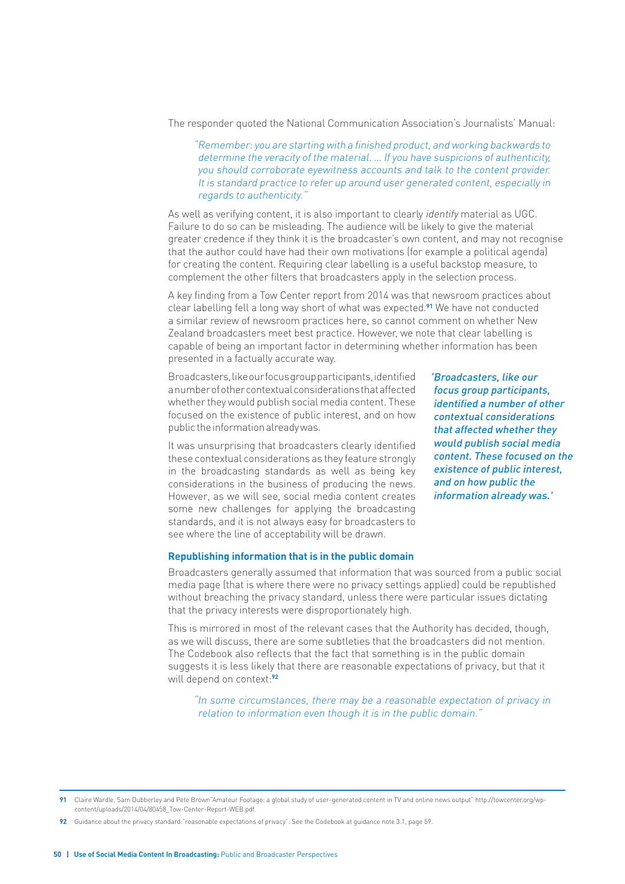The responder quoted the National Communication Association's Journalists' Manual:

> *"Remember: you are starting with a finished product, and working backwards to determine the veracity of the material. … If you have suspicions of authenticity, you should corroborate eyewitness accounts and talk to the content provider. It is standard practice to refer up around user generated content, especially in regards to authenticity."*

As well as verifying content, it is also important to clearly *identify* material as UGC. Failure to do so can be misleading. The audience will be likely to give the material greater credence if they think it is the broadcaster's own content, and may not recognise that the author could have had their own motivations (for example a political agenda) for creating the content. Requiring clear labelling is a useful backstop measure, to complement the other filters that broadcasters apply in the selection process.

A key finding from a Tow Center report from 2014 was that newsroom practices about clear labelling fell a long way short of what was expected.[91] We have not conducted a similar review of newsroom practices here, so cannot comment on whether New Zealand broadcasters meet best practice. However, we note that clear labelling is capable of being an important factor in determining whether information has been presented in a factually accurate way.

Broadcasters, like our focus group participants, identified a number of other contextual considerations that affected whether they would publish social media content. These focused on the existence of public interest, and on how public the information already was.

It was unsurprising that broadcasters clearly identified these contextual considerations as they feature strongly in the broadcasting standards as well as being key considerations in the business of producing the news. However, as we will see, social media content creates some new challenges for applying the broadcasting standards, and it is not always easy for broadcasters to see where the line of acceptability will be drawn.

> *'Broadcasters, like our focus group participants, identified a number of other contextual considerations that affected whether they would publish social media content. These focused on the existence of public interest, and on how public the information already was.'*

**Republishing information that is in the public domain**

Broadcasters generally assumed that information that was sourced from a public social media page (that is where there were no privacy settings applied) could be republished without breaching the privacy standard, unless there were particular issues dictating that the privacy interests were disproportionately high.

This is mirrored in most of the relevant cases that the Authority has decided, though, as we will discuss, there are some subtleties that the broadcasters did not mention. The Codebook also reflects that the fact that something is in the public domain suggests it is less likely that there are reasonable expectations of privacy, but that it will depend on context:[92]

> *"In some circumstances, there may be a reasonable expectation of privacy in relation to information even though it is in the public domain."*

---

91 Claire Wardle, Sam Dubberley and Pete Brown"Amateur Footage: a global study of user-generated content in TV and online news output" http://towcenter.org/wp-content/uploads/2014/04/80458_Tow-Center-Report-WEB.pdf.

92 Guidance about the privacy standard:"reasonable expectations of privacy": See the Codebook at guidance note 3.1, page 59.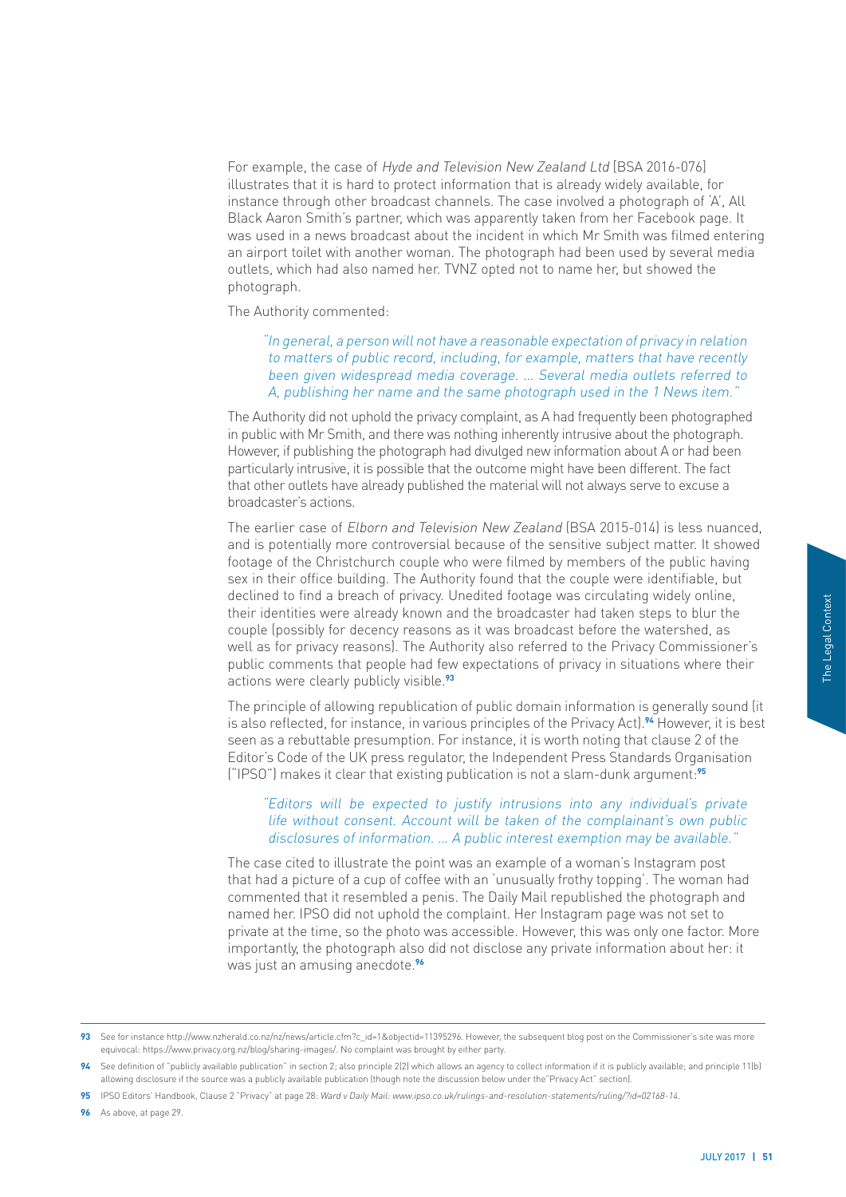For example, the case of *Hyde and Television New Zealand Ltd* [BSA 2016-076] illustrates that it is hard to protect information that is already widely available, for instance through other broadcast channels. The case involved a photograph of 'A', All Black Aaron Smith's partner, which was apparently taken from her Facebook page. It was used in a news broadcast about the incident in which Mr Smith was filmed entering an airport toilet with another woman. The photograph had been used by several media outlets, which had also named her. TVNZ opted not to name her, but showed the photograph.

The Authority commented:

> *"In general, a person will not have a reasonable expectation of privacy in relation to matters of public record, including, for example, matters that have recently been given widespread media coverage. … Several media outlets referred to A, publishing her name and the same photograph used in the 1 News item."*

The Authority did not uphold the privacy complaint, as A had frequently been photographed in public with Mr Smith, and there was nothing inherently intrusive about the photograph. However, if publishing the photograph had divulged new information about A or had been particularly intrusive, it is possible that the outcome might have been different. The fact that other outlets have already published the material will not always serve to excuse a broadcaster's actions.

The earlier case of *Elborn and Television New Zealand* (BSA 2015-014) is less nuanced, and is potentially more controversial because of the sensitive subject matter. It showed footage of the Christchurch couple who were filmed by members of the public having sex in their office building. The Authority found that the couple were identifiable, but declined to find a breach of privacy. Unedited footage was circulating widely online, their identities were already known and the broadcaster had taken steps to blur the couple (possibly for decency reasons as it was broadcast before the watershed, as well as for privacy reasons). The Authority also referred to the Privacy Commissioner's public comments that people had few expectations of privacy in situations where their actions were clearly publicly visible.[93]

The principle of allowing republication of public domain information is generally sound (it is also reflected, for instance, in various principles of the Privacy Act).[94] However, it is best seen as a rebuttable presumption. For instance, it is worth noting that clause 2 of the Editor's Code of the UK press regulator, the Independent Press Standards Organisation ("IPSO") makes it clear that existing publication is not a slam-dunk argument:[95]

> *"Editors will be expected to justify intrusions into any individual's private life without consent. Account will be taken of the complainant's own public disclosures of information. … A public interest exemption may be available."*

The case cited to illustrate the point was an example of a woman's Instagram post that had a picture of a cup of coffee with an 'unusually frothy topping'. The woman had commented that it resembled a penis. The Daily Mail republished the photograph and named her. IPSO did not uphold the complaint. Her Instagram page was not set to private at the time, so the photo was accessible. However, this was only one factor. More importantly, the photograph also did not disclose any private information about her: it was just an amusing anecdote.[96]

---

**93** See for instance http://www.nzherald.co.nz/nz/news/article.cfm?c_id=1&objectid=11395296. However, the subsequent blog post on the Commissioner's site was more equivocal: https://www.privacy.org.nz/blog/sharing-images/. No complaint was brought by either party.

**94** See definition of "publicly available publication" in section 2; also principle 2(2) which allows an agency to collect information if it is publicly available; and principle 11(b) allowing disclosure if the source was a publicly available publication (though note the discussion below under the"Privacy Act" section).

**95** IPSO Editors' Handbook, Clause 2 "Privacy" at page 28: *Ward v Daily Mail: www.ipso.co.uk/rulings-and-resolution-statements/ruling/?id=02168-14.*

**96** As above, at page 29.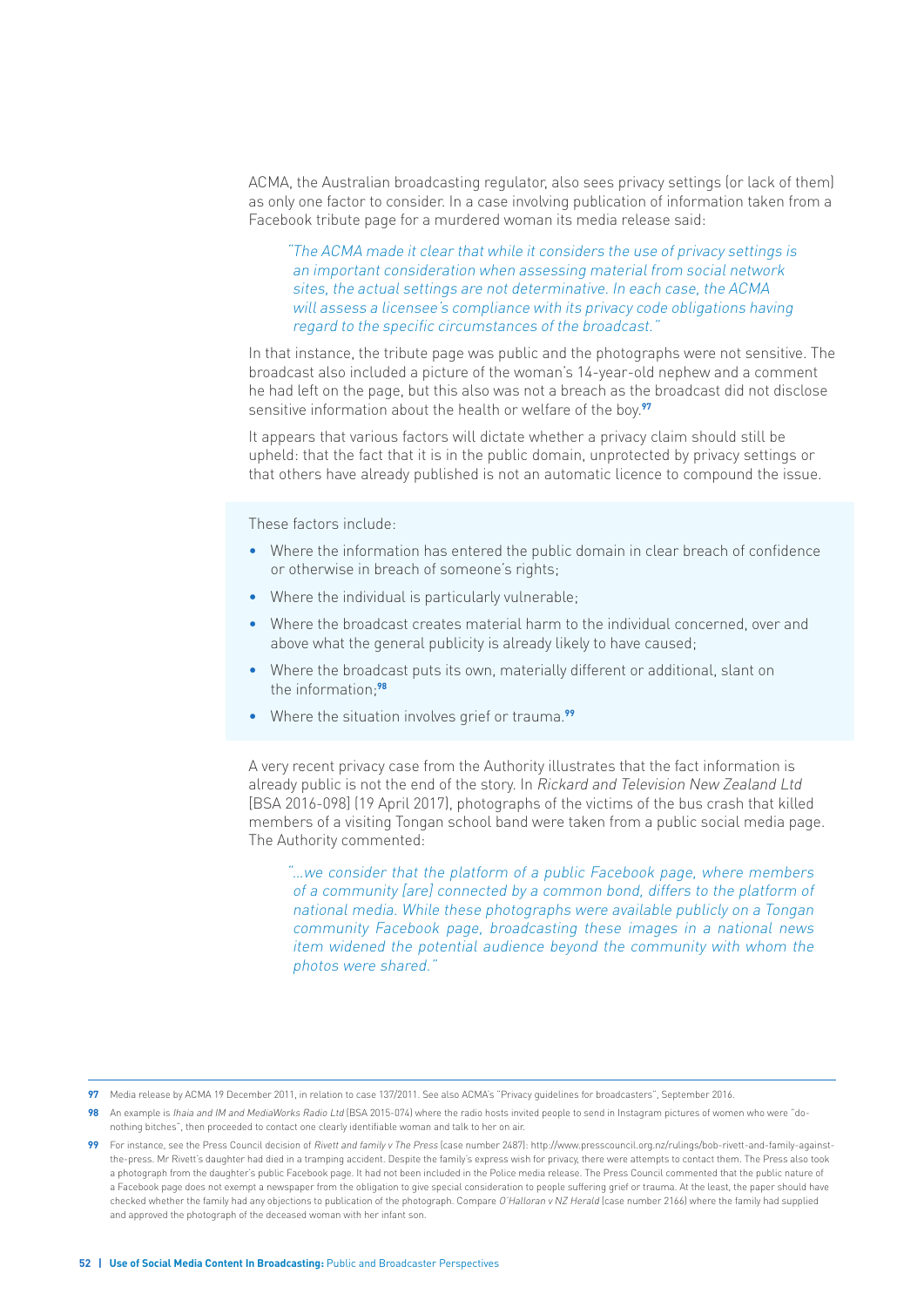ACMA, the Australian broadcasting regulator, also sees privacy settings (or lack of them) as only one factor to consider. In a case involving publication of information taken from a Facebook tribute page for a murdered woman its media release said:

> *"The ACMA made it clear that while it considers the use of privacy settings is an important consideration when assessing material from social network sites, the actual settings are not determinative. In each case, the ACMA will assess a licensee's compliance with its privacy code obligations having regard to the specific circumstances of the broadcast."*

In that instance, the tribute page was public and the photographs were not sensitive. The broadcast also included a picture of the woman's 14-year-old nephew and a comment he had left on the page, but this also was not a breach as the broadcast did not disclose sensitive information about the health or welfare of the boy.[97]

It appears that various factors will dictate whether a privacy claim should still be upheld: that the fact that it is in the public domain, unprotected by privacy settings or that others have already published is not an automatic licence to compound the issue.

These factors include:

- Where the information has entered the public domain in clear breach of confidence or otherwise in breach of someone's rights;
- Where the individual is particularly vulnerable;
- Where the broadcast creates material harm to the individual concerned, over and above what the general publicity is already likely to have caused;
- Where the broadcast puts its own, materially different or additional, slant on the information;[98]
- Where the situation involves grief or trauma.[99]

A very recent privacy case from the Authority illustrates that the fact information is already public is not the end of the story. In *Rickard and Television New Zealand Ltd* [BSA 2016-098] (19 April 2017), photographs of the victims of the bus crash that killed members of a visiting Tongan school band were taken from a public social media page. The Authority commented:

> *"…we consider that the platform of a public Facebook page, where members of a community [are] connected by a common bond, differs to the platform of national media. While these photographs were available publicly on a Tongan community Facebook page, broadcasting these images in a national news item widened the potential audience beyond the community with whom the photos were shared."*

---

**97** Media release by ACMA 19 December 2011, in relation to case 137/2011. See also ACMA's "Privacy guidelines for broadcasters", September 2016.

**98** An example is *Ihaia and IM and MediaWorks Radio Ltd* (BSA 2015-074) where the radio hosts invited people to send in Instagram pictures of women who were "do-nothing bitches", then proceeded to contact one clearly identifiable woman and talk to her on air.

**99** For instance, see the Press Council decision of *Rivett and family v The Press* (case number 2487): http://www.presscouncil.org.nz/rulings/bob-rivett-and-family-against-the-press. Mr Rivett's daughter had died in a tramping accident. Despite the family's express wish for privacy, there were attempts to contact them. The Press also took a photograph from the daughter's public Facebook page. It had not been included in the Police media release. The Press Council commented that the public nature of a Facebook page does not exempt a newspaper from the obligation to give special consideration to people suffering grief or trauma. At the least, the paper should have checked whether the family had any objections to publication of the photograph. Compare *O'Halloran v NZ Herald* (case number 2166) where the family had supplied and approved the photograph of the deceased woman with her infant son.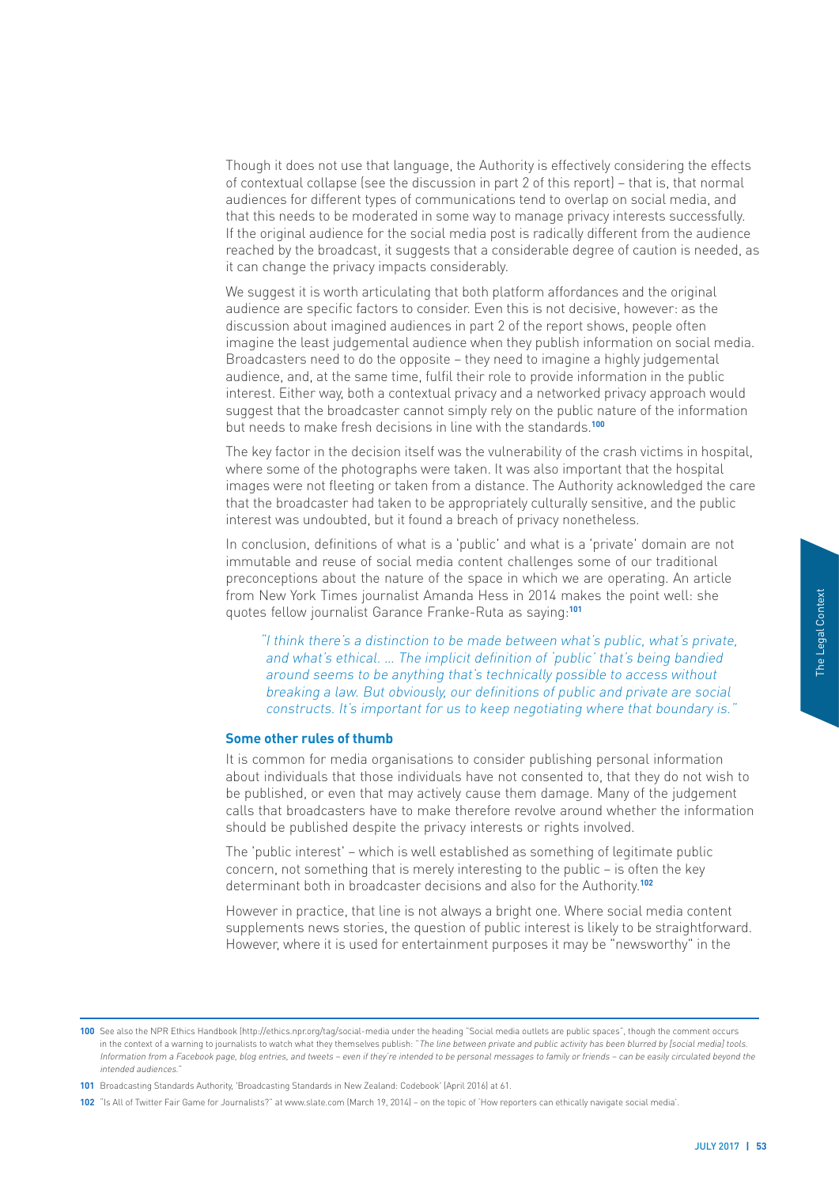Though it does not use that language, the Authority is effectively considering the effects of contextual collapse (see the discussion in part 2 of this report) – that is, that normal audiences for different types of communications tend to overlap on social media, and that this needs to be moderated in some way to manage privacy interests successfully. If the original audience for the social media post is radically different from the audience reached by the broadcast, it suggests that a considerable degree of caution is needed, as it can change the privacy impacts considerably.

We suggest it is worth articulating that both platform affordances and the original audience are specific factors to consider. Even this is not decisive, however: as the discussion about imagined audiences in part 2 of the report shows, people often imagine the least judgemental audience when they publish information on social media. Broadcasters need to do the opposite – they need to imagine a highly judgemental audience, and, at the same time, fulfil their role to provide information in the public interest. Either way, both a contextual privacy and a networked privacy approach would suggest that the broadcaster cannot simply rely on the public nature of the information but needs to make fresh decisions in line with the standards.[100]

The key factor in the decision itself was the vulnerability of the crash victims in hospital, where some of the photographs were taken. It was also important that the hospital images were not fleeting or taken from a distance. The Authority acknowledged the care that the broadcaster had taken to be appropriately culturally sensitive, and the public interest was undoubted, but it found a breach of privacy nonetheless.

In conclusion, definitions of what is a 'public' and what is a 'private' domain are not immutable and reuse of social media content challenges some of our traditional preconceptions about the nature of the space in which we are operating. An article from New York Times journalist Amanda Hess in 2014 makes the point well: she quotes fellow journalist Garance Franke-Ruta as saying:[101]

> *"I think there's a distinction to be made between what's public, what's private, and what's ethical. … The implicit definition of 'public' that's being bandied around seems to be anything that's technically possible to access without breaking a law. But obviously, our definitions of public and private are social constructs. It's important for us to keep negotiating where that boundary is."*

### Some other rules of thumb

It is common for media organisations to consider publishing personal information about individuals that those individuals have not consented to, that they do not wish to be published, or even that may actively cause them damage. Many of the judgement calls that broadcasters have to make therefore revolve around whether the information should be published despite the privacy interests or rights involved.

The 'public interest' – which is well established as something of legitimate public concern, not something that is merely interesting to the public – is often the key determinant both in broadcaster decisions and also for the Authority.[102]

However in practice, that line is not always a bright one. Where social media content supplements news stories, the question of public interest is likely to be straightforward. However, where it is used for entertainment purposes it may be "newsworthy" in the

---

**100** See also the NPR Ethics Handbook (http://ethics.npr.org/tag/social-media under the heading "Social media outlets are public spaces", though the comment occurs in the context of a warning to journalists to watch what they themselves publish: "*The line between private and public activity has been blurred by [social media] tools. Information from a Facebook page, blog entries, and tweets – even if they're intended to be personal messages to family or friends – can be easily circulated beyond the intended audiences.*"

**101** Broadcasting Standards Authority, 'Broadcasting Standards in New Zealand: Codebook' (April 2016) at 61.

**102** "Is All of Twitter Fair Game for Journalists?" at www.slate.com (March 19, 2014) – on the topic of 'How reporters can ethically navigate social media'.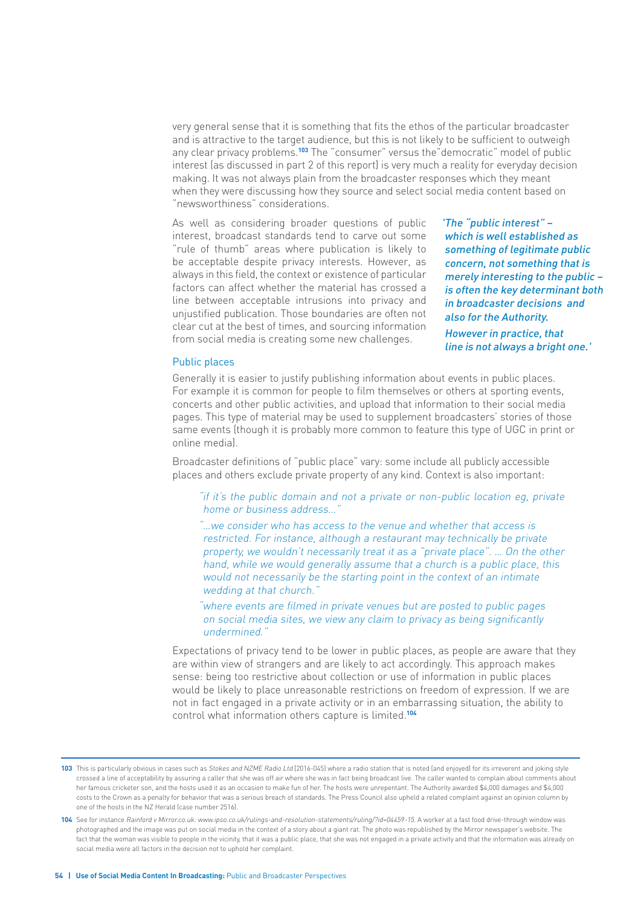very general sense that it is something that fits the ethos of the particular broadcaster and is attractive to the target audience, but this is not likely to be sufficient to outweigh any clear privacy problems.[103] The "consumer" versus the"democratic" model of public interest (as discussed in part 2 of this report) is very much a reality for everyday decision making. It was not always plain from the broadcaster responses which they meant when they were discussing how they source and select social media content based on "newsworthiness" considerations.

As well as considering broader questions of public interest, broadcast standards tend to carve out some "rule of thumb" areas where publication is likely to be acceptable despite privacy interests. However, as always in this field, the context or existence of particular factors can affect whether the material has crossed a line between acceptable intrusions into privacy and unjustified publication. Those boundaries are often not clear cut at the best of times, and sourcing information from social media is creating some new challenges.

*'The "public interest" – which is well established as something of legitimate public concern, not something that is merely interesting to the public – is often the key determinant both in broadcaster decisions and also for the Authority. However in practice, that line is not always a bright one.'*

### Public places

Generally it is easier to justify publishing information about events in public places. For example it is common for people to film themselves or others at sporting events, concerts and other public activities, and upload that information to their social media pages. This type of material may be used to supplement broadcasters' stories of those same events (though it is probably more common to feature this type of UGC in print or online media).

Broadcaster definitions of "public place" vary: some include all publicly accessible places and others exclude private property of any kind. Context is also important:

> *"if it's the public domain and not a private or non-public location eg, private home or business address..."*
>
> *"...we consider who has access to the venue and whether that access is restricted. For instance, although a restaurant may technically be private property, we wouldn't necessarily treat it as a "private place". ... On the other hand, while we would generally assume that a church is a public place, this would not necessarily be the starting point in the context of an intimate wedding at that church."*
>
> *"where events are filmed in private venues but are posted to public pages on social media sites, we view any claim to privacy as being significantly undermined."*

Expectations of privacy tend to be lower in public places, as people are aware that they are within view of strangers and are likely to act accordingly. This approach makes sense: being too restrictive about collection or use of information in public places would be likely to place unreasonable restrictions on freedom of expression. If we are not in fact engaged in a private activity or in an embarrassing situation, the ability to control what information others capture is limited.[104]

---

**103** This is particularly obvious in cases such as *Stokes and NZME Radio Ltd* (2016-045) where a radio station that is noted (and enjoyed) for its irreverent and joking style crossed a line of acceptability by assuring a caller that she was off air where she was in fact being broadcast live. The caller wanted to complain about comments about her famous cricketer son, and the hosts used it as an occasion to make fun of her. The hosts were unrepentant. The Authority awarded $4,000 damages and $4,000 costs to the Crown as a penalty for behavior that was a serious breach of standards. The Press Council also upheld a related complaint against an opinion column by one of the hosts in the NZ Herald (case number 2516).

**104** See for instance *Rainford v Mirror.co.uk: www.ipso.co.uk/rulings-and-resolution-statements/ruling/?id=04459-15.* A worker at a fast food drive-through window was photographed and the image was put on social media in the context of a story about a giant rat. The photo was republished by the Mirror newspaper's website. The fact that the woman was visible to people in the vicinity, that it was a public place, that she was not engaged in a private activity and that the information was already on social media were all factors in the decision not to uphold her complaint.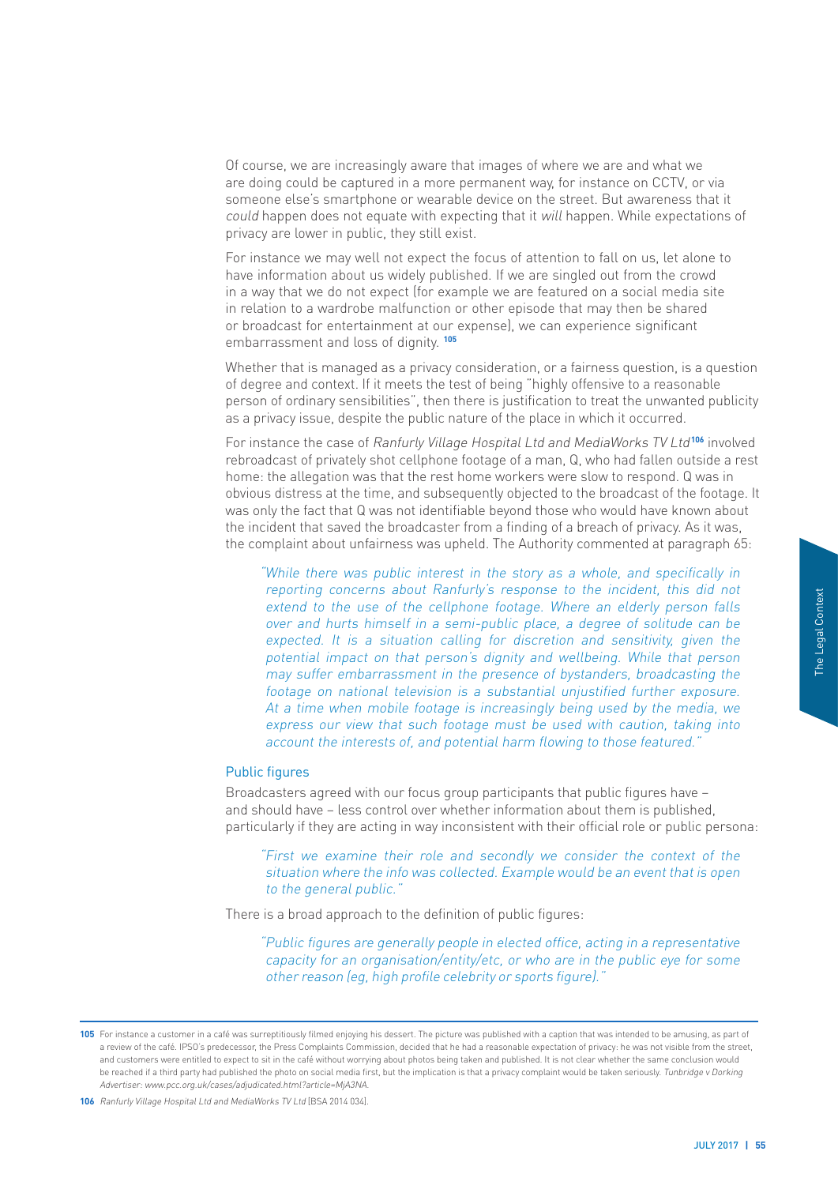Of course, we are increasingly aware that images of where we are and what we are doing could be captured in a more permanent way, for instance on CCTV, or via someone else's smartphone or wearable device on the street. But awareness that it *could* happen does not equate with expecting that it *will* happen. While expectations of privacy are lower in public, they still exist.

For instance we may well not expect the focus of attention to fall on us, let alone to have information about us widely published. If we are singled out from the crowd in a way that we do not expect (for example we are featured on a social media site in relation to a wardrobe malfunction or other episode that may then be shared or broadcast for entertainment at our expense), we can experience significant embarrassment and loss of dignity. [105]

Whether that is managed as a privacy consideration, or a fairness question, is a question of degree and context. If it meets the test of being "highly offensive to a reasonable person of ordinary sensibilities", then there is justification to treat the unwanted publicity as a privacy issue, despite the public nature of the place in which it occurred.

For instance the case of *Ranfurly Village Hospital Ltd and MediaWorks TV Ltd*[106] involved rebroadcast of privately shot cellphone footage of a man, Q, who had fallen outside a rest home: the allegation was that the rest home workers were slow to respond. Q was in obvious distress at the time, and subsequently objected to the broadcast of the footage. It was only the fact that Q was not identifiable beyond those who would have known about the incident that saved the broadcaster from a finding of a breach of privacy. As it was, the complaint about unfairness was upheld. The Authority commented at paragraph 65:

> *"While there was public interest in the story as a whole, and specifically in reporting concerns about Ranfurly's response to the incident, this did not extend to the use of the cellphone footage. Where an elderly person falls over and hurts himself in a semi-public place, a degree of solitude can be expected. It is a situation calling for discretion and sensitivity, given the potential impact on that person's dignity and wellbeing. While that person may suffer embarrassment in the presence of bystanders, broadcasting the footage on national television is a substantial unjustified further exposure. At a time when mobile footage is increasingly being used by the media, we express our view that such footage must be used with caution, taking into account the interests of, and potential harm flowing to those featured."*

## Public figures

Broadcasters agreed with our focus group participants that public figures have – and should have – less control over whether information about them is published, particularly if they are acting in way inconsistent with their official role or public persona:

> *"First we examine their role and secondly we consider the context of the situation where the info was collected. Example would be an event that is open to the general public."*

There is a broad approach to the definition of public figures:

> *"Public figures are generally people in elected office, acting in a representative capacity for an organisation/entity/etc, or who are in the public eye for some other reason (eg, high profile celebrity or sports figure)."*

---

105 For instance a customer in a café was surreptitiously filmed enjoying his dessert. The picture was published with a caption that was intended to be amusing, as part of a review of the café. IPSO's predecessor, the Press Complaints Commission, decided that he had a reasonable expectation of privacy: he was not visible from the street, and customers were entitled to expect to sit in the café without worrying about photos being taken and published. It is not clear whether the same conclusion would be reached if a third party had published the photo on social media first, but the implication is that a privacy complaint would be taken seriously. *Tunbridge v Dorking Advertiser: www.pcc.org.uk/cases/adjudicated.html?article=MjA3NA.*

106 *Ranfurly Village Hospital Ltd and MediaWorks TV Ltd* [BSA 2014 034].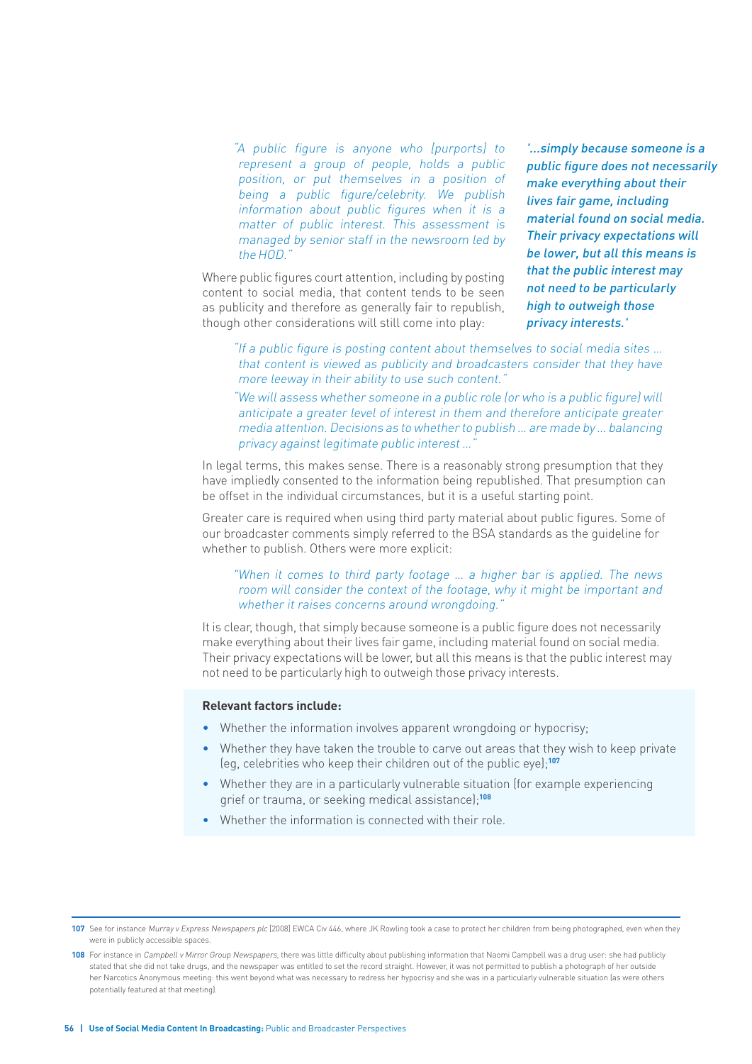*"A public figure is anyone who [purports] to represent a group of people, holds a public position, or put themselves in a position of being a public figure/celebrity. We publish information about public figures when it is a matter of public interest. This assessment is managed by senior staff in the newsroom led by the HOD."*

Where public figures court attention, including by posting content to social media, that content tends to be seen as publicity and therefore as generally fair to republish, though other considerations will still come into play:

*'...simply because someone is a public figure does not necessarily make everything about their lives fair game, including material found on social media. Their privacy expectations will be lower, but all this means is that the public interest may not need to be particularly high to outweigh those privacy interests.'*

*"If a public figure is posting content about themselves to social media sites ... that content is viewed as publicity and broadcasters consider that they have more leeway in their ability to use such content."*

*"We will assess whether someone in a public role (or who is a public figure) will anticipate a greater level of interest in them and therefore anticipate greater media attention. Decisions as to whether to publish ... are made by ... balancing privacy against legitimate public interest ..."*

In legal terms, this makes sense. There is a reasonably strong presumption that they have impliedly consented to the information being republished. That presumption can be offset in the individual circumstances, but it is a useful starting point.

Greater care is required when using third party material about public figures. Some of our broadcaster comments simply referred to the BSA standards as the guideline for whether to publish. Others were more explicit:

*"When it comes to third party footage ... a higher bar is applied. The news room will consider the context of the footage, why it might be important and whether it raises concerns around wrongdoing."*

It is clear, though, that simply because someone is a public figure does not necessarily make everything about their lives fair game, including material found on social media. Their privacy expectations will be lower, but all this means is that the public interest may not need to be particularly high to outweigh those privacy interests.

**Relevant factors include:**

- Whether the information involves apparent wrongdoing or hypocrisy;
- Whether they have taken the trouble to carve out areas that they wish to keep private (eg, celebrities who keep their children out of the public eye);[107]
- Whether they are in a particularly vulnerable situation (for example experiencing grief or trauma, or seeking medical assistance);[108]
- Whether the information is connected with their role.

---

107 See for instance *Murray v Express Newspapers plc* [2008] EWCA Civ 446, where JK Rowling took a case to protect her children from being photographed, even when they were in publicly accessible spaces.

108 For instance in *Campbell v Mirror Group Newspapers*, there was little difficulty about publishing information that Naomi Campbell was a drug user: she had publicly stated that she did not take drugs, and the newspaper was entitled to set the record straight. However, it was not permitted to publish a photograph of her outside her Narcotics Anonymous meeting: this went beyond what was necessary to redress her hypocrisy and she was in a particularly vulnerable situation (as were others potentially featured at that meeting).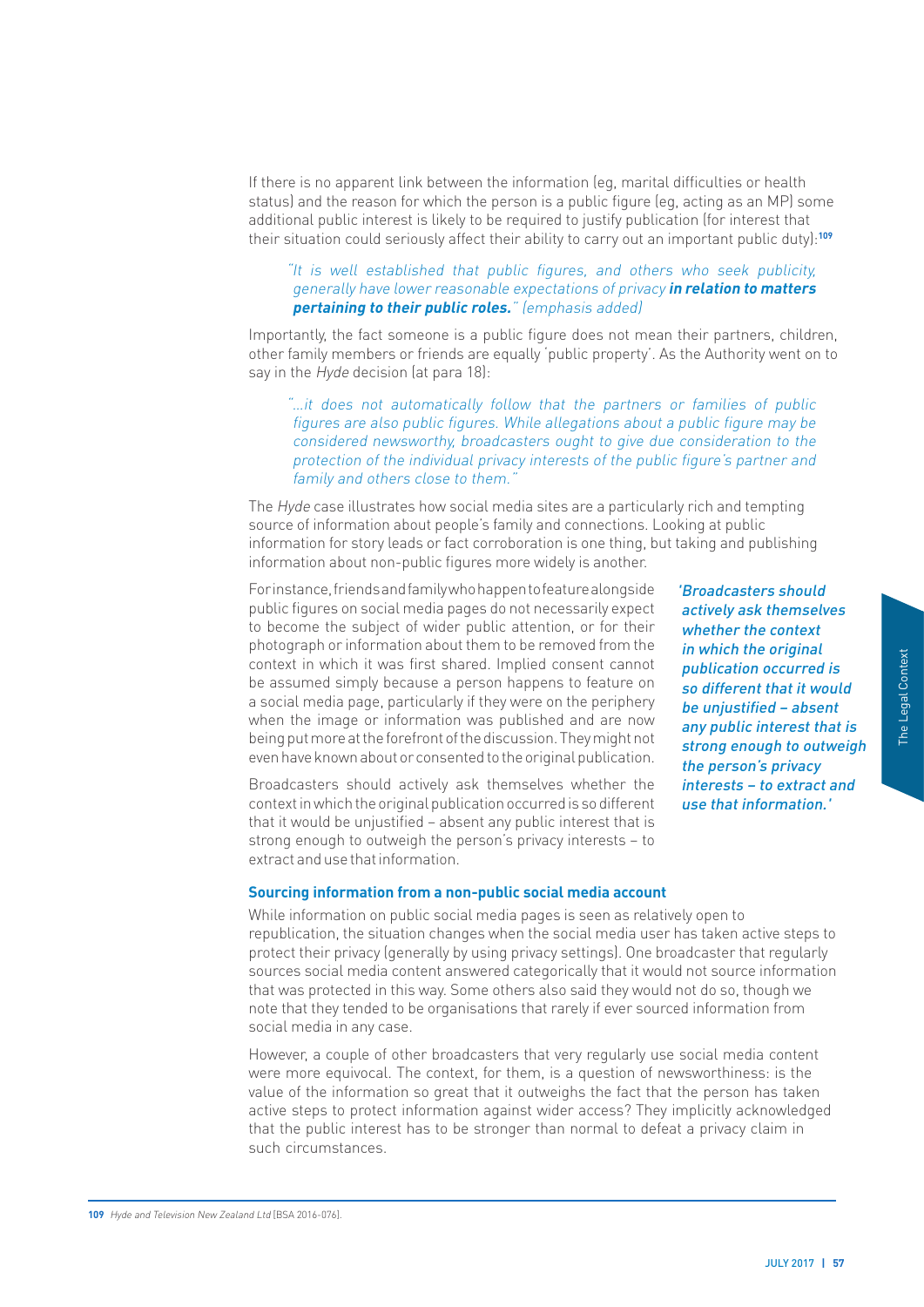If there is no apparent link between the information (eg, marital difficulties or health status) and the reason for which the person is a public figure (eg, acting as an MP) some additional public interest is likely to be required to justify publication (for interest that their situation could seriously affect their ability to carry out an important public duty):[109]

> *"It is well established that public figures, and others who seek publicity, generally have lower reasonable expectations of privacy* ***in relation to matters pertaining to their public roles.****" (emphasis added)*

Importantly, the fact someone is a public figure does not mean their partners, children, other family members or friends are equally 'public property'. As the Authority went on to say in the *Hyde* decision (at para 18):

> *"...it does not automatically follow that the partners or families of public figures are also public figures. While allegations about a public figure may be considered newsworthy, broadcasters ought to give due consideration to the protection of the individual privacy interests of the public figure's partner and family and others close to them."*

The *Hyde* case illustrates how social media sites are a particularly rich and tempting source of information about people's family and connections. Looking at public information for story leads or fact corroboration is one thing, but taking and publishing information about non-public figures more widely is another.

For instance, friends and family who happen to feature alongside public figures on social media pages do not necessarily expect to become the subject of wider public attention, or for their photograph or information about them to be removed from the context in which it was first shared. Implied consent cannot be assumed simply because a person happens to feature on a social media page, particularly if they were on the periphery when the image or information was published and are now being put more at the forefront of the discussion. They might not even have known about or consented to the original publication.

Broadcasters should actively ask themselves whether the context in which the original publication occurred is so different that it would be unjustified – absent any public interest that is strong enough to outweigh the person's privacy interests – to extract and use that information.

> *'Broadcasters should actively ask themselves whether the context in which the original publication occurred is so different that it would be unjustified – absent any public interest that is strong enough to outweigh the person's privacy interests – to extract and use that information.'*

### Sourcing information from a non-public social media account

While information on public social media pages is seen as relatively open to republication, the situation changes when the social media user has taken active steps to protect their privacy (generally by using privacy settings). One broadcaster that regularly sources social media content answered categorically that it would not source information that was protected in this way. Some others also said they would not do so, though we note that they tended to be organisations that rarely if ever sourced information from social media in any case.

However, a couple of other broadcasters that very regularly use social media content were more equivocal. The context, for them, is a question of newsworthiness: is the value of the information so great that it outweighs the fact that the person has taken active steps to protect information against wider access? They implicitly acknowledged that the public interest has to be stronger than normal to defeat a privacy claim in such circumstances.

109 *Hyde and Television New Zealand Ltd* [BSA 2016-076].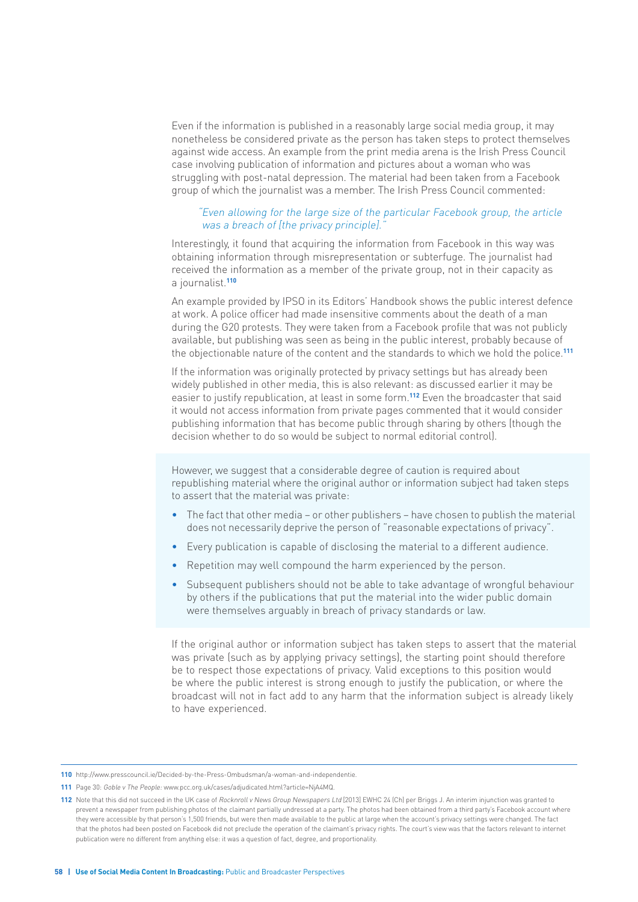Even if the information is published in a reasonably large social media group, it may nonetheless be considered private as the person has taken steps to protect themselves against wide access. An example from the print media arena is the Irish Press Council case involving publication of information and pictures about a woman who was struggling with post-natal depression. The material had been taken from a Facebook group of which the journalist was a member. The Irish Press Council commented:

> *"Even allowing for the large size of the particular Facebook group, the article was a breach of [the privacy principle]."*

Interestingly, it found that acquiring the information from Facebook in this way was obtaining information through misrepresentation or subterfuge. The journalist had received the information as a member of the private group, not in their capacity as a journalist.[110]

An example provided by IPSO in its Editors' Handbook shows the public interest defence at work. A police officer had made insensitive comments about the death of a man during the G20 protests. They were taken from a Facebook profile that was not publicly available, but publishing was seen as being in the public interest, probably because of the objectionable nature of the content and the standards to which we hold the police.[111]

If the information was originally protected by privacy settings but has already been widely published in other media, this is also relevant: as discussed earlier it may be easier to justify republication, at least in some form.[112] Even the broadcaster that said it would not access information from private pages commented that it would consider publishing information that has become public through sharing by others (though the decision whether to do so would be subject to normal editorial control).

However, we suggest that a considerable degree of caution is required about republishing material where the original author or information subject had taken steps to assert that the material was private:

- The fact that other media – or other publishers – have chosen to publish the material does not necessarily deprive the person of "reasonable expectations of privacy".
- Every publication is capable of disclosing the material to a different audience.
- Repetition may well compound the harm experienced by the person.
- Subsequent publishers should not be able to take advantage of wrongful behaviour by others if the publications that put the material into the wider public domain were themselves arguably in breach of privacy standards or law.

If the original author or information subject has taken steps to assert that the material was private (such as by applying privacy settings), the starting point should therefore be to respect those expectations of privacy. Valid exceptions to this position would be where the public interest is strong enough to justify the publication, or where the broadcast will not in fact add to any harm that the information subject is already likely to have experienced.

---

110 http://www.presscouncil.ie/Decided-by-the-Press-Ombudsman/a-woman-and-independentie.

111 Page 30: *Goble v The People*: www.pcc.org.uk/cases/adjudicated.html?article=NjA4MQ.

112 Note that this did not succeed in the UK case of *Rocknroll v News Group Newspapers Ltd* [2013] EWHC 24 (Ch) per Briggs J. An interim injunction was granted to prevent a newspaper from publishing photos of the claimant partially undressed at a party. The photos had been obtained from a third party's Facebook account where they were accessible by that person's 1,500 friends, but were then made available to the public at large when the account's privacy settings were changed. The fact that the photos had been posted on Facebook did not preclude the operation of the claimant's privacy rights. The court's view was that the factors relevant to internet publication were no different from anything else: it was a question of fact, degree, and proportionality.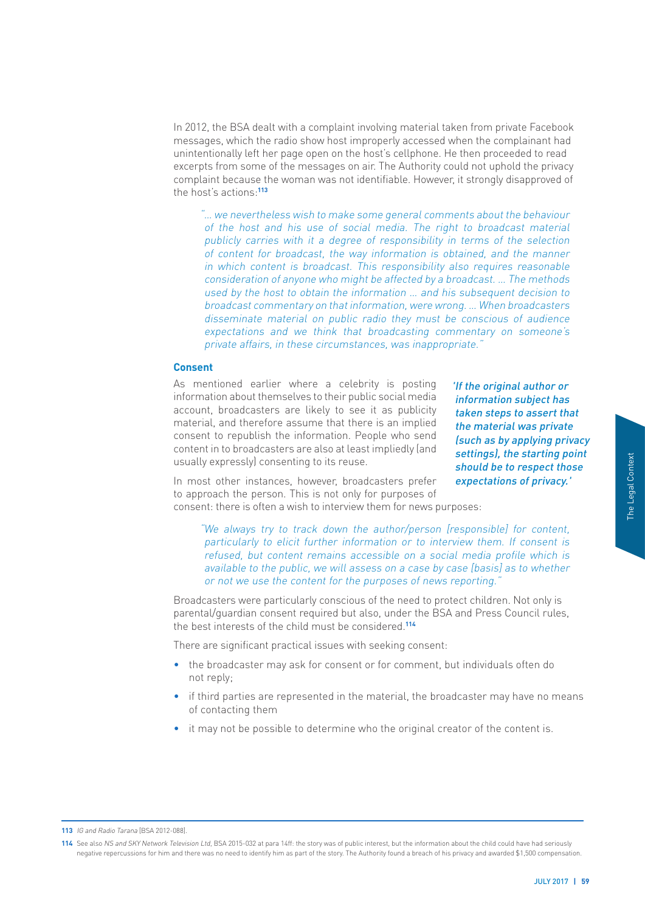In 2012, the BSA dealt with a complaint involving material taken from private Facebook messages, which the radio show host improperly accessed when the complainant had unintentionally left her page open on the host's cellphone. He then proceeded to read excerpts from some of the messages on air. The Authority could not uphold the privacy complaint because the woman was not identifiable. However, it strongly disapproved of the host's actions:[113]

> *"… we nevertheless wish to make some general comments about the behaviour of the host and his use of social media. The right to broadcast material publicly carries with it a degree of responsibility in terms of the selection of content for broadcast, the way information is obtained, and the manner in which content is broadcast. This responsibility also requires reasonable consideration of anyone who might be affected by a broadcast. … The methods used by the host to obtain the information … and his subsequent decision to broadcast commentary on that information, were wrong. … When broadcasters disseminate material on public radio they must be conscious of audience expectations and we think that broadcasting commentary on someone's private affairs, in these circumstances, was inappropriate."*

### Consent

As mentioned earlier where a celebrity is posting information about themselves to their public social media account, broadcasters are likely to see it as publicity material, and therefore assume that there is an implied consent to republish the information. People who send content in to broadcasters are also at least impliedly (and usually expressly) consenting to its reuse.

> ***'If the original author or information subject has taken steps to assert that the material was private (such as by applying privacy settings), the starting point should be to respect those expectations of privacy.'***

In most other instances, however, broadcasters prefer to approach the person. This is not only for purposes of consent: there is often a wish to interview them for news purposes:

> *"We always try to track down the author/person [responsible] for content, particularly to elicit further information or to interview them. If consent is refused, but content remains accessible on a social media profile which is available to the public, we will assess on a case by case [basis] as to whether or not we use the content for the purposes of news reporting."*

Broadcasters were particularly conscious of the need to protect children. Not only is parental/guardian consent required but also, under the BSA and Press Council rules, the best interests of the child must be considered.[114]

There are significant practical issues with seeking consent:

- the broadcaster may ask for consent or for comment, but individuals often do not reply;
- if third parties are represented in the material, the broadcaster may have no means of contacting them
- it may not be possible to determine who the original creator of the content is.

---

[113] *IG and Radio Tarana* [BSA 2012-088].

[114] See also *NS and SKY Network Television Ltd*, BSA 2015-032 at para 14ff: the story was of public interest, but the information about the child could have had seriously negative repercussions for him and there was no need to identify him as part of the story. The Authority found a breach of his privacy and awarded $1,500 compensation.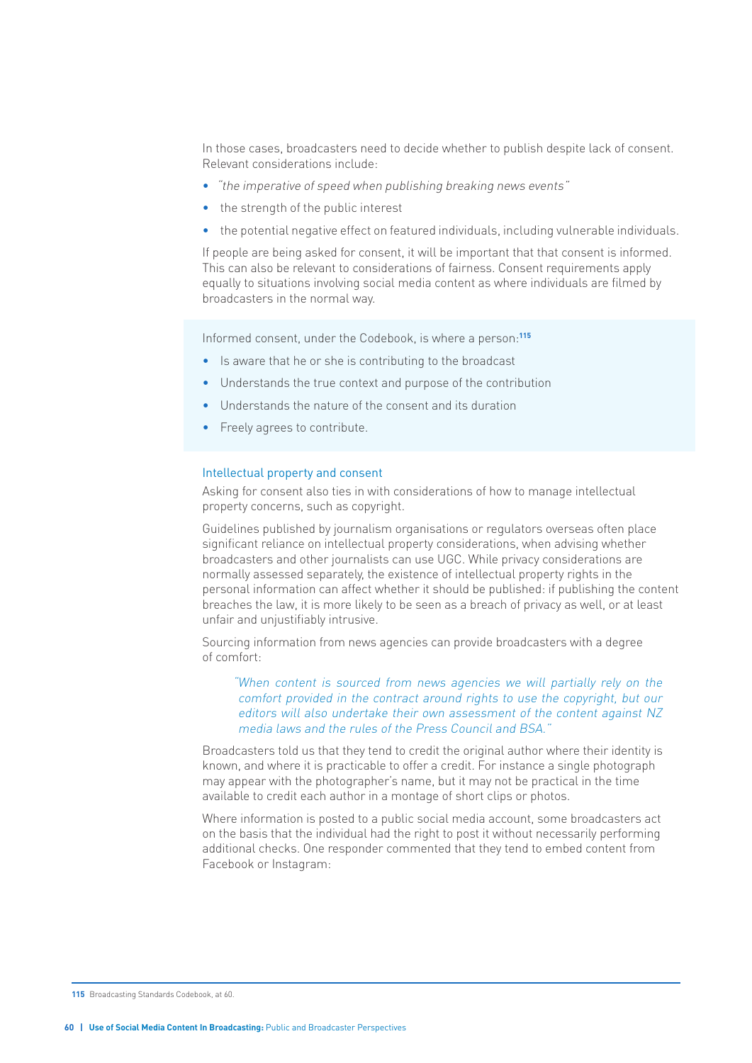In those cases, broadcasters need to decide whether to publish despite lack of consent. Relevant considerations include:

- *"the imperative of speed when publishing breaking news events"*
- the strength of the public interest
- the potential negative effect on featured individuals, including vulnerable individuals.

If people are being asked for consent, it will be important that that consent is informed. This can also be relevant to considerations of fairness. Consent requirements apply equally to situations involving social media content as where individuals are filmed by broadcasters in the normal way.

> Informed consent, under the Codebook, is where a person:[115]
>
> - Is aware that he or she is contributing to the broadcast
> - Understands the true context and purpose of the contribution
> - Understands the nature of the consent and its duration
> - Freely agrees to contribute.

### Intellectual property and consent

Asking for consent also ties in with considerations of how to manage intellectual property concerns, such as copyright.

Guidelines published by journalism organisations or regulators overseas often place significant reliance on intellectual property considerations, when advising whether broadcasters and other journalists can use UGC. While privacy considerations are normally assessed separately, the existence of intellectual property rights in the personal information can affect whether it should be published: if publishing the content breaches the law, it is more likely to be seen as a breach of privacy as well, or at least unfair and unjustifiably intrusive.

Sourcing information from news agencies can provide broadcasters with a degree of comfort:

> *"When content is sourced from news agencies we will partially rely on the comfort provided in the contract around rights to use the copyright, but our editors will also undertake their own assessment of the content against NZ media laws and the rules of the Press Council and BSA."*

Broadcasters told us that they tend to credit the original author where their identity is known, and where it is practicable to offer a credit. For instance a single photograph may appear with the photographer's name, but it may not be practical in the time available to credit each author in a montage of short clips or photos.

Where information is posted to a public social media account, some broadcasters act on the basis that the individual had the right to post it without necessarily performing additional checks. One responder commented that they tend to embed content from Facebook or Instagram:

---

115 Broadcasting Standards Codebook, at 60.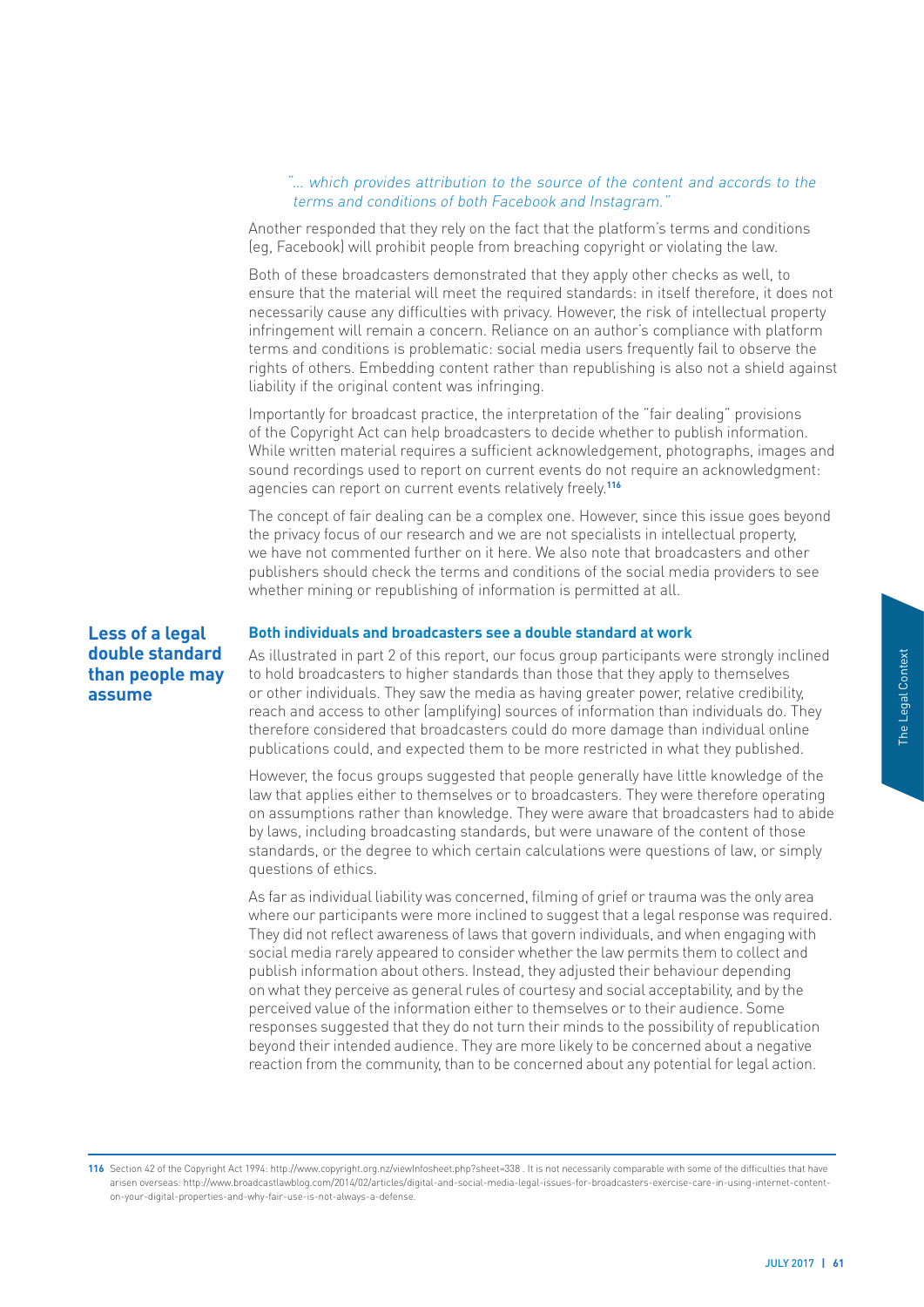*"... which provides attribution to the source of the content and accords to the terms and conditions of both Facebook and Instagram."*

Another responded that they rely on the fact that the platform's terms and conditions (eg, Facebook) will prohibit people from breaching copyright or violating the law.

Both of these broadcasters demonstrated that they apply other checks as well, to ensure that the material will meet the required standards: in itself therefore, it does not necessarily cause any difficulties with privacy. However, the risk of intellectual property infringement will remain a concern. Reliance on an author's compliance with platform terms and conditions is problematic: social media users frequently fail to observe the rights of others. Embedding content rather than republishing is also not a shield against liability if the original content was infringing.

Importantly for broadcast practice, the interpretation of the "fair dealing" provisions of the Copyright Act can help broadcasters to decide whether to publish information. While written material requires a sufficient acknowledgement, photographs, images and sound recordings used to report on current events do not require an acknowledgment: agencies can report on current events relatively freely.[116]

The concept of fair dealing can be a complex one. However, since this issue goes beyond the privacy focus of our research and we are not specialists in intellectual property, we have not commented further on it here. We also note that broadcasters and other publishers should check the terms and conditions of the social media providers to see whether mining or republishing of information is permitted at all.

## Less of a legal double standard than people may assume

### Both individuals and broadcasters see a double standard at work

As illustrated in part 2 of this report, our focus group participants were strongly inclined to hold broadcasters to higher standards than those that they apply to themselves or other individuals. They saw the media as having greater power, relative credibility, reach and access to other (amplifying) sources of information than individuals do. They therefore considered that broadcasters could do more damage than individual online publications could, and expected them to be more restricted in what they published.

However, the focus groups suggested that people generally have little knowledge of the law that applies either to themselves or to broadcasters. They were therefore operating on assumptions rather than knowledge. They were aware that broadcasters had to abide by laws, including broadcasting standards, but were unaware of the content of those standards, or the degree to which certain calculations were questions of law, or simply questions of ethics.

As far as individual liability was concerned, filming of grief or trauma was the only area where our participants were more inclined to suggest that a legal response was required. They did not reflect awareness of laws that govern individuals, and when engaging with social media rarely appeared to consider whether the law permits them to collect and publish information about others. Instead, they adjusted their behaviour depending on what they perceive as general rules of courtesy and social acceptability, and by the perceived value of the information either to themselves or to their audience. Some responses suggested that they do not turn their minds to the possibility of republication beyond their intended audience. They are more likely to be concerned about a negative reaction from the community, than to be concerned about any potential for legal action.

---

116 Section 42 of the Copyright Act 1994: http://www.copyright.org.nz/viewInfosheet.php?sheet=338 . It is not necessarily comparable with some of the difficulties that have arisen overseas: http://www.broadcastlawblog.com/2014/02/articles/digital-and-social-media-legal-issues-for-broadcasters-exercise-care-in-using-internet-content-on-your-digital-properties-and-why-fair-use-is-not-always-a-defense.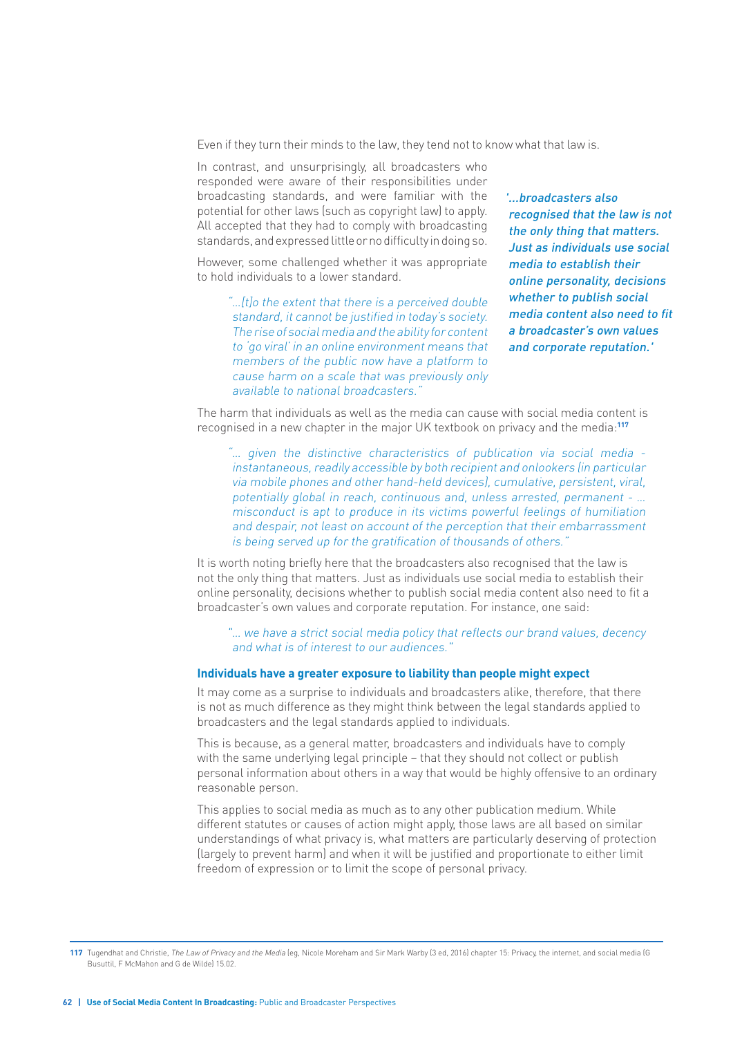Even if they turn their minds to the law, they tend not to know what that law is.

In contrast, and unsurprisingly, all broadcasters who responded were aware of their responsibilities under broadcasting standards, and were familiar with the potential for other laws (such as copyright law) to apply. All accepted that they had to comply with broadcasting standards, and expressed little or no difficulty in doing so.

However, some challenged whether it was appropriate to hold individuals to a lower standard.

> *"...[t]o the extent that there is a perceived double standard, it cannot be justified in today's society. The rise of social media and the ability for content to 'go viral' in an online environment means that members of the public now have a platform to cause harm on a scale that was previously only available to national broadcasters."*

*'...broadcasters also recognised that the law is not the only thing that matters. Just as individuals use social media to establish their online personality, decisions whether to publish social media content also need to fit a broadcaster's own values and corporate reputation.'*

The harm that individuals as well as the media can cause with social media content is recognised in a new chapter in the major UK textbook on privacy and the media:[117]

> *"... given the distinctive characteristics of publication via social media - instantaneous, readily accessible by both recipient and onlookers (in particular via mobile phones and other hand-held devices), cumulative, persistent, viral, potentially global in reach, continuous and, unless arrested, permanent - ... misconduct is apt to produce in its victims powerful feelings of humiliation and despair, not least on account of the perception that their embarrassment is being served up for the gratification of thousands of others."*

It is worth noting briefly here that the broadcasters also recognised that the law is not the only thing that matters. Just as individuals use social media to establish their online personality, decisions whether to publish social media content also need to fit a broadcaster's own values and corporate reputation. For instance, one said:

> *"... we have a strict social media policy that reflects our brand values, decency and what is of interest to our audiences."*

### Individuals have a greater exposure to liability than people might expect

It may come as a surprise to individuals and broadcasters alike, therefore, that there is not as much difference as they might think between the legal standards applied to broadcasters and the legal standards applied to individuals.

This is because, as a general matter, broadcasters and individuals have to comply with the same underlying legal principle – that they should not collect or publish personal information about others in a way that would be highly offensive to an ordinary reasonable person.

This applies to social media as much as to any other publication medium. While different statutes or causes of action might apply, those laws are all based on similar understandings of what privacy is, what matters are particularly deserving of protection (largely to prevent harm) and when it will be justified and proportionate to either limit freedom of expression or to limit the scope of personal privacy.

---

[117] Tugendhat and Christie, *The Law of Privacy and the Media* (eg, Nicole Moreham and Sir Mark Warby (3 ed, 2016) chapter 15: Privacy, the internet, and social media (G Busuttil, F McMahon and G de Wilde) 15.02.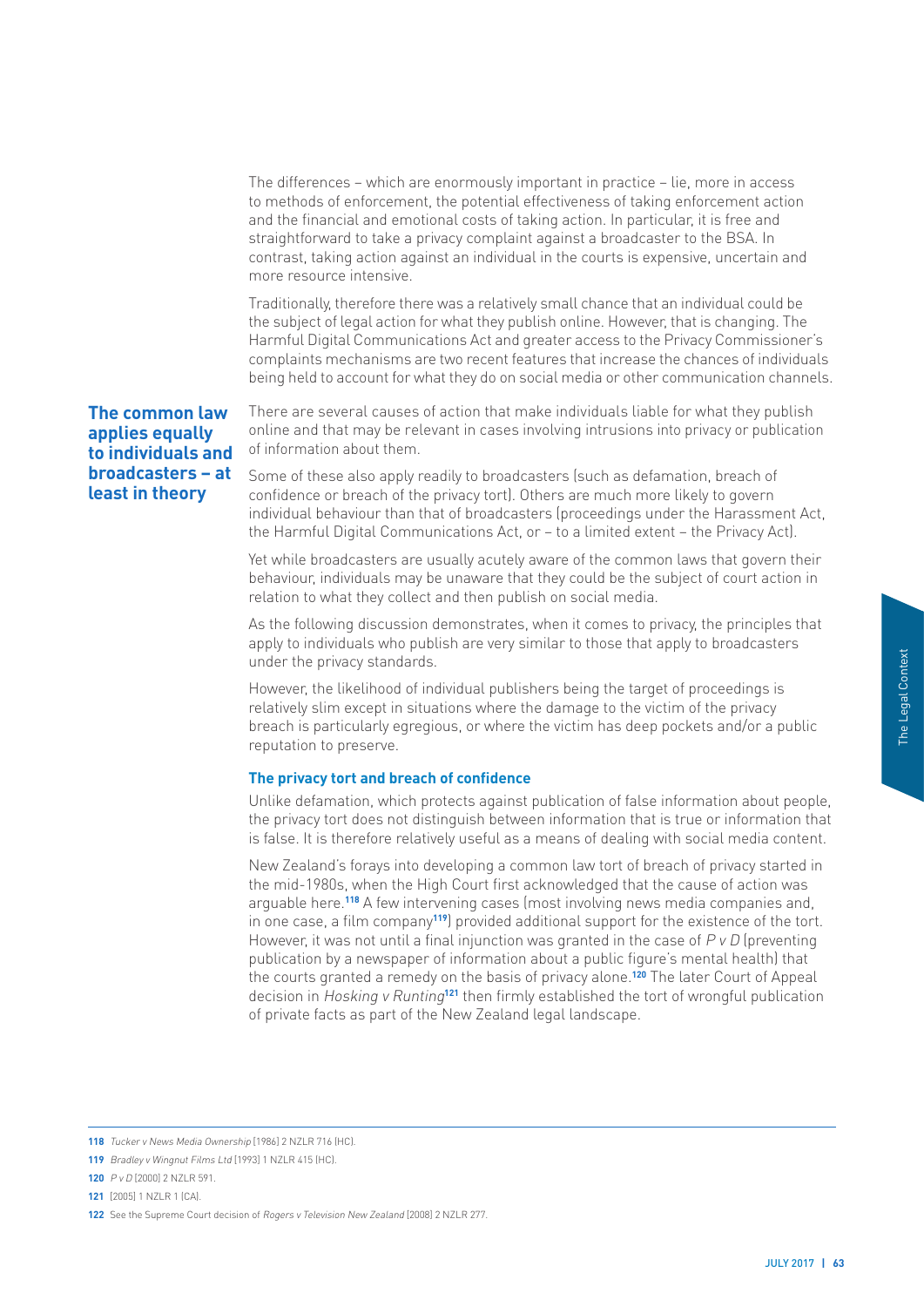The differences – which are enormously important in practice – lie, more in access to methods of enforcement, the potential effectiveness of taking enforcement action and the financial and emotional costs of taking action. In particular, it is free and straightforward to take a privacy complaint against a broadcaster to the BSA. In contrast, taking action against an individual in the courts is expensive, uncertain and more resource intensive.

Traditionally, therefore there was a relatively small chance that an individual could be the subject of legal action for what they publish online. However, that is changing. The Harmful Digital Communications Act and greater access to the Privacy Commissioner's complaints mechanisms are two recent features that increase the chances of individuals being held to account for what they do on social media or other communication channels.

## The common law applies equally to individuals and broadcasters – at least in theory

There are several causes of action that make individuals liable for what they publish online and that may be relevant in cases involving intrusions into privacy or publication of information about them.

Some of these also apply readily to broadcasters (such as defamation, breach of confidence or breach of the privacy tort). Others are much more likely to govern individual behaviour than that of broadcasters (proceedings under the Harassment Act, the Harmful Digital Communications Act, or – to a limited extent – the Privacy Act).

Yet while broadcasters are usually acutely aware of the common laws that govern their behaviour, individuals may be unaware that they could be the subject of court action in relation to what they collect and then publish on social media.

As the following discussion demonstrates, when it comes to privacy, the principles that apply to individuals who publish are very similar to those that apply to broadcasters under the privacy standards.

However, the likelihood of individual publishers being the target of proceedings is relatively slim except in situations where the damage to the victim of the privacy breach is particularly egregious, or where the victim has deep pockets and/or a public reputation to preserve.

### The privacy tort and breach of confidence

Unlike defamation, which protects against publication of false information about people, the privacy tort does not distinguish between information that is true or information that is false. It is therefore relatively useful as a means of dealing with social media content.

New Zealand's forays into developing a common law tort of breach of privacy started in the mid-1980s, when the High Court first acknowledged that the cause of action was arguable here.[118] A few intervening cases (most involving news media companies and, in one case, a film company[119]) provided additional support for the existence of the tort. However, it was not until a final injunction was granted in the case of *P v D* (preventing publication by a newspaper of information about a public figure's mental health) that the courts granted a remedy on the basis of privacy alone.[120] The later Court of Appeal decision in *Hosking v Runting*[121] then firmly established the tort of wrongful publication of private facts as part of the New Zealand legal landscape.

---

118 *Tucker v News Media Ownership* [1986] 2 NZLR 716 (HC).

119 *Bradley v Wingnut Films Ltd* [1993] 1 NZLR 415 (HC).

120 *P v D* [2000] 2 NZLR 591.

121 [2005] 1 NZLR 1 (CA).

122 See the Supreme Court decision of *Rogers v Television New Zealand* [2008] 2 NZLR 277.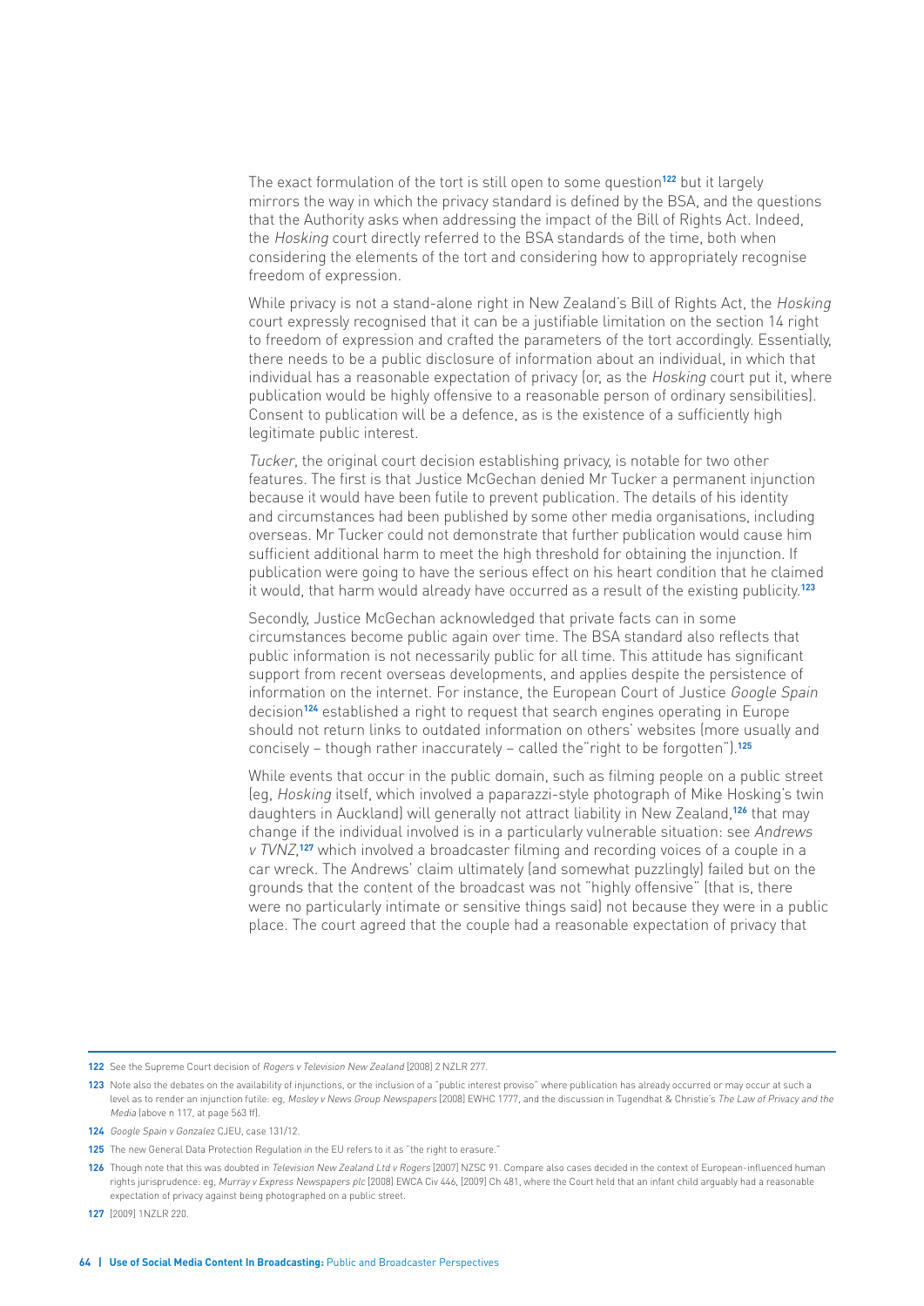The exact formulation of the tort is still open to some question[122] but it largely mirrors the way in which the privacy standard is defined by the BSA, and the questions that the Authority asks when addressing the impact of the Bill of Rights Act. Indeed, the *Hosking* court directly referred to the BSA standards of the time, both when considering the elements of the tort and considering how to appropriately recognise freedom of expression.

While privacy is not a stand-alone right in New Zealand's Bill of Rights Act, the *Hosking* court expressly recognised that it can be a justifiable limitation on the section 14 right to freedom of expression and crafted the parameters of the tort accordingly. Essentially, there needs to be a public disclosure of information about an individual, in which that individual has a reasonable expectation of privacy (or, as the *Hosking* court put it, where publication would be highly offensive to a reasonable person of ordinary sensibilities). Consent to publication will be a defence, as is the existence of a sufficiently high legitimate public interest.

*Tucker*, the original court decision establishing privacy, is notable for two other features. The first is that Justice McGechan denied Mr Tucker a permanent injunction because it would have been futile to prevent publication. The details of his identity and circumstances had been published by some other media organisations, including overseas. Mr Tucker could not demonstrate that further publication would cause him sufficient additional harm to meet the high threshold for obtaining the injunction. If publication were going to have the serious effect on his heart condition that he claimed it would, that harm would already have occurred as a result of the existing publicity.[123]

Secondly, Justice McGechan acknowledged that private facts can in some circumstances become public again over time. The BSA standard also reflects that public information is not necessarily public for all time. This attitude has significant support from recent overseas developments, and applies despite the persistence of information on the internet. For instance, the European Court of Justice *Google Spain* decision[124] established a right to request that search engines operating in Europe should not return links to outdated information on others' websites (more usually and concisely – though rather inaccurately – called the"right to be forgotten").[125]

While events that occur in the public domain, such as filming people on a public street (eg, *Hosking* itself, which involved a paparazzi-style photograph of Mike Hosking's twin daughters in Auckland) will generally not attract liability in New Zealand,[126] that may change if the individual involved is in a particularly vulnerable situation: see *Andrews v TVNZ*,[127] which involved a broadcaster filming and recording voices of a couple in a car wreck. The Andrews' claim ultimately (and somewhat puzzlingly) failed but on the grounds that the content of the broadcast was not "highly offensive" (that is, there were no particularly intimate or sensitive things said) not because they were in a public place. The court agreed that the couple had a reasonable expectation of privacy that

---

122 See the Supreme Court decision of *Rogers v Television New Zealand* [2008] 2 NZLR 277.

123 Note also the debates on the availability of injunctions, or the inclusion of a "public interest proviso" where publication has already occurred or may occur at such a level as to render an injunction futile: eg, *Mosley v News Group Newspapers* [2008] EWHC 1777, and the discussion in Tugendhat & Christie's *The Law of Privacy and the Media* (above n 117, at page 563 ff).

124 *Google Spain v Gonzalez* CJEU, case 131/12.

125 The new General Data Protection Regulation in the EU refers to it as "the right to erasure."

126 Though note that this was doubted in *Television New Zealand Ltd v Rogers* [2007] NZSC 91. Compare also cases decided in the context of European-influenced human rights jurisprudence: eg, *Murray v Express Newspapers plc* [2008] EWCA Civ 446, [2009] Ch 481, where the Court held that an infant child arguably had a reasonable expectation of privacy against being photographed on a public street.

127 [2009] 1NZLR 220.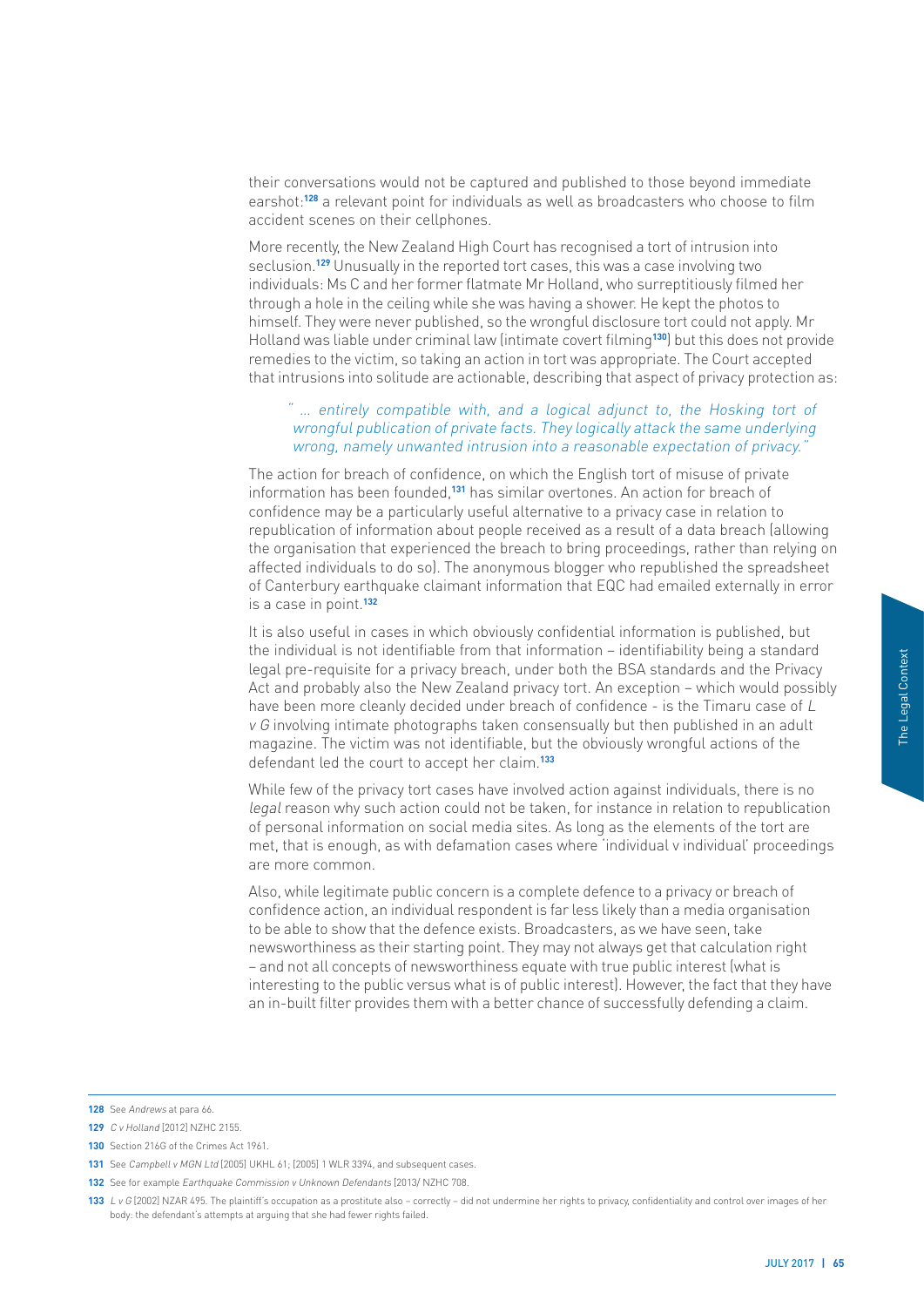their conversations would not be captured and published to those beyond immediate earshot:[128] a relevant point for individuals as well as broadcasters who choose to film accident scenes on their cellphones.

More recently, the New Zealand High Court has recognised a tort of intrusion into seclusion.[129] Unusually in the reported tort cases, this was a case involving two individuals: Ms C and her former flatmate Mr Holland, who surreptitiously filmed her through a hole in the ceiling while she was having a shower. He kept the photos to himself. They were never published, so the wrongful disclosure tort could not apply. Mr Holland was liable under criminal law (intimate covert filming[130]) but this does not provide remedies to the victim, so taking an action in tort was appropriate. The Court accepted that intrusions into solitude are actionable, describing that aspect of privacy protection as:

> *" ... entirely compatible with, and a logical adjunct to, the Hosking tort of wrongful publication of private facts. They logically attack the same underlying wrong, namely unwanted intrusion into a reasonable expectation of privacy."*

The action for breach of confidence, on which the English tort of misuse of private information has been founded,[131] has similar overtones. An action for breach of confidence may be a particularly useful alternative to a privacy case in relation to republication of information about people received as a result of a data breach (allowing the organisation that experienced the breach to bring proceedings, rather than relying on affected individuals to do so). The anonymous blogger who republished the spreadsheet of Canterbury earthquake claimant information that EQC had emailed externally in error is a case in point.[132]

It is also useful in cases in which obviously confidential information is published, but the individual is not identifiable from that information – identifiability being a standard legal pre-requisite for a privacy breach, under both the BSA standards and the Privacy Act and probably also the New Zealand privacy tort. An exception – which would possibly have been more cleanly decided under breach of confidence - is the Timaru case of *L v G* involving intimate photographs taken consensually but then published in an adult magazine. The victim was not identifiable, but the obviously wrongful actions of the defendant led the court to accept her claim.[133]

While few of the privacy tort cases have involved action against individuals, there is no *legal* reason why such action could not be taken, for instance in relation to republication of personal information on social media sites. As long as the elements of the tort are met, that is enough, as with defamation cases where 'individual v individual' proceedings are more common.

Also, while legitimate public concern is a complete defence to a privacy or breach of confidence action, an individual respondent is far less likely than a media organisation to be able to show that the defence exists. Broadcasters, as we have seen, take newsworthiness as their starting point. They may not always get that calculation right – and not all concepts of newsworthiness equate with true public interest (what is interesting to the public versus what is of public interest). However, the fact that they have an in-built filter provides them with a better chance of successfully defending a claim.

---

128 See *Andrews* at para 66.

129 *C v Holland* [2012] NZHC 2155.

130 Section 216G of the Crimes Act 1961.

131 See *Campbell v MGN Ltd* [2005] UKHL 61; [2005] 1 WLR 3394, and subsequent cases.

132 See for example *Earthquake Commission v Unknown Defendants* [2013/ NZHC 708.

133 *L v G* [2002] NZAR 495. The plaintiff's occupation as a prostitute also – correctly – did not undermine her rights to privacy, confidentiality and control over images of her body: the defendant's attempts at arguing that she had fewer rights failed.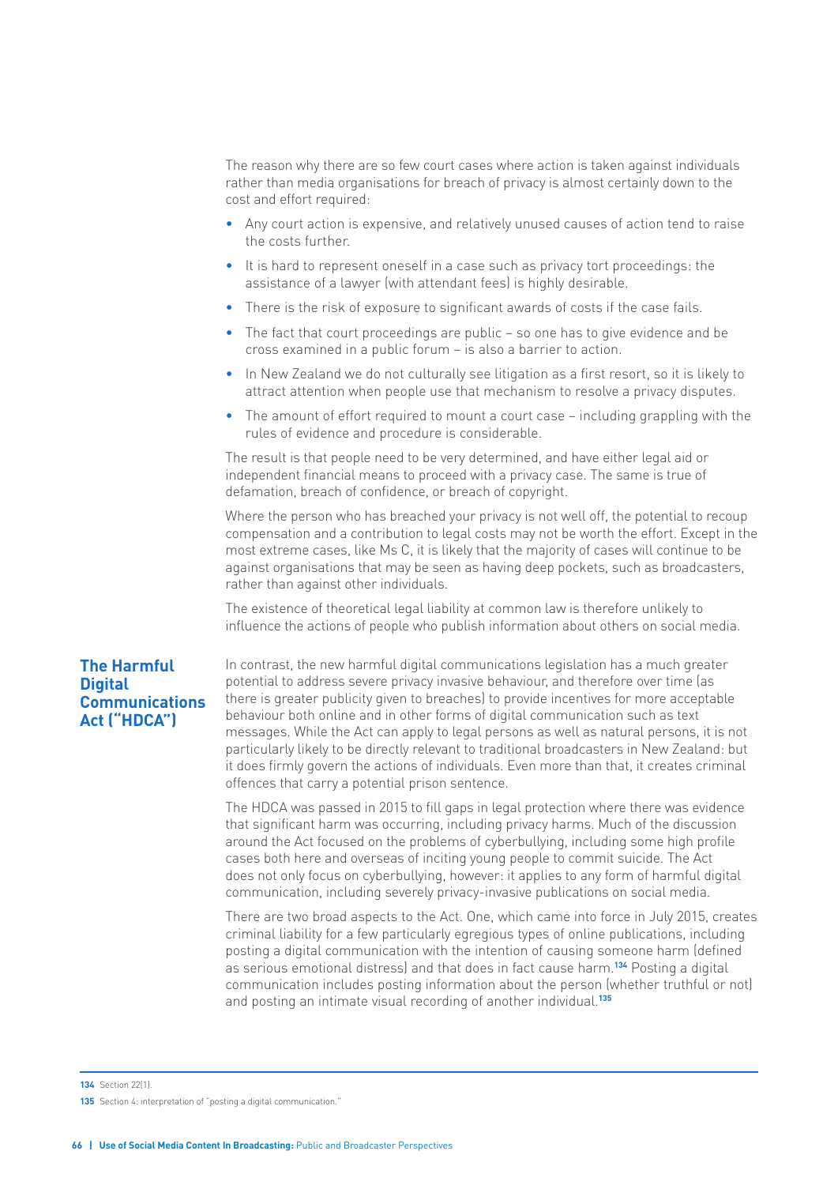The reason why there are so few court cases where action is taken against individuals rather than media organisations for breach of privacy is almost certainly down to the cost and effort required:

- Any court action is expensive, and relatively unused causes of action tend to raise the costs further.
- It is hard to represent oneself in a case such as privacy tort proceedings: the assistance of a lawyer (with attendant fees) is highly desirable.
- There is the risk of exposure to significant awards of costs if the case fails.
- The fact that court proceedings are public – so one has to give evidence and be cross examined in a public forum – is also a barrier to action.
- In New Zealand we do not culturally see litigation as a first resort, so it is likely to attract attention when people use that mechanism to resolve a privacy disputes.
- The amount of effort required to mount a court case – including grappling with the rules of evidence and procedure is considerable.

The result is that people need to be very determined, and have either legal aid or independent financial means to proceed with a privacy case. The same is true of defamation, breach of confidence, or breach of copyright.

Where the person who has breached your privacy is not well off, the potential to recoup compensation and a contribution to legal costs may not be worth the effort. Except in the most extreme cases, like Ms C, it is likely that the majority of cases will continue to be against organisations that may be seen as having deep pockets, such as broadcasters, rather than against other individuals.

The existence of theoretical legal liability at common law is therefore unlikely to influence the actions of people who publish information about others on social media.

## The Harmful Digital Communications Act ("HDCA")

In contrast, the new harmful digital communications legislation has a much greater potential to address severe privacy invasive behaviour, and therefore over time (as there is greater publicity given to breaches) to provide incentives for more acceptable behaviour both online and in other forms of digital communication such as text messages. While the Act can apply to legal persons as well as natural persons, it is not particularly likely to be directly relevant to traditional broadcasters in New Zealand: but it does firmly govern the actions of individuals. Even more than that, it creates criminal offences that carry a potential prison sentence.

The HDCA was passed in 2015 to fill gaps in legal protection where there was evidence that significant harm was occurring, including privacy harms. Much of the discussion around the Act focused on the problems of cyberbullying, including some high profile cases both here and overseas of inciting young people to commit suicide. The Act does not only focus on cyberbullying, however: it applies to any form of harmful digital communication, including severely privacy-invasive publications on social media.

There are two broad aspects to the Act. One, which came into force in July 2015, creates criminal liability for a few particularly egregious types of online publications, including posting a digital communication with the intention of causing someone harm (defined as serious emotional distress) and that does in fact cause harm.[134] Posting a digital communication includes posting information about the person (whether truthful or not) and posting an intimate visual recording of another individual.[135]

---

[134] Section 22(1).

[135] Section 4: interpretation of "posting a digital communication."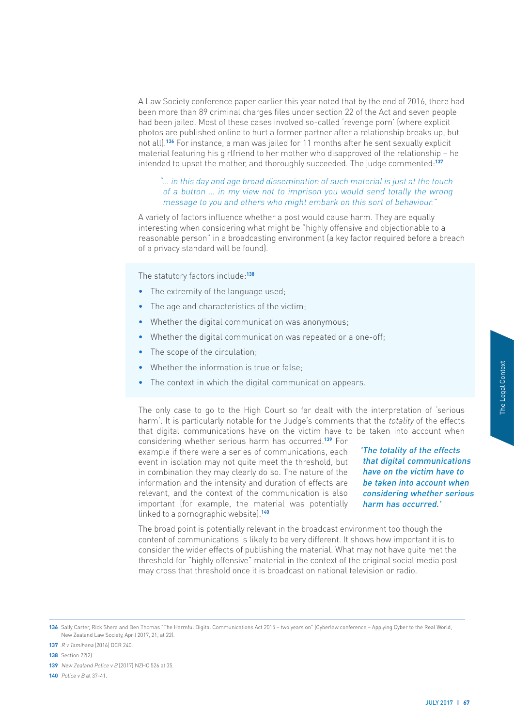A Law Society conference paper earlier this year noted that by the end of 2016, there had been more than 89 criminal charges files under section 22 of the Act and seven people had been jailed. Most of these cases involved so-called 'revenge porn' (where explicit photos are published online to hurt a former partner after a relationship breaks up, but not all).[136] For instance, a man was jailed for 11 months after he sent sexually explicit material featuring his girlfriend to her mother who disapproved of the relationship – he intended to upset the mother, and thoroughly succeeded. The judge commented:[137]

> *"... in this day and age broad dissemination of such material is just at the touch of a button ... in my view not to imprison you would send totally the wrong message to you and others who might embark on this sort of behaviour."*

A variety of factors influence whether a post would cause harm. They are equally interesting when considering what might be "highly offensive and objectionable to a reasonable person" in a broadcasting environment (a key factor required before a breach of a privacy standard will be found).

The statutory factors include:[138]

- The extremity of the language used;
- The age and characteristics of the victim;
- Whether the digital communication was anonymous;
- Whether the digital communication was repeated or a one-off;
- The scope of the circulation;
- Whether the information is true or false;
- The context in which the digital communication appears.

The only case to go to the High Court so far dealt with the interpretation of 'serious harm'. It is particularly notable for the Judge's comments that the *totality* of the effects that digital communications have on the victim have to be taken into account when considering whether serious harm has occurred.[139] For example if there were a series of communications, each event in isolation may not quite meet the threshold, but in combination they may clearly do so. The nature of the information and the intensity and duration of effects are relevant, and the context of the communication is also important (for example, the material was potentially linked to a pornographic website).[140]

*'The totality of the effects that digital communications have on the victim have to be taken into account when considering whether serious harm has occurred.'*

The broad point is potentially relevant in the broadcast environment too though the content of communications is likely to be very different. It shows how important it is to consider the wider effects of publishing the material. What may not have quite met the threshold for "highly offensive" material in the context of the original social media post may cross that threshold once it is broadcast on national television or radio.

---

136 Sally Carter, Rick Shera and Ben Thomas "The Harmful Digital Communications Act 2015 – two years on" (Cyberlaw conference – Applying Cyber to the Real World, New Zealand Law Society, April 2017, 21, at 22).

137 *R v Tamihana* [2016] DCR 240.

138 Section 22(2).

139 *New Zealand Police v B* [2017] NZHC 526 at 35.

140 *Police v B* at 37-41.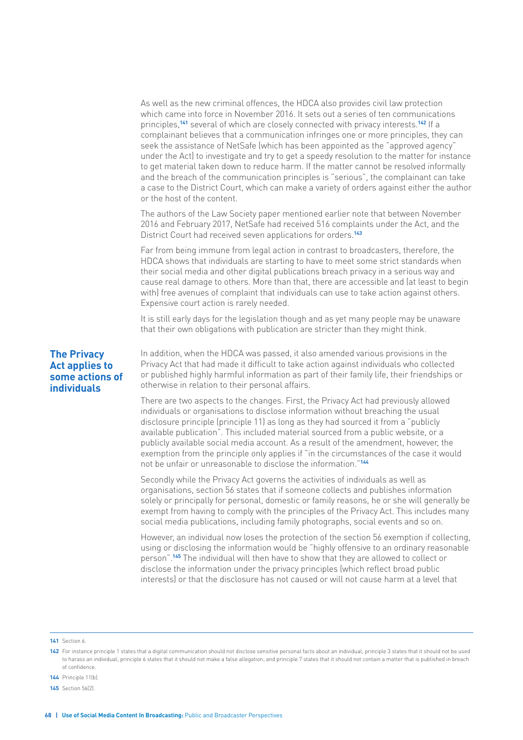As well as the new criminal offences, the HDCA also provides civil law protection which came into force in November 2016. It sets out a series of ten communications principles,[141] several of which are closely connected with privacy interests.[142] If a complainant believes that a communication infringes one or more principles, they can seek the assistance of NetSafe (which has been appointed as the "approved agency" under the Act) to investigate and try to get a speedy resolution to the matter for instance to get material taken down to reduce harm. If the matter cannot be resolved informally and the breach of the communication principles is "serious", the complainant can take a case to the District Court, which can make a variety of orders against either the author or the host of the content.

The authors of the Law Society paper mentioned earlier note that between November 2016 and February 2017, NetSafe had received 516 complaints under the Act, and the District Court had received seven applications for orders.[143]

Far from being immune from legal action in contrast to broadcasters, therefore, the HDCA shows that individuals are starting to have to meet some strict standards when their social media and other digital publications breach privacy in a serious way and cause real damage to others. More than that, there are accessible and (at least to begin with) free avenues of complaint that individuals can use to take action against others. Expensive court action is rarely needed.

It is still early days for the legislation though and as yet many people may be unaware that their own obligations with publication are stricter than they might think.

## The Privacy Act applies to some actions of individuals

In addition, when the HDCA was passed, it also amended various provisions in the Privacy Act that had made it difficult to take action against individuals who collected or published highly harmful information as part of their family life, their friendships or otherwise in relation to their personal affairs.

There are two aspects to the changes. First, the Privacy Act had previously allowed individuals or organisations to disclose information without breaching the usual disclosure principle (principle 11) as long as they had sourced it from a "publicly available publication". This included material sourced from a public website, or a publicly available social media account. As a result of the amendment, however, the exemption from the principle only applies if "in the circumstances of the case it would not be unfair or unreasonable to disclose the information."[144]

Secondly while the Privacy Act governs the activities of individuals as well as organisations, section 56 states that if someone collects and publishes information solely or principally for personal, domestic or family reasons, he or she will generally be exempt from having to comply with the principles of the Privacy Act. This includes many social media publications, including family photographs, social events and so on.

However, an individual now loses the protection of the section 56 exemption if collecting, using or disclosing the information would be "highly offensive to an ordinary reasonable person".[145] The individual will then have to show that they are allowed to collect or disclose the information under the privacy principles (which reflect broad public interests) or that the disclosure has not caused or will not cause harm at a level that

---

141 Section 6.

142 For instance principle 1 states that a digital communication should not disclose sensitive personal facts about an individual; principle 3 states that it should not be used to harass an individual; principle 6 states that it should not make a false allegation; and principle 7 states that it should not contain a matter that is published in breach of confidence.

144 Principle 11(b).

145 Section 56(2).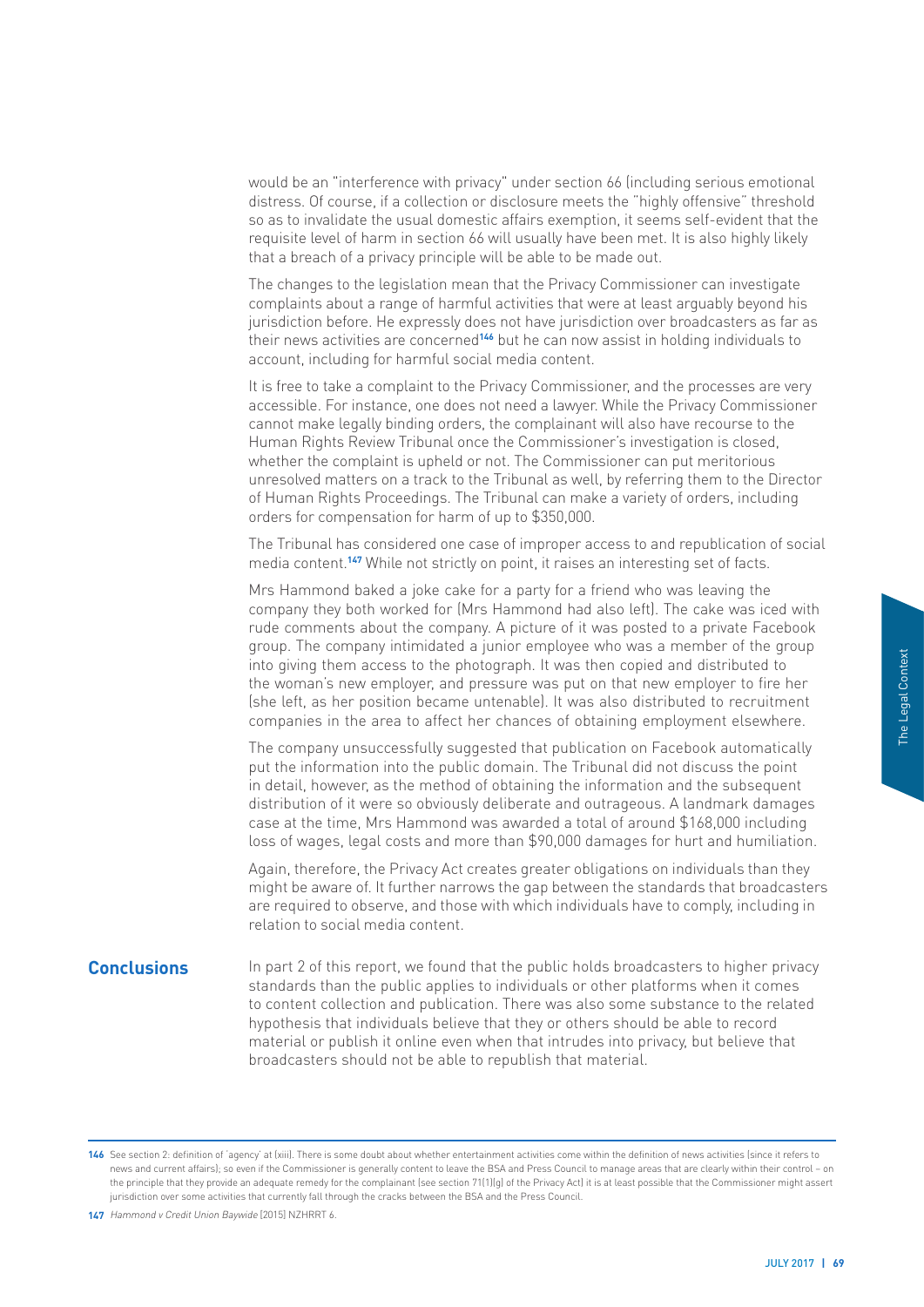would be an "interference with privacy" under section 66 (including serious emotional distress. Of course, if a collection or disclosure meets the "highly offensive" threshold so as to invalidate the usual domestic affairs exemption, it seems self-evident that the requisite level of harm in section 66 will usually have been met. It is also highly likely that a breach of a privacy principle will be able to be made out.

The changes to the legislation mean that the Privacy Commissioner can investigate complaints about a range of harmful activities that were at least arguably beyond his jurisdiction before. He expressly does not have jurisdiction over broadcasters as far as their news activities are concerned[146] but he can now assist in holding individuals to account, including for harmful social media content.

It is free to take a complaint to the Privacy Commissioner, and the processes are very accessible. For instance, one does not need a lawyer. While the Privacy Commissioner cannot make legally binding orders, the complainant will also have recourse to the Human Rights Review Tribunal once the Commissioner's investigation is closed, whether the complaint is upheld or not. The Commissioner can put meritorious unresolved matters on a track to the Tribunal as well, by referring them to the Director of Human Rights Proceedings. The Tribunal can make a variety of orders, including orders for compensation for harm of up to $350,000.

The Tribunal has considered one case of improper access to and republication of social media content.[147] While not strictly on point, it raises an interesting set of facts.

Mrs Hammond baked a joke cake for a party for a friend who was leaving the company they both worked for (Mrs Hammond had also left). The cake was iced with rude comments about the company. A picture of it was posted to a private Facebook group. The company intimidated a junior employee who was a member of the group into giving them access to the photograph. It was then copied and distributed to the woman's new employer, and pressure was put on that new employer to fire her (she left, as her position became untenable). It was also distributed to recruitment companies in the area to affect her chances of obtaining employment elsewhere.

The company unsuccessfully suggested that publication on Facebook automatically put the information into the public domain. The Tribunal did not discuss the point in detail, however, as the method of obtaining the information and the subsequent distribution of it were so obviously deliberate and outrageous. A landmark damages case at the time, Mrs Hammond was awarded a total of around $168,000 including loss of wages, legal costs and more than $90,000 damages for hurt and humiliation.

Again, therefore, the Privacy Act creates greater obligations on individuals than they might be aware of. It further narrows the gap between the standards that broadcasters are required to observe, and those with which individuals have to comply, including in relation to social media content.

## Conclusions

In part 2 of this report, we found that the public holds broadcasters to higher privacy standards than the public applies to individuals or other platforms when it comes to content collection and publication. There was also some substance to the related hypothesis that individuals believe that they or others should be able to record material or publish it online even when that intrudes into privacy, but believe that broadcasters should not be able to republish that material.

---

146 See section 2: definition of 'agency' at (xiii). There is some doubt about whether entertainment activities come within the definition of news activities (since it refers to news and current affairs); so even if the Commissioner is generally content to leave the BSA and Press Council to manage areas that are clearly within their control – on the principle that they provide an adequate remedy for the complainant (see section 71(1)(g) of the Privacy Act) it is at least possible that the Commissioner might assert jurisdiction over some activities that currently fall through the cracks between the BSA and the Press Council.

147 *Hammond v Credit Union Baywide* [2015] NZHRRT 6.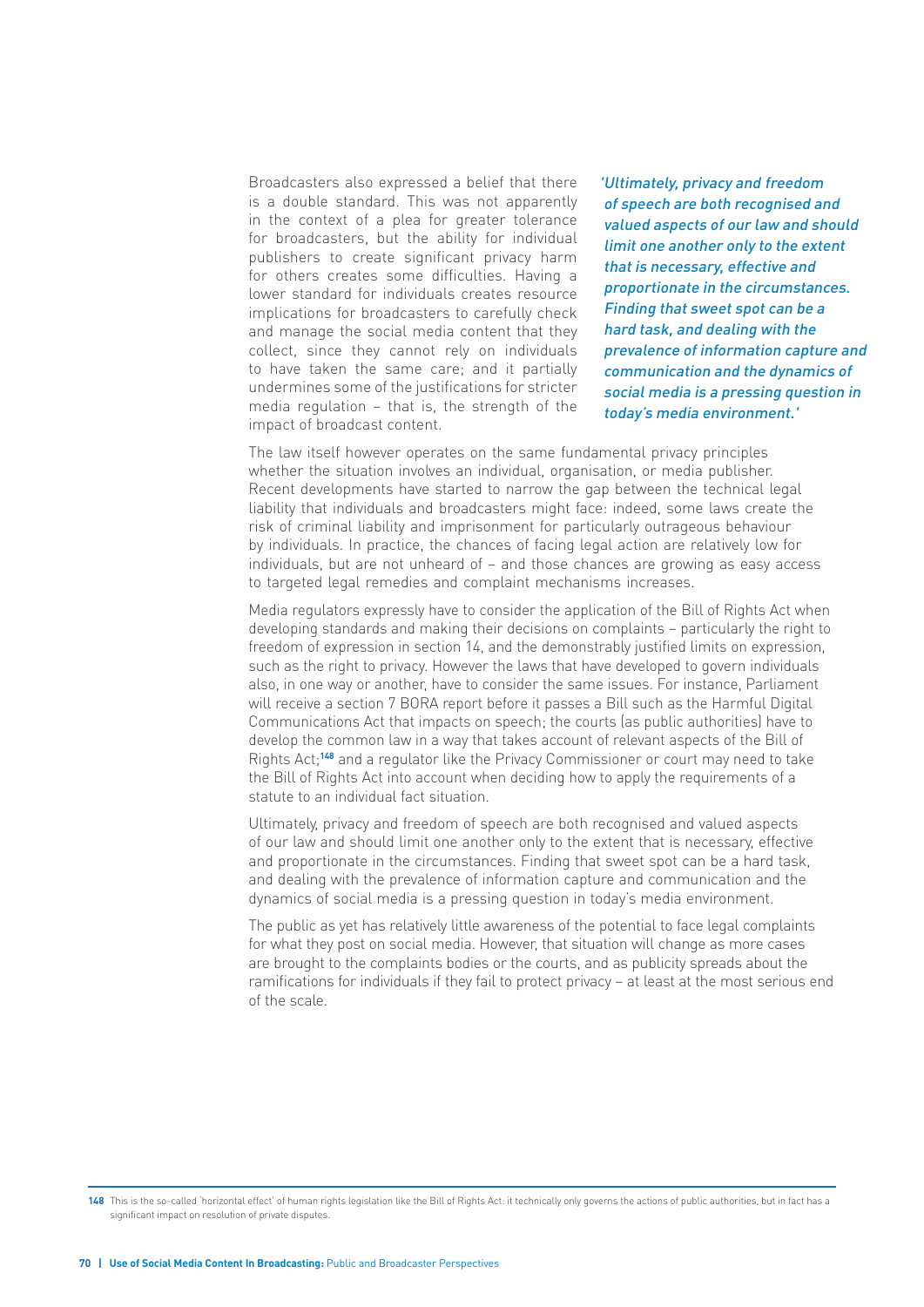Broadcasters also expressed a belief that there is a double standard. This was not apparently in the context of a plea for greater tolerance for broadcasters, but the ability for individual publishers to create significant privacy harm for others creates some difficulties. Having a lower standard for individuals creates resource implications for broadcasters to carefully check and manage the social media content that they collect, since they cannot rely on individuals to have taken the same care; and it partially undermines some of the justifications for stricter media regulation – that is, the strength of the impact of broadcast content.

*'Ultimately, privacy and freedom of speech are both recognised and valued aspects of our law and should limit one another only to the extent that is necessary, effective and proportionate in the circumstances. Finding that sweet spot can be a hard task, and dealing with the prevalence of information capture and communication and the dynamics of social media is a pressing question in today's media environment.'*

The law itself however operates on the same fundamental privacy principles whether the situation involves an individual, organisation, or media publisher. Recent developments have started to narrow the gap between the technical legal liability that individuals and broadcasters might face: indeed, some laws create the risk of criminal liability and imprisonment for particularly outrageous behaviour by individuals. In practice, the chances of facing legal action are relatively low for individuals, but are not unheard of – and those chances are growing as easy access to targeted legal remedies and complaint mechanisms increases.

Media regulators expressly have to consider the application of the Bill of Rights Act when developing standards and making their decisions on complaints – particularly the right to freedom of expression in section 14, and the demonstrably justified limits on expression, such as the right to privacy. However the laws that have developed to govern individuals also, in one way or another, have to consider the same issues. For instance, Parliament will receive a section 7 BORA report before it passes a Bill such as the Harmful Digital Communications Act that impacts on speech; the courts (as public authorities) have to develop the common law in a way that takes account of relevant aspects of the Bill of Rights Act;[148] and a regulator like the Privacy Commissioner or court may need to take the Bill of Rights Act into account when deciding how to apply the requirements of a statute to an individual fact situation.

Ultimately, privacy and freedom of speech are both recognised and valued aspects of our law and should limit one another only to the extent that is necessary, effective and proportionate in the circumstances. Finding that sweet spot can be a hard task, and dealing with the prevalence of information capture and communication and the dynamics of social media is a pressing question in today's media environment.

The public as yet has relatively little awareness of the potential to face legal complaints for what they post on social media. However, that situation will change as more cases are brought to the complaints bodies or the courts, and as publicity spreads about the ramifications for individuals if they fail to protect privacy – at least at the most serious end of the scale.

---

148 This is the so-called 'horizontal effect' of human rights legislation like the Bill of Rights Act: it technically only governs the actions of public authorities, but in fact has a significant impact on resolution of private disputes.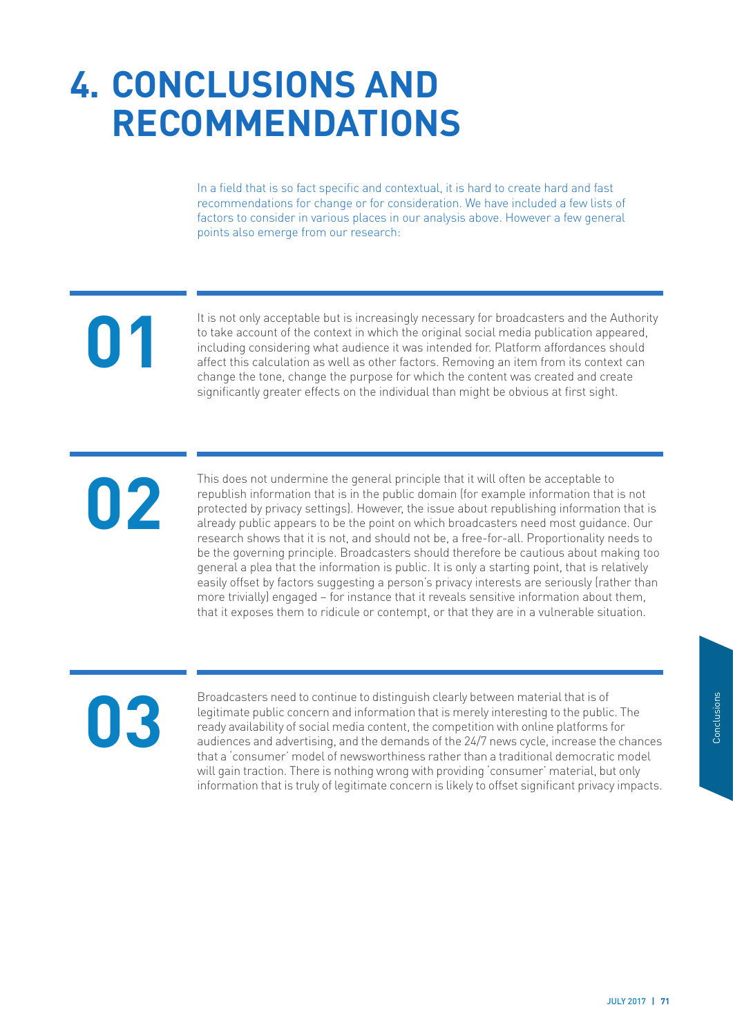# 4. CONCLUSIONS AND RECOMMENDATIONS

In a field that is so fact specific and contextual, it is hard to create hard and fast recommendations for change or for consideration. We have included a few lists of factors to consider in various places in our analysis above. However a few general points also emerge from our research:

**01**

It is not only acceptable but is increasingly necessary for broadcasters and the Authority to take account of the context in which the original social media publication appeared, including considering what audience it was intended for. Platform affordances should affect this calculation as well as other factors. Removing an item from its context can change the tone, change the purpose for which the content was created and create significantly greater effects on the individual than might be obvious at first sight.

**02**

This does not undermine the general principle that it will often be acceptable to republish information that is in the public domain (for example information that is not protected by privacy settings). However, the issue about republishing information that is already public appears to be the point on which broadcasters need most guidance. Our research shows that it is not, and should not be, a free-for-all. Proportionality needs to be the governing principle. Broadcasters should therefore be cautious about making too general a plea that the information is public. It is only a starting point, that is relatively easily offset by factors suggesting a person's privacy interests are seriously (rather than more trivially) engaged – for instance that it reveals sensitive information about them, that it exposes them to ridicule or contempt, or that they are in a vulnerable situation.

**03**

Broadcasters need to continue to distinguish clearly between material that is of legitimate public concern and information that is merely interesting to the public. The ready availability of social media content, the competition with online platforms for audiences and advertising, and the demands of the 24/7 news cycle, increase the chances that a 'consumer' model of newsworthiness rather than a traditional democratic model will gain traction. There is nothing wrong with providing 'consumer' material, but only information that is truly of legitimate concern is likely to offset significant privacy impacts.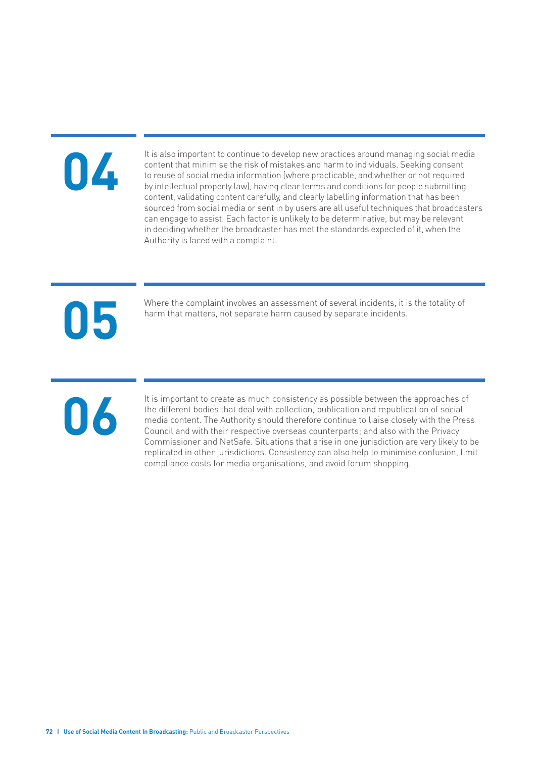**04**

It is also important to continue to develop new practices around managing social media content that minimise the risk of mistakes and harm to individuals. Seeking consent to reuse of social media information (where practicable, and whether or not required by intellectual property law), having clear terms and conditions for people submitting content, validating content carefully, and clearly labelling information that has been sourced from social media or sent in by users are all useful techniques that broadcasters can engage to assist. Each factor is unlikely to be determinative, but may be relevant in deciding whether the broadcaster has met the standards expected of it, when the Authority is faced with a complaint.

**05**

Where the complaint involves an assessment of several incidents, it is the totality of harm that matters, not separate harm caused by separate incidents.

**06**

It is important to create as much consistency as possible between the approaches of the different bodies that deal with collection, publication and republication of social media content. The Authority should therefore continue to liaise closely with the Press Council and with their respective overseas counterparts; and also with the Privacy Commissioner and NetSafe. Situations that arise in one jurisdiction are very likely to be replicated in other jurisdictions. Consistency can also help to minimise confusion, limit compliance costs for media organisations, and avoid forum shopping.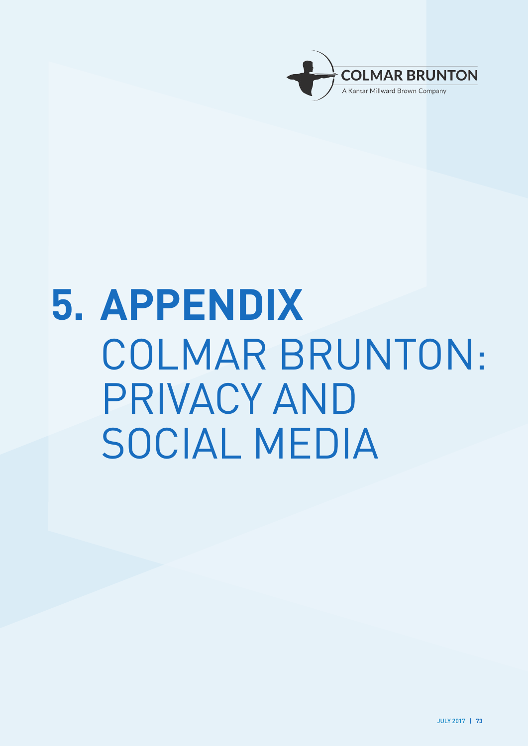# 5. APPENDIX

COLMAR BRUNTON: PRIVACY AND SOCIAL MEDIA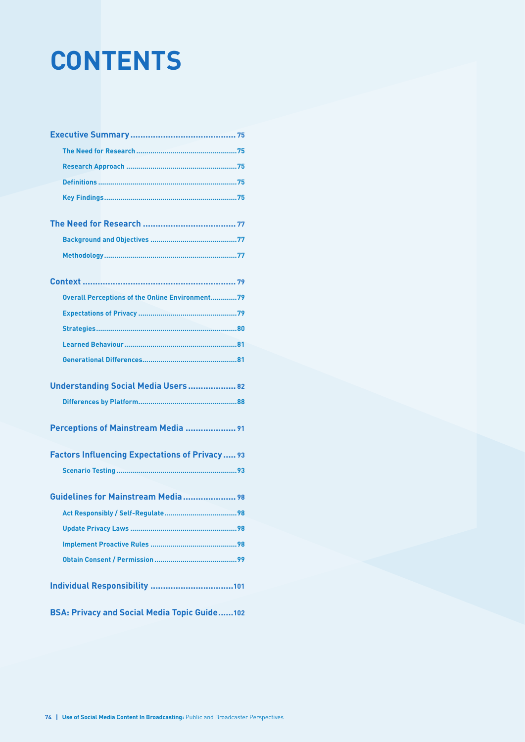# CONTENTS

**Executive Summary** .......................................... 75

- The Need for Research .......................................... 75
- Research Approach .......................................... 75
- Definitions .......................................... 75
- Key Findings .......................................... 75

**The Need for Research** .......................................... 77

- Background and Objectives .......................................... 77
- Methodology .......................................... 77

**Context** .......................................... 79

- Overall Perceptions of the Online Environment .......................................... 79
- Expectations of Privacy .......................................... 79
- Strategies .......................................... 80
- Learned Behaviour .......................................... 81
- Generational Differences .......................................... 81

**Understanding Social Media Users** .......................................... 82

- Differences by Platform .......................................... 88

**Perceptions of Mainstream Media** .......................................... 91

**Factors Influencing Expectations of Privacy** .......................................... 93

- Scenario Testing .......................................... 93

**Guidelines for Mainstream Media** .......................................... 98

- Act Responsibly / Self-Regulate .......................................... 98
- Update Privacy Laws .......................................... 98
- Implement Proactive Rules .......................................... 98
- Obtain Consent / Permission .......................................... 99

**Individual Responsibility** .......................................... 101

**BSA: Privacy and Social Media Topic Guide** .......................................... 102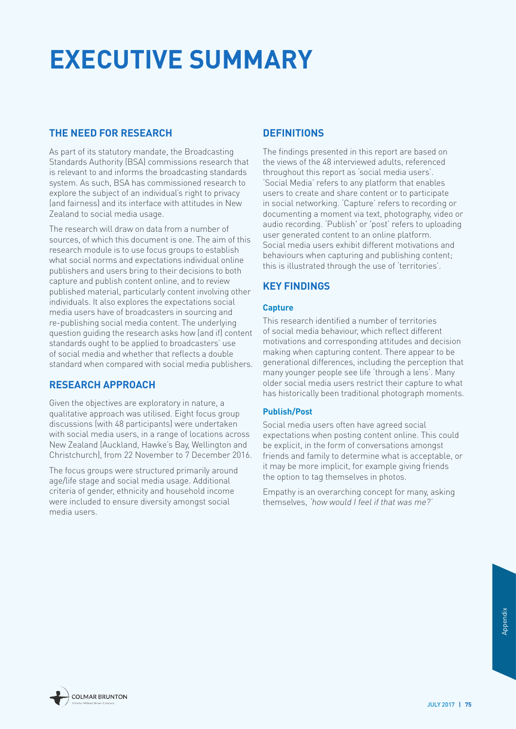# EXECUTIVE SUMMARY

## THE NEED FOR RESEARCH

As part of its statutory mandate, the Broadcasting Standards Authority (BSA) commissions research that is relevant to and informs the broadcasting standards system. As such, BSA has commissioned research to explore the subject of an individual's right to privacy (and fairness) and its interface with attitudes in New Zealand to social media usage.

The research will draw on data from a number of sources, of which this document is one. The aim of this research module is to use focus groups to establish what social norms and expectations individual online publishers and users bring to their decisions to both capture and publish content online, and to review published material, particularly content involving other individuals. It also explores the expectations social media users have of broadcasters in sourcing and re-publishing social media content. The underlying question guiding the research asks how (and if) content standards ought to be applied to broadcasters' use of social media and whether that reflects a double standard when compared with social media publishers.

## RESEARCH APPROACH

Given the objectives are exploratory in nature, a qualitative approach was utilised. Eight focus group discussions (with 48 participants) were undertaken with social media users, in a range of locations across New Zealand (Auckland, Hawke's Bay, Wellington and Christchurch), from 22 November to 7 December 2016.

The focus groups were structured primarily around age/life stage and social media usage. Additional criteria of gender, ethnicity and household income were included to ensure diversity amongst social media users.

## DEFINITIONS

The findings presented in this report are based on the views of the 48 interviewed adults, referenced throughout this report as 'social media users'. 'Social Media' refers to any platform that enables users to create and share content or to participate in social networking. 'Capture' refers to recording or documenting a moment via text, photography, video or audio recording. 'Publish' or 'post' refers to uploading user generated content to an online platform. Social media users exhibit different motivations and behaviours when capturing and publishing content; this is illustrated through the use of 'territories'.

## KEY FINDINGS

### Capture

This research identified a number of territories of social media behaviour, which reflect different motivations and corresponding attitudes and decision making when capturing content. There appear to be generational differences, including the perception that many younger people see life 'through a lens'. Many older social media users restrict their capture to what has historically been traditional photograph moments.

### Publish/Post

Social media users often have agreed social expectations when posting content online. This could be explicit, in the form of conversations amongst friends and family to determine what is acceptable, or it may be more implicit, for example giving friends the option to tag themselves in photos.

Empathy is an overarching concept for many, asking themselves, *'how would I feel if that was me?'*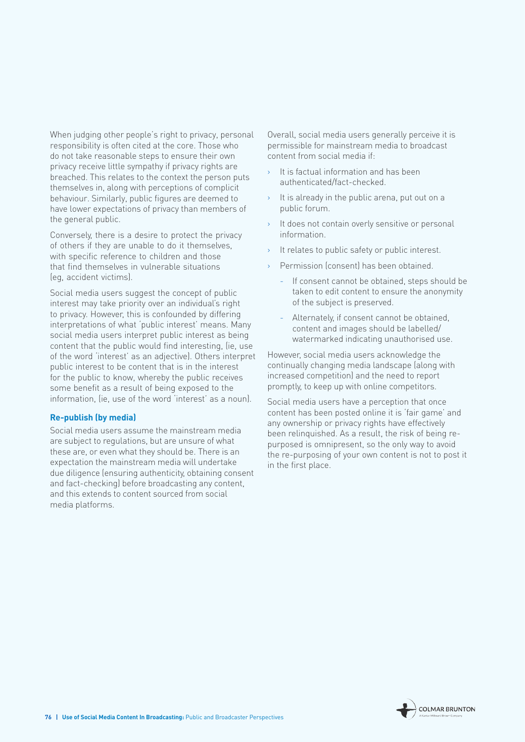When judging other people's right to privacy, personal responsibility is often cited at the core. Those who do not take reasonable steps to ensure their own privacy receive little sympathy if privacy rights are breached. This relates to the context the person puts themselves in, along with perceptions of complicit behaviour. Similarly, public figures are deemed to have lower expectations of privacy than members of the general public.

Conversely, there is a desire to protect the privacy of others if they are unable to do it themselves, with specific reference to children and those that find themselves in vulnerable situations (eg, accident victims).

Social media users suggest the concept of public interest may take priority over an individual's right to privacy. However, this is confounded by differing interpretations of what 'public interest' means. Many social media users interpret public interest as being content that the public would find interesting, (ie, use of the word 'interest' as an adjective). Others interpret public interest to be content that is in the interest for the public to know, whereby the public receives some benefit as a result of being exposed to the information, (ie, use of the word 'interest' as a noun).

### Re-publish (by media)

Social media users assume the mainstream media are subject to regulations, but are unsure of what these are, or even what they should be. There is an expectation the mainstream media will undertake due diligence (ensuring authenticity, obtaining consent and fact-checking) before broadcasting any content, and this extends to content sourced from social media platforms.

Overall, social media users generally perceive it is permissible for mainstream media to broadcast content from social media if:

- It is factual information and has been authenticated/fact-checked.
- It is already in the public arena, put out on a public forum.
- It does not contain overly sensitive or personal information.
- It relates to public safety or public interest.
- Permission (consent) has been obtained.
  - If consent cannot be obtained, steps should be taken to edit content to ensure the anonymity of the subject is preserved.
  - Alternately, if consent cannot be obtained, content and images should be labelled/watermarked indicating unauthorised use.

However, social media users acknowledge the continually changing media landscape (along with increased competition) and the need to report promptly, to keep up with online competitors.

Social media users have a perception that once content has been posted online it is 'fair game' and any ownership or privacy rights have effectively been relinquished. As a result, the risk of being re-purposed is omnipresent, so the only way to avoid the re-purposing of your own content is not to post it in the first place.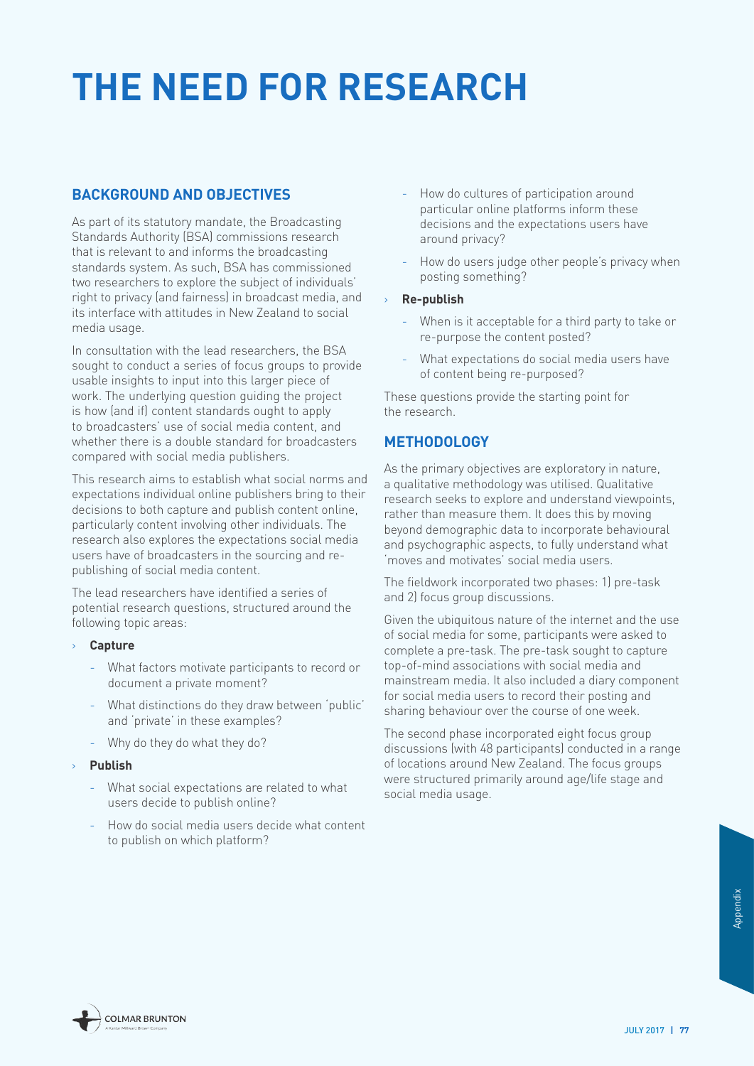# THE NEED FOR RESEARCH

## BACKGROUND AND OBJECTIVES

As part of its statutory mandate, the Broadcasting Standards Authority (BSA) commissions research that is relevant to and informs the broadcasting standards system. As such, BSA has commissioned two researchers to explore the subject of individuals' right to privacy (and fairness) in broadcast media, and its interface with attitudes in New Zealand to social media usage.

In consultation with the lead researchers, the BSA sought to conduct a series of focus groups to provide usable insights to input into this larger piece of work. The underlying question guiding the project is how (and if) content standards ought to apply to broadcasters' use of social media content, and whether there is a double standard for broadcasters compared with social media publishers.

This research aims to establish what social norms and expectations individual online publishers bring to their decisions to both capture and publish content online, particularly content involving other individuals. The research also explores the expectations social media users have of broadcasters in the sourcing and re-publishing of social media content.

The lead researchers have identified a series of potential research questions, structured around the following topic areas:

- **Capture**
  - What factors motivate participants to record or document a private moment?
  - What distinctions do they draw between 'public' and 'private' in these examples?
  - Why do they do what they do?
- **Publish**
  - What social expectations are related to what users decide to publish online?
  - How do social media users decide what content to publish on which platform?
  - How do cultures of participation around particular online platforms inform these decisions and the expectations users have around privacy?
  - How do users judge other people's privacy when posting something?
- **Re-publish**
  - When is it acceptable for a third party to take or re-purpose the content posted?
  - What expectations do social media users have of content being re-purposed?

These questions provide the starting point for the research.

## METHODOLOGY

As the primary objectives are exploratory in nature, a qualitative methodology was utilised. Qualitative research seeks to explore and understand viewpoints, rather than measure them. It does this by moving beyond demographic data to incorporate behavioural and psychographic aspects, to fully understand what 'moves and motivates' social media users.

The fieldwork incorporated two phases: 1) pre-task and 2) focus group discussions.

Given the ubiquitous nature of the internet and the use of social media for some, participants were asked to complete a pre-task. The pre-task sought to capture top-of-mind associations with social media and mainstream media. It also included a diary component for social media users to record their posting and sharing behaviour over the course of one week.

The second phase incorporated eight focus group discussions (with 48 participants) conducted in a range of locations around New Zealand. The focus groups were structured primarily around age/life stage and social media usage.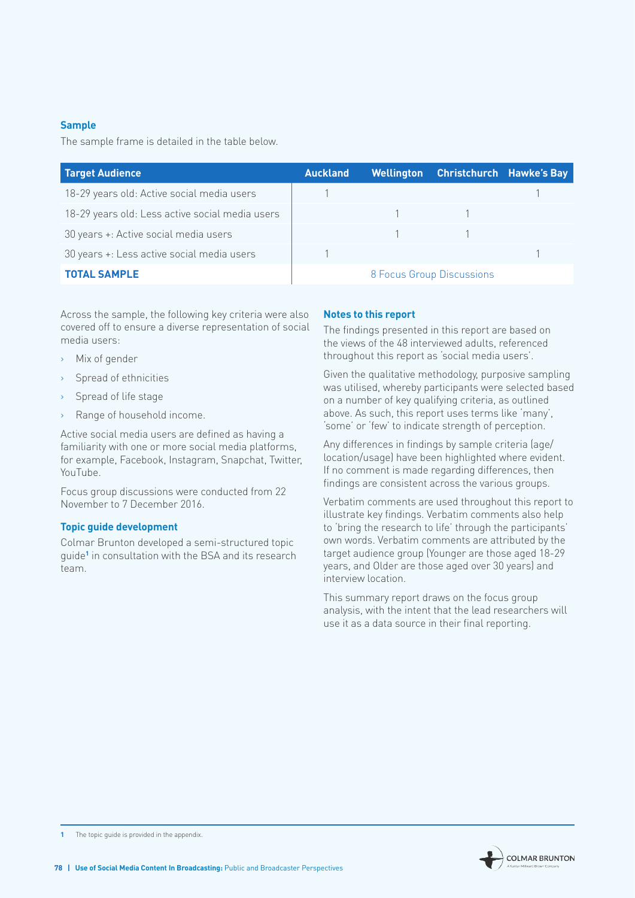### Sample

The sample frame is detailed in the table below.

| Target Audience | Auckland | Wellington | Christchurch | Hawke's Bay |
|---|---|---|---|---|
| 18-29 years old: Active social media users | 1 | | | 1 |
| 18-29 years old: Less active social media users | | 1 | 1 | |
| 30 years +: Active social media users | | 1 | 1 | |
| 30 years +: Less active social media users | 1 | | | 1 |
| **TOTAL SAMPLE** | 8 Focus Group Discussions | | | |

Across the sample, the following key criteria were also covered off to ensure a diverse representation of social media users:

- Mix of gender
- Spread of ethnicities
- Spread of life stage
- Range of household income.

Active social media users are defined as having a familiarity with one or more social media platforms, for example, Facebook, Instagram, Snapchat, Twitter, YouTube.

Focus group discussions were conducted from 22 November to 7 December 2016.

### Topic guide development

Colmar Brunton developed a semi-structured topic guide[1] in consultation with the BSA and its research team.

### Notes to this report

The findings presented in this report are based on the views of the 48 interviewed adults, referenced throughout this report as 'social media users'.

Given the qualitative methodology, purposive sampling was utilised, whereby participants were selected based on a number of key qualifying criteria, as outlined above. As such, this report uses terms like 'many', 'some' or 'few' to indicate strength of perception.

Any differences in findings by sample criteria (age/location/usage) have been highlighted where evident. If no comment is made regarding differences, then findings are consistent across the various groups.

Verbatim comments are used throughout this report to illustrate key findings. Verbatim comments also help to 'bring the research to life' through the participants' own words. Verbatim comments are attributed by the target audience group (Younger are those aged 18-29 years, and Older are those aged over 30 years) and interview location.

This summary report draws on the focus group analysis, with the intent that the lead researchers will use it as a data source in their final reporting.

1 The topic guide is provided in the appendix.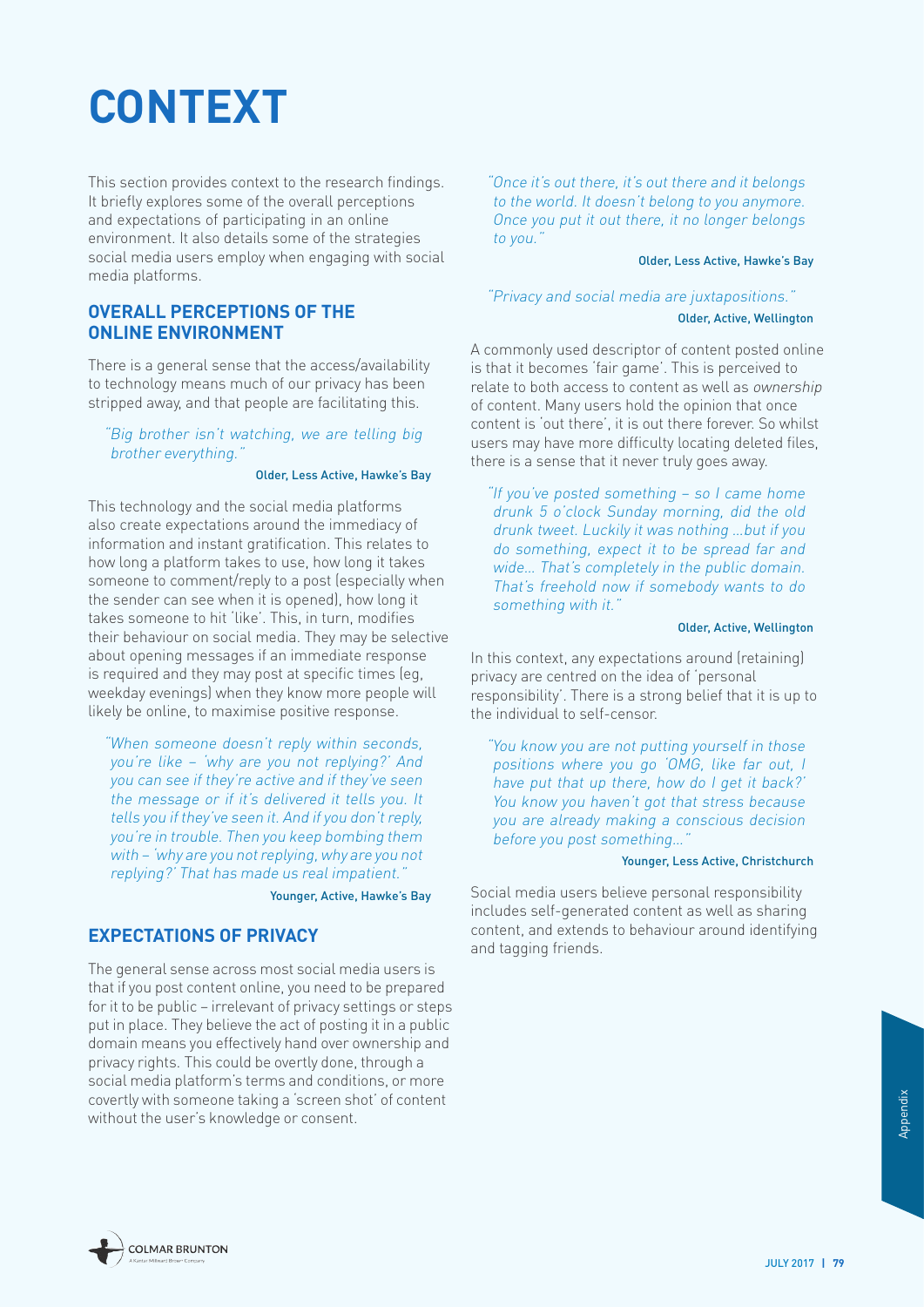# CONTEXT

This section provides context to the research findings. It briefly explores some of the overall perceptions and expectations of participating in an online environment. It also details some of the strategies social media users employ when engaging with social media platforms.

## OVERALL PERCEPTIONS OF THE ONLINE ENVIRONMENT

There is a general sense that the access/availability to technology means much of our privacy has been stripped away, and that people are facilitating this.

> *"Big brother isn't watching, we are telling big brother everything."*
>
> Older, Less Active, Hawke's Bay

This technology and the social media platforms also create expectations around the immediacy of information and instant gratification. This relates to how long a platform takes to use, how long it takes someone to comment/reply to a post (especially when the sender can see when it is opened), how long it takes someone to hit 'like'. This, in turn, modifies their behaviour on social media. They may be selective about opening messages if an immediate response is required and they may post at specific times (eg, weekday evenings) when they know more people will likely be online, to maximise positive response.

> *"When someone doesn't reply within seconds, you're like – 'why are you not replying?' And you can see if they're active and if they've seen the message or if it's delivered it tells you. It tells you if they've seen it. And if you don't reply, you're in trouble. Then you keep bombing them with – 'why are you not replying, why are you not replying?' That has made us real impatient."*
>
> Younger, Active, Hawke's Bay

## EXPECTATIONS OF PRIVACY

The general sense across most social media users is that if you post content online, you need to be prepared for it to be public – irrelevant of privacy settings or steps put in place. They believe the act of posting it in a public domain means you effectively hand over ownership and privacy rights. This could be overtly done, through a social media platform's terms and conditions, or more covertly with someone taking a 'screen shot' of content without the user's knowledge or consent.

> *"Once it's out there, it's out there and it belongs to the world. It doesn't belong to you anymore. Once you put it out there, it no longer belongs to you."*
>
> Older, Less Active, Hawke's Bay

> *"Privacy and social media are juxtapositions."*
>
> Older, Active, Wellington

A commonly used descriptor of content posted online is that it becomes 'fair game'. This is perceived to relate to both access to content as well as *ownership* of content. Many users hold the opinion that once content is 'out there', it is out there forever. So whilst users may have more difficulty locating deleted files, there is a sense that it never truly goes away.

> *"If you've posted something – so I came home drunk 5 o'clock Sunday morning, did the old drunk tweet. Luckily it was nothing ...but if you do something, expect it to be spread far and wide... That's completely in the public domain. That's freehold now if somebody wants to do something with it."*
>
> Older, Active, Wellington

In this context, any expectations around (retaining) privacy are centred on the idea of 'personal responsibility'. There is a strong belief that it is up to the individual to self-censor.

> *"You know you are not putting yourself in those positions where you go 'OMG, like far out, I have put that up there, how do I get it back?' You know you haven't got that stress because you are already making a conscious decision before you post something..."*
>
> Younger, Less Active, Christchurch

Social media users believe personal responsibility includes self-generated content as well as sharing content, and extends to behaviour around identifying and tagging friends.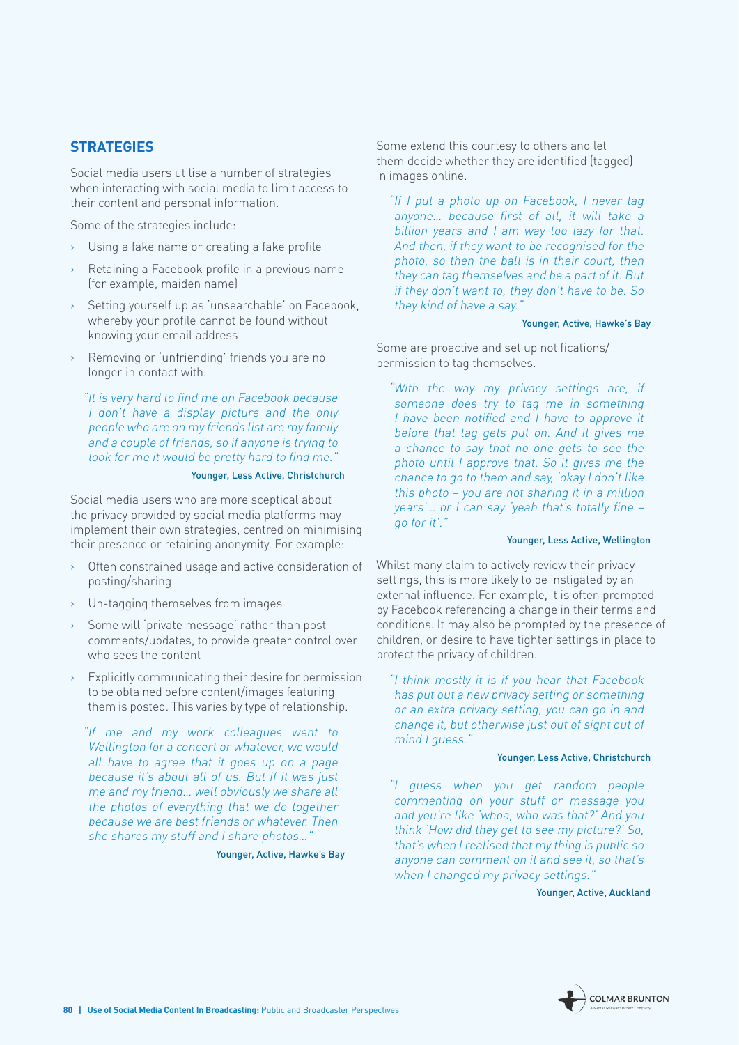## STRATEGIES

Social media users utilise a number of strategies when interacting with social media to limit access to their content and personal information.

Some of the strategies include:

- Using a fake name or creating a fake profile
- Retaining a Facebook profile in a previous name (for example, maiden name)
- Setting yourself up as 'unsearchable' on Facebook, whereby your profile cannot be found without knowing your email address
- Removing or 'unfriending' friends you are no longer in contact with.

> *"It is very hard to find me on Facebook because I don't have a display picture and the only people who are on my friends list are my family and a couple of friends, so if anyone is trying to look for me it would be pretty hard to find me."*
>
> Younger, Less Active, Christchurch

Social media users who are more sceptical about the privacy provided by social media platforms may implement their own strategies, centred on minimising their presence or retaining anonymity. For example:

- Often constrained usage and active consideration of posting/sharing
- Un-tagging themselves from images
- Some will 'private message' rather than post comments/updates, to provide greater control over who sees the content
- Explicitly communicating their desire for permission to be obtained before content/images featuring them is posted. This varies by type of relationship.

> *"If me and my work colleagues went to Wellington for a concert or whatever, we would all have to agree that it goes up on a page because it's about all of us. But if it was just me and my friend... well obviously we share all the photos of everything that we do together because we are best friends or whatever. Then she shares my stuff and I share photos..."*
>
> Younger, Active, Hawke's Bay

Some extend this courtesy to others and let them decide whether they are identified (tagged) in images online.

> *"If I put a photo up on Facebook, I never tag anyone... because first of all, it will take a billion years and I am way too lazy for that. And then, if they want to be recognised for the photo, so then the ball is in their court, then they can tag themselves and be a part of it. But if they don't want to, they don't have to be. So they kind of have a say."*
>
> Younger, Active, Hawke's Bay

Some are proactive and set up notifications/permission to tag themselves.

> *"With the way my privacy settings are, if someone does try to tag me in something I have been notified and I have to approve it before that tag gets put on. And it gives me a chance to say that no one gets to see the photo until I approve that. So it gives me the chance to go to them and say, 'okay I don't like this photo – you are not sharing it in a million years'... or I can say 'yeah that's totally fine – go for it'."*
>
> Younger, Less Active, Wellington

Whilst many claim to actively review their privacy settings, this is more likely to be instigated by an external influence. For example, it is often prompted by Facebook referencing a change in their terms and conditions. It may also be prompted by the presence of children, or desire to have tighter settings in place to protect the privacy of children.

> *"I think mostly it is if you hear that Facebook has put out a new privacy setting or something or an extra privacy setting, you can go in and change it, but otherwise just out of sight out of mind I guess."*
>
> Younger, Less Active, Christchurch

> *"I guess when you get random people commenting on your stuff or message you and you're like 'whoa, who was that?' And you think 'How did they get to see my picture?' So, that's when I realised that my thing is public so anyone can comment on it and see it, so that's when I changed my privacy settings."*
>
> Younger, Active, Auckland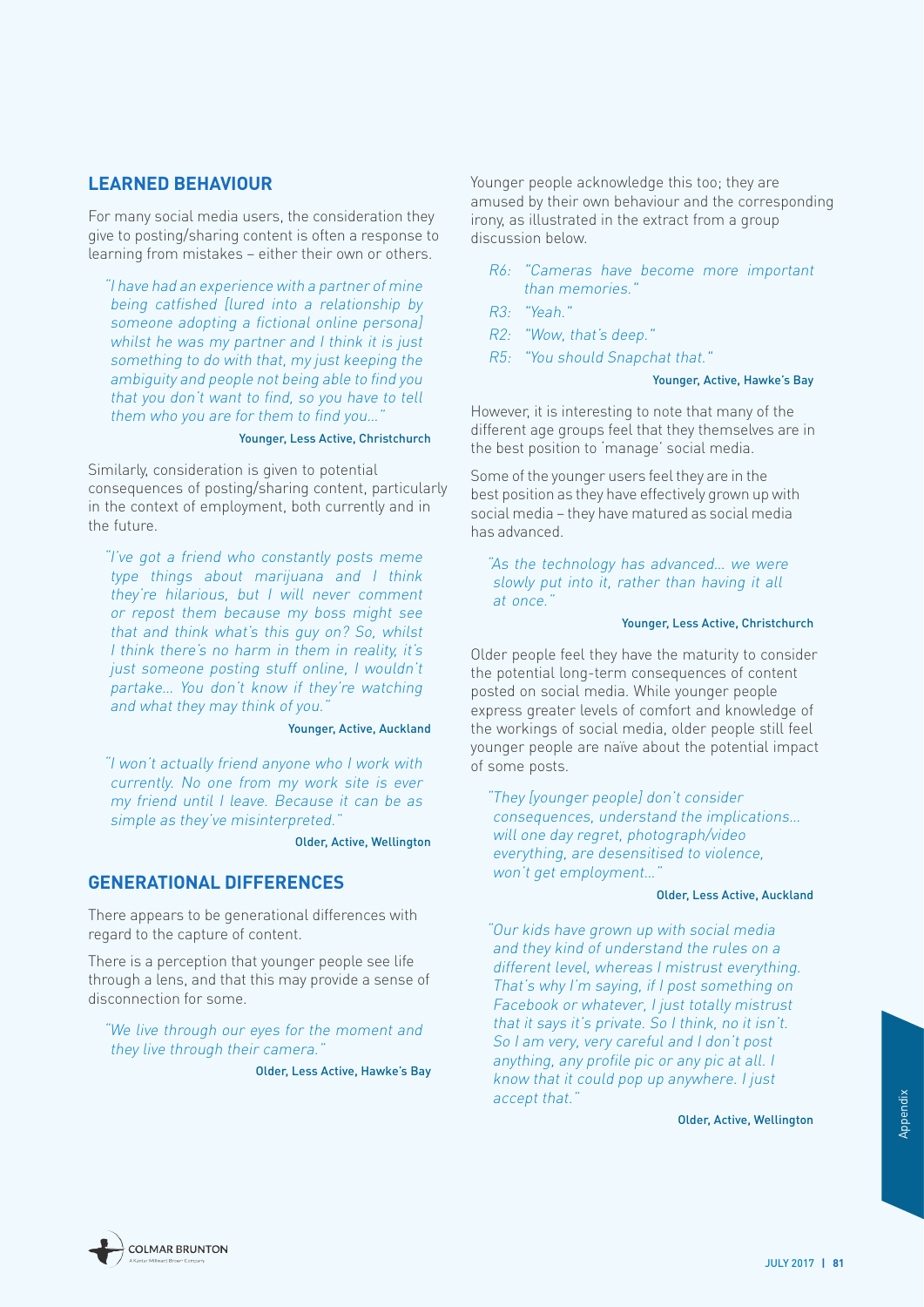## LEARNED BEHAVIOUR

For many social media users, the consideration they give to posting/sharing content is often a response to learning from mistakes – either their own or others.

> *"I have had an experience with a partner of mine being catfished [lured into a relationship by someone adopting a fictional online persona] whilst he was my partner and I think it is just something to do with that, my just keeping the ambiguity and people not being able to find you that you don't want to find, so you have to tell them who you are for them to find you..."*
>
> Younger, Less Active, Christchurch

Similarly, consideration is given to potential consequences of posting/sharing content, particularly in the context of employment, both currently and in the future.

> *"I've got a friend who constantly posts meme type things about marijuana and I think they're hilarious, but I will never comment or repost them because my boss might see that and think what's this guy on? So, whilst I think there's no harm in them in reality, it's just someone posting stuff online, I wouldn't partake... You don't know if they're watching and what they may think of you."*
>
> Younger, Active, Auckland

> *"I won't actually friend anyone who I work with currently. No one from my work site is ever my friend until I leave. Because it can be as simple as they've misinterpreted."*
>
> Older, Active, Wellington

## GENERATIONAL DIFFERENCES

There appears to be generational differences with regard to the capture of content.

There is a perception that younger people see life through a lens, and that this may provide a sense of disconnection for some.

> *"We live through our eyes for the moment and they live through their camera."*
>
> Older, Less Active, Hawke's Bay

Younger people acknowledge this too; they are amused by their own behaviour and the corresponding irony, as illustrated in the extract from a group discussion below.

> *R6: "Cameras have become more important than memories."*
>
> *R3: "Yeah."*
>
> *R2: "Wow, that's deep."*
>
> *R5: "You should Snapchat that."*
>
> Younger, Active, Hawke's Bay

However, it is interesting to note that many of the different age groups feel that they themselves are in the best position to 'manage' social media.

Some of the younger users feel they are in the best position as they have effectively grown up with social media – they have matured as social media has advanced.

> *"As the technology has advanced... we were slowly put into it, rather than having it all at once."*
>
> Younger, Less Active, Christchurch

Older people feel they have the maturity to consider the potential long-term consequences of content posted on social media. While younger people express greater levels of comfort and knowledge of the workings of social media, older people still feel younger people are naïve about the potential impact of some posts.

> *"They [younger people] don't consider consequences, understand the implications... will one day regret, photograph/video everything, are desensitised to violence, won't get employment..."*
>
> Older, Less Active, Auckland

> *"Our kids have grown up with social media and they kind of understand the rules on a different level, whereas I mistrust everything. That's why I'm saying, if I post something on Facebook or whatever, I just totally mistrust that it says it's private. So I think, no it isn't. So I am very, very careful and I don't post anything, any profile pic or any pic at all. I know that it could pop up anywhere. I just accept that."*
>
> Older, Active, Wellington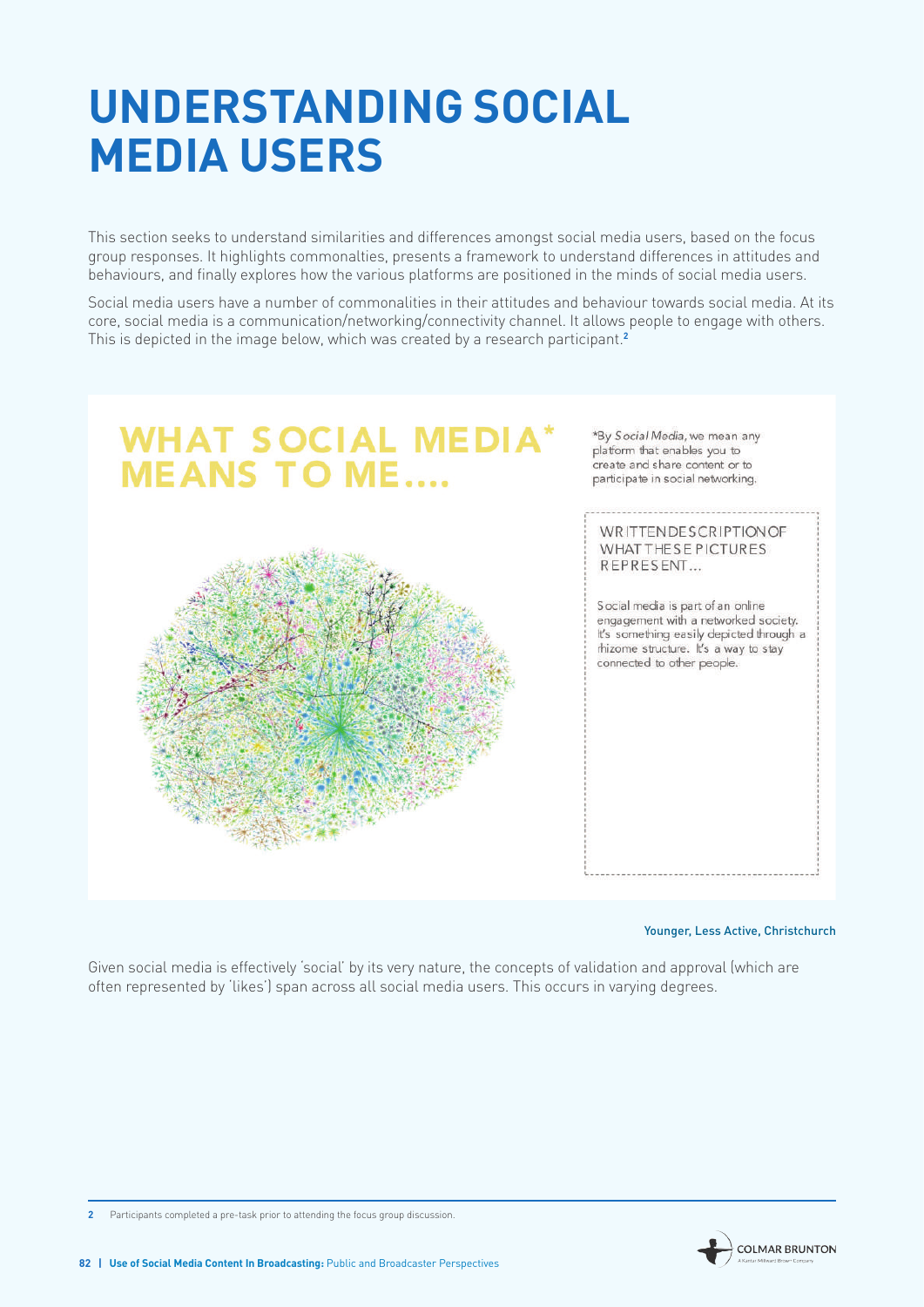# UNDERSTANDING SOCIAL MEDIA USERS

This section seeks to understand similarities and differences amongst social media users, based on the focus group responses. It highlights commonalties, presents a framework to understand differences in attitudes and behaviours, and finally explores how the various platforms are positioned in the minds of social media users.

Social media users have a number of commonalities in their attitudes and behaviour towards social media. At its core, social media is a communication/networking/connectivity channel. It allows people to engage with others. This is depicted in the image below, which was created by a research participant.[2]

**WHAT SOCIAL MEDIA* MEANS TO ME....**

*By *Social Media*, we mean any platform that enables you to create and share content or to participate in social networking.

WRITTEN DESCRIPTION OF WHAT THESE PICTURES REPRESENT...

Social media is part of an online engagement with a networked society. It's something easily depicted through a rhizome structure. It's a way to stay connected to other people.

Younger, Less Active, Christchurch

Given social media is effectively 'social' by its very nature, the concepts of validation and approval (which are often represented by 'likes') span across all social media users. This occurs in varying degrees.

2 Participants completed a pre-task prior to attending the focus group discussion.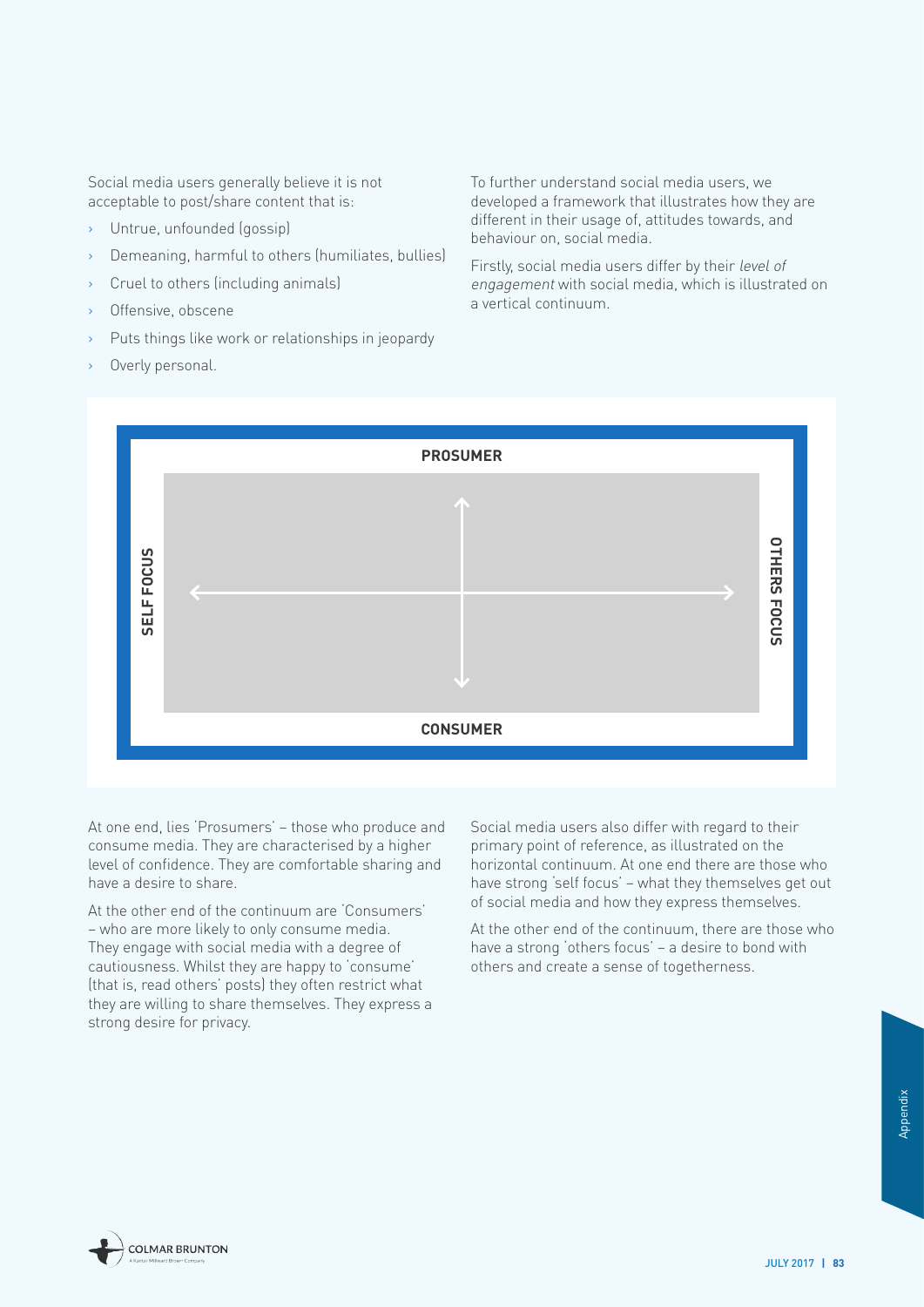Social media users generally believe it is not acceptable to post/share content that is:

- Untrue, unfounded (gossip)
- Demeaning, harmful to others (humiliates, bullies)
- Cruel to others (including animals)
- Offensive, obscene
- Puts things like work or relationships in jeopardy
- Overly personal.

To further understand social media users, we developed a framework that illustrates how they are different in their usage of, attitudes towards, and behaviour on, social media.

Firstly, social media users differ by their *level of engagement* with social media, which is illustrated on a vertical continuum.

**PROSUMER**

**SELF FOCUS** ⟷ **OTHERS FOCUS**

**CONSUMER**

At one end, lies 'Prosumers' – those who produce and consume media. They are characterised by a higher level of confidence. They are comfortable sharing and have a desire to share.

At the other end of the continuum are 'Consumers' – who are more likely to only consume media. They engage with social media with a degree of cautiousness. Whilst they are happy to 'consume' (that is, read others' posts) they often restrict what they are willing to share themselves. They express a strong desire for privacy.

Social media users also differ with regard to their primary point of reference, as illustrated on the horizontal continuum. At one end there are those who have strong 'self focus' – what they themselves get out of social media and how they express themselves.

At the other end of the continuum, there are those who have a strong 'others focus' – a desire to bond with others and create a sense of togetherness.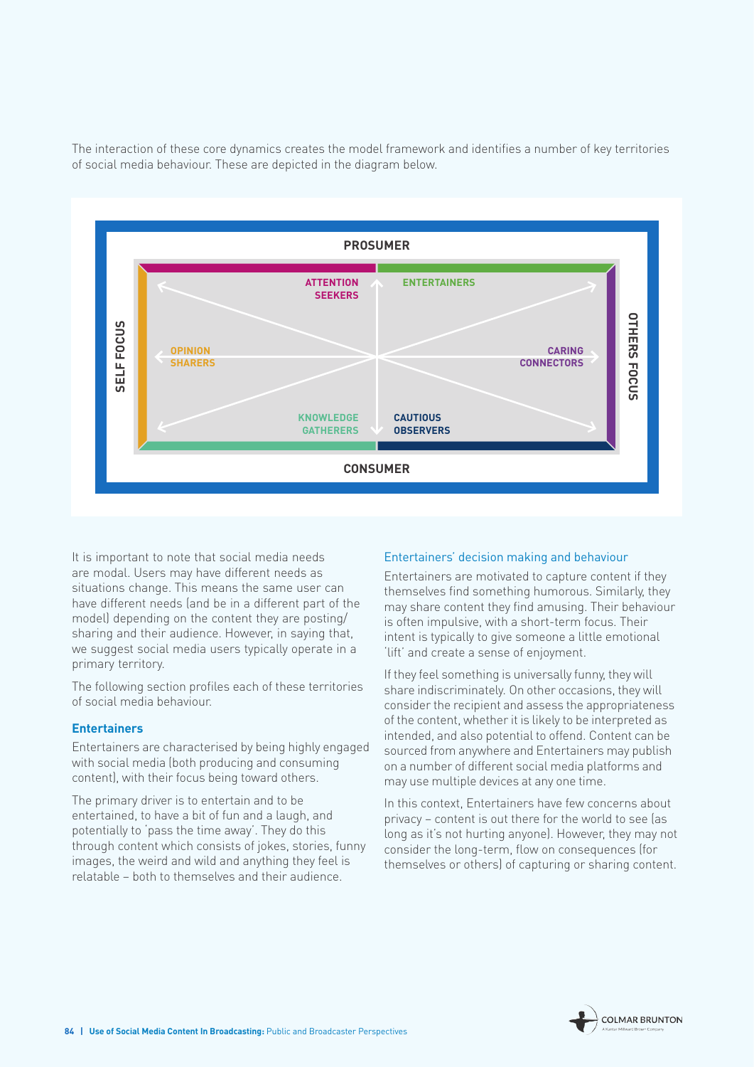The interaction of these core dynamics creates the model framework and identifies a number of key territories of social media behaviour. These are depicted in the diagram below.

PROSUMER

SELF FOCUS

OTHERS FOCUS

CONSUMER

ATTENTION SEEKERS

ENTERTAINERS

OPINION SHARERS

CARING CONNECTORS

KNOWLEDGE GATHERERS

CAUTIOUS OBSERVERS

It is important to note that social media needs are modal. Users may have different needs as situations change. This means the same user can have different needs (and be in a different part of the model) depending on the content they are posting/ sharing and their audience. However, in saying that, we suggest social media users typically operate in a primary territory.

The following section profiles each of these territories of social media behaviour.

### Entertainers

Entertainers are characterised by being highly engaged with social media (both producing and consuming content), with their focus being toward others.

The primary driver is to entertain and to be entertained, to have a bit of fun and a laugh, and potentially to 'pass the time away'. They do this through content which consists of jokes, stories, funny images, the weird and wild and anything they feel is relatable – both to themselves and their audience.

#### Entertainers' decision making and behaviour

Entertainers are motivated to capture content if they themselves find something humorous. Similarly, they may share content they find amusing. Their behaviour is often impulsive, with a short-term focus. Their intent is typically to give someone a little emotional 'lift' and create a sense of enjoyment.

If they feel something is universally funny, they will share indiscriminately. On other occasions, they will consider the recipient and assess the appropriateness of the content, whether it is likely to be interpreted as intended, and also potential to offend. Content can be sourced from anywhere and Entertainers may publish on a number of different social media platforms and may use multiple devices at any one time.

In this context, Entertainers have few concerns about privacy – content is out there for the world to see (as long as it's not hurting anyone). However, they may not consider the long-term, flow on consequences (for themselves or others) of capturing or sharing content.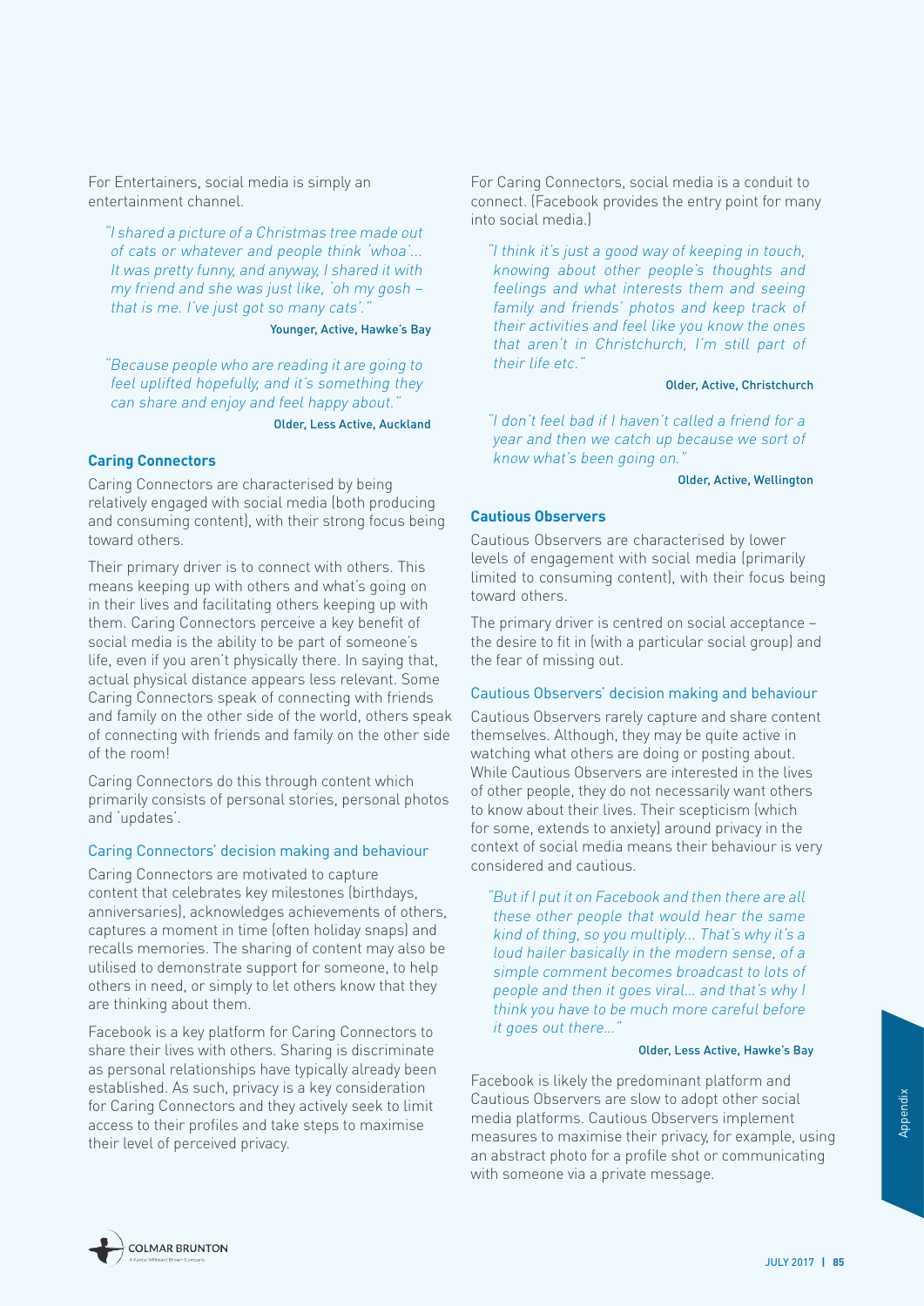For Entertainers, social media is simply an entertainment channel.

> *"I shared a picture of a Christmas tree made out of cats or whatever and people think 'whoa'… It was pretty funny, and anyway, I shared it with my friend and she was just like, 'oh my gosh – that is me. I've just got so many cats'."*
>
> Younger, Active, Hawke's Bay

> *"Because people who are reading it are going to feel uplifted hopefully, and it's something they can share and enjoy and feel happy about."*
>
> Older, Less Active, Auckland

### Caring Connectors

Caring Connectors are characterised by being relatively engaged with social media (both producing and consuming content), with their strong focus being toward others.

Their primary driver is to connect with others. This means keeping up with others and what's going on in their lives and facilitating others keeping up with them. Caring Connectors perceive a key benefit of social media is the ability to be part of someone's life, even if you aren't physically there. In saying that, actual physical distance appears less relevant. Some Caring Connectors speak of connecting with friends and family on the other side of the world, others speak of connecting with friends and family on the other side of the room!

Caring Connectors do this through content which primarily consists of personal stories, personal photos and 'updates'.

#### Caring Connectors' decision making and behaviour

Caring Connectors are motivated to capture content that celebrates key milestones (birthdays, anniversaries), acknowledges achievements of others, captures a moment in time (often holiday snaps) and recalls memories. The sharing of content may also be utilised to demonstrate support for someone, to help others in need, or simply to let others know that they are thinking about them.

Facebook is a key platform for Caring Connectors to share their lives with others. Sharing is discriminate as personal relationships have typically already been established. As such, privacy is a key consideration for Caring Connectors and they actively seek to limit access to their profiles and take steps to maximise their level of perceived privacy.

For Caring Connectors, social media is a conduit to connect. (Facebook provides the entry point for many into social media.)

> *"I think it's just a good way of keeping in touch, knowing about other people's thoughts and feelings and what interests them and seeing family and friends' photos and keep track of their activities and feel like you know the ones that aren't in Christchurch, I'm still part of their life etc."*
>
> Older, Active, Christchurch

> *"I don't feel bad if I haven't called a friend for a year and then we catch up because we sort of know what's been going on."*
>
> Older, Active, Wellington

### Cautious Observers

Cautious Observers are characterised by lower levels of engagement with social media (primarily limited to consuming content), with their focus being toward others.

The primary driver is centred on social acceptance – the desire to fit in (with a particular social group) and the fear of missing out.

#### Cautious Observers' decision making and behaviour

Cautious Observers rarely capture and share content themselves. Although, they may be quite active in watching what others are doing or posting about. While Cautious Observers are interested in the lives of other people, they do not necessarily want others to know about their lives. Their scepticism (which for some, extends to anxiety) around privacy in the context of social media means their behaviour is very considered and cautious.

> *"But if I put it on Facebook and then there are all these other people that would hear the same kind of thing, so you multiply… That's why it's a loud hailer basically in the modern sense, of a simple comment becomes broadcast to lots of people and then it goes viral… and that's why I think you have to be much more careful before it goes out there…"*
>
> Older, Less Active, Hawke's Bay

Facebook is likely the predominant platform and Cautious Observers are slow to adopt other social media platforms. Cautious Observers implement measures to maximise their privacy, for example, using an abstract photo for a profile shot or communicating with someone via a private message.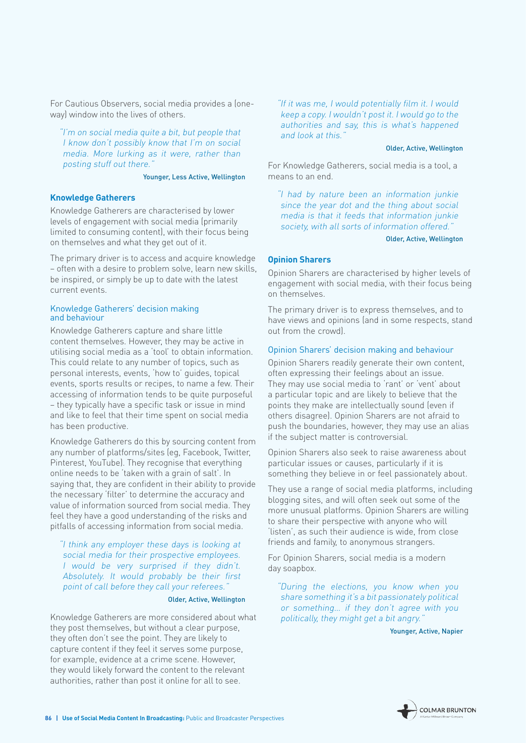For Cautious Observers, social media provides a (one-way) window into the lives of others.

> *"I'm on social media quite a bit, but people that I know don't possibly know that I'm on social media. More lurking as it were, rather than posting stuff out there."*
>
> Younger, Less Active, Wellington

### Knowledge Gatherers

Knowledge Gatherers are characterised by lower levels of engagement with social media (primarily limited to consuming content), with their focus being on themselves and what they get out of it.

The primary driver is to access and acquire knowledge – often with a desire to problem solve, learn new skills, be inspired, or simply be up to date with the latest current events.

#### Knowledge Gatherers' decision making and behaviour

Knowledge Gatherers capture and share little content themselves. However, they may be active in utilising social media as a 'tool' to obtain information. This could relate to any number of topics, such as personal interests, events, 'how to' guides, topical events, sports results or recipes, to name a few. Their accessing of information tends to be quite purposeful – they typically have a specific task or issue in mind and like to feel that their time spent on social media has been productive.

Knowledge Gatherers do this by sourcing content from any number of platforms/sites (eg, Facebook, Twitter, Pinterest, YouTube). They recognise that everything online needs to be 'taken with a grain of salt'. In saying that, they are confident in their ability to provide the necessary 'filter' to determine the accuracy and value of information sourced from social media. They feel they have a good understanding of the risks and pitfalls of accessing information from social media.

> *"I think any employer these days is looking at social media for their prospective employees. I would be very surprised if they didn't. Absolutely. It would probably be their first point of call before they call your referees."*
>
> Older, Active, Wellington

Knowledge Gatherers are more considered about what they post themselves, but without a clear purpose, they often don't see the point. They are likely to capture content if they feel it serves some purpose, for example, evidence at a crime scene. However, they would likely forward the content to the relevant authorities, rather than post it online for all to see.

> *"If it was me, I would potentially film it. I would keep a copy. I wouldn't post it. I would go to the authorities and say, this is what's happened and look at this."*
>
> Older, Active, Wellington

For Knowledge Gatherers, social media is a tool, a means to an end.

> *"I had by nature been an information junkie since the year dot and the thing about social media is that it feeds that information junkie society, with all sorts of information offered."*
>
> Older, Active, Wellington

### Opinion Sharers

Opinion Sharers are characterised by higher levels of engagement with social media, with their focus being on themselves.

The primary driver is to express themselves, and to have views and opinions (and in some respects, stand out from the crowd).

#### Opinion Sharers' decision making and behaviour

Opinion Sharers readily generate their own content, often expressing their feelings about an issue. They may use social media to 'rant' or 'vent' about a particular topic and are likely to believe that the points they make are intellectually sound (even if others disagree). Opinion Sharers are not afraid to push the boundaries, however, they may use an alias if the subject matter is controversial.

Opinion Sharers also seek to raise awareness about particular issues or causes, particularly if it is something they believe in or feel passionately about.

They use a range of social media platforms, including blogging sites, and will often seek out some of the more unusual platforms. Opinion Sharers are willing to share their perspective with anyone who will 'listen', as such their audience is wide, from close friends and family, to anonymous strangers.

For Opinion Sharers, social media is a modern day soapbox.

> *"During the elections, you know when you share something it's a bit passionately political or something… if they don't agree with you politically, they might get a bit angry."*
>
> Younger, Active, Napier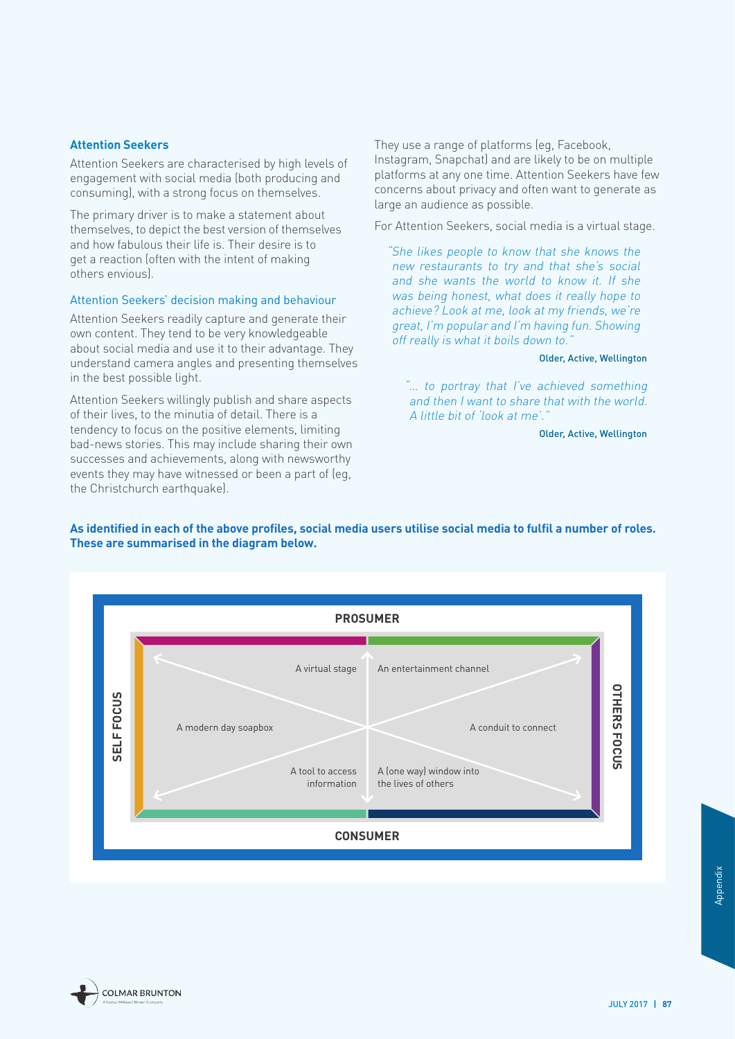### Attention Seekers

Attention Seekers are characterised by high levels of engagement with social media (both producing and consuming), with a strong focus on themselves.

The primary driver is to make a statement about themselves, to depict the best version of themselves and how fabulous their life is. Their desire is to get a reaction (often with the intent of making others envious).

#### Attention Seekers' decision making and behaviour

Attention Seekers readily capture and generate their own content. They tend to be very knowledgeable about social media and use it to their advantage. They understand camera angles and presenting themselves in the best possible light.

Attention Seekers willingly publish and share aspects of their lives, to the minutia of detail. There is a tendency to focus on the positive elements, limiting bad-news stories. This may include sharing their own successes and achievements, along with newsworthy events they may have witnessed or been a part of (eg, the Christchurch earthquake).

They use a range of platforms (eg, Facebook, Instagram, Snapchat) and are likely to be on multiple platforms at any one time. Attention Seekers have few concerns about privacy and often want to generate as large an audience as possible.

For Attention Seekers, social media is a virtual stage.

> *"She likes people to know that she knows the new restaurants to try and that she's social and she wants the world to know it. If she was being honest, what does it really hope to achieve? Look at me, look at my friends, we're great, I'm popular and I'm having fun. Showing off really is what it boils down to."*
>
> **Older, Active, Wellington**

> *"... to portray that I've achieved something and then I want to share that with the world. A little bit of 'look at me'."*
>
> **Older, Active, Wellington**

**As identified in each of the above profiles, social media users utilise social media to fulfil a number of roles. These are summarised in the diagram below.**

**PROSUMER**

**SELF FOCUS** | **OTHERS FOCUS**

- A virtual stage
- An entertainment channel
- A modern day soapbox
- A conduit to connect
- A tool to access information
- A (one way) window into the lives of others

**CONSUMER**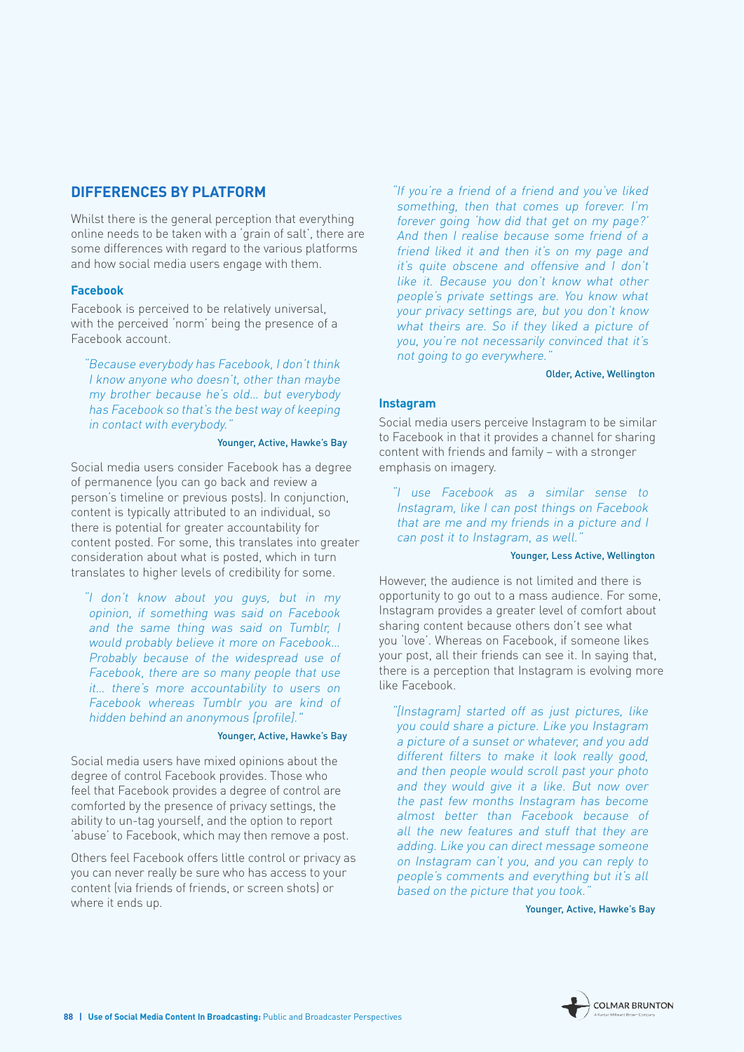## DIFFERENCES BY PLATFORM

Whilst there is the general perception that everything online needs to be taken with a 'grain of salt', there are some differences with regard to the various platforms and how social media users engage with them.

### Facebook

Facebook is perceived to be relatively universal, with the perceived 'norm' being the presence of a Facebook account.

> *"Because everybody has Facebook, I don't think I know anyone who doesn't, other than maybe my brother because he's old… but everybody has Facebook so that's the best way of keeping in contact with everybody."*
>
> Younger, Active, Hawke's Bay

Social media users consider Facebook has a degree of permanence (you can go back and review a person's timeline or previous posts). In conjunction, content is typically attributed to an individual, so there is potential for greater accountability for content posted. For some, this translates into greater consideration about what is posted, which in turn translates to higher levels of credibility for some.

> *"I don't know about you guys, but in my opinion, if something was said on Facebook and the same thing was said on Tumblr, I would probably believe it more on Facebook… Probably because of the widespread use of Facebook, there are so many people that use it… there's more accountability to users on Facebook whereas Tumblr you are kind of hidden behind an anonymous [profile]."*
>
> Younger, Active, Hawke's Bay

Social media users have mixed opinions about the degree of control Facebook provides. Those who feel that Facebook provides a degree of control are comforted by the presence of privacy settings, the ability to un-tag yourself, and the option to report 'abuse' to Facebook, which may then remove a post.

Others feel Facebook offers little control or privacy as you can never really be sure who has access to your content (via friends of friends, or screen shots) or where it ends up.

> *"If you're a friend of a friend and you've liked something, then that comes up forever. I'm forever going 'how did that get on my page?' And then I realise because some friend of a friend liked it and then it's on my page and it's quite obscene and offensive and I don't like it. Because you don't know what other people's private settings are. You know what your privacy settings are, but you don't know what theirs are. So if they liked a picture of you, you're not necessarily convinced that it's not going to go everywhere."*
>
> Older, Active, Wellington

### Instagram

Social media users perceive Instagram to be similar to Facebook in that it provides a channel for sharing content with friends and family – with a stronger emphasis on imagery.

> *"I use Facebook as a similar sense to Instagram, like I can post things on Facebook that are me and my friends in a picture and I can post it to Instagram, as well."*
>
> Younger, Less Active, Wellington

However, the audience is not limited and there is opportunity to go out to a mass audience. For some, Instagram provides a greater level of comfort about sharing content because others don't see what you 'love'. Whereas on Facebook, if someone likes your post, all their friends can see it. In saying that, there is a perception that Instagram is evolving more like Facebook.

> *"[Instagram] started off as just pictures, like you could share a picture. Like you Instagram a picture of a sunset or whatever, and you add different filters to make it look really good, and then people would scroll past your photo and they would give it a like. But now over the past few months Instagram has become almost better than Facebook because of all the new features and stuff that they are adding. Like you can direct message someone on Instagram can't you, and you can reply to people's comments and everything but it's all based on the picture that you took."*
>
> Younger, Active, Hawke's Bay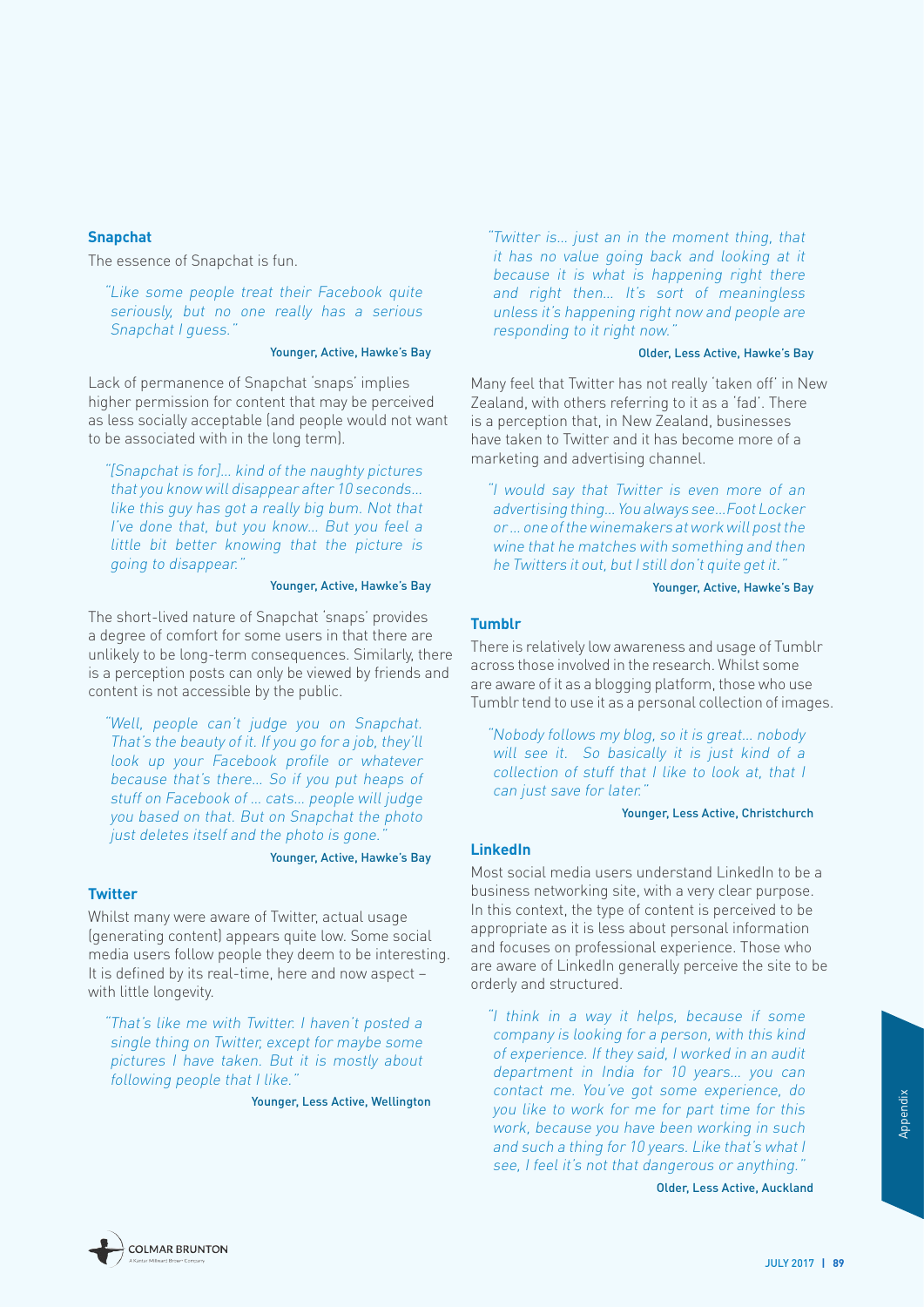### Snapchat

The essence of Snapchat is fun.

> *"Like some people treat their Facebook quite seriously, but no one really has a serious Snapchat I guess."*
>
> Younger, Active, Hawke's Bay

Lack of permanence of Snapchat 'snaps' implies higher permission for content that may be perceived as less socially acceptable (and people would not want to be associated with in the long term).

> *"[Snapchat is for]… kind of the naughty pictures that you know will disappear after 10 seconds… like this guy has got a really big bum. Not that I've done that, but you know… But you feel a little bit better knowing that the picture is going to disappear."*
>
> Younger, Active, Hawke's Bay

The short-lived nature of Snapchat 'snaps' provides a degree of comfort for some users in that there are unlikely to be long-term consequences. Similarly, there is a perception posts can only be viewed by friends and content is not accessible by the public.

> *"Well, people can't judge you on Snapchat. That's the beauty of it. If you go for a job, they'll look up your Facebook profile or whatever because that's there… So if you put heaps of stuff on Facebook of … cats… people will judge you based on that. But on Snapchat the photo just deletes itself and the photo is gone."*
>
> Younger, Active, Hawke's Bay

### Twitter

Whilst many were aware of Twitter, actual usage (generating content) appears quite low. Some social media users follow people they deem to be interesting. It is defined by its real-time, here and now aspect – with little longevity.

> *"That's like me with Twitter. I haven't posted a single thing on Twitter, except for maybe some pictures I have taken. But it is mostly about following people that I like."*
>
> Younger, Less Active, Wellington

> *"Twitter is… just an in the moment thing, that it has no value going back and looking at it because it is what is happening right there and right then… It's sort of meaningless unless it's happening right now and people are responding to it right now."*
>
> Older, Less Active, Hawke's Bay

Many feel that Twitter has not really 'taken off' in New Zealand, with others referring to it as a 'fad'. There is a perception that, in New Zealand, businesses have taken to Twitter and it has become more of a marketing and advertising channel.

> *"I would say that Twitter is even more of an advertising thing… You always see…Foot Locker or … one of the winemakers at work will post the wine that he matches with something and then he Twitters it out, but I still don't quite get it."*
>
> Younger, Active, Hawke's Bay

### Tumblr

There is relatively low awareness and usage of Tumblr across those involved in the research. Whilst some are aware of it as a blogging platform, those who use Tumblr tend to use it as a personal collection of images.

> *"Nobody follows my blog, so it is great… nobody will see it. So basically it is just kind of a collection of stuff that I like to look at, that I can just save for later."*
>
> Younger, Less Active, Christchurch

### LinkedIn

Most social media users understand LinkedIn to be a business networking site, with a very clear purpose. In this context, the type of content is perceived to be appropriate as it is less about personal information and focuses on professional experience. Those who are aware of LinkedIn generally perceive the site to be orderly and structured.

> *"I think in a way it helps, because if some company is looking for a person, with this kind of experience. If they said, I worked in an audit department in India for 10 years… you can contact me. You've got some experience, do you like to work for me for part time for this work, because you have been working in such and such a thing for 10 years. Like that's what I see, I feel it's not that dangerous or anything."*
>
> Older, Less Active, Auckland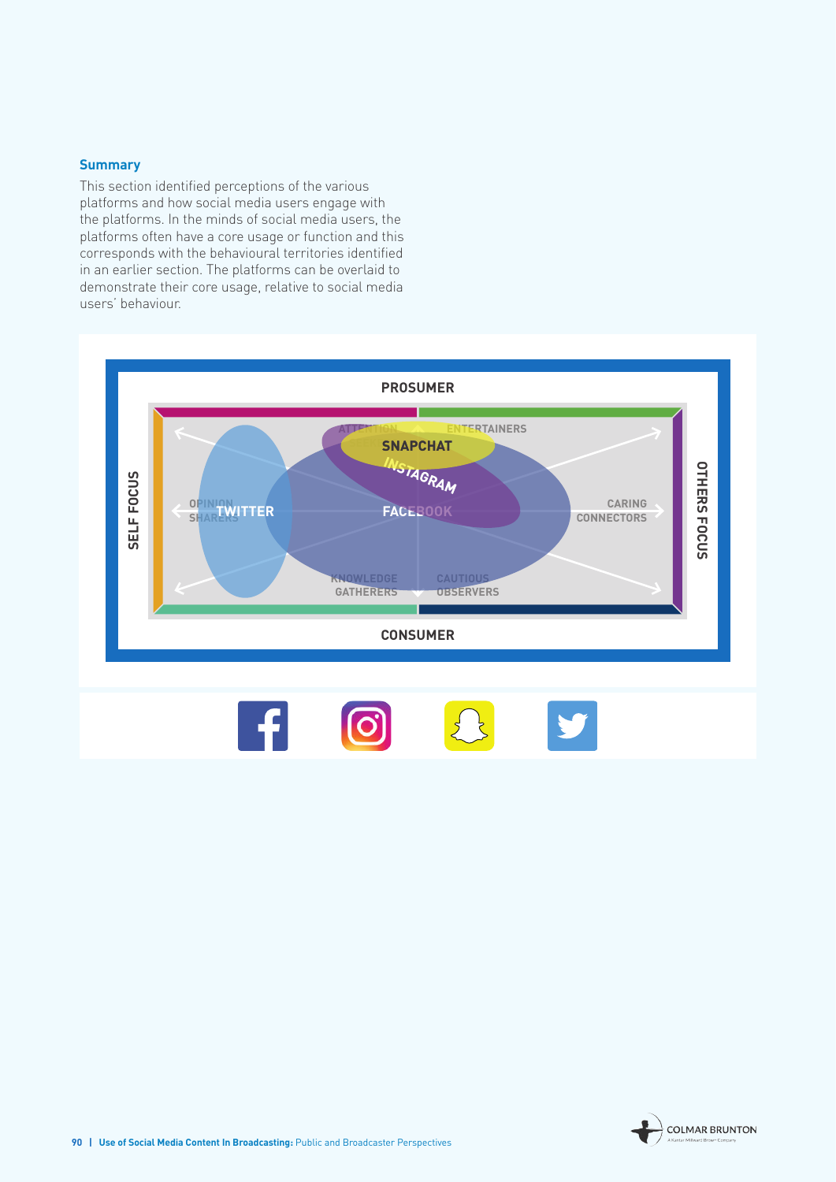## Summary

This section identified perceptions of the various platforms and how social media users engage with the platforms. In the minds of social media users, the platforms often have a core usage or function and this corresponds with the behavioural territories identified in an earlier section. The platforms can be overlaid to demonstrate their core usage, relative to social media users' behaviour.

PROSUMER

SELF FOCUS

OTHERS FOCUS

CONSUMER

ATTENTION SEEKERS

ENTERTAINERS

OPINION SHARERS

CARING CONNECTORS

KNOWLEDGE GATHERERS

CAUTIOUS OBSERVERS

SNAPCHAT

INSTAGRAM

TWITTER

FACEBOOK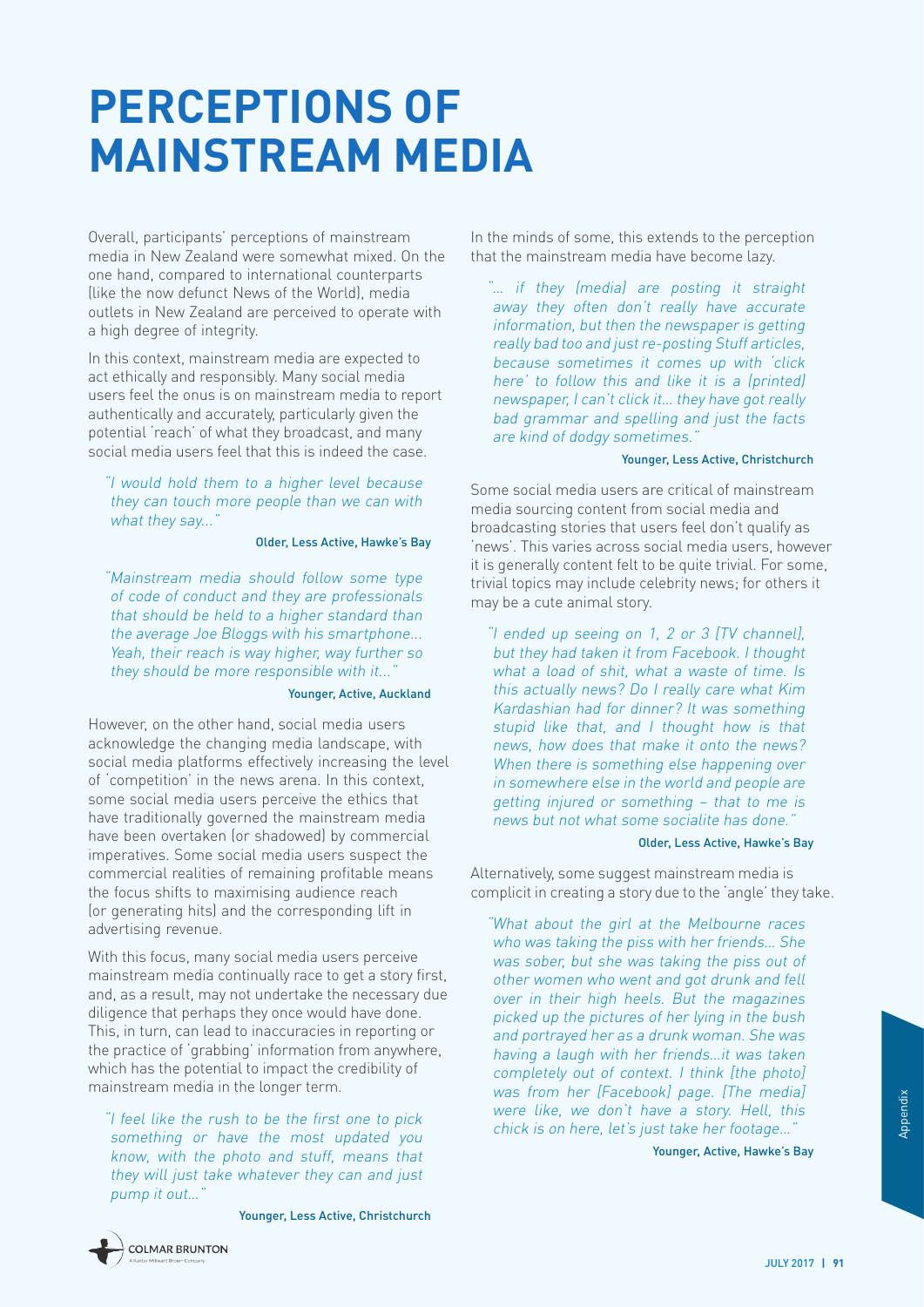# PERCEPTIONS OF MAINSTREAM MEDIA

Overall, participants' perceptions of mainstream media in New Zealand were somewhat mixed. On the one hand, compared to international counterparts (like the now defunct News of the World), media outlets in New Zealand are perceived to operate with a high degree of integrity.

In this context, mainstream media are expected to act ethically and responsibly. Many social media users feel the onus is on mainstream media to report authentically and accurately, particularly given the potential 'reach' of what they broadcast, and many social media users feel that this is indeed the case.

> *"I would hold them to a higher level because they can touch more people than we can with what they say..."*
>
> Older, Less Active, Hawke's Bay

> *"Mainstream media should follow some type of code of conduct and they are professionals that should be held to a higher standard than the average Joe Bloggs with his smartphone... Yeah, their reach is way higher, way further so they should be more responsible with it..."*
>
> Younger, Active, Auckland

However, on the other hand, social media users acknowledge the changing media landscape, with social media platforms effectively increasing the level of 'competition' in the news arena. In this context, some social media users perceive the ethics that have traditionally governed the mainstream media have been overtaken (or shadowed) by commercial imperatives. Some social media users suspect the commercial realities of remaining profitable means the focus shifts to maximising audience reach (or generating hits) and the corresponding lift in advertising revenue.

With this focus, many social media users perceive mainstream media continually race to get a story first, and, as a result, may not undertake the necessary due diligence that perhaps they once would have done. This, in turn, can lead to inaccuracies in reporting or the practice of 'grabbing' information from anywhere, which has the potential to impact the credibility of mainstream media in the longer term.

> *"I feel like the rush to be the first one to pick something or have the most updated you know, with the photo and stuff, means that they will just take whatever they can and just pump it out..."*
>
> Younger, Less Active, Christchurch

In the minds of some, this extends to the perception that the mainstream media have become lazy.

> *"... if they (media) are posting it straight away they often don't really have accurate information, but then the newspaper is getting really bad too and just re-posting Stuff articles, because sometimes it comes up with 'click here' to follow this and like it is a (printed) newspaper, I can't click it... they have got really bad grammar and spelling and just the facts are kind of dodgy sometimes."*
>
> Younger, Less Active, Christchurch

Some social media users are critical of mainstream media sourcing content from social media and broadcasting stories that users feel don't qualify as 'news'. This varies across social media users, however it is generally content felt to be quite trivial. For some, trivial topics may include celebrity news; for others it may be a cute animal story.

> *"I ended up seeing on 1, 2 or 3 [TV channel], but they had taken it from Facebook. I thought what a load of shit, what a waste of time. Is this actually news? Do I really care what Kim Kardashian had for dinner? It was something stupid like that, and I thought how is that news, how does that make it onto the news? When there is something else happening over in somewhere else in the world and people are getting injured or something – that to me is news but not what some socialite has done."*
>
> Older, Less Active, Hawke's Bay

Alternatively, some suggest mainstream media is complicit in creating a story due to the 'angle' they take.

> *"What about the girl at the Melbourne races who was taking the piss with her friends... She was sober, but she was taking the piss out of other women who went and got drunk and fell over in their high heels. But the magazines picked up the pictures of her lying in the bush and portrayed her as a drunk woman. She was having a laugh with her friends...it was taken completely out of context. I think [the photo] was from her [Facebook] page. [The media] were like, we don't have a story. Hell, this chick is on here, let's just take her footage..."*
>
> Younger, Active, Hawke's Bay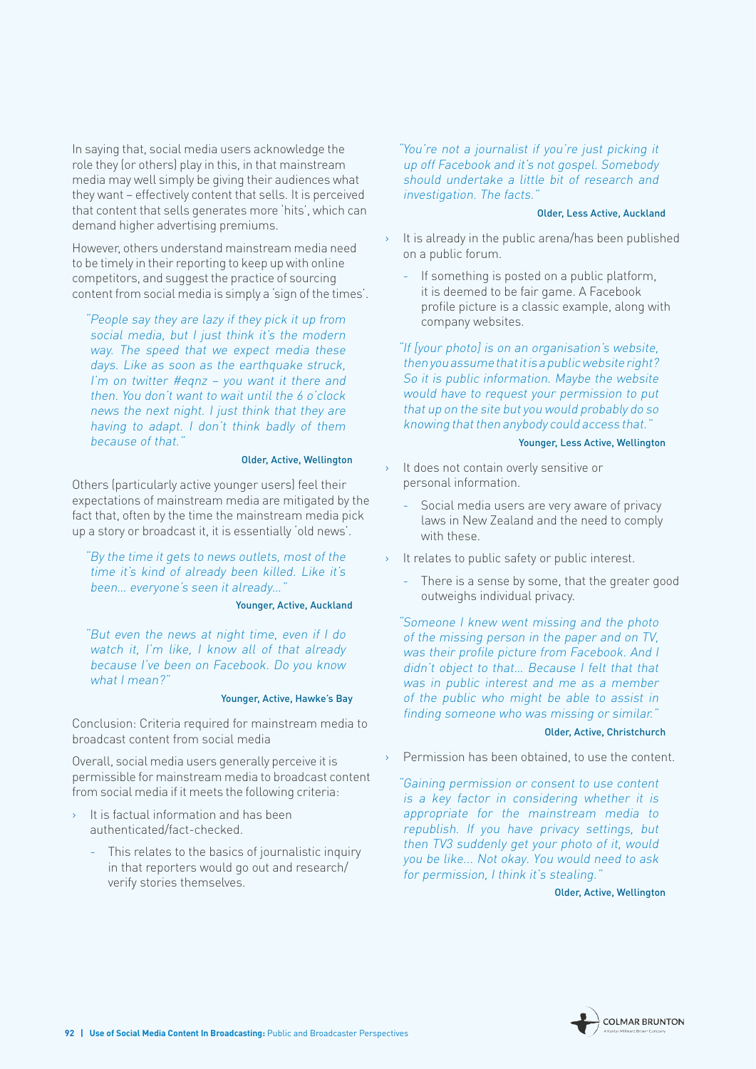In saying that, social media users acknowledge the role they (or others) play in this, in that mainstream media may well simply be giving their audiences what they want – effectively content that sells. It is perceived that content that sells generates more 'hits', which can demand higher advertising premiums.

However, others understand mainstream media need to be timely in their reporting to keep up with online competitors, and suggest the practice of sourcing content from social media is simply a 'sign of the times'.

> *"People say they are lazy if they pick it up from social media, but I just think it's the modern way. The speed that we expect media these days. Like as soon as the earthquake struck, I'm on twitter #eqnz – you want it there and then. You don't want to wait until the 6 o'clock news the next night. I just think that they are having to adapt. I don't think badly of them because of that."*
>
> Older, Active, Wellington

Others (particularly active younger users) feel their expectations of mainstream media are mitigated by the fact that, often by the time the mainstream media pick up a story or broadcast it, it is essentially 'old news'.

> *"By the time it gets to news outlets, most of the time it's kind of already been killed. Like it's been... everyone's seen it already..."*
>
> Younger, Active, Auckland

> *"But even the news at night time, even if I do watch it, I'm like, I know all of that already because I've been on Facebook. Do you know what I mean?"*
>
> Younger, Active, Hawke's Bay

Conclusion: Criteria required for mainstream media to broadcast content from social media

Overall, social media users generally perceive it is permissible for mainstream media to broadcast content from social media if it meets the following criteria:

- It is factual information and has been authenticated/fact-checked.
  - This relates to the basics of journalistic inquiry in that reporters would go out and research/verify stories themselves.

> *"You're not a journalist if you're just picking it up off Facebook and it's not gospel. Somebody should undertake a little bit of research and investigation. The facts."*
>
> Older, Less Active, Auckland

- It is already in the public arena/has been published on a public forum.
  - If something is posted on a public platform, it is deemed to be fair game. A Facebook profile picture is a classic example, along with company websites.

> *"If [your photo] is on an organisation's website, then you assume that it is a public website right? So it is public information. Maybe the website would have to request your permission to put that up on the site but you would probably do so knowing that then anybody could access that."*
>
> Younger, Less Active, Wellington

- It does not contain overly sensitive or personal information.
  - Social media users are very aware of privacy laws in New Zealand and the need to comply with these.
- It relates to public safety or public interest.
  - There is a sense by some, that the greater good outweighs individual privacy.

> *"Someone I knew went missing and the photo of the missing person in the paper and on TV, was their profile picture from Facebook. And I didn't object to that... Because I felt that that was in public interest and me as a member of the public who might be able to assist in finding someone who was missing or similar."*
>
> Older, Active, Christchurch

- Permission has been obtained, to use the content.

> *"Gaining permission or consent to use content is a key factor in considering whether it is appropriate for the mainstream media to republish. If you have privacy settings, but then TV3 suddenly get your photo of it, would you be like... Not okay. You would need to ask for permission, I think it's stealing."*
>
> Older, Active, Wellington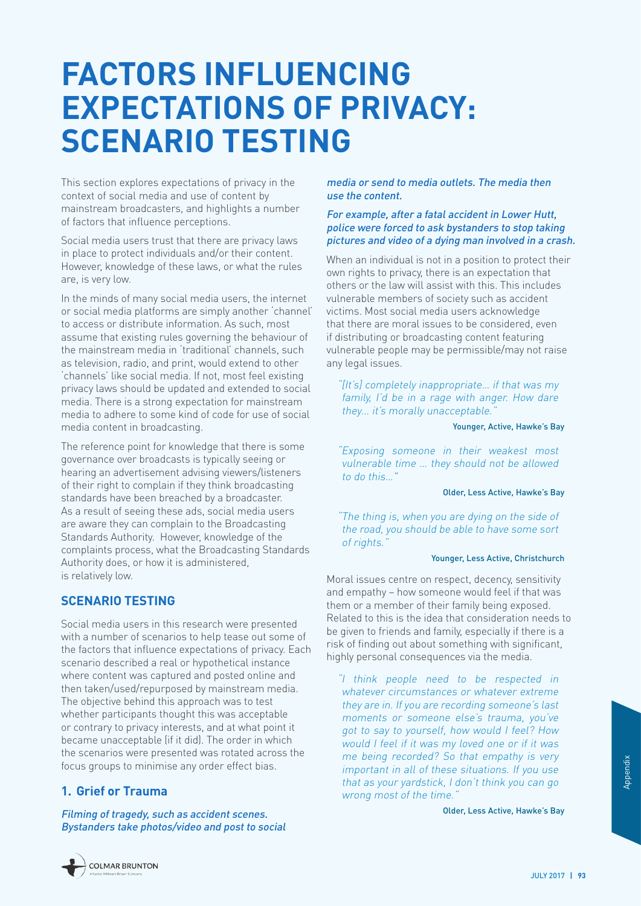# FACTORS INFLUENCING EXPECTATIONS OF PRIVACY: SCENARIO TESTING

This section explores expectations of privacy in the context of social media and use of content by mainstream broadcasters, and highlights a number of factors that influence perceptions.

Social media users trust that there are privacy laws in place to protect individuals and/or their content. However, knowledge of these laws, or what the rules are, is very low.

In the minds of many social media users, the internet or social media platforms are simply another 'channel' to access or distribute information. As such, most assume that existing rules governing the behaviour of the mainstream media in 'traditional' channels, such as television, radio, and print, would extend to other 'channels' like social media. If not, most feel existing privacy laws should be updated and extended to social media. There is a strong expectation for mainstream media to adhere to some kind of code for use of social media content in broadcasting.

The reference point for knowledge that there is some governance over broadcasts is typically seeing or hearing an advertisement advising viewers/listeners of their right to complain if they think broadcasting standards have been breached by a broadcaster. As a result of seeing these ads, social media users are aware they can complain to the Broadcasting Standards Authority. However, knowledge of the complaints process, what the Broadcasting Standards Authority does, or how it is administered, is relatively low.

## SCENARIO TESTING

Social media users in this research were presented with a number of scenarios to help tease out some of the factors that influence expectations of privacy. Each scenario described a real or hypothetical instance where content was captured and posted online and then taken/used/repurposed by mainstream media. The objective behind this approach was to test whether participants thought this was acceptable or contrary to privacy interests, and at what point it became unacceptable (if it did). The order in which the scenarios were presented was rotated across the focus groups to minimise any order effect bias.

### 1. Grief or Trauma

*Filming of tragedy, such as accident scenes. Bystanders take photos/video and post to social media or send to media outlets. The media then use the content.*

*For example, after a fatal accident in Lower Hutt, police were forced to ask bystanders to stop taking pictures and video of a dying man involved in a crash.*

When an individual is not in a position to protect their own rights to privacy, there is an expectation that others or the law will assist with this. This includes vulnerable members of society such as accident victims. Most social media users acknowledge that there are moral issues to be considered, even if distributing or broadcasting content featuring vulnerable people may be permissible/may not raise any legal issues.

> *"[It's] completely inappropriate… if that was my family, I'd be in a rage with anger. How dare they… it's morally unacceptable."*
>
> Younger, Active, Hawke's Bay

> *"Exposing someone in their weakest most vulnerable time … they should not be allowed to do this…"*
>
> Older, Less Active, Hawke's Bay

> *"The thing is, when you are dying on the side of the road, you should be able to have some sort of rights."*
>
> Younger, Less Active, Christchurch

Moral issues centre on respect, decency, sensitivity and empathy – how someone would feel if that was them or a member of their family being exposed. Related to this is the idea that consideration needs to be given to friends and family, especially if there is a risk of finding out about something with significant, highly personal consequences via the media.

> *"I think people need to be respected in whatever circumstances or whatever extreme they are in. If you are recording someone's last moments or someone else's trauma, you've got to say to yourself, how would I feel? How would I feel if it was my loved one or if it was me being recorded? So that empathy is very important in all of these situations. If you use that as your yardstick, I don't think you can go wrong most of the time."*
>
> Older, Less Active, Hawke's Bay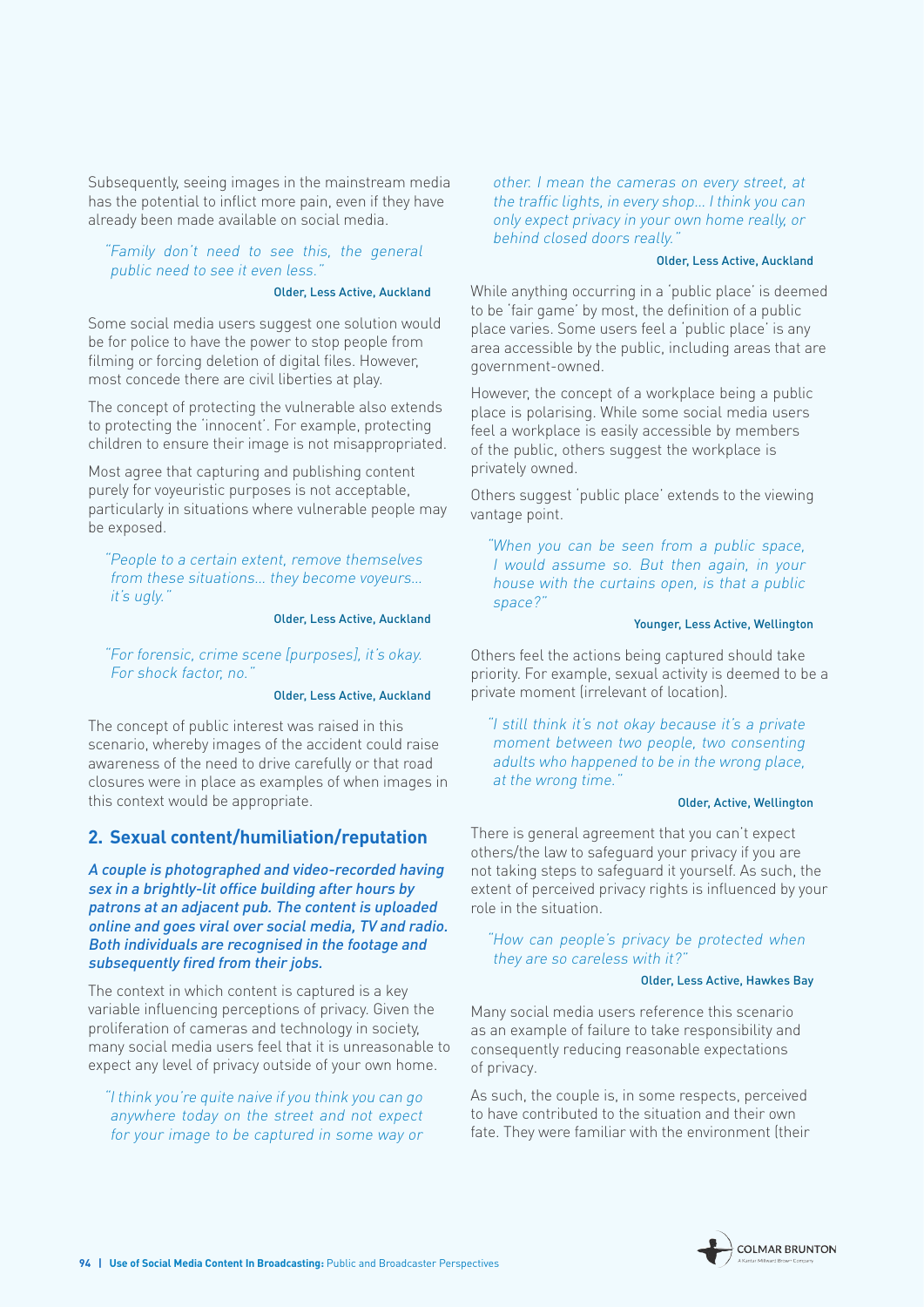Subsequently, seeing images in the mainstream media has the potential to inflict more pain, even if they have already been made available on social media.

> *"Family don't need to see this, the general public need to see it even less."*
>
> Older, Less Active, Auckland

Some social media users suggest one solution would be for police to have the power to stop people from filming or forcing deletion of digital files. However, most concede there are civil liberties at play.

The concept of protecting the vulnerable also extends to protecting the 'innocent'. For example, protecting children to ensure their image is not misappropriated.

Most agree that capturing and publishing content purely for voyeuristic purposes is not acceptable, particularly in situations where vulnerable people may be exposed.

> *"People to a certain extent, remove themselves from these situations… they become voyeurs… it's ugly."*
>
> Older, Less Active, Auckland

> *"For forensic, crime scene [purposes], it's okay. For shock factor, no."*
>
> Older, Less Active, Auckland

The concept of public interest was raised in this scenario, whereby images of the accident could raise awareness of the need to drive carefully or that road closures were in place as examples of when images in this context would be appropriate.

## 2. Sexual content/humiliation/reputation

*A couple is photographed and video-recorded having sex in a brightly-lit office building after hours by patrons at an adjacent pub. The content is uploaded online and goes viral over social media, TV and radio. Both individuals are recognised in the footage and subsequently fired from their jobs.*

The context in which content is captured is a key variable influencing perceptions of privacy. Given the proliferation of cameras and technology in society, many social media users feel that it is unreasonable to expect any level of privacy outside of your own home.

> *"I think you're quite naive if you think you can go anywhere today on the street and not expect for your image to be captured in some way or other. I mean the cameras on every street, at the traffic lights, in every shop… I think you can only expect privacy in your own home really, or behind closed doors really."*
>
> Older, Less Active, Auckland

While anything occurring in a 'public place' is deemed to be 'fair game' by most, the definition of a public place varies. Some users feel a 'public place' is any area accessible by the public, including areas that are government-owned.

However, the concept of a workplace being a public place is polarising. While some social media users feel a workplace is easily accessible by members of the public, others suggest the workplace is privately owned.

Others suggest 'public place' extends to the viewing vantage point.

> *"When you can be seen from a public space, I would assume so. But then again, in your house with the curtains open, is that a public space?"*
>
> Younger, Less Active, Wellington

Others feel the actions being captured should take priority. For example, sexual activity is deemed to be a private moment (irrelevant of location).

> *"I still think it's not okay because it's a private moment between two people, two consenting adults who happened to be in the wrong place, at the wrong time."*
>
> Older, Active, Wellington

There is general agreement that you can't expect others/the law to safeguard your privacy if you are not taking steps to safeguard it yourself. As such, the extent of perceived privacy rights is influenced by your role in the situation.

> *"How can people's privacy be protected when they are so careless with it?"*
>
> Older, Less Active, Hawkes Bay

Many social media users reference this scenario as an example of failure to take responsibility and consequently reducing reasonable expectations of privacy.

As such, the couple is, in some respects, perceived to have contributed to the situation and their own fate. They were familiar with the environment (their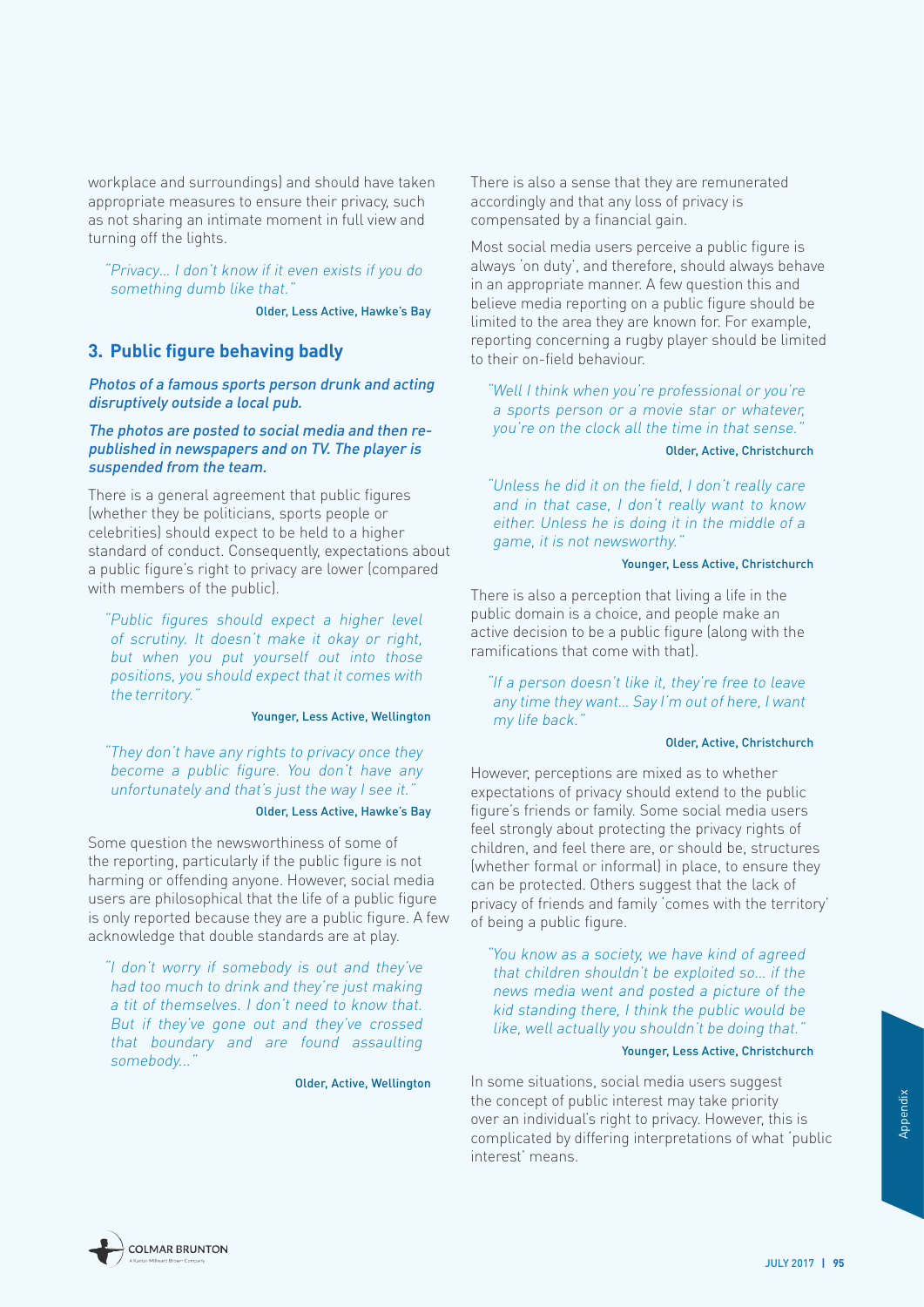workplace and surroundings) and should have taken appropriate measures to ensure their privacy, such as not sharing an intimate moment in full view and turning off the lights.

> *"Privacy... I don't know if it even exists if you do something dumb like that."*
>
> Older, Less Active, Hawke's Bay

## 3. Public figure behaving badly

*Photos of a famous sports person drunk and acting disruptively outside a local pub.*

*The photos are posted to social media and then re-published in newspapers and on TV. The player is suspended from the team.*

There is a general agreement that public figures (whether they be politicians, sports people or celebrities) should expect to be held to a higher standard of conduct. Consequently, expectations about a public figure's right to privacy are lower (compared with members of the public).

> *"Public figures should expect a higher level of scrutiny. It doesn't make it okay or right, but when you put yourself out into those positions, you should expect that it comes with the territory."*
>
> Younger, Less Active, Wellington

> *"They don't have any rights to privacy once they become a public figure. You don't have any unfortunately and that's just the way I see it."*
>
> Older, Less Active, Hawke's Bay

Some question the newsworthiness of some of the reporting, particularly if the public figure is not harming or offending anyone. However, social media users are philosophical that the life of a public figure is only reported because they are a public figure. A few acknowledge that double standards are at play.

> *"I don't worry if somebody is out and they've had too much to drink and they're just making a tit of themselves. I don't need to know that. But if they've gone out and they've crossed that boundary and are found assaulting somebody..."*
>
> Older, Active, Wellington

There is also a sense that they are remunerated accordingly and that any loss of privacy is compensated by a financial gain.

Most social media users perceive a public figure is always 'on duty', and therefore, should always behave in an appropriate manner. A few question this and believe media reporting on a public figure should be limited to the area they are known for. For example, reporting concerning a rugby player should be limited to their on-field behaviour.

> *"Well I think when you're professional or you're a sports person or a movie star or whatever, you're on the clock all the time in that sense."*
>
> Older, Active, Christchurch

> *"Unless he did it on the field, I don't really care and in that case, I don't really want to know either. Unless he is doing it in the middle of a game, it is not newsworthy."*
>
> Younger, Less Active, Christchurch

There is also a perception that living a life in the public domain is a choice, and people make an active decision to be a public figure (along with the ramifications that come with that).

> *"If a person doesn't like it, they're free to leave any time they want... Say I'm out of here, I want my life back."*
>
> Older, Active, Christchurch

However, perceptions are mixed as to whether expectations of privacy should extend to the public figure's friends or family. Some social media users feel strongly about protecting the privacy rights of children, and feel there are, or should be, structures (whether formal or informal) in place, to ensure they can be protected. Others suggest that the lack of privacy of friends and family 'comes with the territory' of being a public figure.

> *"You know as a society, we have kind of agreed that children shouldn't be exploited so... if the news media went and posted a picture of the kid standing there, I think the public would be like, well actually you shouldn't be doing that."*
>
> Younger, Less Active, Christchurch

In some situations, social media users suggest the concept of public interest may take priority over an individual's right to privacy. However, this is complicated by differing interpretations of what 'public interest' means.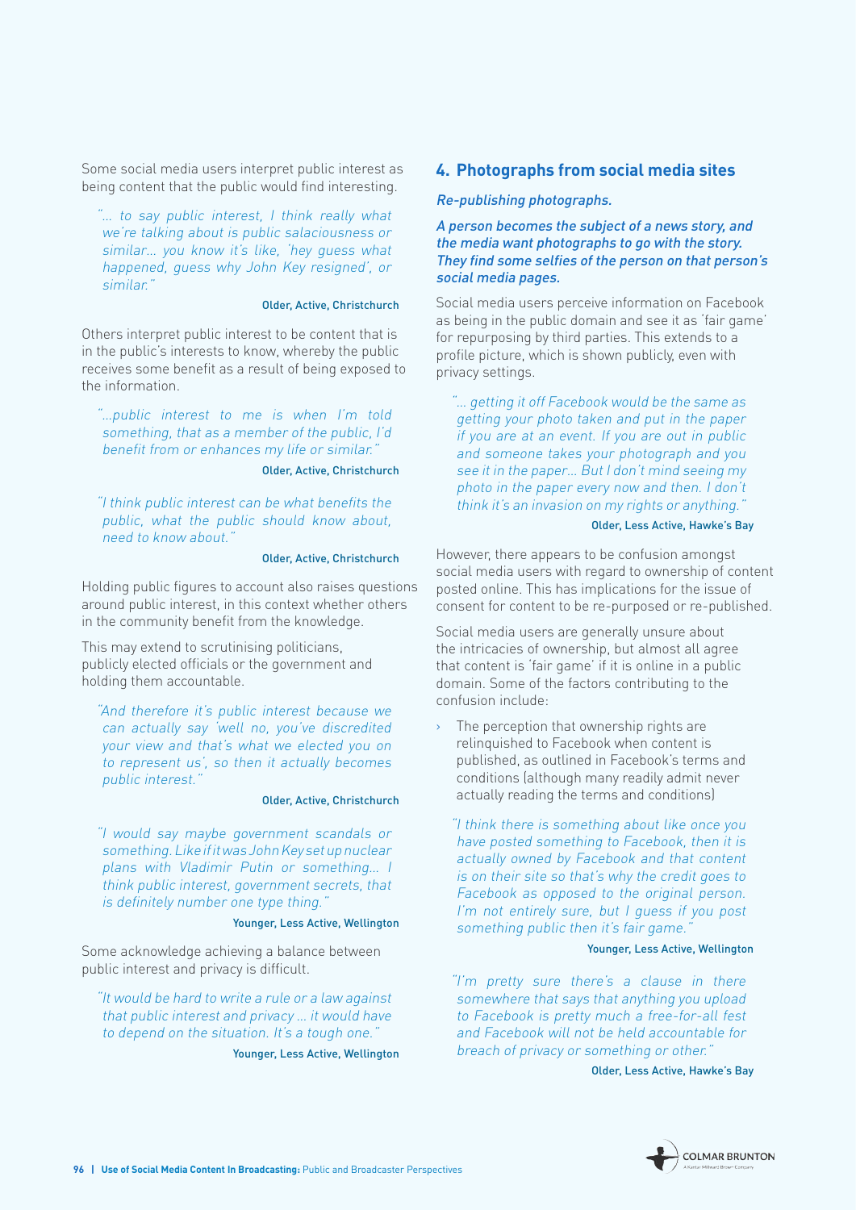Some social media users interpret public interest as being content that the public would find interesting.

> *"... to say public interest, I think really what we're talking about is public salaciousness or similar... you know it's like, 'hey guess what happened, guess why John Key resigned', or similar."*
>
> Older, Active, Christchurch

Others interpret public interest to be content that is in the public's interests to know, whereby the public receives some benefit as a result of being exposed to the information.

> *"...public interest to me is when I'm told something, that as a member of the public, I'd benefit from or enhances my life or similar."*
>
> Older, Active, Christchurch

> *"I think public interest can be what benefits the public, what the public should know about, need to know about."*
>
> Older, Active, Christchurch

Holding public figures to account also raises questions around public interest, in this context whether others in the community benefit from the knowledge.

This may extend to scrutinising politicians, publicly elected officials or the government and holding them accountable.

> *"And therefore it's public interest because we can actually say 'well no, you've discredited your view and that's what we elected you on to represent us', so then it actually becomes public interest."*
>
> Older, Active, Christchurch

> *"I would say maybe government scandals or something. Like if it was John Key set up nuclear plans with Vladimir Putin or something... I think public interest, government secrets, that is definitely number one type thing."*
>
> Younger, Less Active, Wellington

Some acknowledge achieving a balance between public interest and privacy is difficult.

> *"It would be hard to write a rule or a law against that public interest and privacy ... it would have to depend on the situation. It's a tough one."*
>
> Younger, Less Active, Wellington

## 4. Photographs from social media sites

*Re-publishing photographs.*

*A person becomes the subject of a news story, and the media want photographs to go with the story. They find some selfies of the person on that person's social media pages.*

Social media users perceive information on Facebook as being in the public domain and see it as 'fair game' for repurposing by third parties. This extends to a profile picture, which is shown publicly, even with privacy settings.

> *"... getting it off Facebook would be the same as getting your photo taken and put in the paper if you are at an event. If you are out in public and someone takes your photograph and you see it in the paper... But I don't mind seeing my photo in the paper every now and then. I don't think it's an invasion on my rights or anything."*
>
> Older, Less Active, Hawke's Bay

However, there appears to be confusion amongst social media users with regard to ownership of content posted online. This has implications for the issue of consent for content to be re-purposed or re-published.

Social media users are generally unsure about the intricacies of ownership, but almost all agree that content is 'fair game' if it is online in a public domain. Some of the factors contributing to the confusion include:

- The perception that ownership rights are relinquished to Facebook when content is published, as outlined in Facebook's terms and conditions (although many readily admit never actually reading the terms and conditions)

> *"I think there is something about like once you have posted something to Facebook, then it is actually owned by Facebook and that content is on their site so that's why the credit goes to Facebook as opposed to the original person. I'm not entirely sure, but I guess if you post something public then it's fair game."*
>
> Younger, Less Active, Wellington

> *"I'm pretty sure there's a clause in there somewhere that says that anything you upload to Facebook is pretty much a free-for-all fest and Facebook will not be held accountable for breach of privacy or something or other."*
>
> Older, Less Active, Hawke's Bay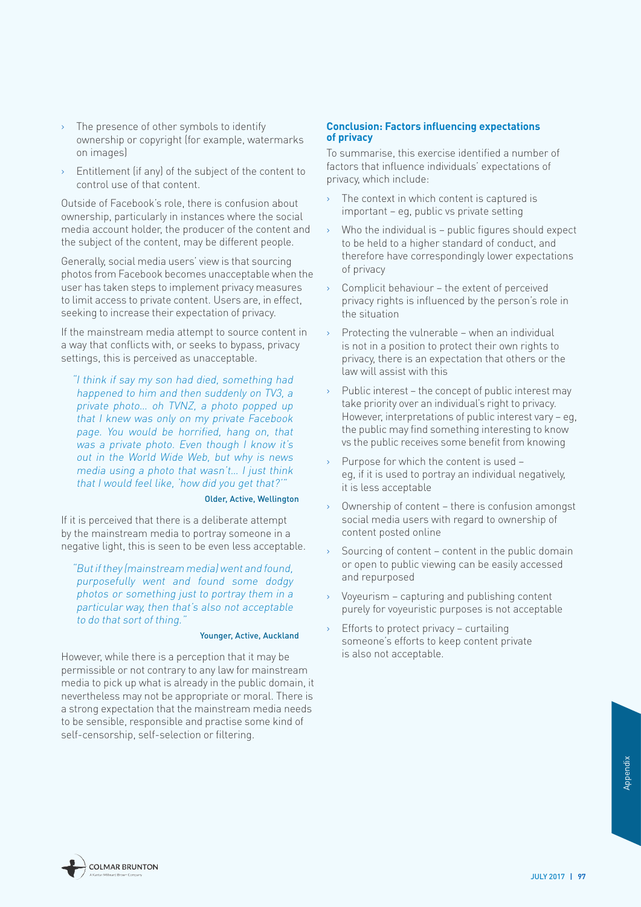- The presence of other symbols to identify ownership or copyright (for example, watermarks on images)
- Entitlement (if any) of the subject of the content to control use of that content.

Outside of Facebook's role, there is confusion about ownership, particularly in instances where the social media account holder, the producer of the content and the subject of the content, may be different people.

Generally, social media users' view is that sourcing photos from Facebook becomes unacceptable when the user has taken steps to implement privacy measures to limit access to private content. Users are, in effect, seeking to increase their expectation of privacy.

If the mainstream media attempt to source content in a way that conflicts with, or seeks to bypass, privacy settings, this is perceived as unacceptable.

> *"I think if say my son had died, something had happened to him and then suddenly on TV3, a private photo… oh TVNZ, a photo popped up that I knew was only on my private Facebook page. You would be horrified, hang on, that was a private photo. Even though I know it's out in the World Wide Web, but why is news media using a photo that wasn't… I just think that I would feel like, 'how did you get that?'"*
>
> Older, Active, Wellington

If it is perceived that there is a deliberate attempt by the mainstream media to portray someone in a negative light, this is seen to be even less acceptable.

> *"But if they (mainstream media) went and found, purposefully went and found some dodgy photos or something just to portray them in a particular way, then that's also not acceptable to do that sort of thing."*
>
> Younger, Active, Auckland

However, while there is a perception that it may be permissible or not contrary to any law for mainstream media to pick up what is already in the public domain, it nevertheless may not be appropriate or moral. There is a strong expectation that the mainstream media needs to be sensible, responsible and practise some kind of self-censorship, self-selection or filtering.

**Conclusion: Factors influencing expectations of privacy**

To summarise, this exercise identified a number of factors that influence individuals' expectations of privacy, which include:

- The context in which content is captured is important – eg, public vs private setting
- Who the individual is – public figures should expect to be held to a higher standard of conduct, and therefore have correspondingly lower expectations of privacy
- Complicit behaviour – the extent of perceived privacy rights is influenced by the person's role in the situation
- Protecting the vulnerable – when an individual is not in a position to protect their own rights to privacy, there is an expectation that others or the law will assist with this
- Public interest – the concept of public interest may take priority over an individual's right to privacy. However, interpretations of public interest vary – eg, the public may find something interesting to know vs the public receives some benefit from knowing
- Purpose for which the content is used – eg, if it is used to portray an individual negatively, it is less acceptable
- Ownership of content – there is confusion amongst social media users with regard to ownership of content posted online
- Sourcing of content – content in the public domain or open to public viewing can be easily accessed and repurposed
- Voyeurism – capturing and publishing content purely for voyeuristic purposes is not acceptable
- Efforts to protect privacy – curtailing someone's efforts to keep content private is also not acceptable.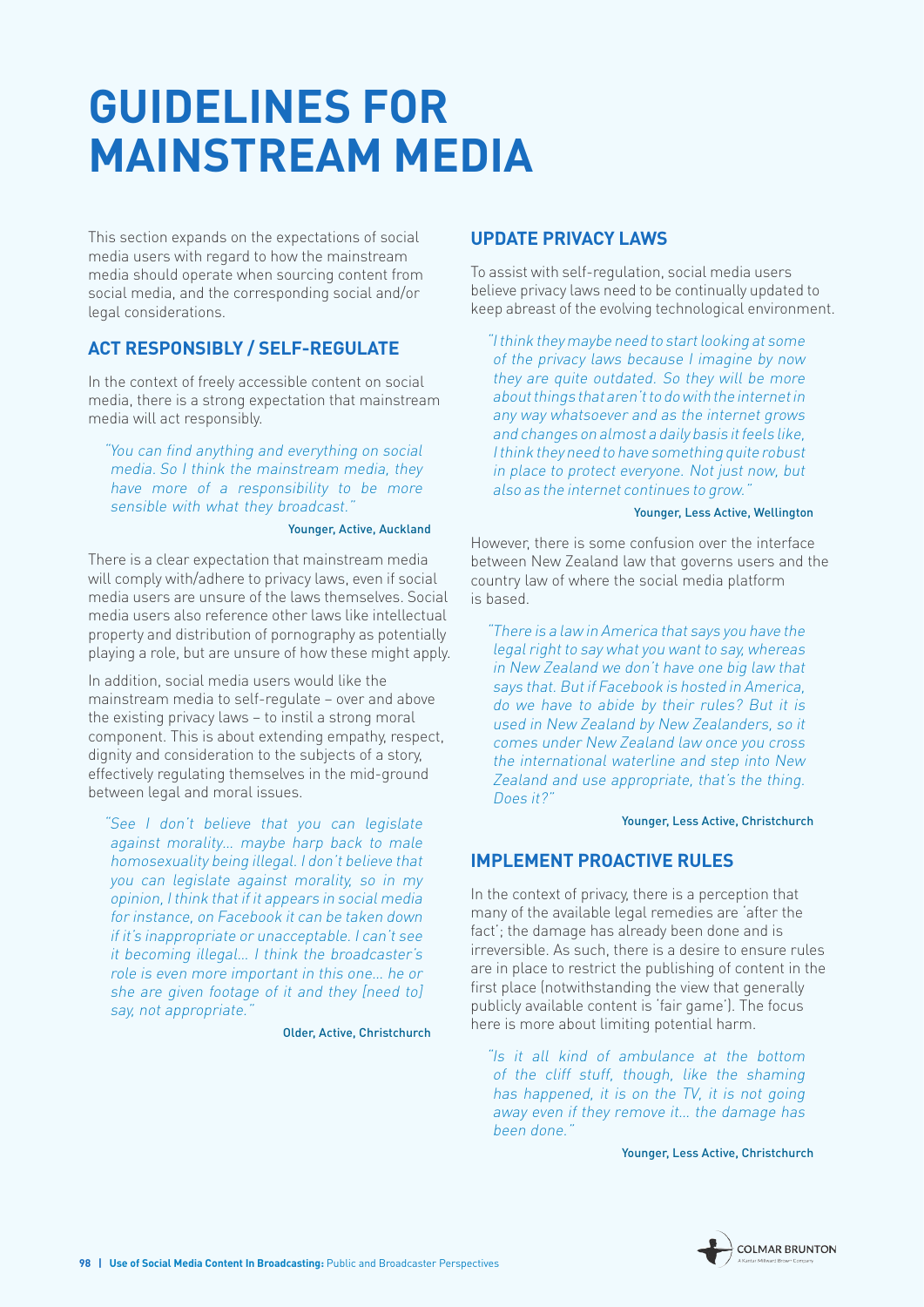# GUIDELINES FOR MAINSTREAM MEDIA

This section expands on the expectations of social media users with regard to how the mainstream media should operate when sourcing content from social media, and the corresponding social and/or legal considerations.

## ACT RESPONSIBLY / SELF-REGULATE

In the context of freely accessible content on social media, there is a strong expectation that mainstream media will act responsibly.

> *"You can find anything and everything on social media. So I think the mainstream media, they have more of a responsibility to be more sensible with what they broadcast."*
>
> Younger, Active, Auckland

There is a clear expectation that mainstream media will comply with/adhere to privacy laws, even if social media users are unsure of the laws themselves. Social media users also reference other laws like intellectual property and distribution of pornography as potentially playing a role, but are unsure of how these might apply.

In addition, social media users would like the mainstream media to self-regulate – over and above the existing privacy laws – to instil a strong moral component. This is about extending empathy, respect, dignity and consideration to the subjects of a story, effectively regulating themselves in the mid-ground between legal and moral issues.

> *"See I don't believe that you can legislate against morality… maybe harp back to male homosexuality being illegal. I don't believe that you can legislate against morality, so in my opinion, I think that if it appears in social media for instance, on Facebook it can be taken down if it's inappropriate or unacceptable. I can't see it becoming illegal… I think the broadcaster's role is even more important in this one… he or she are given footage of it and they [need to] say, not appropriate."*
>
> Older, Active, Christchurch

## UPDATE PRIVACY LAWS

To assist with self-regulation, social media users believe privacy laws need to be continually updated to keep abreast of the evolving technological environment.

> *"I think they maybe need to start looking at some of the privacy laws because I imagine by now they are quite outdated. So they will be more about things that aren't to do with the internet in any way whatsoever and as the internet grows and changes on almost a daily basis it feels like, I think they need to have something quite robust in place to protect everyone. Not just now, but also as the internet continues to grow."*
>
> Younger, Less Active, Wellington

However, there is some confusion over the interface between New Zealand law that governs users and the country law of where the social media platform is based.

> *"There is a law in America that says you have the legal right to say what you want to say, whereas in New Zealand we don't have one big law that says that. But if Facebook is hosted in America, do we have to abide by their rules? But it is used in New Zealand by New Zealanders, so it comes under New Zealand law once you cross the international waterline and step into New Zealand and use appropriate, that's the thing. Does it?"*
>
> Younger, Less Active, Christchurch

## IMPLEMENT PROACTIVE RULES

In the context of privacy, there is a perception that many of the available legal remedies are 'after the fact'; the damage has already been done and is irreversible. As such, there is a desire to ensure rules are in place to restrict the publishing of content in the first place (notwithstanding the view that generally publicly available content is 'fair game'). The focus here is more about limiting potential harm.

> *"Is it all kind of ambulance at the bottom of the cliff stuff, though, like the shaming has happened, it is on the TV, it is not going away even if they remove it… the damage has been done."*
>
> Younger, Less Active, Christchurch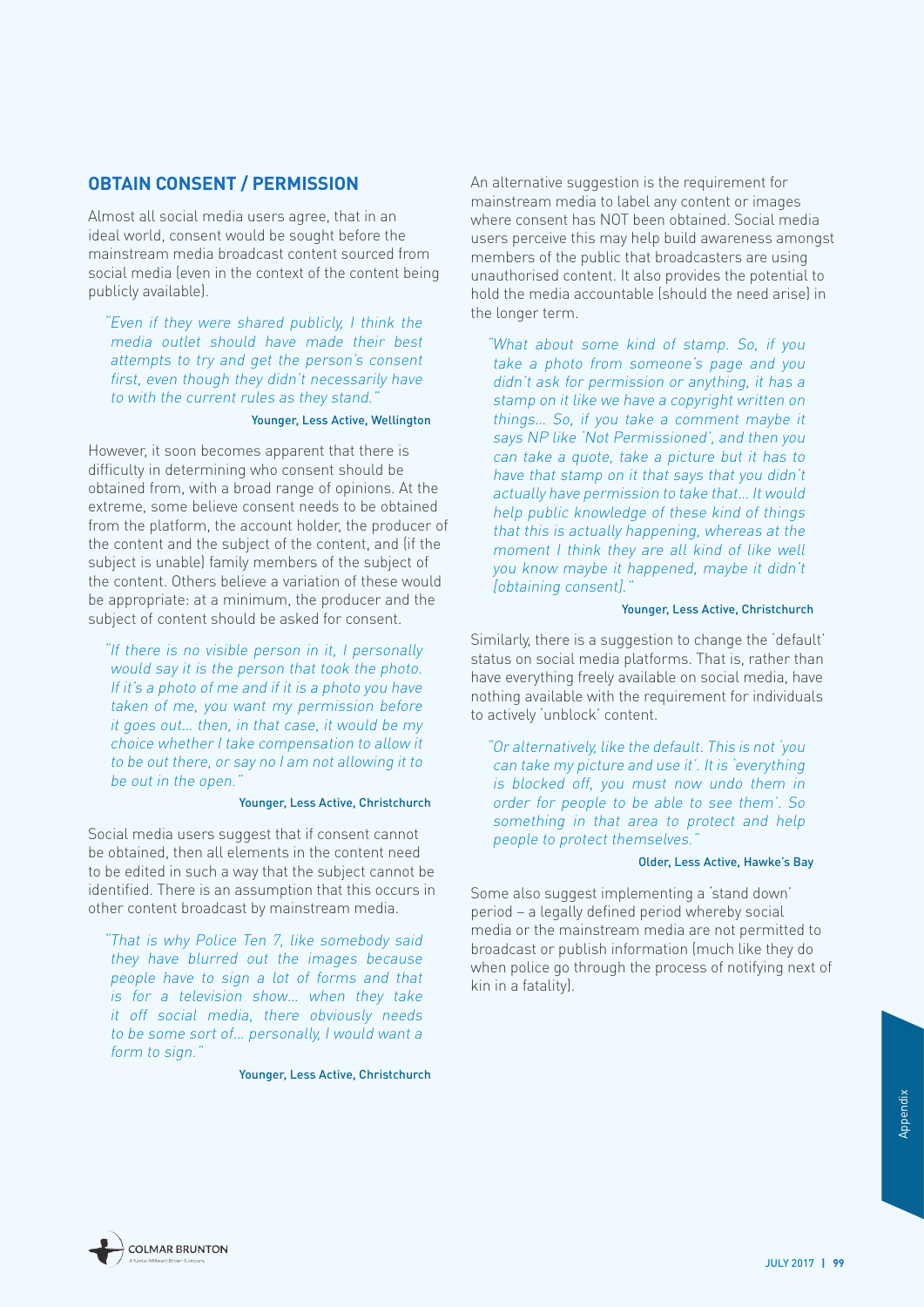## OBTAIN CONSENT / PERMISSION

Almost all social media users agree, that in an ideal world, consent would be sought before the mainstream media broadcast content sourced from social media (even in the context of the content being publicly available).

> *"Even if they were shared publicly, I think the media outlet should have made their best attempts to try and get the person's consent first, even though they didn't necessarily have to with the current rules as they stand."*
>
> Younger, Less Active, Wellington

However, it soon becomes apparent that there is difficulty in determining who consent should be obtained from, with a broad range of opinions. At the extreme, some believe consent needs to be obtained from the platform, the account holder, the producer of the content and the subject of the content, and (if the subject is unable) family members of the subject of the content. Others believe a variation of these would be appropriate: at a minimum, the producer and the subject of content should be asked for consent.

> *"If there is no visible person in it, I personally would say it is the person that took the photo. If it's a photo of me and if it is a photo you have taken of me, you want my permission before it goes out… then, in that case, it would be my choice whether I take compensation to allow it to be out there, or say no I am not allowing it to be out in the open."*
>
> Younger, Less Active, Christchurch

Social media users suggest that if consent cannot be obtained, then all elements in the content need to be edited in such a way that the subject cannot be identified. There is an assumption that this occurs in other content broadcast by mainstream media.

> *"That is why Police Ten 7, like somebody said they have blurred out the images because people have to sign a lot of forms and that is for a television show… when they take it off social media, there obviously needs to be some sort of… personally, I would want a form to sign."*
>
> Younger, Less Active, Christchurch

An alternative suggestion is the requirement for mainstream media to label any content or images where consent has NOT been obtained. Social media users perceive this may help build awareness amongst members of the public that broadcasters are using unauthorised content. It also provides the potential to hold the media accountable (should the need arise) in the longer term.

> *"What about some kind of stamp. So, if you take a photo from someone's page and you didn't ask for permission or anything, it has a stamp on it like we have a copyright written on things… So, if you take a comment maybe it says NP like 'Not Permissioned', and then you can take a quote, take a picture but it has to have that stamp on it that says that you didn't actually have permission to take that… It would help public knowledge of these kind of things that this is actually happening, whereas at the moment I think they are all kind of like well you know maybe it happened, maybe it didn't [obtaining consent]."*
>
> Younger, Less Active, Christchurch

Similarly, there is a suggestion to change the 'default' status on social media platforms. That is, rather than have everything freely available on social media, have nothing available with the requirement for individuals to actively 'unblock' content.

> *"Or alternatively, like the default. This is not 'you can take my picture and use it'. It is 'everything is blocked off, you must now undo them in order for people to be able to see them'. So something in that area to protect and help people to protect themselves."*
>
> Older, Less Active, Hawke's Bay

Some also suggest implementing a 'stand down' period – a legally defined period whereby social media or the mainstream media are not permitted to broadcast or publish information (much like they do when police go through the process of notifying next of kin in a fatality).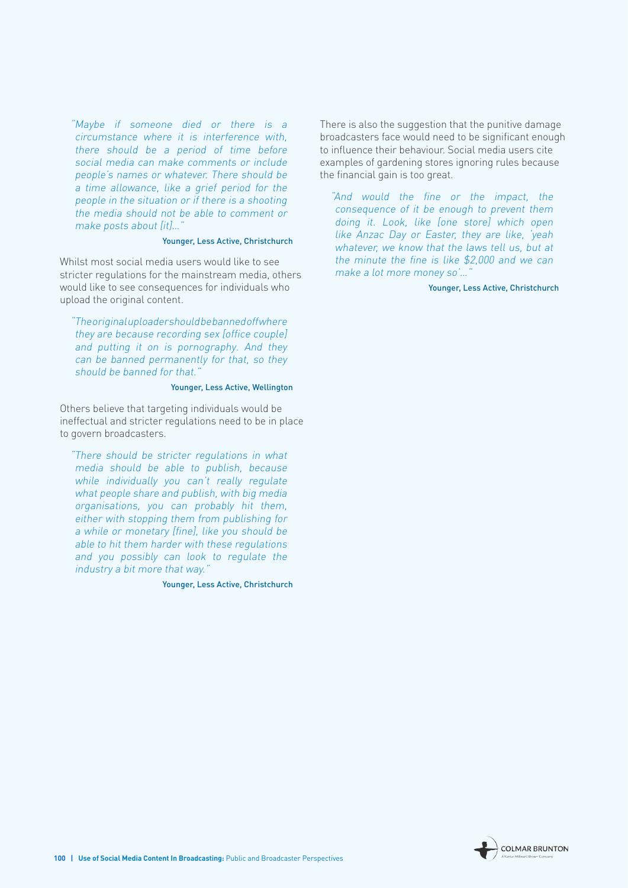*"Maybe if someone died or there is a circumstance where it is interference with, there should be a period of time before social media can make comments or include people's names or whatever. There should be a time allowance, like a grief period for the people in the situation or if there is a shooting the media should not be able to comment or make posts about [it]..."*

Younger, Less Active, Christchurch

Whilst most social media users would like to see stricter regulations for the mainstream media, others would like to see consequences for individuals who upload the original content.

*"The original uploader should be banned off where they are because recording sex [office couple] and putting it on is pornography. And they can be banned permanently for that, so they should be banned for that."*

Younger, Less Active, Wellington

Others believe that targeting individuals would be ineffectual and stricter regulations need to be in place to govern broadcasters.

*"There should be stricter regulations in what media should be able to publish, because while individually you can't really regulate what people share and publish, with big media organisations, you can probably hit them, either with stopping them from publishing for a while or monetary [fine], like you should be able to hit them harder with these regulations and you possibly can look to regulate the industry a bit more that way."*

Younger, Less Active, Christchurch

There is also the suggestion that the punitive damage broadcasters face would need to be significant enough to influence their behaviour. Social media users cite examples of gardening stores ignoring rules because the financial gain is too great.

*"And would the fine or the impact, the consequence of it be enough to prevent them doing it. Look, like [one store] which open like Anzac Day or Easter, they are like, 'yeah whatever, we know that the laws tell us, but at the minute the fine is like $2,000 and we can make a lot more money so'..."*

Younger, Less Active, Christchurch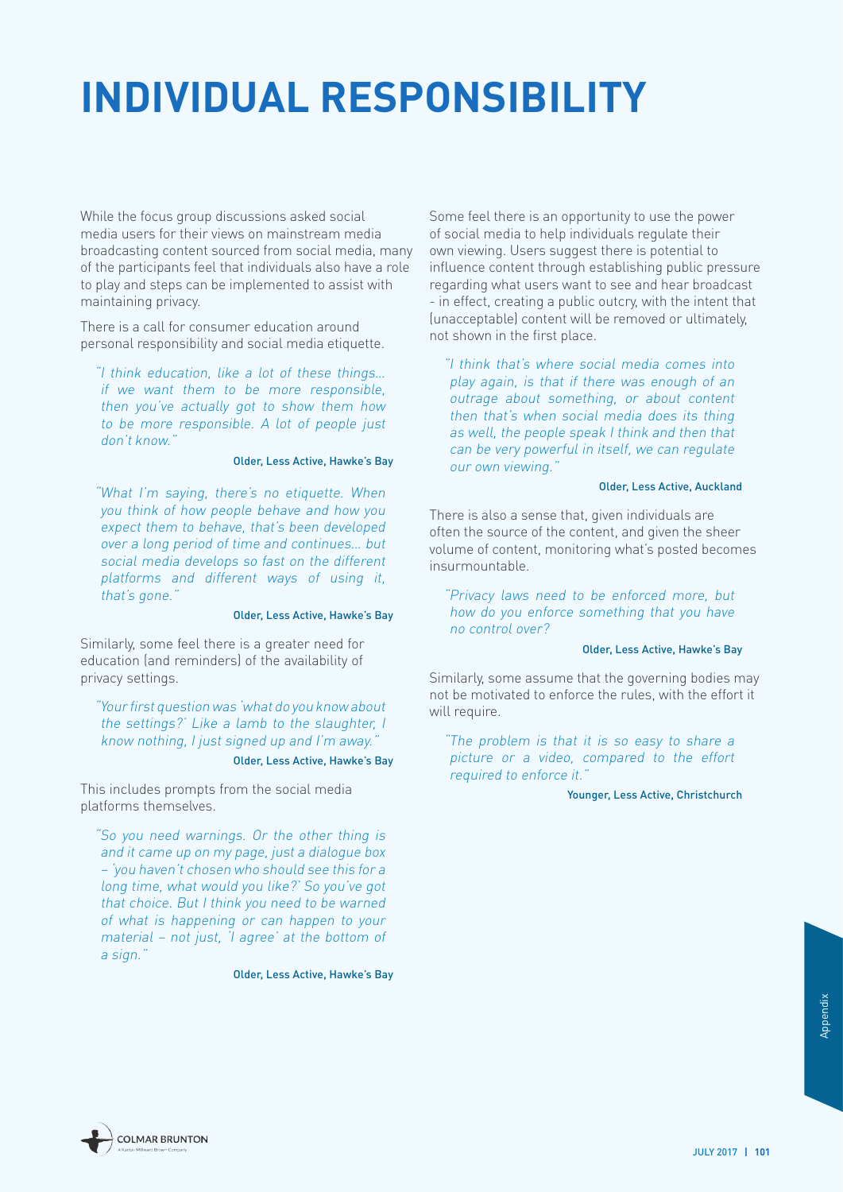# INDIVIDUAL RESPONSIBILITY

While the focus group discussions asked social media users for their views on mainstream media broadcasting content sourced from social media, many of the participants feel that individuals also have a role to play and steps can be implemented to assist with maintaining privacy.

There is a call for consumer education around personal responsibility and social media etiquette.

> *"I think education, like a lot of these things… if we want them to be more responsible, then you've actually got to show them how to be more responsible. A lot of people just don't know."*
>
> Older, Less Active, Hawke's Bay

> *"What I'm saying, there's no etiquette. When you think of how people behave and how you expect them to behave, that's been developed over a long period of time and continues… but social media develops so fast on the different platforms and different ways of using it, that's gone."*
>
> Older, Less Active, Hawke's Bay

Similarly, some feel there is a greater need for education (and reminders) of the availability of privacy settings.

> *"Your first question was 'what do you know about the settings?' Like a lamb to the slaughter, I know nothing, I just signed up and I'm away."*
>
> Older, Less Active, Hawke's Bay

This includes prompts from the social media platforms themselves.

> *"So you need warnings. Or the other thing is and it came up on my page, just a dialogue box – 'you haven't chosen who should see this for a long time, what would you like?' So you've got that choice. But I think you need to be warned of what is happening or can happen to your material – not just, 'I agree' at the bottom of a sign."*
>
> Older, Less Active, Hawke's Bay

Some feel there is an opportunity to use the power of social media to help individuals regulate their own viewing. Users suggest there is potential to influence content through establishing public pressure regarding what users want to see and hear broadcast - in effect, creating a public outcry, with the intent that (unacceptable) content will be removed or ultimately, not shown in the first place.

> *"I think that's where social media comes into play again, is that if there was enough of an outrage about something, or about content then that's when social media does its thing as well, the people speak I think and then that can be very powerful in itself, we can regulate our own viewing."*
>
> Older, Less Active, Auckland

There is also a sense that, given individuals are often the source of the content, and given the sheer volume of content, monitoring what's posted becomes insurmountable.

> *"Privacy laws need to be enforced more, but how do you enforce something that you have no control over?*
>
> Older, Less Active, Hawke's Bay

Similarly, some assume that the governing bodies may not be motivated to enforce the rules, with the effort it will require.

> *"The problem is that it is so easy to share a picture or a video, compared to the effort required to enforce it."*
>
> Younger, Less Active, Christchurch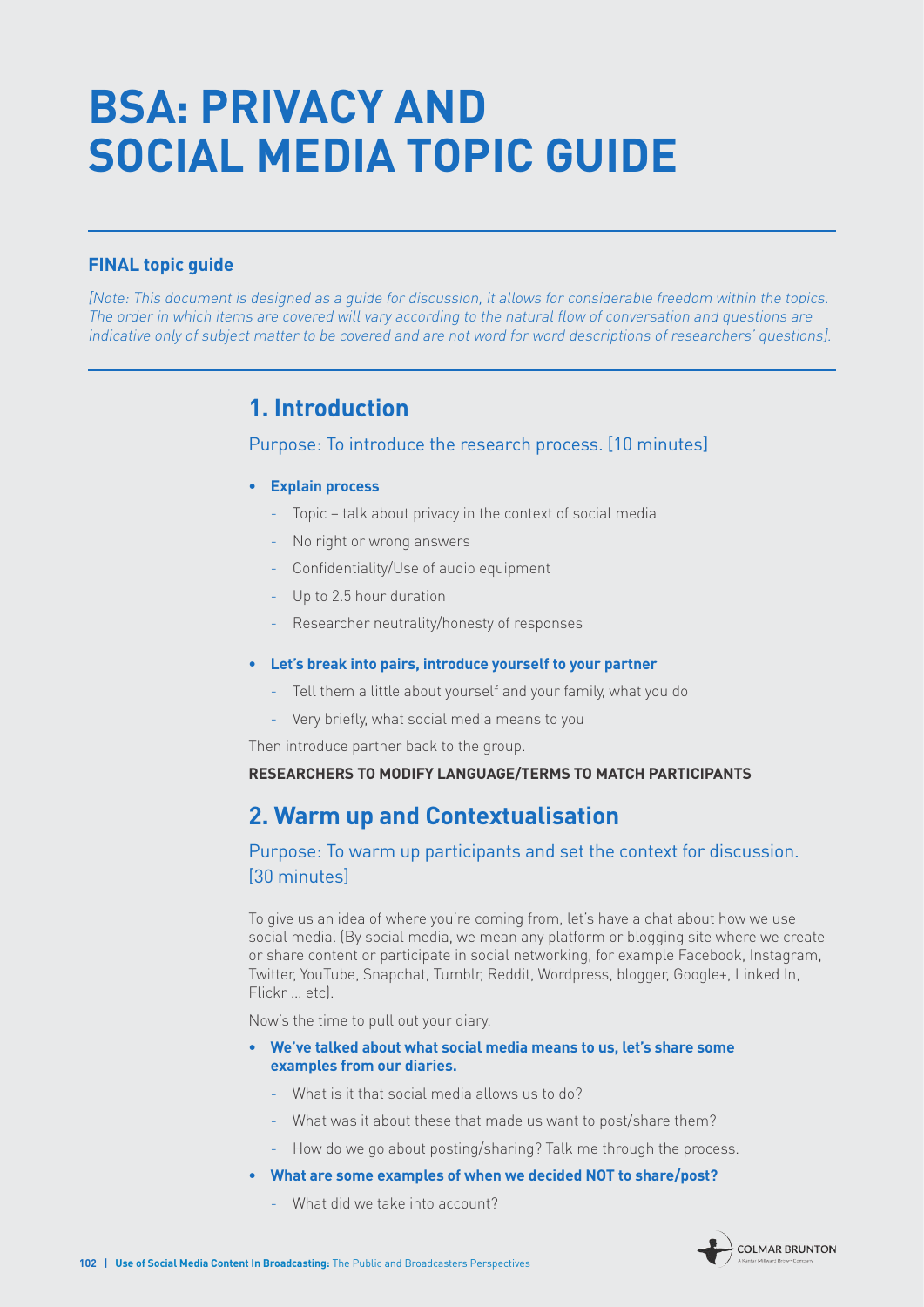# BSA: PRIVACY AND SOCIAL MEDIA TOPIC GUIDE

**FINAL topic guide**

*[Note: This document is designed as a guide for discussion, it allows for considerable freedom within the topics. The order in which items are covered will vary according to the natural flow of conversation and questions are indicative only of subject matter to be covered and are not word for word descriptions of researchers' questions].*

## 1. Introduction

### Purpose: To introduce the research process. [10 minutes]

- **Explain process**
  - Topic – talk about privacy in the context of social media
  - No right or wrong answers
  - Confidentiality/Use of audio equipment
  - Up to 2.5 hour duration
  - Researcher neutrality/honesty of responses
- **Let's break into pairs, introduce yourself to your partner**
  - Tell them a little about yourself and your family, what you do
  - Very briefly, what social media means to you

Then introduce partner back to the group.

**RESEARCHERS TO MODIFY LANGUAGE/TERMS TO MATCH PARTICIPANTS**

## 2. Warm up and Contextualisation

### Purpose: To warm up participants and set the context for discussion. [30 minutes]

To give us an idea of where you're coming from, let's have a chat about how we use social media. (By social media, we mean any platform or blogging site where we create or share content or participate in social networking, for example Facebook, Instagram, Twitter, YouTube, Snapchat, Tumblr, Reddit, Wordpress, blogger, Google+, Linked In, Flickr ... etc).

Now's the time to pull out your diary.

- **We've talked about what social media means to us, let's share some examples from our diaries.**
  - What is it that social media allows us to do?
  - What was it about these that made us want to post/share them?
  - How do we go about posting/sharing? Talk me through the process.
- **What are some examples of when we decided NOT to share/post?**
  - What did we take into account?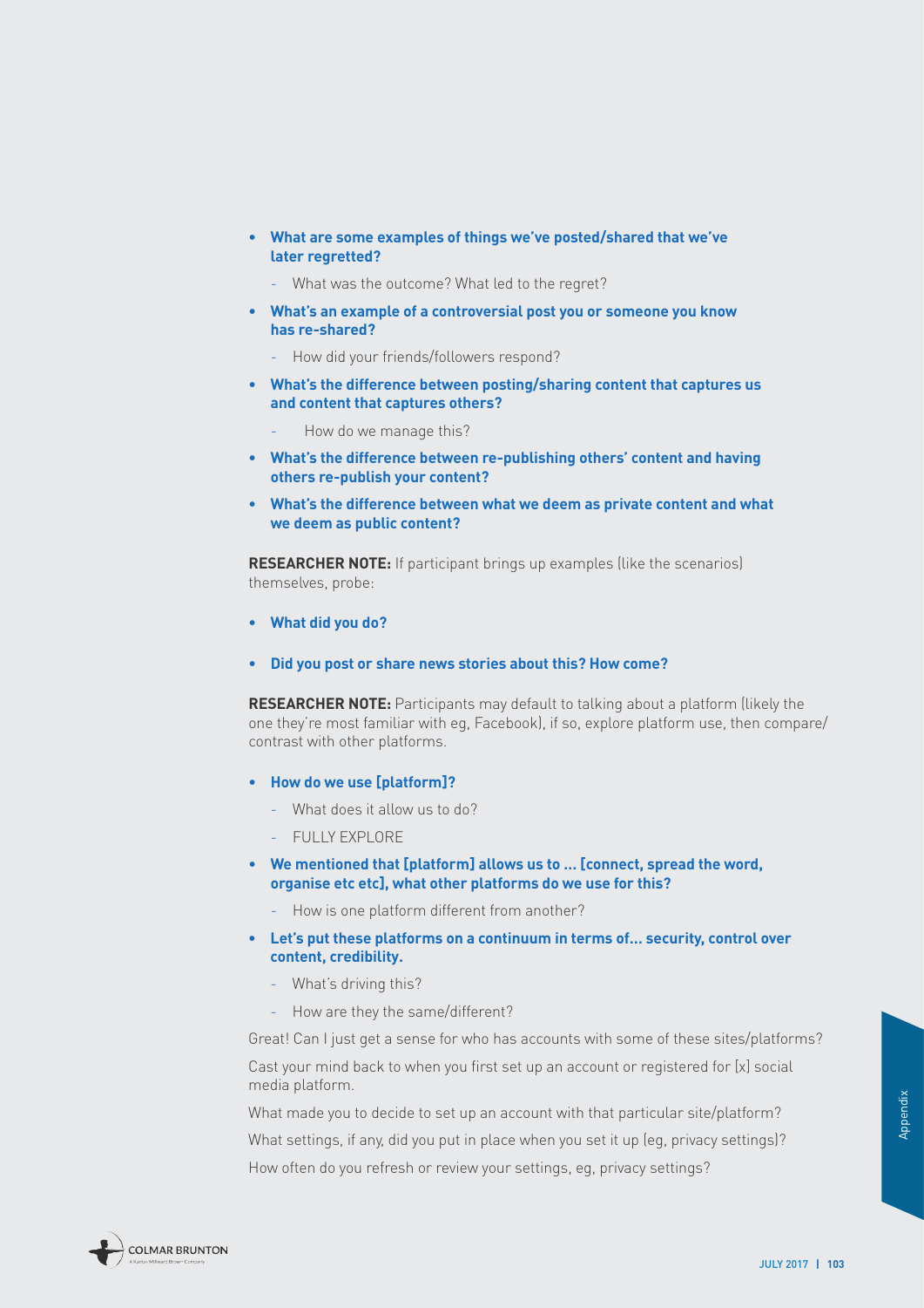- **What are some examples of things we've posted/shared that we've later regretted?**
  - What was the outcome? What led to the regret?
- **What's an example of a controversial post you or someone you know has re-shared?**
  - How did your friends/followers respond?
- **What's the difference between posting/sharing content that captures us and content that captures others?**
  - How do we manage this?
- **What's the difference between re-publishing others' content and having others re-publish your content?**
- **What's the difference between what we deem as private content and what we deem as public content?**

**RESEARCHER NOTE:** If participant brings up examples (like the scenarios) themselves, probe:

- **What did you do?**
- **Did you post or share news stories about this? How come?**

**RESEARCHER NOTE:** Participants may default to talking about a platform (likely the one they're most familiar with eg, Facebook), if so, explore platform use, then compare/contrast with other platforms.

- **How do we use [platform]?**
  - What does it allow us to do?
  - FULLY EXPLORE
- **We mentioned that [platform] allows us to ... [connect, spread the word, organise etc etc], what other platforms do we use for this?**
  - How is one platform different from another?
- **Let's put these platforms on a continuum in terms of... security, control over content, credibility.**
  - What's driving this?
  - How are they the same/different?

Great! Can I just get a sense for who has accounts with some of these sites/platforms?

Cast your mind back to when you first set up an account or registered for [x] social media platform.

What made you to decide to set up an account with that particular site/platform?

What settings, if any, did you put in place when you set it up (eg, privacy settings)?

How often do you refresh or review your settings, eg, privacy settings?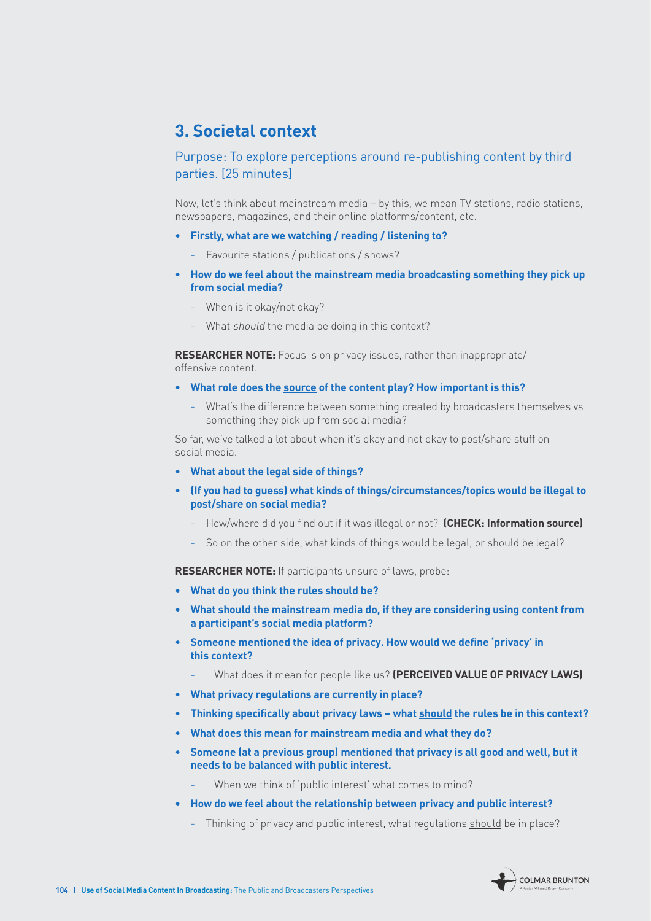## 3. Societal context

Purpose: To explore perceptions around re-publishing content by third parties. [25 minutes]

Now, let's think about mainstream media – by this, we mean TV stations, radio stations, newspapers, magazines, and their online platforms/content, etc.

- **Firstly, what are we watching / reading / listening to?**
  - Favourite stations / publications / shows?
- **How do we feel about the mainstream media broadcasting something they pick up from social media?**
  - When is it okay/not okay?
  - What *should* the media be doing in this context?

**RESEARCHER NOTE:** Focus is on <u>privacy</u> issues, rather than inappropriate/offensive content.

- **What role does the <u>source</u> of the content play? How important is this?**
  - What's the difference between something created by broadcasters themselves vs something they pick up from social media?

So far, we've talked a lot about when it's okay and not okay to post/share stuff on social media.

- **What about the legal side of things?**
- **(If you had to guess) what kinds of things/circumstances/topics would be illegal to post/share on social media?**
  - How/where did you find out if it was illegal or not? **(CHECK: Information source)**
  - So on the other side, what kinds of things would be legal, or should be legal?

**RESEARCHER NOTE:** If participants unsure of laws, probe:

- **What do you think the rules <u>should</u> be?**
- **What should the mainstream media do, if they are considering using content from a participant's social media platform?**
- **Someone mentioned the idea of privacy. How would we define 'privacy' in this context?**
  - What does it mean for people like us? **(PERCEIVED VALUE OF PRIVACY LAWS)**
- **What privacy regulations are currently in place?**
- **Thinking specifically about privacy laws – what <u>should</u> the rules be in this context?**
- **What does this mean for mainstream media and what they do?**
- **Someone (at a previous group) mentioned that privacy is all good and well, but it needs to be balanced with public interest.**
  - When we think of 'public interest' what comes to mind?
- **How do we feel about the relationship between privacy and public interest?**
  - Thinking of privacy and public interest, what regulations <u>should</u> be in place?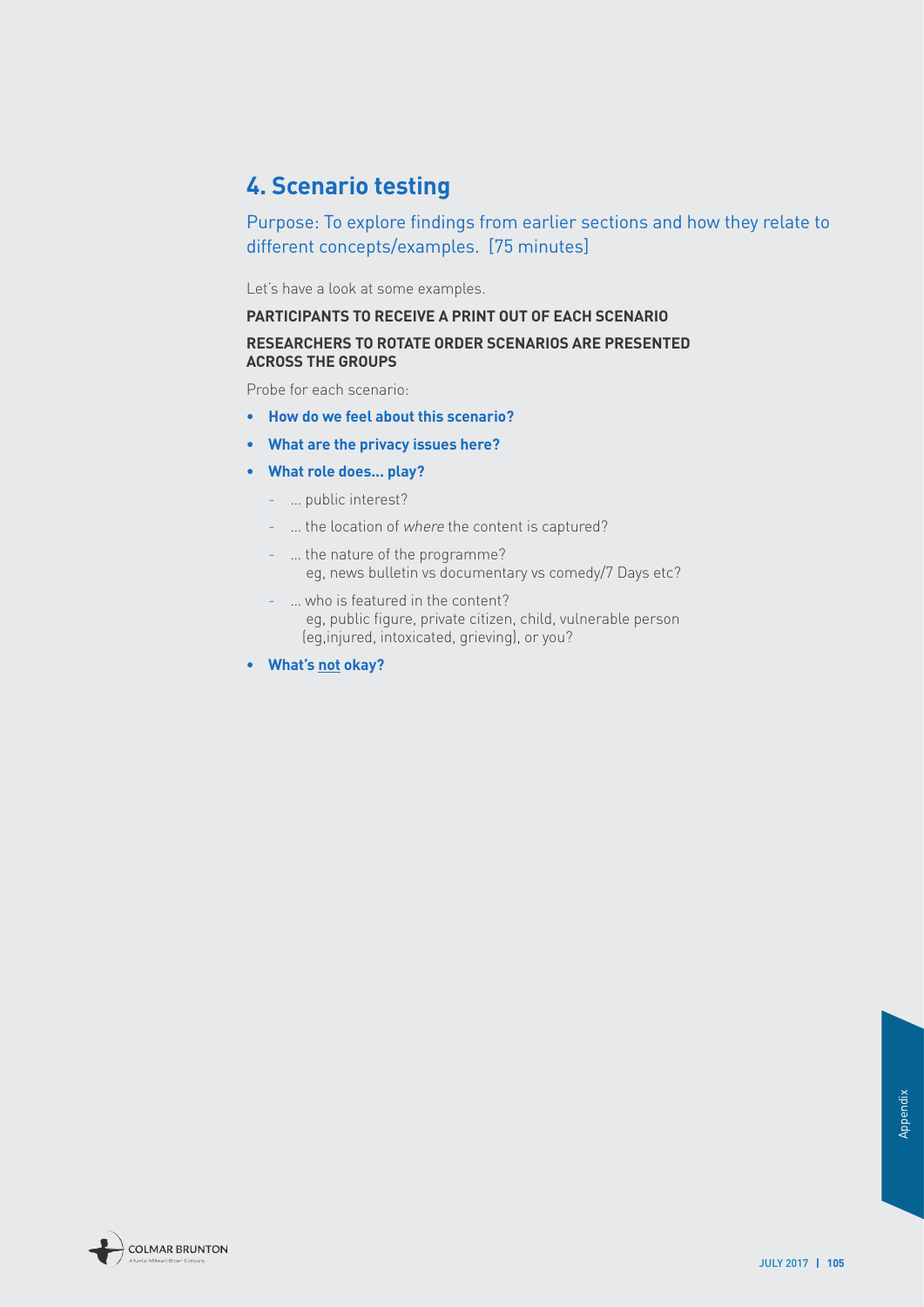## 4. Scenario testing

Purpose: To explore findings from earlier sections and how they relate to different concepts/examples. [75 minutes]

Let's have a look at some examples.

**PARTICIPANTS TO RECEIVE A PRINT OUT OF EACH SCENARIO**

**RESEARCHERS TO ROTATE ORDER SCENARIOS ARE PRESENTED ACROSS THE GROUPS**

Probe for each scenario:

- **How do we feel about this scenario?**
- **What are the privacy issues here?**
- **What role does... play?**
  - ... public interest?
  - ... the location of *where* the content is captured?
  - ... the nature of the programme?  
    eg, news bulletin vs documentary vs comedy/7 Days etc?
  - ... who is featured in the content?  
    eg, public figure, private citizen, child, vulnerable person (eg,injured, intoxicated, grieving), or you?
- **What's not okay?**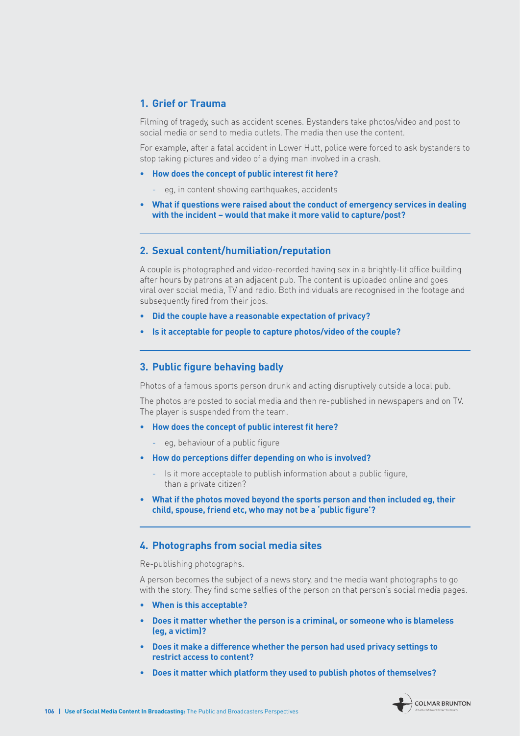## 1. Grief or Trauma

Filming of tragedy, such as accident scenes. Bystanders take photos/video and post to social media or send to media outlets. The media then use the content.

For example, after a fatal accident in Lower Hutt, police were forced to ask bystanders to stop taking pictures and video of a dying man involved in a crash.

- **How does the concept of public interest fit here?**
  - eg, in content showing earthquakes, accidents
- **What if questions were raised about the conduct of emergency services in dealing with the incident – would that make it more valid to capture/post?**

---

## 2. Sexual content/humiliation/reputation

A couple is photographed and video-recorded having sex in a brightly-lit office building after hours by patrons at an adjacent pub. The content is uploaded online and goes viral over social media, TV and radio. Both individuals are recognised in the footage and subsequently fired from their jobs.

- **Did the couple have a reasonable expectation of privacy?**
- **Is it acceptable for people to capture photos/video of the couple?**

---

## 3. Public figure behaving badly

Photos of a famous sports person drunk and acting disruptively outside a local pub.

The photos are posted to social media and then re-published in newspapers and on TV. The player is suspended from the team.

- **How does the concept of public interest fit here?**
  - eg, behaviour of a public figure
- **How do perceptions differ depending on who is involved?**
  - Is it more acceptable to publish information about a public figure, than a private citizen?
- **What if the photos moved beyond the sports person and then included eg, their child, spouse, friend etc, who may not be a 'public figure'?**

---

## 4. Photographs from social media sites

Re-publishing photographs.

A person becomes the subject of a news story, and the media want photographs to go with the story. They find some selfies of the person on that person's social media pages.

- **When is this acceptable?**
- **Does it matter whether the person is a criminal, or someone who is blameless (eg, a victim)?**
- **Does it make a difference whether the person had used privacy settings to restrict access to content?**
- **Does it matter which platform they used to publish photos of themselves?**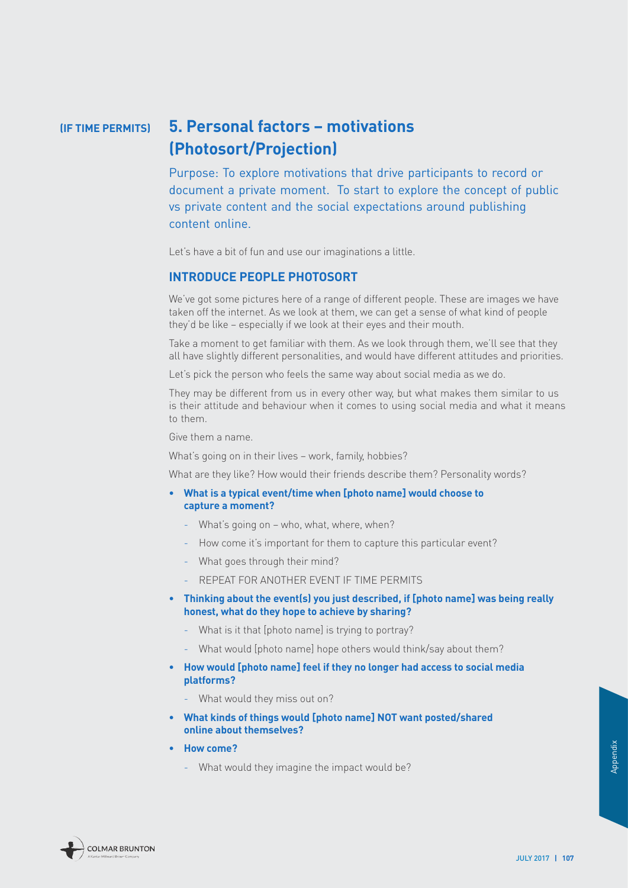**(IF TIME PERMITS)**

## 5. Personal factors – motivations (Photosort/Projection)

Purpose: To explore motivations that drive participants to record or document a private moment. To start to explore the concept of public vs private content and the social expectations around publishing content online.

Let's have a bit of fun and use our imaginations a little.

### INTRODUCE PEOPLE PHOTOSORT

We've got some pictures here of a range of different people. These are images we have taken off the internet. As we look at them, we can get a sense of what kind of people they'd be like – especially if we look at their eyes and their mouth.

Take a moment to get familiar with them. As we look through them, we'll see that they all have slightly different personalities, and would have different attitudes and priorities.

Let's pick the person who feels the same way about social media as we do.

They may be different from us in every other way, but what makes them similar to us is their attitude and behaviour when it comes to using social media and what it means to them.

Give them a name.

What's going on in their lives – work, family, hobbies?

What are they like? How would their friends describe them? Personality words?

- **What is a typical event/time when [photo name] would choose to capture a moment?**
  - What's going on – who, what, where, when?
  - How come it's important for them to capture this particular event?
  - What goes through their mind?
  - REPEAT FOR ANOTHER EVENT IF TIME PERMITS
- **Thinking about the event(s) you just described, if [photo name] was being really honest, what do they hope to achieve by sharing?**
  - What is it that [photo name] is trying to portray?
  - What would [photo name] hope others would think/say about them?
- **How would [photo name] feel if they no longer had access to social media platforms?**
  - What would they miss out on?
- **What kinds of things would [photo name] NOT want posted/shared online about themselves?**
- **How come?**
  - What would they imagine the impact would be?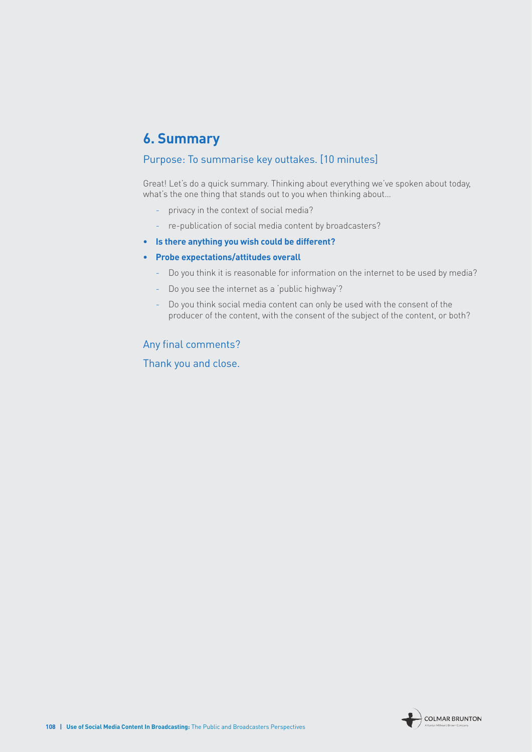## 6. Summary

### Purpose: To summarise key outtakes. [10 minutes]

Great! Let's do a quick summary. Thinking about everything we've spoken about today, what's the one thing that stands out to you when thinking about…

- privacy in the context of social media?
- re-publication of social media content by broadcasters?

- **Is there anything you wish could be different?**
- **Probe expectations/attitudes overall**
  - Do you think it is reasonable for information on the internet to be used by media?
  - Do you see the internet as a 'public highway'?
  - Do you think social media content can only be used with the consent of the producer of the content, with the consent of the subject of the content, or both?

Any final comments?

Thank you and close.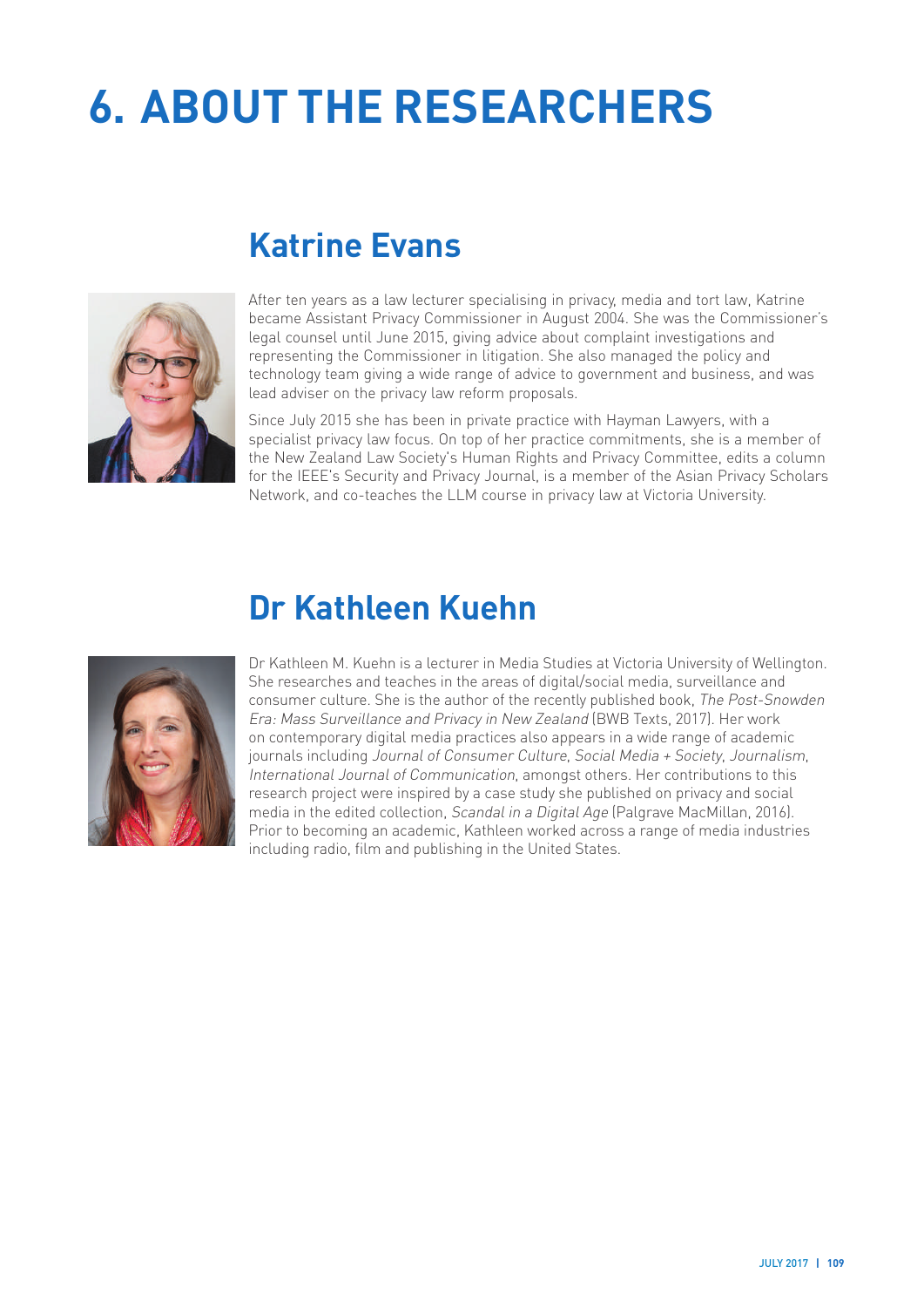# 6. ABOUT THE RESEARCHERS

## Katrine Evans

After ten years as a law lecturer specialising in privacy, media and tort law, Katrine became Assistant Privacy Commissioner in August 2004. She was the Commissioner's legal counsel until June 2015, giving advice about complaint investigations and representing the Commissioner in litigation. She also managed the policy and technology team giving a wide range of advice to government and business, and was lead adviser on the privacy law reform proposals.

Since July 2015 she has been in private practice with Hayman Lawyers, with a specialist privacy law focus. On top of her practice commitments, she is a member of the New Zealand Law Society's Human Rights and Privacy Committee, edits a column for the IEEE's Security and Privacy Journal, is a member of the Asian Privacy Scholars Network, and co-teaches the LLM course in privacy law at Victoria University.

## Dr Kathleen Kuehn

Dr Kathleen M. Kuehn is a lecturer in Media Studies at Victoria University of Wellington. She researches and teaches in the areas of digital/social media, surveillance and consumer culture. She is the author of the recently published book, *The Post-Snowden Era: Mass Surveillance and Privacy in New Zealand* (BWB Texts, 2017). Her work on contemporary digital media practices also appears in a wide range of academic journals including *Journal of Consumer Culture*, *Social Media + Society*, *Journalism*, *International Journal of Communication*, amongst others. Her contributions to this research project were inspired by a case study she published on privacy and social media in the edited collection, *Scandal in a Digital Age* (Palgrave MacMillan, 2016). Prior to becoming an academic, Kathleen worked across a range of media industries including radio, film and publishing in the United States.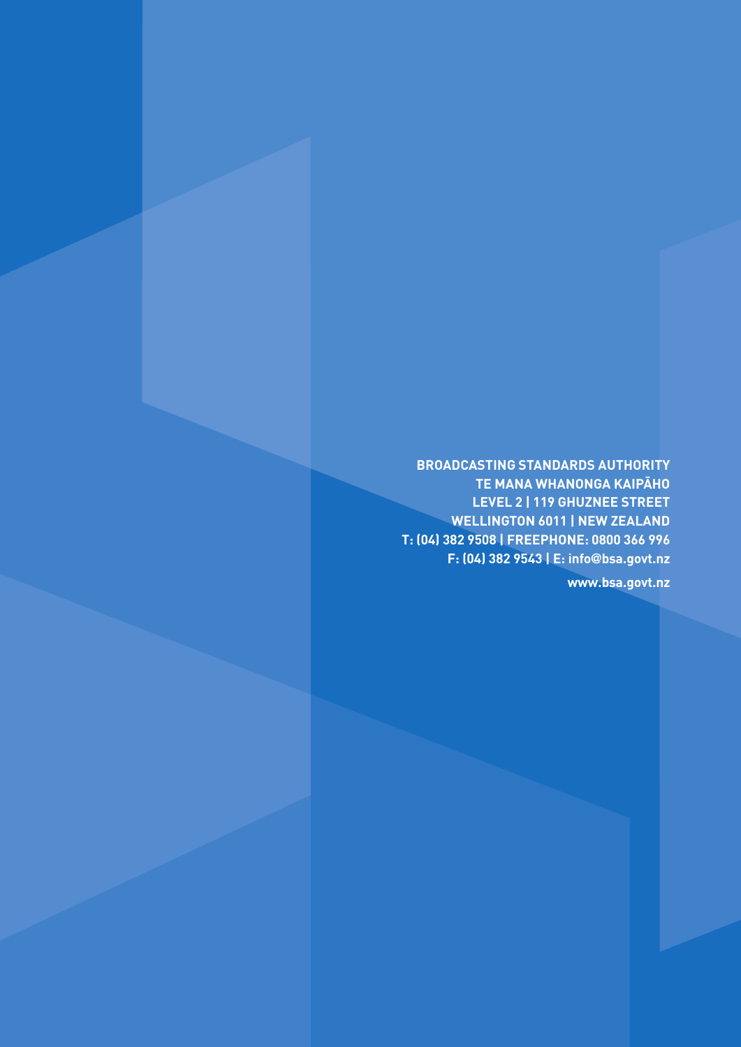**BROADCASTING STANDARDS AUTHORITY**
**TE MANA WHANONGA KAIPĀHO**
**LEVEL 2 | 119 GHUZNEE STREET**
**WELLINGTON 6011 | NEW ZEALAND**
**T: (04) 382 9508 | FREEPHONE: 0800 366 996**
**F: (04) 382 9543 | E: info@bsa.govt.nz**

**www.bsa.govt.nz**